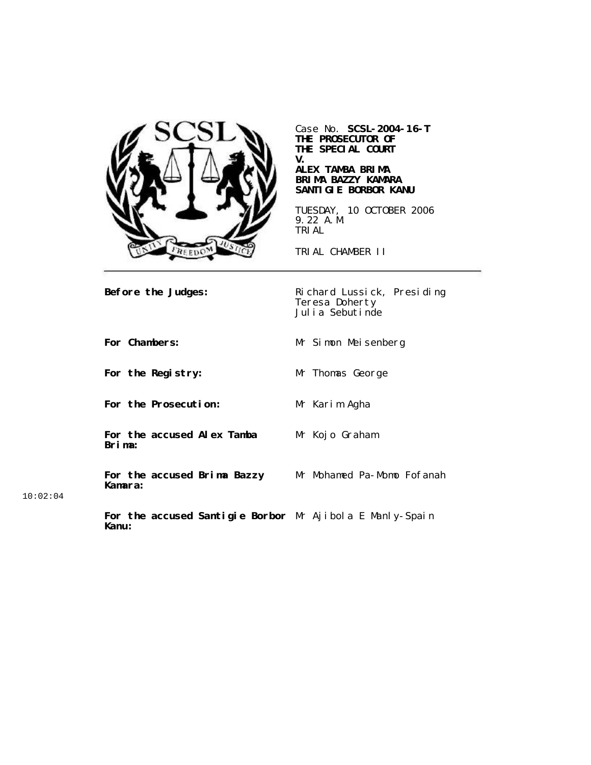Case No. **SCSL-2004-16-T**
**THE PROSECUTOR OF THE SPECIAL COURT**
**V.**
**ALEX TAMBA BRIMA**
**BRIMA BAZZY KAMARA**
**SANTIGIE BORBOR KANU**

TUESDAY, 10 OCTOBER 2006
9.22 A.M.
TRIAL

TRIAL CHAMBER II

| | |
|---|---|
| **Before the Judges:** | Richard Lussick, Presiding<br>Teresa Doherty<br>Julia Sebutinde |
| **For Chambers:** | Mr Simon Meisenberg |
| **For the Registry:** | Mr Thomas George |
| **For the Prosecution:** | Mr Karim Agha |
| **For the accused Alex Tamba Brima:** | Mr Kojo Graham |
| **For the accused Brima Bazzy Kamara:** | Mr Mohamed Pa-Momo Fofanah |
| **For the accused Santigie Borbor Kanu:** | Mr Ajibola E Manly-Spain |

10:02:04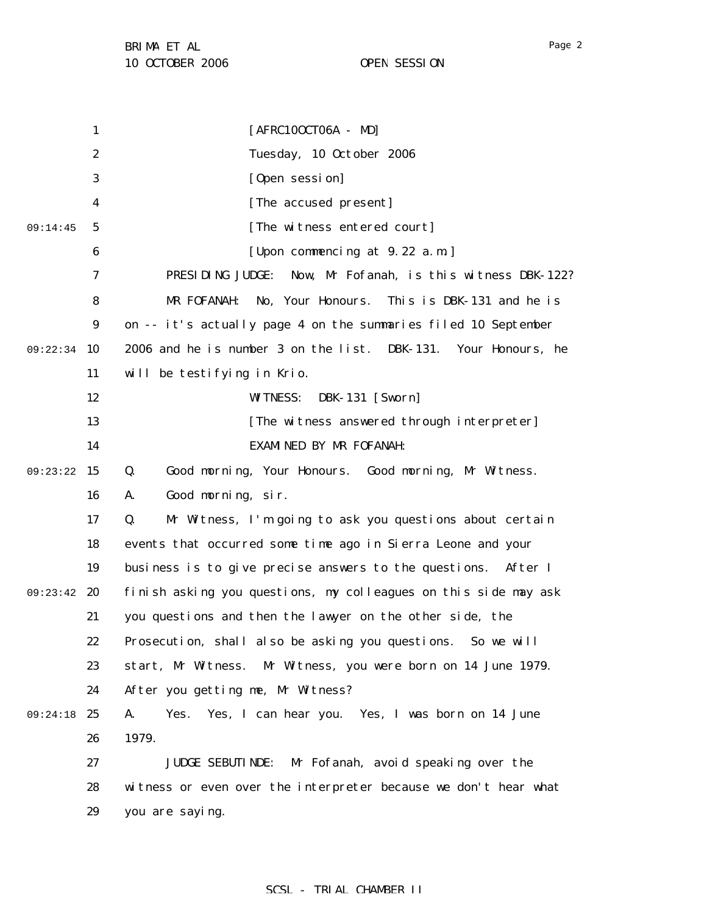[AFRC10OCT06A - MD]

Tuesday, 10 October 2006

[Open session]

[The accused present]

[The witness entered court]

[Upon commencing at 9.22 a.m.]

PRESIDING JUDGE: Now, Mr Fofanah, is this witness DBK-122?

MR FOFANAH: No, Your Honours. This is DBK-131 and he is on -- it's actually page 4 on the summaries filed 10 September 2006 and he is number 3 on the list. DBK-131. Your Honours, he will be testifying in Krio.

WITNESS: DBK-131 [Sworn]

[The witness answered through interpreter]

EXAMINED BY MR FOFANAH:

Q. Good morning, Your Honours. Good morning, Mr Witness.

A. Good morning, sir.

Q. Mr Witness, I'm going to ask you questions about certain events that occurred some time ago in Sierra Leone and your business is to give precise answers to the questions. After I finish asking you questions, my colleagues on this side may ask you questions and then the lawyer on the other side, the Prosecution, shall also be asking you questions. So we will start, Mr Witness. Mr Witness, you were born on 14 June 1979. After you getting me, Mr Witness?

A. Yes. Yes, I can hear you. Yes, I was born on 14 June 1979.

JUDGE SEBUTINDE: Mr Fofanah, avoid speaking over the witness or even over the interpreter because we don't hear what you are saying.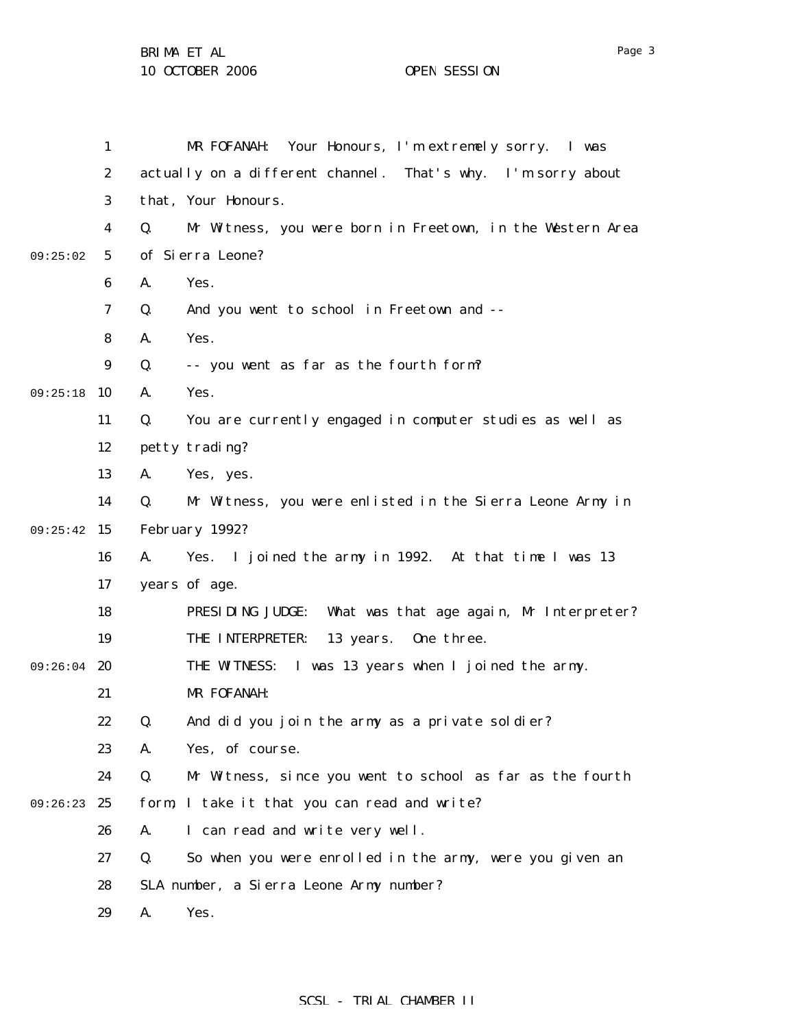MR FOFANAH: Your Honours, I'm extremely sorry. I was actually on a different channel. That's why. I'm sorry about that, Your Honours.

Q. Mr Witness, you were born in Freetown, in the Western Area of Sierra Leone?

A. Yes.

Q. And you went to school in Freetown and --

A. Yes.

Q. -- you went as far as the fourth form?

A. Yes.

Q. You are currently engaged in computer studies as well as petty trading?

A. Yes, yes.

Q. Mr Witness, you were enlisted in the Sierra Leone Army in February 1992?

A. Yes. I joined the army in 1992. At that time I was 13 years of age.

PRESIDING JUDGE: What was that age again, Mr Interpreter?

THE INTERPRETER: 13 years. One three.

THE WITNESS: I was 13 years when I joined the army.

MR FOFANAH:

Q. And did you join the army as a private soldier?

A. Yes, of course.

Q. Mr Witness, since you went to school as far as the fourth form, I take it that you can read and write?

A. I can read and write very well.

Q. So when you were enrolled in the army, were you given an SLA number, a Sierra Leone Army number?

A. Yes.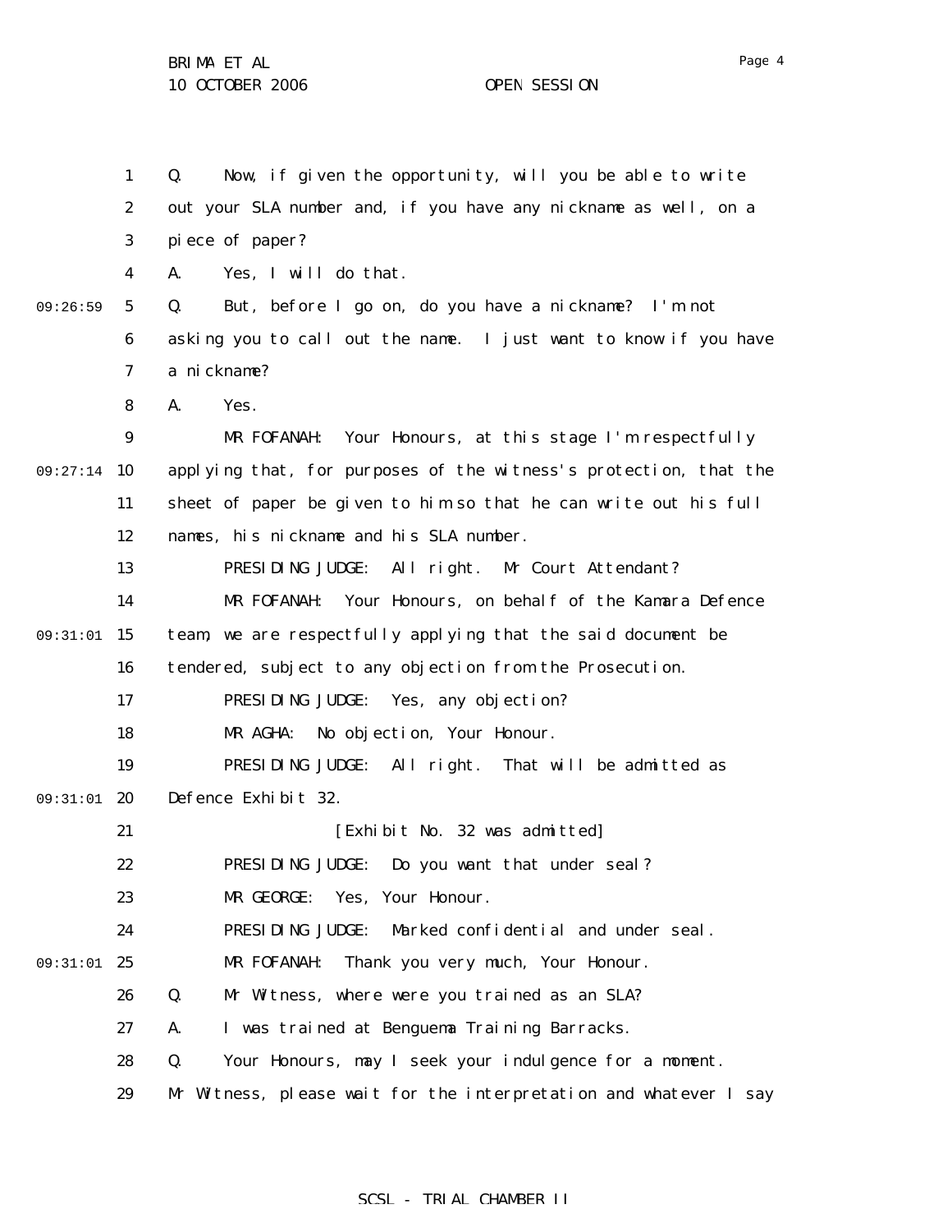Q. Now, if given the opportunity, will you be able to write out your SLA number and, if you have any nickname as well, on a piece of paper?

A. Yes, I will do that.

Q. But, before I go on, do you have a nickname? I'm not asking you to call out the name. I just want to know if you have a nickname?

A. Yes.

MR FOFANAH: Your Honours, at this stage I'm respectfully applying that, for purposes of the witness's protection, that the sheet of paper be given to him so that he can write out his full names, his nickname and his SLA number.

PRESIDING JUDGE: All right. Mr Court Attendant?

MR FOFANAH: Your Honours, on behalf of the Kamara Defence team, we are respectfully applying that the said document be tendered, subject to any objection from the Prosecution.

PRESIDING JUDGE: Yes, any objection?

MR AGHA: No objection, Your Honour.

PRESIDING JUDGE: All right. That will be admitted as Defence Exhibit 32.

[Exhibit No. 32 was admitted]

PRESIDING JUDGE: Do you want that under seal?

MR GEORGE: Yes, Your Honour.

PRESIDING JUDGE: Marked confidential and under seal.

MR FOFANAH: Thank you very much, Your Honour.

Q. Mr Witness, where were you trained as an SLA?

A. I was trained at Benguema Training Barracks.

Q. Your Honours, may I seek your indulgence for a moment. Mr Witness, please wait for the interpretation and whatever I say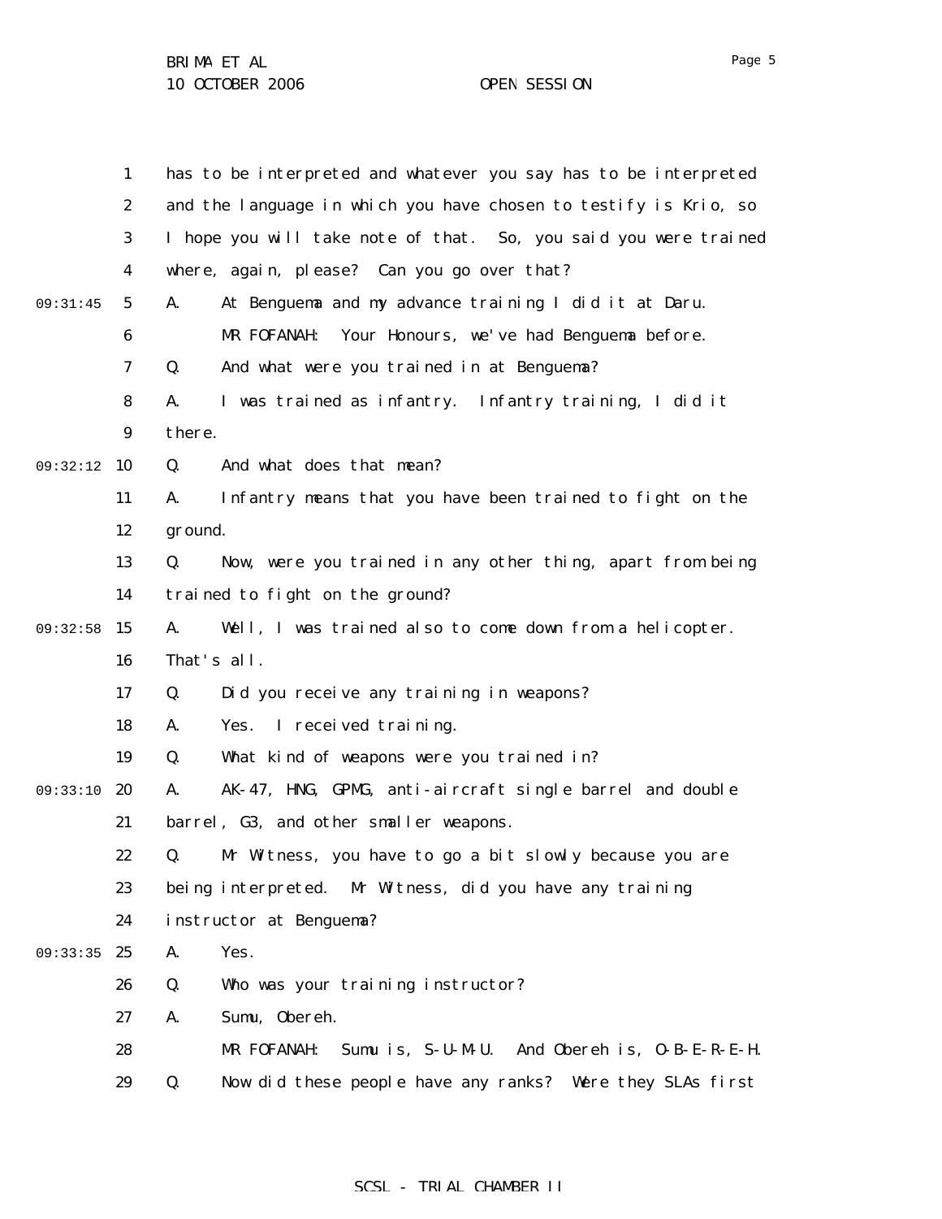has to be interpreted and whatever you say has to be interpreted and the language in which you have chosen to testify is Krio, so I hope you will take note of that. So, you said you were trained where, again, please? Can you go over that?

A. At Benguema and my advance training I did it at Daru.

MR FOFANAH: Your Honours, we've had Benguema before.

Q. And what were you trained in at Benguema?

A. I was trained as infantry. Infantry training, I did it there.

Q. And what does that mean?

A. Infantry means that you have been trained to fight on the ground.

Q. Now, were you trained in any other thing, apart from being trained to fight on the ground?

A. Well, I was trained also to come down from a helicopter. That's all.

Q. Did you receive any training in weapons?

A. Yes. I received training.

Q. What kind of weapons were you trained in?

A. AK-47, HMG, GPMG, anti-aircraft single barrel and double barrel, G3, and other smaller weapons.

Q. Mr Witness, you have to go a bit slowly because you are being interpreted. Mr Witness, did you have any training instructor at Benguema?

A. Yes.

Q. Who was your training instructor?

A. Sumu, Obereh.

MR FOFANAH: Sumu is, S-U-M-U. And Obereh is, O-B-E-R-E-H.

Q. Now did these people have any ranks? Were they SLAs first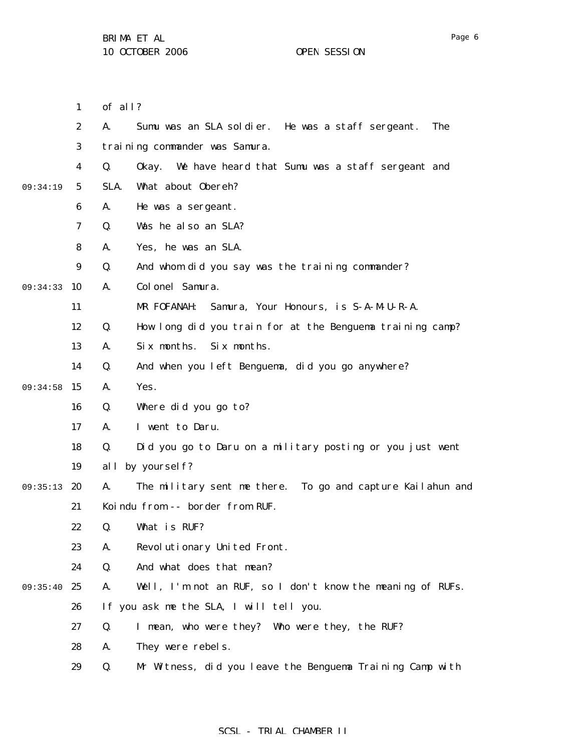of all?

A. Sumu was an SLA soldier. He was a staff sergeant. The training commander was Samura.

Q. Okay. We have heard that Sumu was a staff sergeant and SLA. What about Obereh?

A. He was a sergeant.

Q. Was he also an SLA?

A. Yes, he was an SLA.

Q. And whom did you say was the training commander?

A. Colonel Samura.

MR FOFANAH: Samura, Your Honours, is S-A-M-U-R-A.

Q. How long did you train for at the Benguema training camp?

A. Six months. Six months.

Q. And when you left Benguema, did you go anywhere?

A. Yes.

Q. Where did you go to?

A. I went to Daru.

Q. Did you go to Daru on a military posting or you just went all by yourself?

A. The military sent me there. To go and capture Kailahun and Koindu from -- border from RUF.

Q. What is RUF?

A. Revolutionary United Front.

Q. And what does that mean?

A. Well, I'm not an RUF, so I don't know the meaning of RUFs. If you ask me the SLA, I will tell you.

Q. I mean, who were they? Who were they, the RUF?

A. They were rebels.

Q. Mr Witness, did you leave the Benguema Training Camp with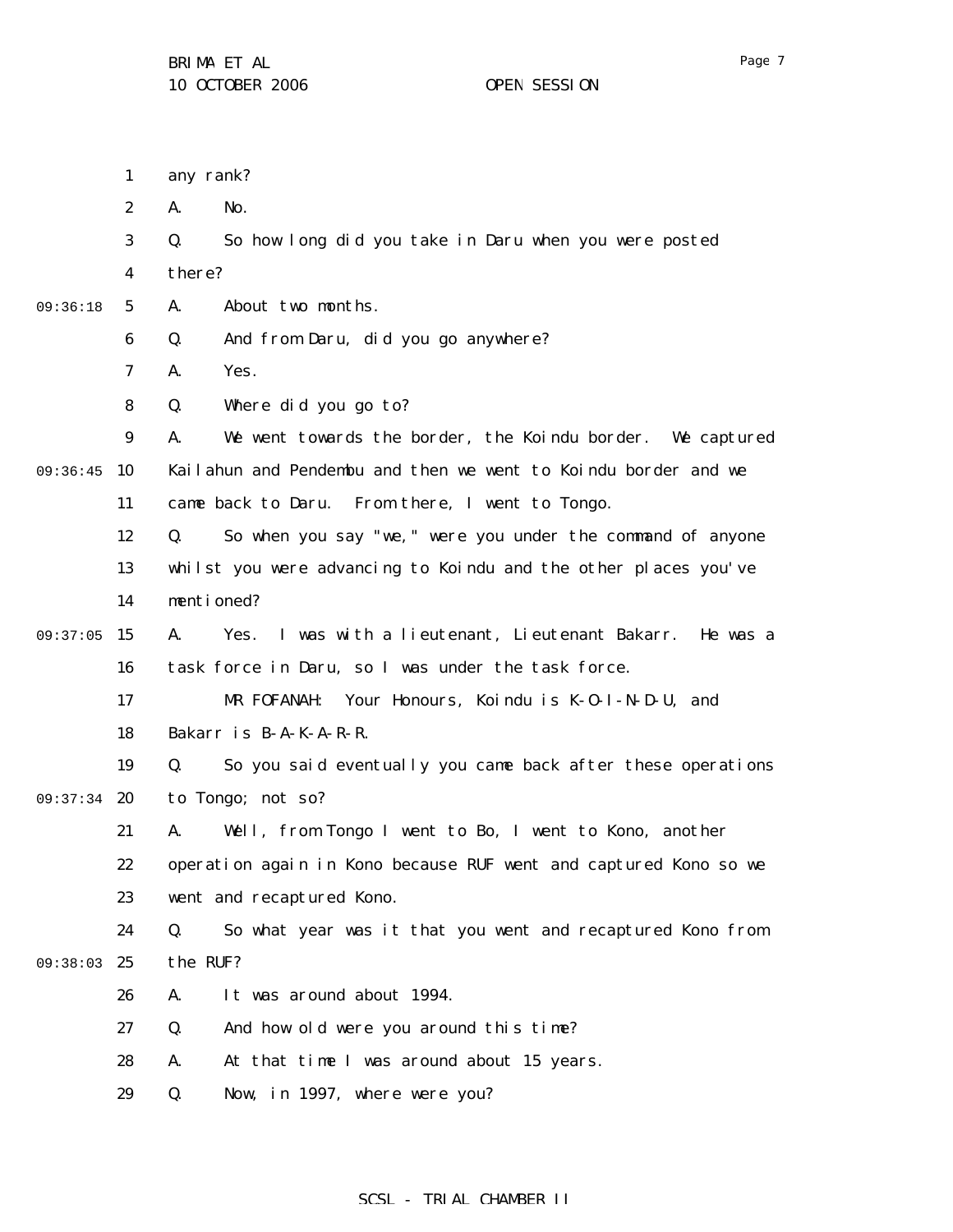any rank?

A. No.

Q. So how long did you take in Daru when you were posted there?

A. About two months.

Q. And from Daru, did you go anywhere?

A. Yes.

Q. Where did you go to?

A. We went towards the border, the Koindu border. We captured Kailahun and Pendembu and then we went to Koindu border and we came back to Daru. From there, I went to Tongo.

Q. So when you say "we," were you under the command of anyone whilst you were advancing to Koindu and the other places you've mentioned?

A. Yes. I was with a lieutenant, Lieutenant Bakarr. He was a task force in Daru, so I was under the task force.

MR FOFANAH: Your Honours, Koindu is K-O-I-N-D-U, and Bakarr is B-A-K-A-R-R.

Q. So you said eventually you came back after these operations to Tongo; not so?

A. Well, from Tongo I went to Bo, I went to Kono, another operation again in Kono because RUF went and captured Kono so we went and recaptured Kono.

Q. So what year was it that you went and recaptured Kono from the RUF?

A. It was around about 1994.

Q. And how old were you around this time?

A. At that time I was around about 15 years.

Q. Now, in 1997, where were you?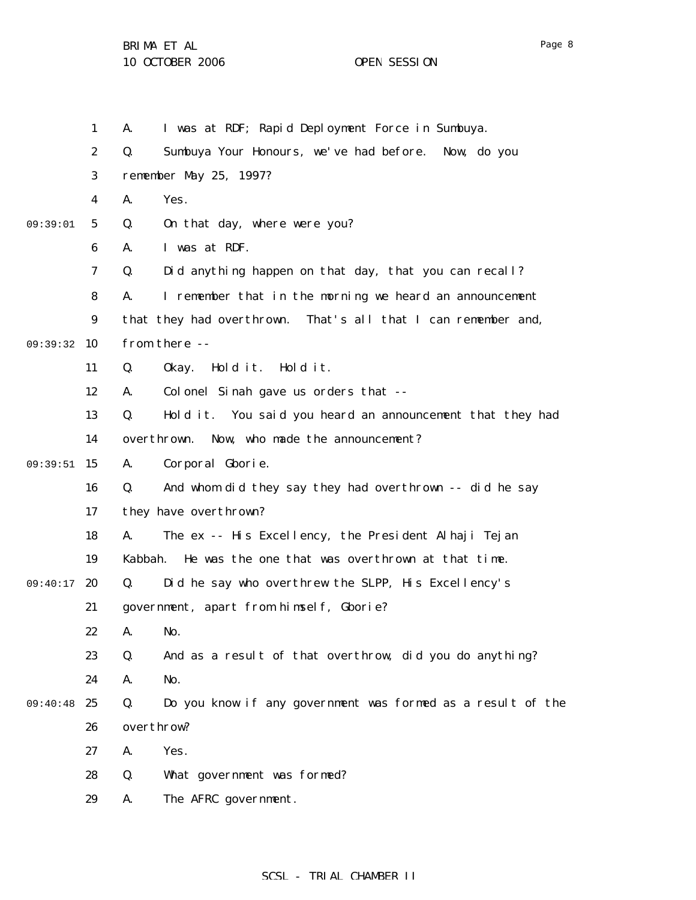A. I was at RDF; Rapid Deployment Force in Sumbuya.

Q. Sumbuya Your Honours, we've had before. Now, do you remember May 25, 1997?

A. Yes.

Q. On that day, where were you?

A. I was at RDF.

Q. Did anything happen on that day, that you can recall?

A. I remember that in the morning we heard an announcement that they had overthrown. That's all that I can remember and, from there --

Q. Okay. Hold it. Hold it.

A. Colonel Sinah gave us orders that --

Q. Hold it. You said you heard an announcement that they had overthrown. Now, who made the announcement?

A. Corporal Gborie.

Q. And whom did they say they had overthrown -- did he say they have overthrown?

A. The ex -- His Excellency, the President Alhaji Tejan Kabbah. He was the one that was overthrown at that time.

Q. Did he say who overthrew the SLPP, His Excellency's government, apart from himself, Gborie?

A. No.

Q. And as a result of that overthrow, did you do anything?

A. No.

Q. Do you know if any government was formed as a result of the overthrow?

A. Yes.

Q. What government was formed?

A. The AFRC government.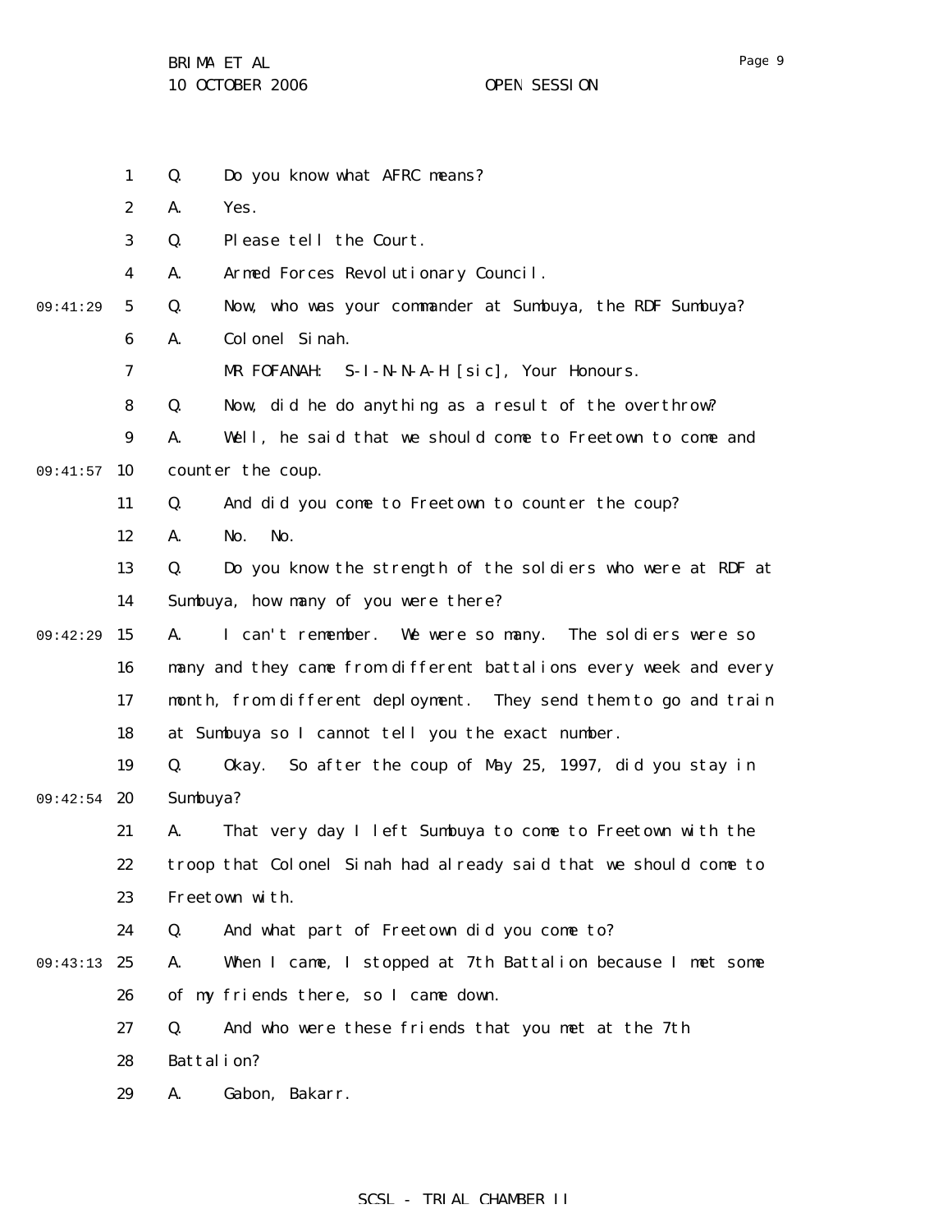Q. Do you know what AFRC means?

A. Yes.

Q. Please tell the Court.

A. Armed Forces Revolutionary Council.

Q. Now, who was your commander at Sumbuya, the RDF Sumbuya?

A. Colonel Sinah.

MR FOFANAH: S-I-N-N-A-H [sic], Your Honours.

Q. Now, did he do anything as a result of the overthrow?

A. Well, he said that we should come to Freetown to come and counter the coup.

Q. And did you come to Freetown to counter the coup?

A. No. No.

Q. Do you know the strength of the soldiers who were at RDF at Sumbuya, how many of you were there?

A. I can't remember. We were so many. The soldiers were so many and they came from different battalions every week and every month, from different deployment. They send them to go and train at Sumbuya so I cannot tell you the exact number.

Q. Okay. So after the coup of May 25, 1997, did you stay in Sumbuya?

A. That very day I left Sumbuya to come to Freetown with the troop that Colonel Sinah had already said that we should come to Freetown with.

Q. And what part of Freetown did you come to?

A. When I came, I stopped at 7th Battalion because I met some of my friends there, so I came down.

Q. And who were these friends that you met at the 7th Battalion?

A. Gabon, Bakarr.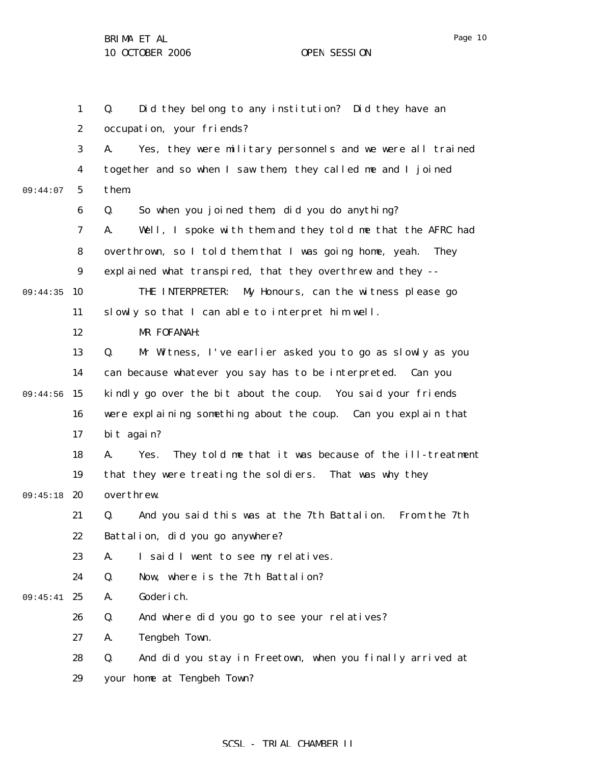Q. Did they belong to any institution? Did they have an occupation, your friends?

A. Yes, they were military personnels and we were all trained together and so when I saw them, they called me and I joined them.

Q. So when you joined them, did you do anything?

A. Well, I spoke with them and they told me that the AFRC had overthrown, so I told them that I was going home, yeah. They explained what transpired, that they overthrew and they --

THE INTERPRETER: My Honours, can the witness please go slowly so that I can able to interpret him well.

MR FOFANAH:

Q. Mr Witness, I've earlier asked you to go as slowly as you can because whatever you say has to be interpreted. Can you kindly go over the bit about the coup. You said your friends were explaining something about the coup. Can you explain that bit again?

A. Yes. They told me that it was because of the ill-treatment that they were treating the soldiers. That was why they overthrew.

Q. And you said this was at the 7th Battalion. From the 7th Battalion, did you go anywhere?

A. I said I went to see my relatives.

Q. Now, where is the 7th Battalion?

A. Goderich.

Q. And where did you go to see your relatives?

A. Tengbeh Town.

Q. And did you stay in Freetown, when you finally arrived at your home at Tengbeh Town?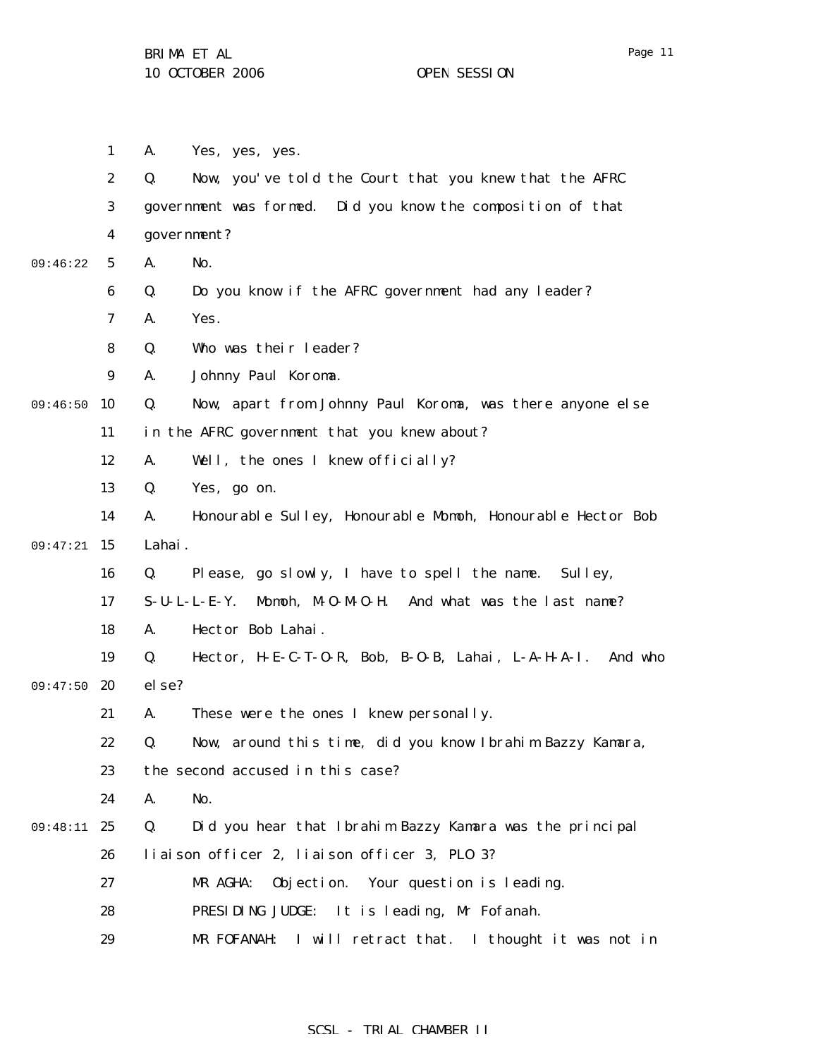A. Yes, yes, yes.

Q. Now, you've told the Court that you knew that the AFRC government was formed. Did you know the composition of that government?

A. No.

Q. Do you know if the AFRC government had any leader?

A. Yes.

Q. Who was their leader?

A. Johnny Paul Koroma.

Q. Now, apart from Johnny Paul Koroma, was there anyone else in the AFRC government that you knew about?

A. Well, the ones I knew officially?

Q. Yes, go on.

A. Honourable Sulley, Honourable Momoh, Honourable Hector Bob Lahai.

Q. Please, go slowly, I have to spell the name. Sulley, S-U-L-L-E-Y. Momoh, M-O-M-O-H. And what was the last name?

A. Hector Bob Lahai.

Q. Hector, H-E-C-T-O-R, Bob, B-O-B, Lahai, L-A-H-A-I. And who else?

A. These were the ones I knew personally.

Q. Now, around this time, did you know Ibrahim Bazzy Kamara, the second accused in this case?

A. No.

Q. Did you hear that Ibrahim Bazzy Kamara was the principal liaison officer 2, liaison officer 3, PLO 3?

MR AGHA: Objection. Your question is leading.

PRESIDING JUDGE: It is leading, Mr Fofanah.

MR FOFANAH: I will retract that. I thought it was not in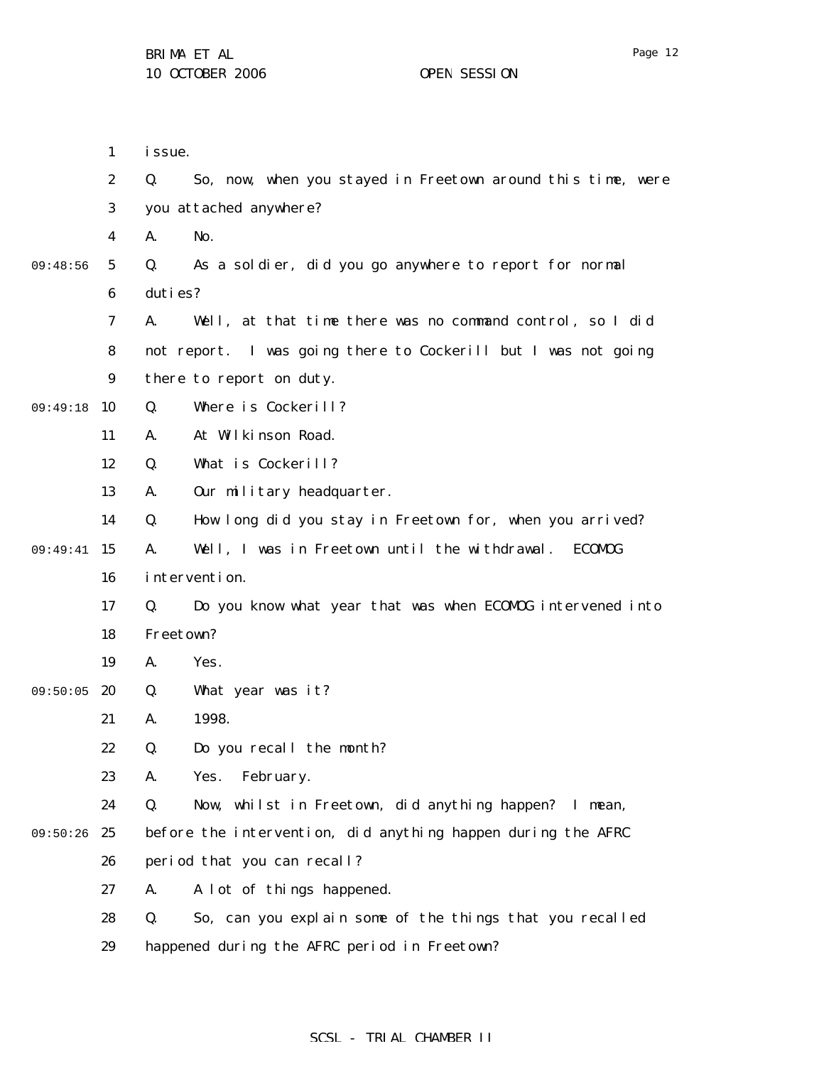issue.

Q. So, now, when you stayed in Freetown around this time, were you attached anywhere?

A. No.

Q. As a soldier, did you go anywhere to report for normal duties?

A. Well, at that time there was no command control, so I did not report. I was going there to Cockerill but I was not going there to report on duty.

Q. Where is Cockerill?

A. At Wilkinson Road.

Q. What is Cockerill?

A. Our military headquarter.

Q. How long did you stay in Freetown for, when you arrived?

A. Well, I was in Freetown until the withdrawal. ECOMOG intervention.

Q. Do you know what year that was when ECOMOG intervened into Freetown?

A. Yes.

Q. What year was it?

A. 1998.

Q. Do you recall the month?

A. Yes. February.

Q. Now, whilst in Freetown, did anything happen? I mean, before the intervention, did anything happen during the AFRC period that you can recall?

A. A lot of things happened.

Q. So, can you explain some of the things that you recalled happened during the AFRC period in Freetown?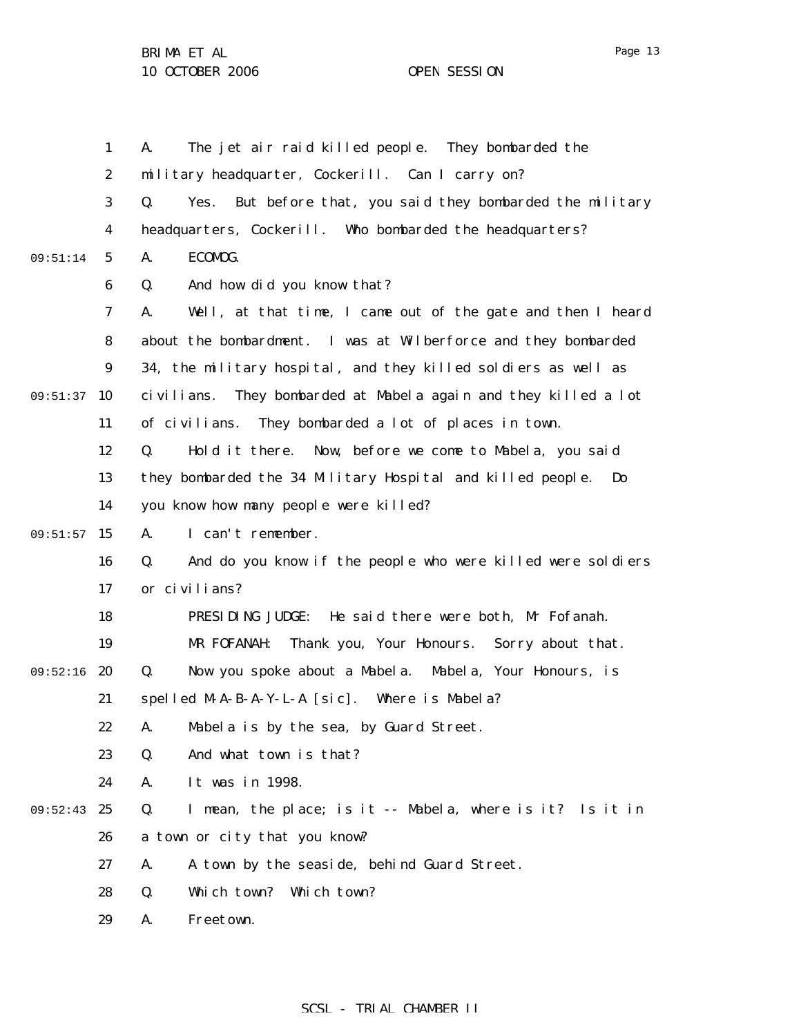A. The jet air raid killed people. They bombarded the military headquarter, Cockerill. Can I carry on?

Q. Yes. But before that, you said they bombarded the military headquarters, Cockerill. Who bombarded the headquarters?

A. ECOMOG.

Q. And how did you know that?

A. Well, at that time, I came out of the gate and then I heard about the bombardment. I was at Wilberforce and they bombarded 34, the military hospital, and they killed soldiers as well as civilians. They bombarded at Mabela again and they killed a lot of civilians. They bombarded a lot of places in town.

Q. Hold it there. Now, before we come to Mabela, you said they bombarded the 34 Military Hospital and killed people. Do you know how many people were killed?

A. I can't remember.

Q. And do you know if the people who were killed were soldiers or civilians?

PRESIDING JUDGE: He said there were both, Mr Fofanah.

MR FOFANAH: Thank you, Your Honours. Sorry about that.

Q. Now you spoke about a Mabela. Mabela, Your Honours, is spelled M-A-B-A-Y-L-A [sic]. Where is Mabela?

A. Mabela is by the sea, by Guard Street.

Q. And what town is that?

A. It was in 1998.

Q. I mean, the place; is it -- Mabela, where is it? Is it in a town or city that you know?

A. A town by the seaside, behind Guard Street.

Q. Which town? Which town?

A. Freetown.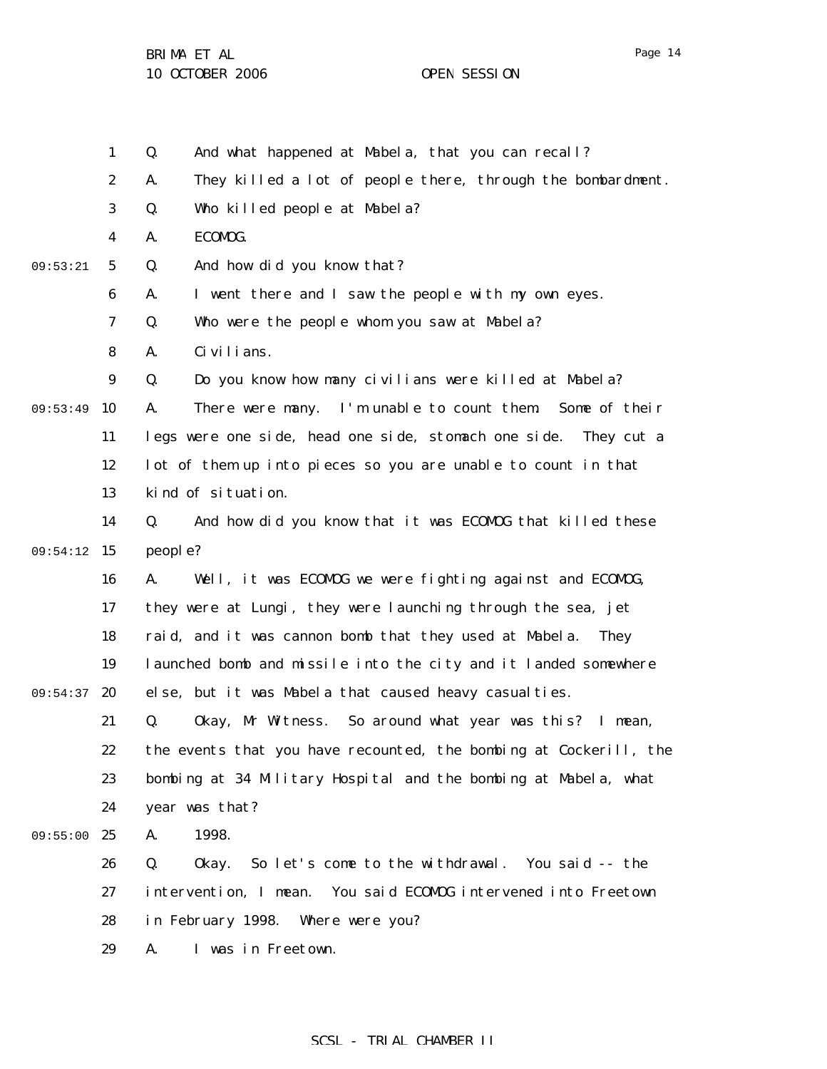Q. And what happened at Mabela, that you can recall?

A. They killed a lot of people there, through the bombardment.

Q. Who killed people at Mabela?

A. ECOMOG.

Q. And how did you know that?

A. I went there and I saw the people with my own eyes.

Q. Who were the people whom you saw at Mabela?

A. Civilians.

Q. Do you know how many civilians were killed at Mabela?

A. There were many. I'm unable to count them. Some of their legs were one side, head one side, stomach one side. They cut a lot of them up into pieces so you are unable to count in that kind of situation.

Q. And how did you know that it was ECOMOG that killed these people?

A. Well, it was ECOMOG we were fighting against and ECOMOG, they were at Lungi, they were launching through the sea, jet raid, and it was cannon bomb that they used at Mabela. They launched bomb and missile into the city and it landed somewhere else, but it was Mabela that caused heavy casualties.

Q. Okay, Mr Witness. So around what year was this? I mean, the events that you have recounted, the bombing at Cockerill, the bombing at 34 Military Hospital and the bombing at Mabela, what year was that?

A. 1998.

Q. Okay. So let's come to the withdrawal. You said -- the intervention, I mean. You said ECOMOG intervened into Freetown in February 1998. Where were you?

A. I was in Freetown.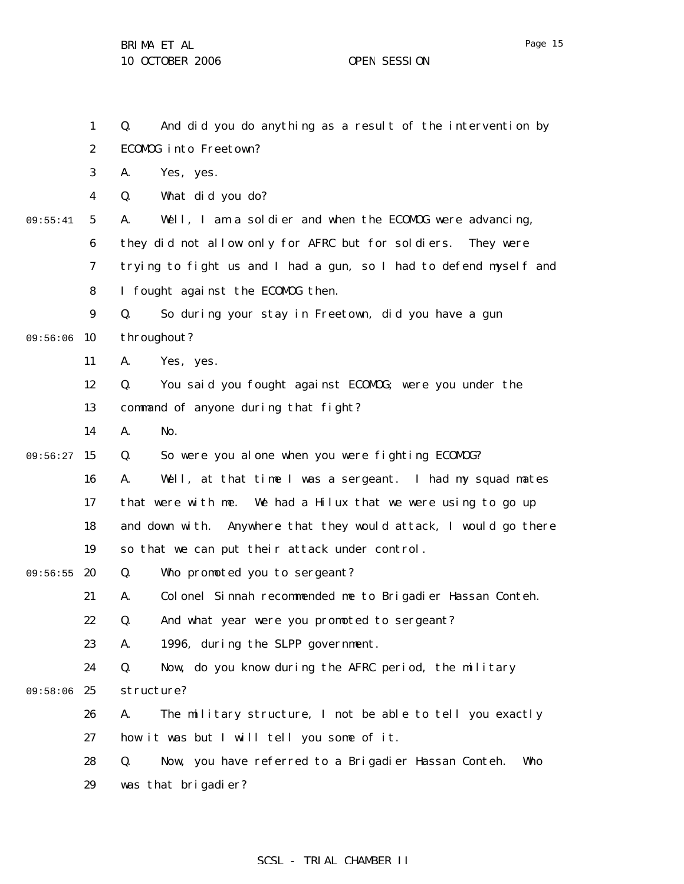Q. And did you do anything as a result of the intervention by ECOMOG into Freetown?

A. Yes, yes.

Q. What did you do?

A. Well, I am a soldier and when the ECOMOG were advancing, they did not allow only for AFRC but for soldiers. They were trying to fight us and I had a gun, so I had to defend myself and I fought against the ECOMOG then.

Q. So during your stay in Freetown, did you have a gun throughout?

A. Yes, yes.

Q. You said you fought against ECOMOG; were you under the command of anyone during that fight?

A. No.

Q. So were you alone when you were fighting ECOMOG?

A. Well, at that time I was a sergeant. I had my squad mates that were with me. We had a Hilux that we were using to go up and down with. Anywhere that they would attack, I would go there so that we can put their attack under control.

Q. Who promoted you to sergeant?

A. Colonel Sinnah recommended me to Brigadier Hassan Conteh.

Q. And what year were you promoted to sergeant?

A. 1996, during the SLPP government.

Q. Now, do you know during the AFRC period, the military structure?

A. The military structure, I not be able to tell you exactly how it was but I will tell you some of it.

Q. Now, you have referred to a Brigadier Hassan Conteh. Who was that brigadier?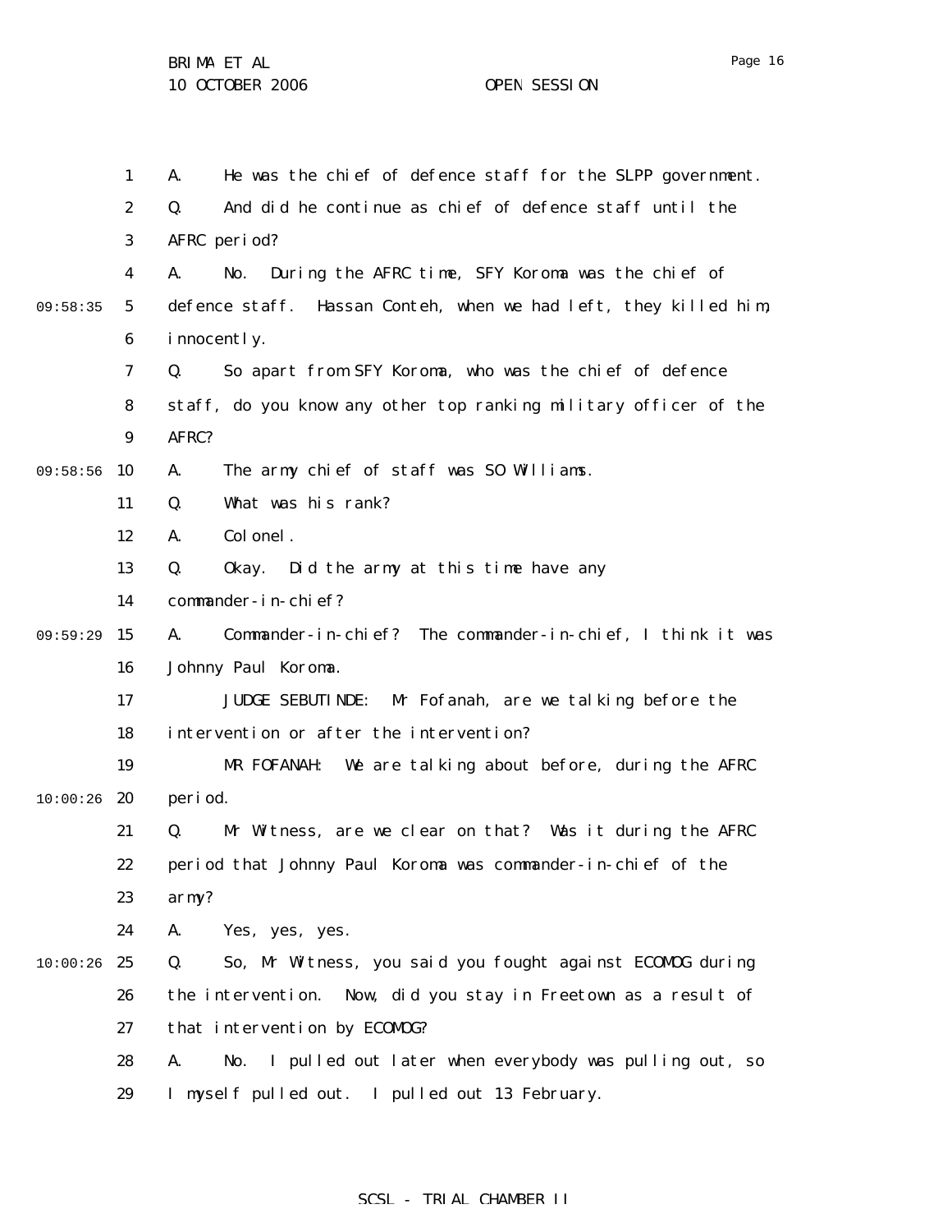A. He was the chief of defence staff for the SLPP government.

Q. And did he continue as chief of defence staff until the AFRC period?

A. No. During the AFRC time, SFY Koroma was the chief of defence staff. Hassan Conteh, when we had left, they killed him, innocently.

Q. So apart from SFY Koroma, who was the chief of defence staff, do you know any other top ranking military officer of the AFRC?

A. The army chief of staff was SO Williams.

Q. What was his rank?

A. Colonel.

Q. Okay. Did the army at this time have any commander-in-chief?

A. Commander-in-chief? The commander-in-chief, I think it was Johnny Paul Koroma.

JUDGE SEBUTINDE: Mr Fofanah, are we talking before the intervention or after the intervention?

MR FOFANAH: We are talking about before, during the AFRC period.

Q. Mr Witness, are we clear on that? Was it during the AFRC period that Johnny Paul Koroma was commander-in-chief of the army?

A. Yes, yes, yes.

Q. So, Mr Witness, you said you fought against ECOMOG during the intervention. Now, did you stay in Freetown as a result of that intervention by ECOMOG?

A. No. I pulled out later when everybody was pulling out, so I myself pulled out. I pulled out 13 February.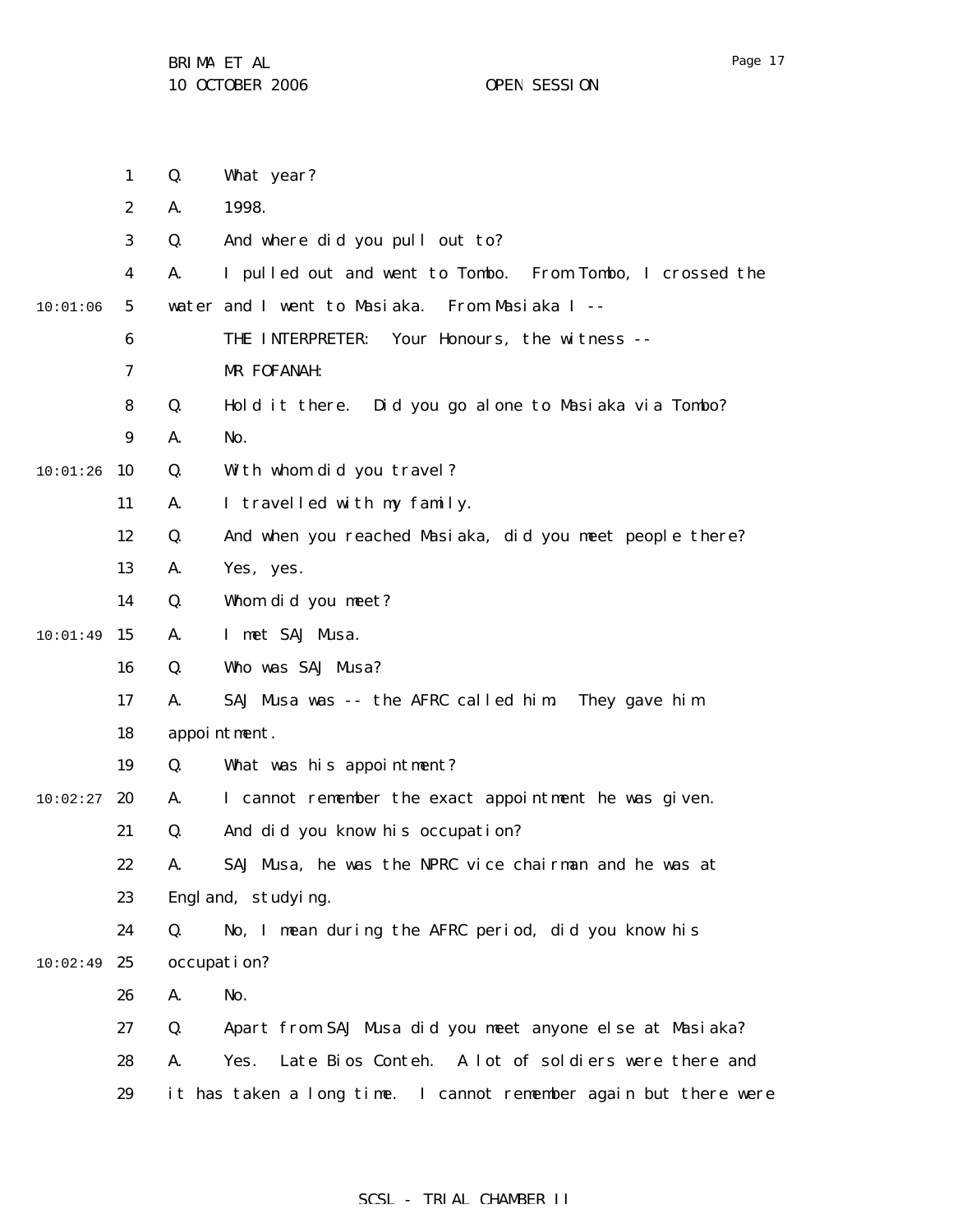Q. What year?

A. 1998.

Q. And where did you pull out to?

A. I pulled out and went to Tombo. From Tombo, I crossed the water and I went to Masiaka. From Masiaka I --

THE INTERPRETER: Your Honours, the witness --

MR FOFANAH:

Q. Hold it there. Did you go alone to Masiaka via Tombo?

A. No.

Q. With whom did you travel?

A. I travelled with my family.

Q. And when you reached Masiaka, did you meet people there?

A. Yes, yes.

Q. Whom did you meet?

A. I met SAJ Musa.

Q. Who was SAJ Musa?

A. SAJ Musa was -- the AFRC called him. They gave him appointment.

Q. What was his appointment?

A. I cannot remember the exact appointment he was given.

Q. And did you know his occupation?

A. SAJ Musa, he was the NPRC vice chairman and he was at England, studying.

Q. No, I mean during the AFRC period, did you know his occupation?

A. No.

Q. Apart from SAJ Musa did you meet anyone else at Masiaka?

A. Yes. Late Bios Conteh. A lot of soldiers were there and it has taken a long time. I cannot remember again but there were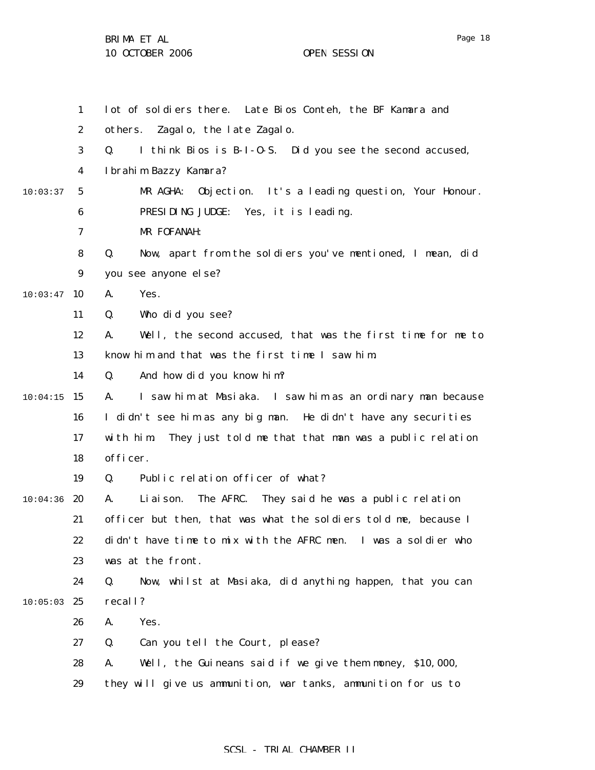lot of soldiers there. Late Bios Conteh, the BF Kamara and others. Zagalo, the late Zagalo.

Q. I think Bios is B-I-O-S. Did you see the second accused, Ibrahim Bazzy Kamara?

MR AGHA: Objection. It's a leading question, Your Honour.

PRESIDING JUDGE: Yes, it is leading.

MR FOFANAH:

Q. Now, apart from the soldiers you've mentioned, I mean, did you see anyone else?

A. Yes.

Q. Who did you see?

A. Well, the second accused, that was the first time for me to know him and that was the first time I saw him.

Q. And how did you know him?

A. I saw him at Masiaka. I saw him as an ordinary man because I didn't see him as any big man. He didn't have any securities with him. They just told me that that man was a public relation officer.

Q. Public relation officer of what?

A. Liaison. The AFRC. They said he was a public relation officer but then, that was what the soldiers told me, because I didn't have time to mix with the AFRC men. I was a soldier who was at the front.

Q. Now, whilst at Masiaka, did anything happen, that you can recall?

A. Yes.

Q. Can you tell the Court, please?

A. Well, the Guineans said if we give them money, $10,000, they will give us ammunition, war tanks, ammunition for us to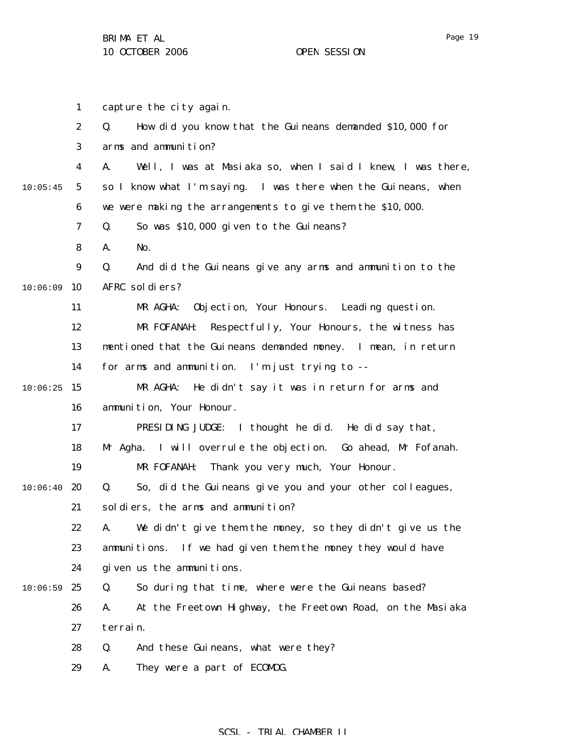capture the city again.

Q. How did you know that the Guineans demanded $10,000 for arms and ammunition?

A. Well, I was at Masiaka so, when I said I knew, I was there, so I know what I'm saying. I was there when the Guineans, when we were making the arrangements to give them the $10,000.

Q. So was $10,000 given to the Guineans?

A. No.

Q. And did the Guineans give any arms and ammunition to the AFRC soldiers?

MR AGHA: Objection, Your Honours. Leading question.

MR FOFANAH: Respectfully, Your Honours, the witness has mentioned that the Guineans demanded money. I mean, in return for arms and ammunition. I'm just trying to --

MR AGHA: He didn't say it was in return for arms and ammunition, Your Honour.

PRESIDING JUDGE: I thought he did. He did say that, Mr Agha. I will overrule the objection. Go ahead, Mr Fofanah.

MR FOFANAH: Thank you very much, Your Honour.

Q. So, did the Guineans give you and your other colleagues, soldiers, the arms and ammunition?

A. We didn't give them the money, so they didn't give us the ammunitions. If we had given them the money they would have given us the ammunitions.

Q. So during that time, where were the Guineans based?

A. At the Freetown Highway, the Freetown Road, on the Masiaka terrain.

Q. And these Guineans, what were they?

A. They were a part of ECOMOG.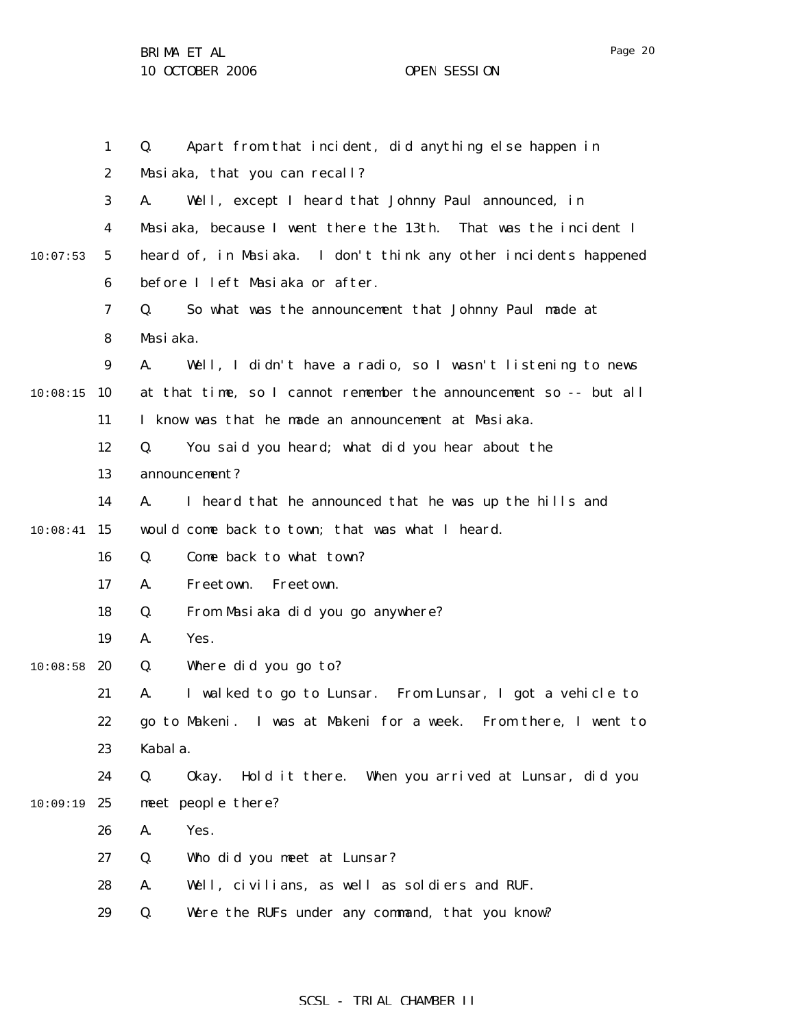Q. Apart from that incident, did anything else happen in Masiaka, that you can recall?

A. Well, except I heard that Johnny Paul announced, in Masiaka, because I went there the 13th. That was the incident I heard of, in Masiaka. I don't think any other incidents happened before I left Masiaka or after.

Q. So what was the announcement that Johnny Paul made at Masiaka.

A. Well, I didn't have a radio, so I wasn't listening to news at that time, so I cannot remember the announcement so -- but all I know was that he made an announcement at Masiaka.

Q. You said you heard; what did you hear about the announcement?

A. I heard that he announced that he was up the hills and would come back to town; that was what I heard.

Q. Come back to what town?

A. Freetown. Freetown.

Q. From Masiaka did you go anywhere?

A. Yes.

Q. Where did you go to?

A. I walked to go to Lunsar. From Lunsar, I got a vehicle to go to Makeni. I was at Makeni for a week. From there, I went to Kabala.

Q. Okay. Hold it there. When you arrived at Lunsar, did you meet people there?

A. Yes.

Q. Who did you meet at Lunsar?

A. Well, civilians, as well as soldiers and RUF.

Q. Were the RUFs under any command, that you know?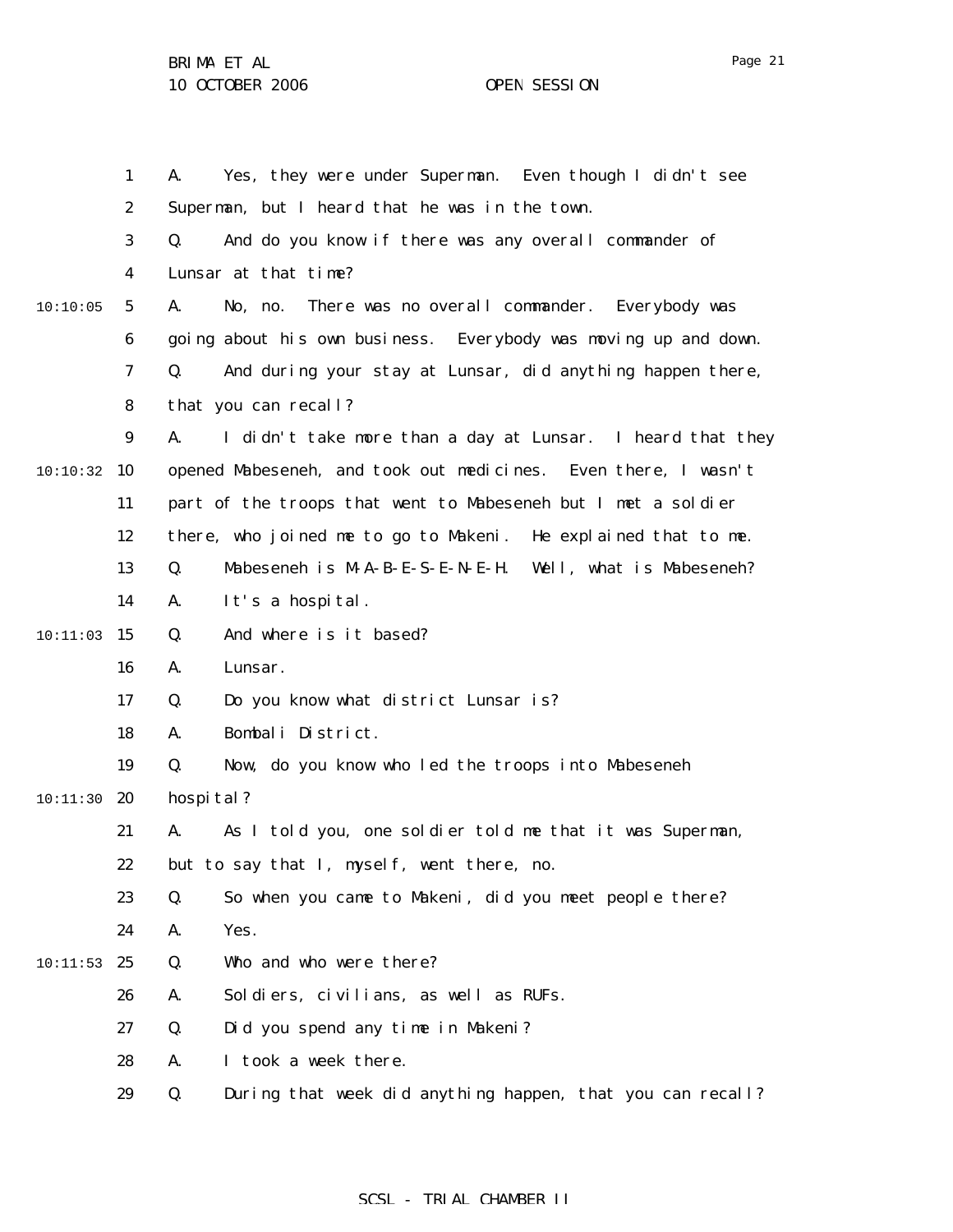A. Yes, they were under Superman. Even though I didn't see Superman, but I heard that he was in the town.

Q. And do you know if there was any overall commander of Lunsar at that time?

A. No, no. There was no overall commander. Everybody was going about his own business. Everybody was moving up and down.

Q. And during your stay at Lunsar, did anything happen there, that you can recall?

A. I didn't take more than a day at Lunsar. I heard that they opened Mabeseneh, and took out medicines. Even there, I wasn't part of the troops that went to Mabeseneh but I met a soldier there, who joined me to go to Makeni. He explained that to me.

Q. Mabeseneh is M-A-B-E-S-E-N-E-H. Well, what is Mabeseneh?

A. It's a hospital.

Q. And where is it based?

A. Lunsar.

Q. Do you know what district Lunsar is?

A. Bombali District.

Q. Now, do you know who led the troops into Mabeseneh hospital?

A. As I told you, one soldier told me that it was Superman, but to say that I, myself, went there, no.

Q. So when you came to Makeni, did you meet people there?

A. Yes.

Q. Who and who were there?

A. Soldiers, civilians, as well as RUFs.

Q. Did you spend any time in Makeni?

A. I took a week there.

Q. During that week did anything happen, that you can recall?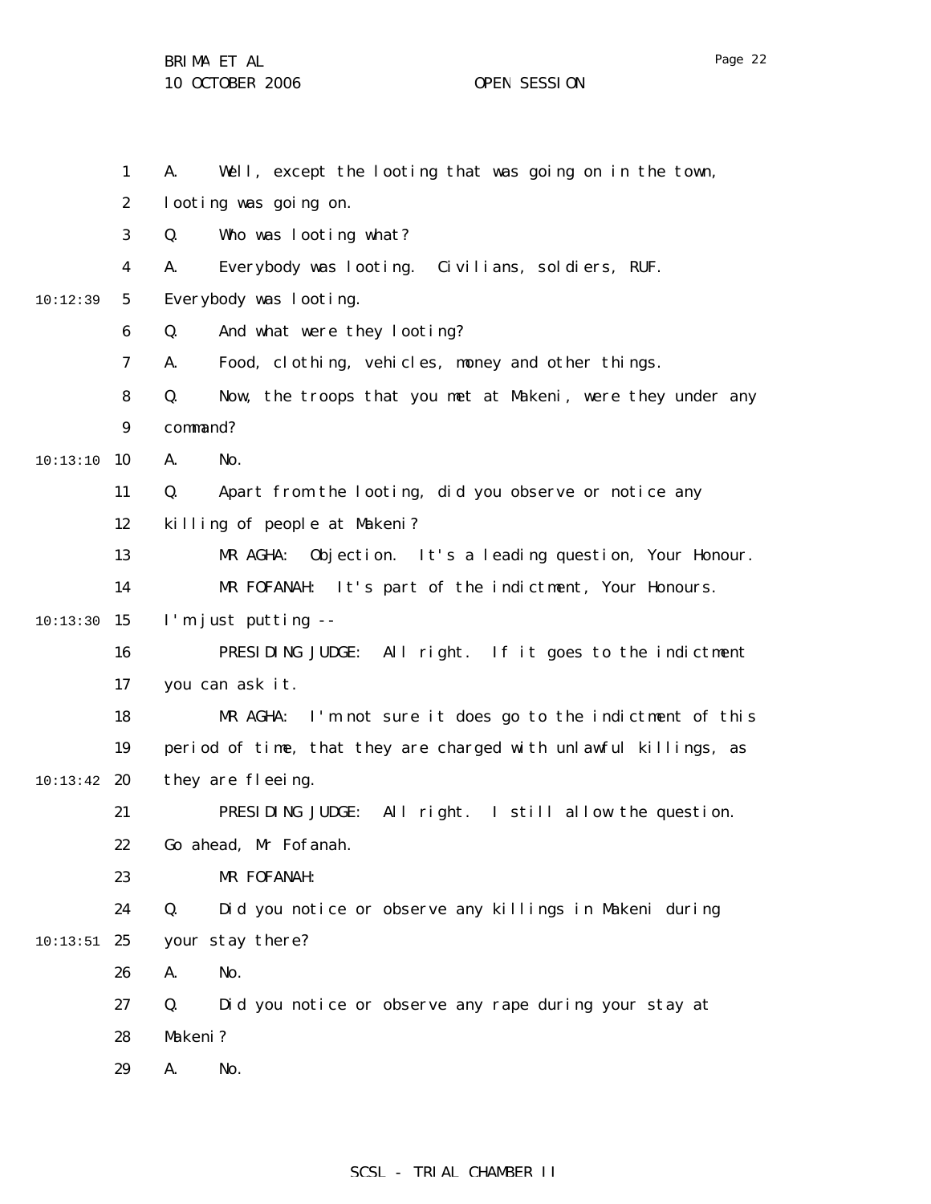A. Well, except the looting that was going on in the town, looting was going on.

Q. Who was looting what?

A. Everybody was looting. Civilians, soldiers, RUF. Everybody was looting.

Q. And what were they looting?

A. Food, clothing, vehicles, money and other things.

Q. Now, the troops that you met at Makeni, were they under any command?

A. No.

Q. Apart from the looting, did you observe or notice any killing of people at Makeni?

MR AGHA: Objection. It's a leading question, Your Honour.

MR FOFANAH: It's part of the indictment, Your Honours. I'm just putting --

PRESIDING JUDGE: All right. If it goes to the indictment you can ask it.

MR AGHA: I'm not sure it does go to the indictment of this period of time, that they are charged with unlawful killings, as they are fleeing.

PRESIDING JUDGE: All right. I still allow the question. Go ahead, Mr Fofanah.

MR FOFANAH:

Q. Did you notice or observe any killings in Makeni during your stay there?

A. No.

Q. Did you notice or observe any rape during your stay at Makeni?

A. No.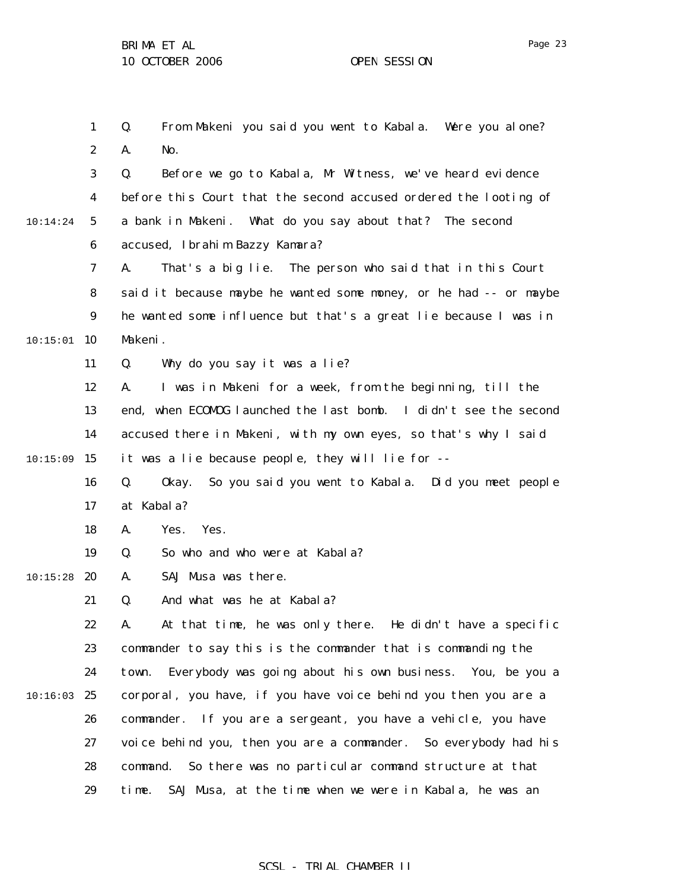Q. From Makeni you said you went to Kabala. Were you alone?

A. No.

Q. Before we go to Kabala, Mr Witness, we've heard evidence before this Court that the second accused ordered the looting of a bank in Makeni. What do you say about that? The second accused, Ibrahim Bazzy Kamara?

A. That's a big lie. The person who said that in this Court said it because maybe he wanted some money, or he had -- or maybe he wanted some influence but that's a great lie because I was in Makeni.

Q. Why do you say it was a lie?

A. I was in Makeni for a week, from the beginning, till the end, when ECOMOG launched the last bomb. I didn't see the second accused there in Makeni, with my own eyes, so that's why I said it was a lie because people, they will lie for --

Q. Okay. So you said you went to Kabala. Did you meet people at Kabala?

A. Yes. Yes.

Q. So who and who were at Kabala?

A. SAJ Musa was there.

Q. And what was he at Kabala?

A. At that time, he was only there. He didn't have a specific commander to say this is the commander that is commanding the town. Everybody was going about his own business. You, be you a corporal, you have, if you have voice behind you then you are a commander. If you are a sergeant, you have a vehicle, you have voice behind you, then you are a commander. So everybody had his command. So there was no particular command structure at that time. SAJ Musa, at the time when we were in Kabala, he was an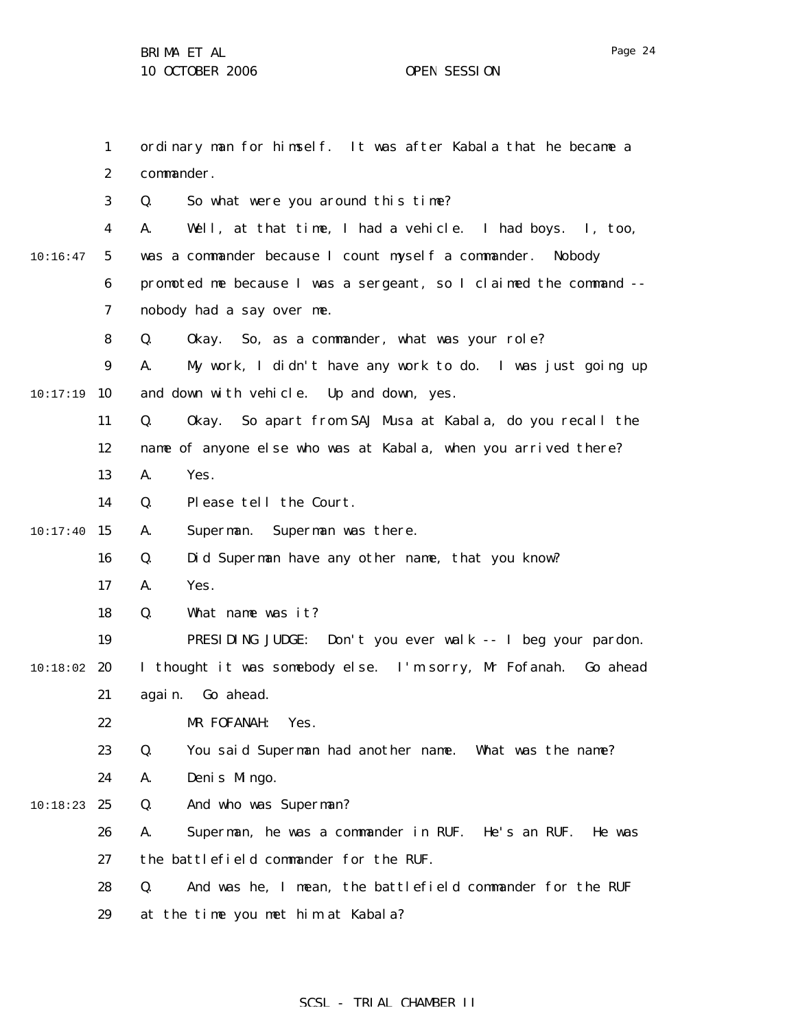ordinary man for himself. It was after Kabala that he became a commander.

Q. So what were you around this time?

A. Well, at that time, I had a vehicle. I had boys. I, too, was a commander because I count myself a commander. Nobody promoted me because I was a sergeant, so I claimed the command -- nobody had a say over me.

Q. Okay. So, as a commander, what was your role?

A. My work, I didn't have any work to do. I was just going up and down with vehicle. Up and down, yes.

Q. Okay. So apart from SAJ Musa at Kabala, do you recall the name of anyone else who was at Kabala, when you arrived there?

A. Yes.

Q. Please tell the Court.

A. Superman. Superman was there.

Q. Did Superman have any other name, that you know?

A. Yes.

Q. What name was it?

PRESIDING JUDGE: Don't you ever walk -- I beg your pardon. I thought it was somebody else. I'm sorry, Mr Fofanah. Go ahead again. Go ahead.

MR FOFANAH: Yes.

Q. You said Superman had another name. What was the name?

A. Denis Mingo.

Q. And who was Superman?

A. Superman, he was a commander in RUF. He's an RUF. He was the battlefield commander for the RUF.

Q. And was he, I mean, the battlefield commander for the RUF at the time you met him at Kabala?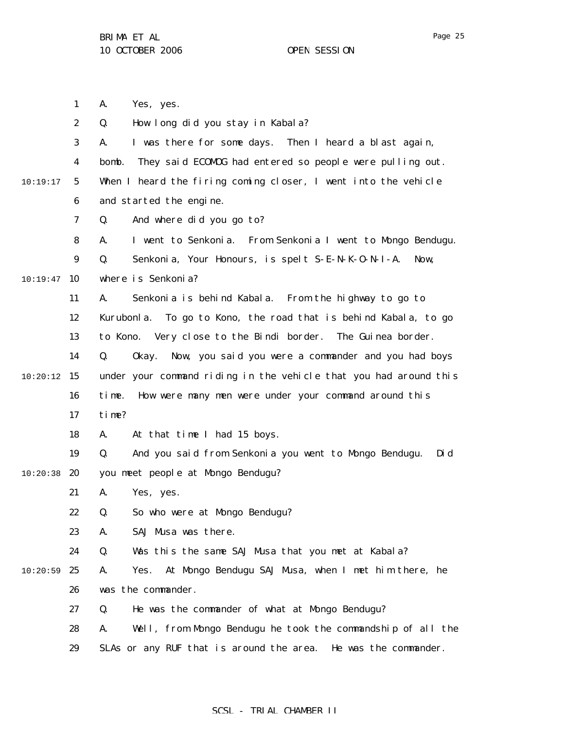A. Yes, yes.

Q. How long did you stay in Kabala?

A. I was there for some days. Then I heard a blast again, bomb. They said ECOMOG had entered so people were pulling out. When I heard the firing coming closer, I went into the vehicle and started the engine.

Q. And where did you go to?

A. I went to Senkonia. From Senkonia I went to Mongo Bendugu.

Q. Senkonia, Your Honours, is spelt S-E-N-K-O-N-I-A. Now, where is Senkonia?

A. Senkonia is behind Kabala. From the highway to go to Kurubonla. To go to Kono, the road that is behind Kabala, to go to Kono. Very close to the Bindi border. The Guinea border.

Q. Okay. Now, you said you were a commander and you had boys under your command riding in the vehicle that you had around this time. How were many men were under your command around this time?

A. At that time I had 15 boys.

Q. And you said from Senkonia you went to Mongo Bendugu. Did you meet people at Mongo Bendugu?

A. Yes, yes.

Q. So who were at Mongo Bendugu?

A. SAJ Musa was there.

Q. Was this the same SAJ Musa that you met at Kabala?

A. Yes. At Mongo Bendugu SAJ Musa, when I met him there, he was the commander.

Q. He was the commander of what at Mongo Bendugu?

A. Well, from Mongo Bendugu he took the commandship of all the SLAs or any RUF that is around the area. He was the commander.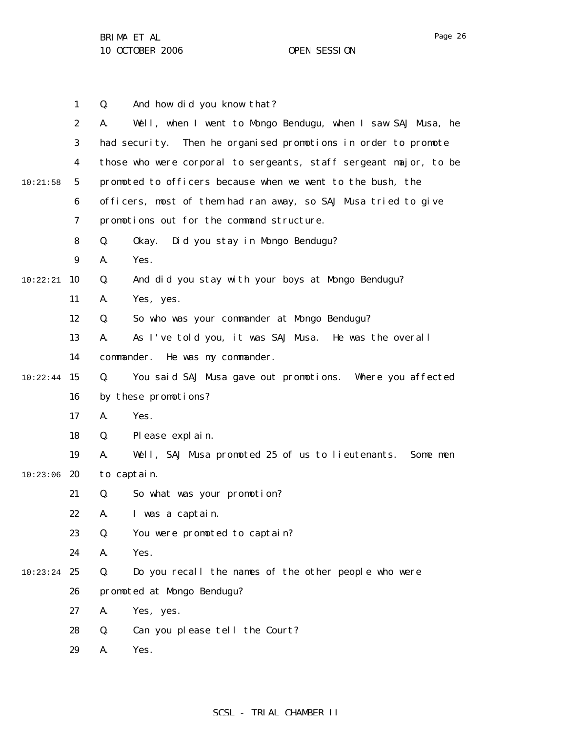Q. And how did you know that?

A. Well, when I went to Mongo Bendugu, when I saw SAJ Musa, he had security. Then he organised promotions in order to promote those who were corporal to sergeants, staff sergeant major, to be promoted to officers because when we went to the bush, the officers, most of them had ran away, so SAJ Musa tried to give promotions out for the command structure.

Q. Okay. Did you stay in Mongo Bendugu?

A. Yes.

Q. And did you stay with your boys at Mongo Bendugu?

A. Yes, yes.

Q. So who was your commander at Mongo Bendugu?

A. As I've told you, it was SAJ Musa. He was the overall commander. He was my commander.

Q. You said SAJ Musa gave out promotions. Where you affected by these promotions?

A. Yes.

Q. Please explain.

A. Well, SAJ Musa promoted 25 of us to lieutenants. Some men to captain.

Q. So what was your promotion?

A. I was a captain.

Q. You were promoted to captain?

A. Yes.

Q. Do you recall the names of the other people who were promoted at Mongo Bendugu?

A. Yes, yes.

Q. Can you please tell the Court?

A. Yes.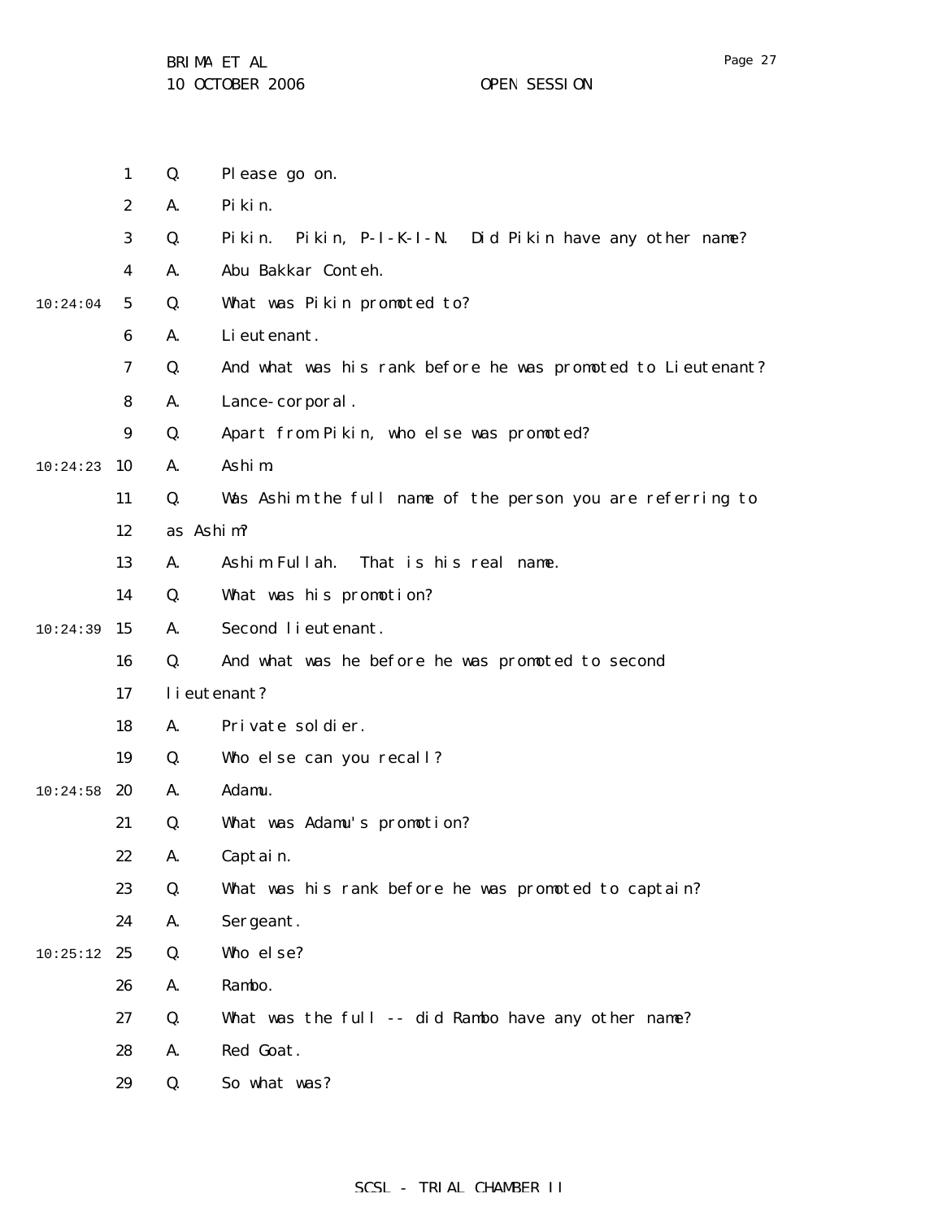Q. Please go on.

A. Pikin.

Q. Pikin. Pikin, P-I-K-I-N. Did Pikin have any other name?

A. Abu Bakkar Conteh.

Q. What was Pikin promoted to?

A. Lieutenant.

Q. And what was his rank before he was promoted to Lieutenant?

A. Lance-corporal.

Q. Apart from Pikin, who else was promoted?

A. Ashim.

Q. Was Ashim the full name of the person you are referring to as Ashim?

A. Ashim Fullah. That is his real name.

Q. What was his promotion?

A. Second lieutenant.

Q. And what was he before he was promoted to second lieutenant?

A. Private soldier.

Q. Who else can you recall?

A. Adamu.

Q. What was Adamu's promotion?

A. Captain.

Q. What was his rank before he was promoted to captain?

A. Sergeant.

Q. Who else?

A. Rambo.

Q. What was the full -- did Rambo have any other name?

A. Red Goat.

Q. So what was?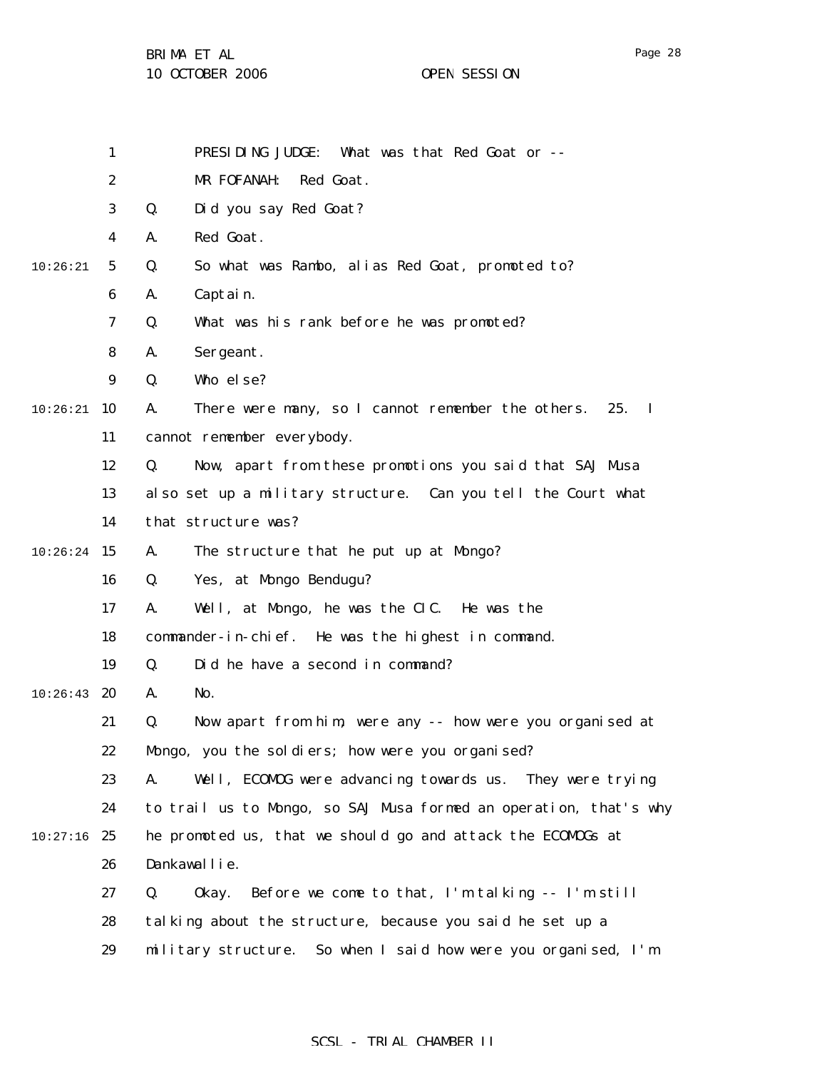PRESIDING JUDGE: What was that Red Goat or --

MR FOFANAH: Red Goat.

Q. Did you say Red Goat?

A. Red Goat.

Q. So what was Rambo, alias Red Goat, promoted to?

A. Captain.

Q. What was his rank before he was promoted?

A. Sergeant.

Q. Who else?

A. There were many, so I cannot remember the others. 25. I cannot remember everybody.

Q. Now, apart from these promotions you said that SAJ Musa also set up a military structure. Can you tell the Court what that structure was?

A. The structure that he put up at Mongo?

Q. Yes, at Mongo Bendugu?

A. Well, at Mongo, he was the CIC. He was the commander-in-chief. He was the highest in command.

Q. Did he have a second in command?

A. No.

Q. Now apart from him, were any -- how were you organised at Mongo, you the soldiers; how were you organised?

A. Well, ECOMOG were advancing towards us. They were trying to trail us to Mongo, so SAJ Musa formed an operation, that's why he promoted us, that we should go and attack the ECOMOGs at Dankawallie.

Q. Okay. Before we come to that, I'm talking -- I'm still talking about the structure, because you said he set up a military structure. So when I said how were you organised, I'm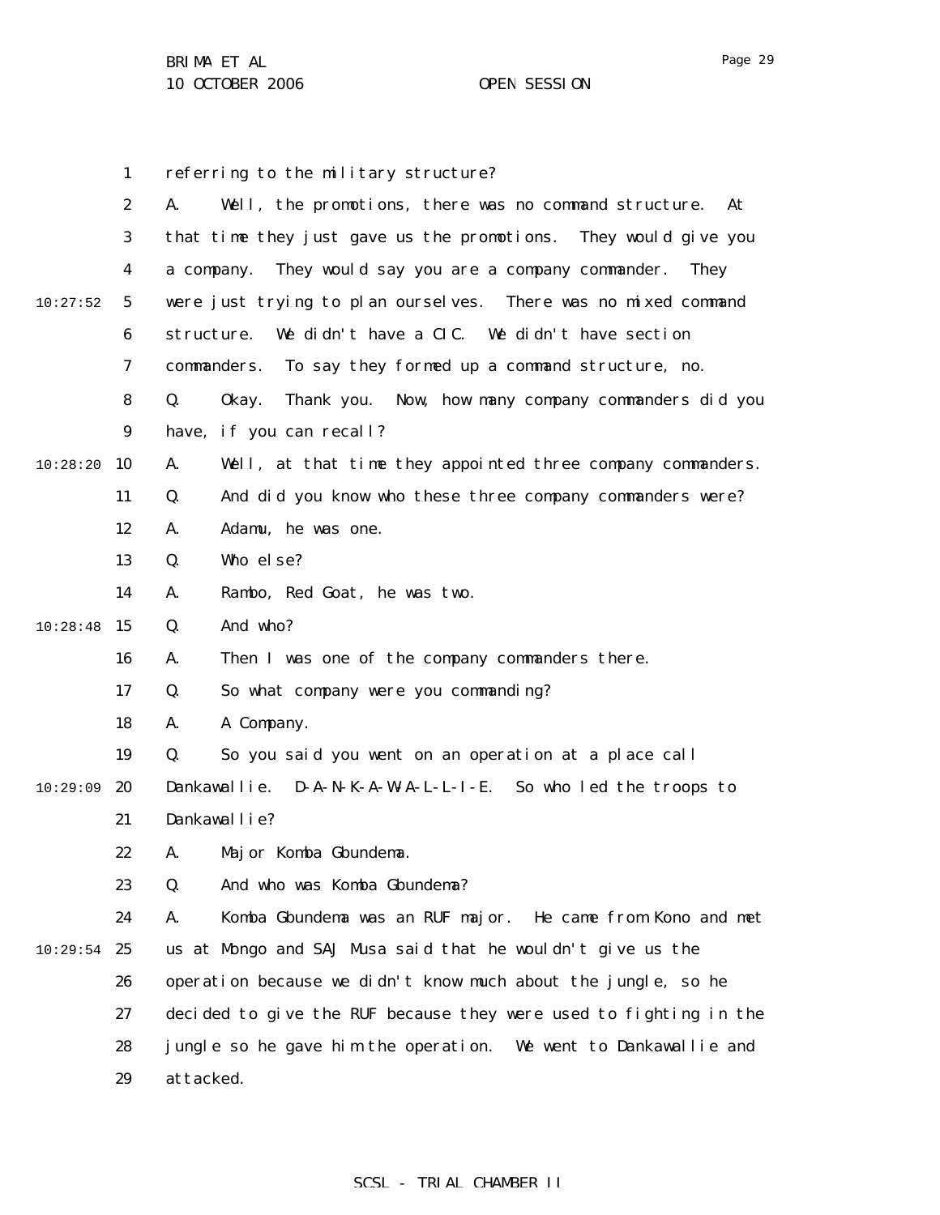referring to the military structure?

A. Well, the promotions, there was no command structure. At that time they just gave us the promotions. They would give you a company. They would say you are a company commander. They were just trying to plan ourselves. There was no mixed command structure. We didn't have a CIC. We didn't have section commanders. To say they formed up a command structure, no.

Q. Okay. Thank you. Now, how many company commanders did you have, if you can recall?

A. Well, at that time they appointed three company commanders.

Q. And did you know who these three company commanders were?

A. Adamu, he was one.

Q. Who else?

A. Rambo, Red Goat, he was two.

Q. And who?

A. Then I was one of the company commanders there.

Q. So what company were you commanding?

A. A Company.

Q. So you said you went on an operation at a place call Dankawallie. D-A-N-K-A-W-A-L-L-I-E. So who led the troops to Dankawallie?

A. Major Komba Gbundema.

Q. And who was Komba Gbundema?

A. Komba Gbundema was an RUF major. He came from Kono and met us at Mongo and SAJ Musa said that he wouldn't give us the operation because we didn't know much about the jungle, so he decided to give the RUF because they were used to fighting in the jungle so he gave him the operation. We went to Dankawallie and attacked.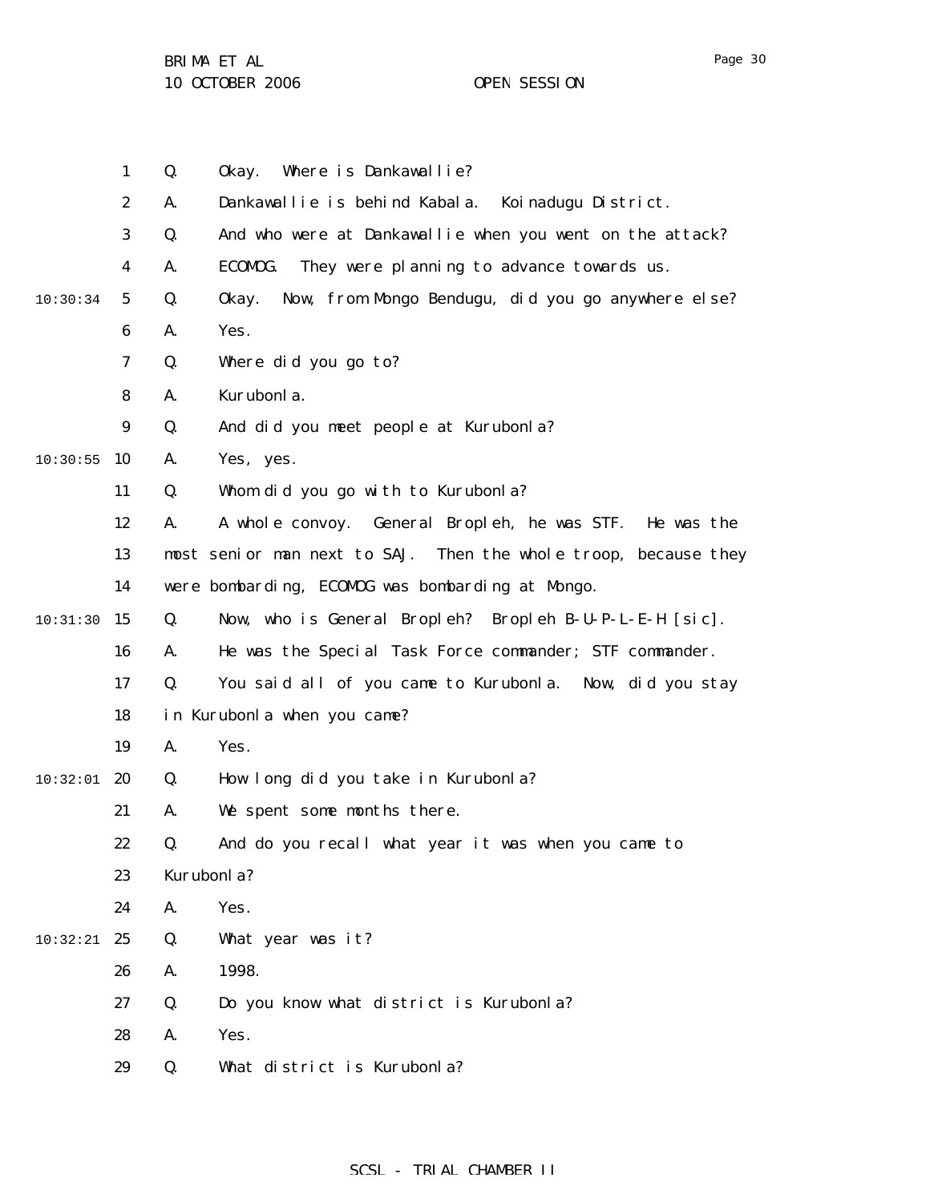Q. Okay. Where is Dankawallie?

A. Dankawallie is behind Kabala. Koinadugu District.

Q. And who were at Dankawallie when you went on the attack?

A. ECOMOG. They were planning to advance towards us.

Q. Okay. Now, from Mongo Bendugu, did you go anywhere else?

A. Yes.

Q. Where did you go to?

A. Kurubonla.

Q. And did you meet people at Kurubonla?

A. Yes, yes.

Q. Whom did you go with to Kurubonla?

A. A whole convoy. General Bropleh, he was STF. He was the most senior man next to SAJ. Then the whole troop, because they were bombarding, ECOMOG was bombarding at Mongo.

Q. Now, who is General Bropleh? Bropleh B-U-P-L-E-H [sic].

A. He was the Special Task Force commander; STF commander.

Q. You said all of you came to Kurubonla. Now, did you stay in Kurubonla when you came?

A. Yes.

Q. How long did you take in Kurubonla?

A. We spent some months there.

Q. And do you recall what year it was when you came to Kurubonla?

A. Yes.

Q. What year was it?

A. 1998.

Q. Do you know what district is Kurubonla?

A. Yes.

Q. What district is Kurubonla?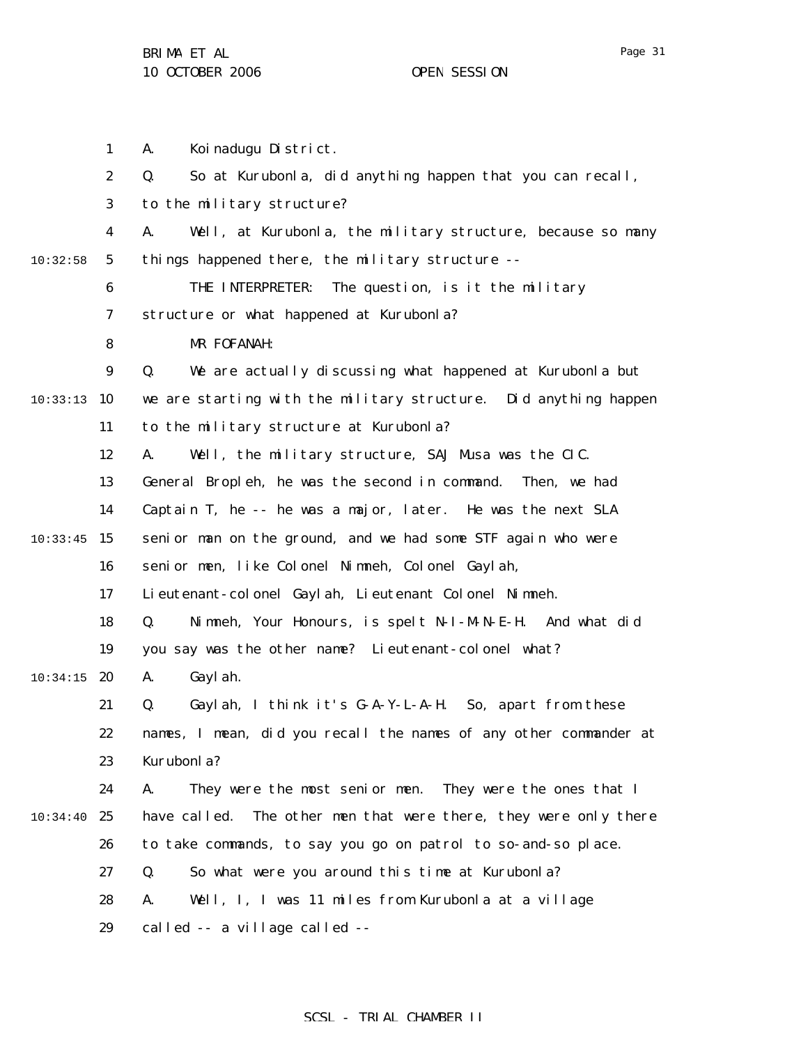A. Koinadugu District.

Q. So at Kurubonla, did anything happen that you can recall, to the military structure?

A. Well, at Kurubonla, the military structure, because so many things happened there, the military structure --

THE INTERPRETER: The question, is it the military structure or what happened at Kurubonla?

MR FOFANAH:

Q. We are actually discussing what happened at Kurubonla but we are starting with the military structure. Did anything happen to the military structure at Kurubonla?

A. Well, the military structure, SAJ Musa was the CIC. General Bropleh, he was the second in command. Then, we had Captain T, he -- he was a major, later. He was the next SLA senior man on the ground, and we had some STF again who were senior men, like Colonel Nimmeh, Colonel Gaylah, Lieutenant-colonel Gaylah, Lieutenant Colonel Nimmeh.

Q. Nimmeh, Your Honours, is spelt N-I-M-N-E-H. And what did you say was the other name? Lieutenant-colonel what?

A. Gaylah.

Q. Gaylah, I think it's G-A-Y-L-A-H. So, apart from these names, I mean, did you recall the names of any other commander at Kurubonla?

A. They were the most senior men. They were the ones that I have called. The other men that were there, they were only there to take commands, to say you go on patrol to so-and-so place.

Q. So what were you around this time at Kurubonla?

A. Well, I, I was 11 miles from Kurubonla at a village called -- a village called --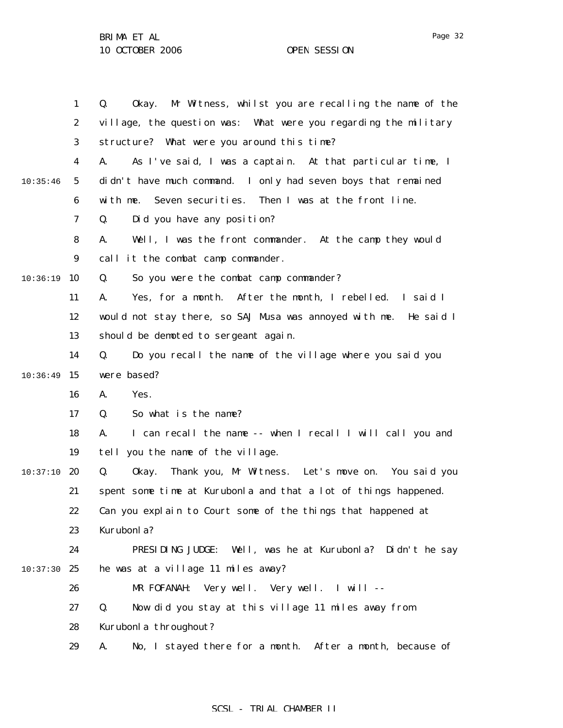Q. Okay. Mr Witness, whilst you are recalling the name of the village, the question was: What were you regarding the military structure? What were you around this time?

A. As I've said, I was a captain. At that particular time, I didn't have much command. I only had seven boys that remained with me. Seven securities. Then I was at the front line.

Q. Did you have any position?

A. Well, I was the front commander. At the camp they would call it the combat camp commander.

Q. So you were the combat camp commander?

A. Yes, for a month. After the month, I rebelled. I said I would not stay there, so SAJ Musa was annoyed with me. He said I should be demoted to sergeant again.

Q. Do you recall the name of the village where you said you were based?

A. Yes.

Q. So what is the name?

A. I can recall the name -- when I recall I will call you and tell you the name of the village.

Q. Okay. Thank you, Mr Witness. Let's move on. You said you spent some time at Kurubonla and that a lot of things happened. Can you explain to Court some of the things that happened at Kurubonla?

PRESIDING JUDGE: Well, was he at Kurubonla? Didn't he say he was at a village 11 miles away?

MR FOFANAH: Very well. Very well. I will --

Q. Now did you stay at this village 11 miles away from Kurubonla throughout?

A. No, I stayed there for a month. After a month, because of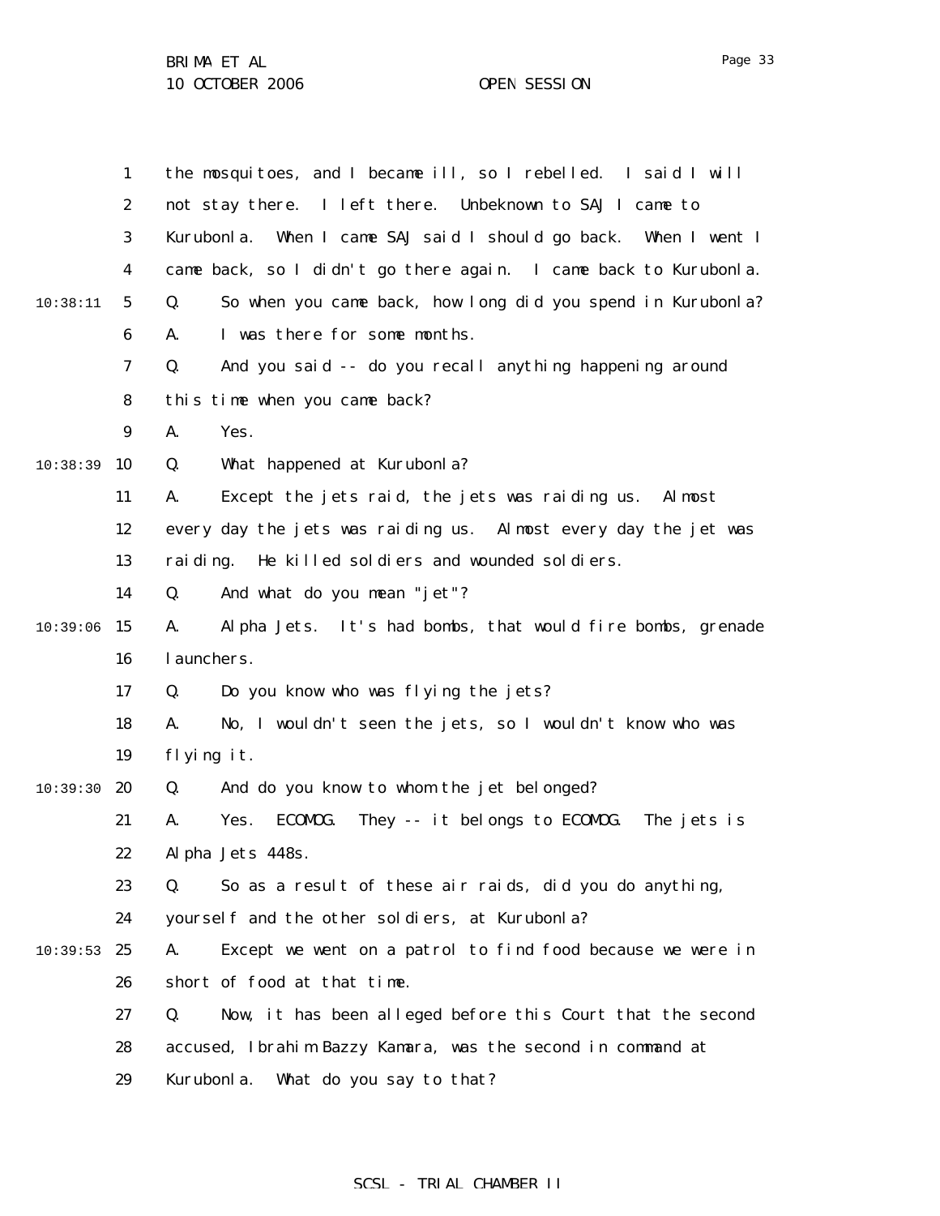the mosquitoes, and I became ill, so I rebelled. I said I will not stay there. I left there. Unbeknown to SAJ I came to Kurubonla. When I came SAJ said I should go back. When I went I came back, so I didn't go there again. I came back to Kurubonla.

Q. So when you came back, how long did you spend in Kurubonla?

A. I was there for some months.

Q. And you said -- do you recall anything happening around this time when you came back?

A. Yes.

Q. What happened at Kurubonla?

A. Except the jets raid, the jets was raiding us. Almost every day the jets was raiding us. Almost every day the jet was raiding. He killed soldiers and wounded soldiers.

Q. And what do you mean "jet"?

A. Alpha Jets. It's had bombs, that would fire bombs, grenade launchers.

Q. Do you know who was flying the jets?

A. No, I wouldn't seen the jets, so I wouldn't know who was flying it.

Q. And do you know to whom the jet belonged?

A. Yes. ECOMOG. They -- it belongs to ECOMOG. The jets is Alpha Jets 448s.

Q. So as a result of these air raids, did you do anything, yourself and the other soldiers, at Kurubonla?

A. Except we went on a patrol to find food because we were in short of food at that time.

Q. Now, it has been alleged before this Court that the second accused, Ibrahim Bazzy Kamara, was the second in command at Kurubonla. What do you say to that?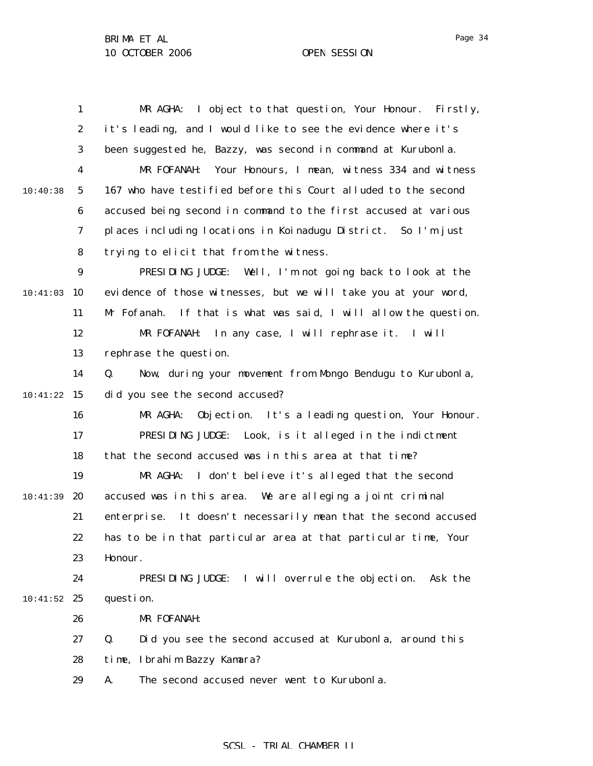MR AGHA: I object to that question, Your Honour. Firstly, it's leading, and I would like to see the evidence where it's been suggested he, Bazzy, was second in command at Kurubonla.

MR FOFANAH: Your Honours, I mean, witness 334 and witness 167 who have testified before this Court alluded to the second accused being second in command to the first accused at various places including locations in Koinadugu District. So I'm just trying to elicit that from the witness.

PRESIDING JUDGE: Well, I'm not going back to look at the evidence of those witnesses, but we will take you at your word, Mr Fofanah. If that is what was said, I will allow the question.

MR FOFANAH: In any case, I will rephrase it. I will rephrase the question.

Q. Now, during your movement from Mongo Bendugu to Kurubonla, did you see the second accused?

MR AGHA: Objection. It's a leading question, Your Honour.

PRESIDING JUDGE: Look, is it alleged in the indictment that the second accused was in this area at that time?

MR AGHA: I don't believe it's alleged that the second accused was in this area. We are alleging a joint criminal enterprise. It doesn't necessarily mean that the second accused has to be in that particular area at that particular time, Your Honour.

PRESIDING JUDGE: I will overrule the objection. Ask the question.

MR FOFANAH:

Q. Did you see the second accused at Kurubonla, around this time, Ibrahim Bazzy Kamara?

A. The second accused never went to Kurubonla.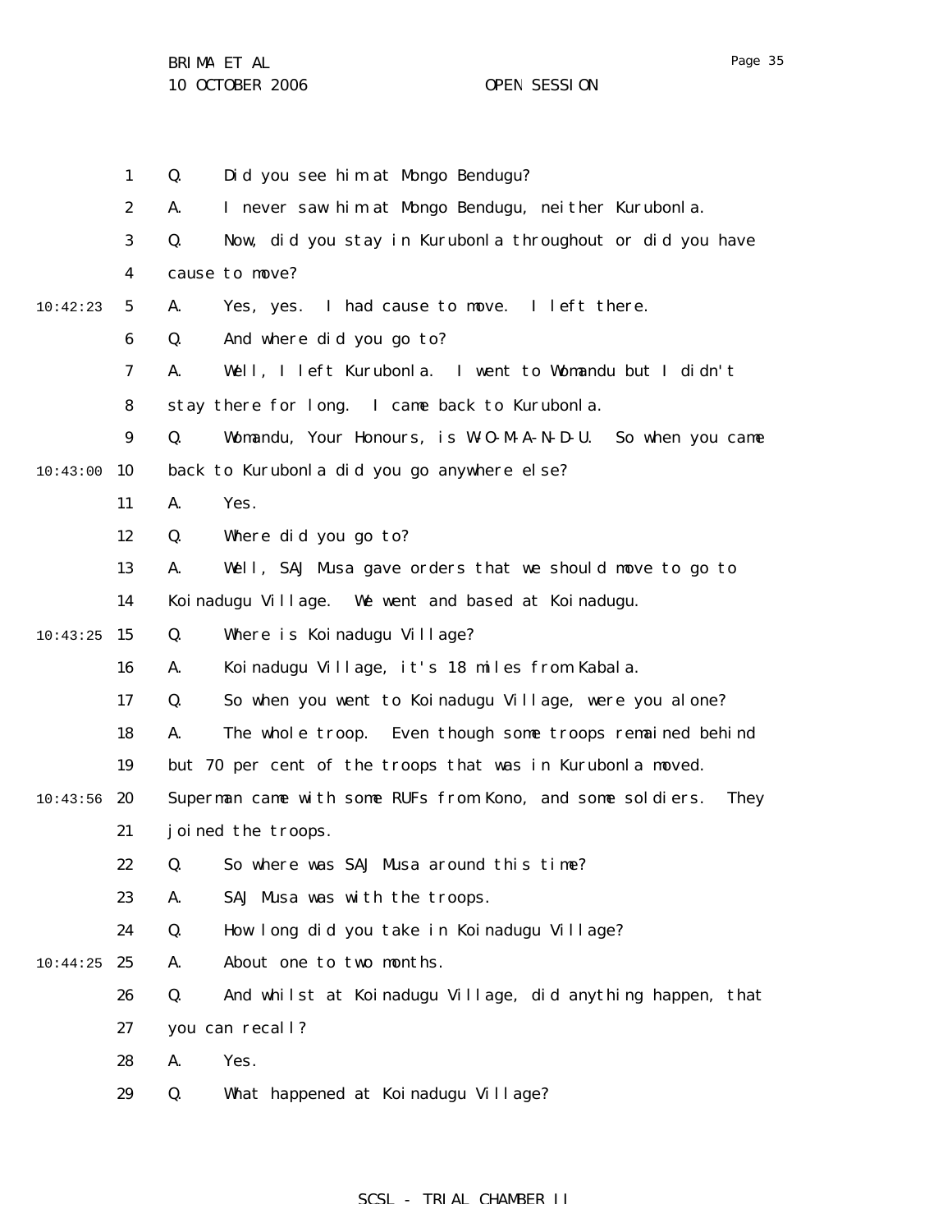Q. Did you see him at Mongo Bendugu?

A. I never saw him at Mongo Bendugu, neither Kurubonla.

Q. Now, did you stay in Kurubonla throughout or did you have cause to move?

A. Yes, yes. I had cause to move. I left there.

Q. And where did you go to?

A. Well, I left Kurubonla. I went to Womandu but I didn't stay there for long. I came back to Kurubonla.

Q. Womandu, Your Honours, is W-O-M-A-N-D-U. So when you came back to Kurubonla did you go anywhere else?

A. Yes.

Q. Where did you go to?

A. Well, SAJ Musa gave orders that we should move to go to Koinadugu Village. We went and based at Koinadugu.

Q. Where is Koinadugu Village?

A. Koinadugu Village, it's 18 miles from Kabala.

Q. So when you went to Koinadugu Village, were you alone?

A. The whole troop. Even though some troops remained behind but 70 per cent of the troops that was in Kurubonla moved. Superman came with some RUFs from Kono, and some soldiers. They joined the troops.

Q. So where was SAJ Musa around this time?

A. SAJ Musa was with the troops.

Q. How long did you take in Koinadugu Village?

A. About one to two months.

Q. And whilst at Koinadugu Village, did anything happen, that you can recall?

A. Yes.

Q. What happened at Koinadugu Village?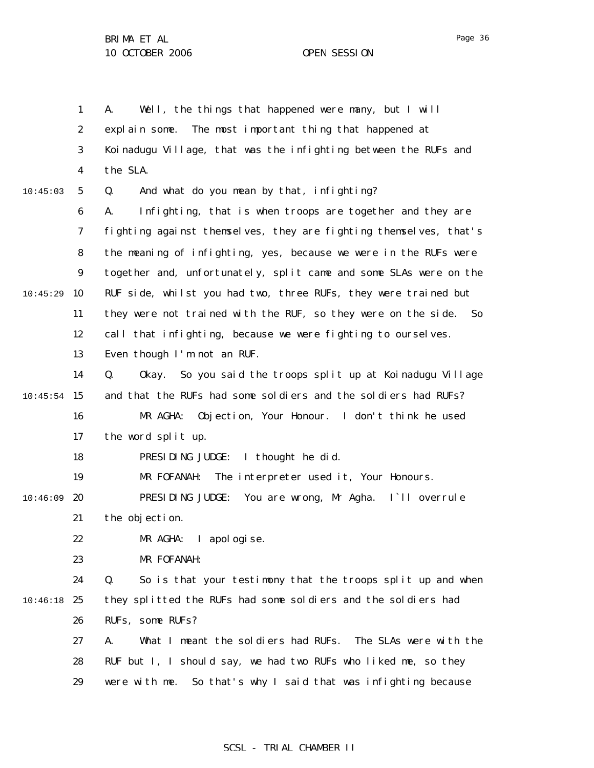A. Well, the things that happened were many, but I will explain some. The most important thing that happened at Koinadugu Village, that was the infighting between the RUFs and the SLA.

Q. And what do you mean by that, infighting?

A. Infighting, that is when troops are together and they are fighting against themselves, they are fighting themselves, that's the meaning of infighting, yes, because we were in the RUFs were together and, unfortunately, split came and some SLAs were on the RUF side, whilst you had two, three RUFs, they were trained but they were not trained with the RUF, so they were on the side. So call that infighting, because we were fighting to ourselves. Even though I'm not an RUF.

Q. Okay. So you said the troops split up at Koinadugu Village and that the RUFs had some soldiers and the soldiers had RUFs?

MR AGHA: Objection, Your Honour. I don't think he used the word split up.

PRESIDING JUDGE: I thought he did.

MR FOFANAH: The interpreter used it, Your Honours.

PRESIDING JUDGE: You are wrong, Mr Agha. I`ll overrule the objection.

MR AGHA: I apologise.

MR FOFANAH:

Q. So is that your testimony that the troops split up and when they splitted the RUFs had some soldiers and the soldiers had RUFs, some RUFs?

A. What I meant the soldiers had RUFs. The SLAs were with the RUF but I, I should say, we had two RUFs who liked me, so they were with me. So that's why I said that was infighting because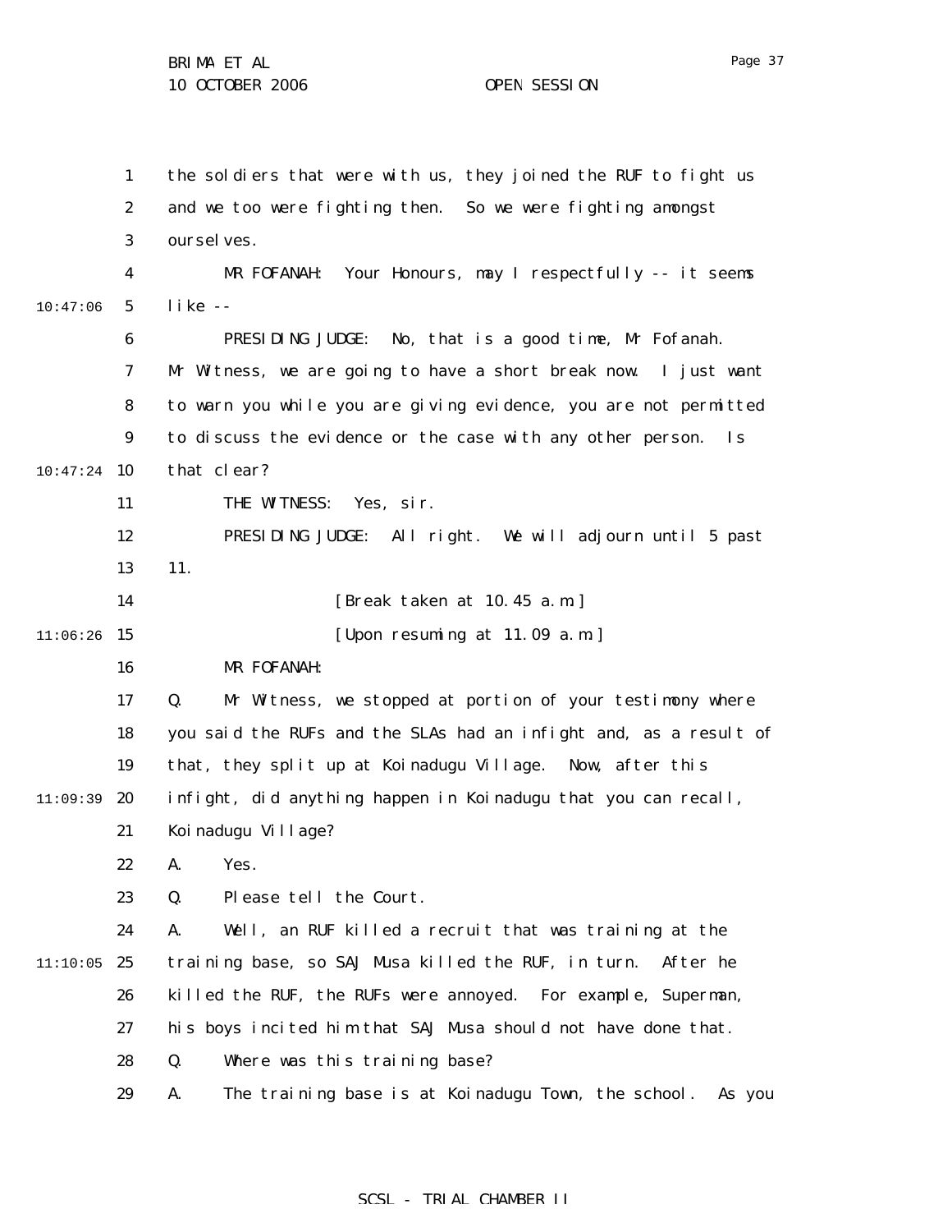the soldiers that were with us, they joined the RUF to fight us and we too were fighting then. So we were fighting amongst ourselves.

MR FOFANAH: Your Honours, may I respectfully -- it seems like --

PRESIDING JUDGE: No, that is a good time, Mr Fofanah. Mr Witness, we are going to have a short break now. I just want to warn you while you are giving evidence, you are not permitted to discuss the evidence or the case with any other person. Is that clear?

THE WITNESS: Yes, sir.

PRESIDING JUDGE: All right. We will adjourn until 5 past 11.

[Break taken at 10.45 a.m.]

[Upon resuming at 11.09 a.m.]

MR FOFANAH:

Q. Mr Witness, we stopped at portion of your testimony where you said the RUFs and the SLAs had an infight and, as a result of that, they split up at Koinadugu Village. Now, after this infight, did anything happen in Koinadugu that you can recall, Koinadugu Village?

A. Yes.

Q. Please tell the Court.

A. Well, an RUF killed a recruit that was training at the training base, so SAJ Musa killed the RUF, in turn. After he killed the RUF, the RUFs were annoyed. For example, Superman, his boys incited him that SAJ Musa should not have done that.

Q. Where was this training base?

A. The training base is at Koinadugu Town, the school. As you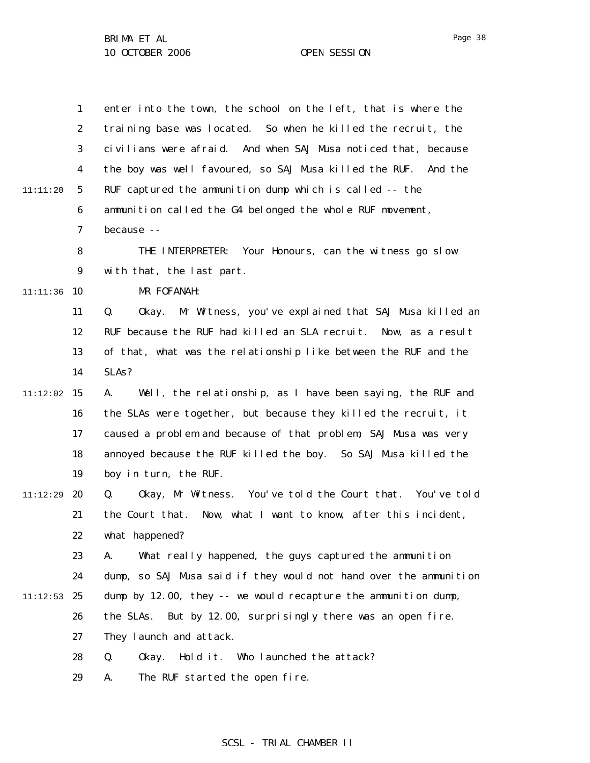enter into the town, the school on the left, that is where the training base was located. So when he killed the recruit, the civilians were afraid. And when SAJ Musa noticed that, because the boy was well favoured, so SAJ Musa killed the RUF. And the RUF captured the ammunition dump which is called -- the ammunition called the G4 belonged the whole RUF movement, because --

THE INTERPRETER: Your Honours, can the witness go slow with that, the last part.

MR FOFANAH:

Q. Okay. Mr Witness, you've explained that SAJ Musa killed an RUF because the RUF had killed an SLA recruit. Now, as a result of that, what was the relationship like between the RUF and the SLAs?

A. Well, the relationship, as I have been saying, the RUF and the SLAs were together, but because they killed the recruit, it caused a problem and because of that problem, SAJ Musa was very annoyed because the RUF killed the boy. So SAJ Musa killed the boy in turn, the RUF.

Q. Okay, Mr Witness. You've told the Court that. You've told the Court that. Now, what I want to know, after this incident, what happened?

A. What really happened, the guys captured the ammunition dump, so SAJ Musa said if they would not hand over the ammunition dump by 12.00, they -- we would recapture the ammunition dump, the SLAs. But by 12.00, surprisingly there was an open fire. They launch and attack.

Q. Okay. Hold it. Who launched the attack?

A. The RUF started the open fire.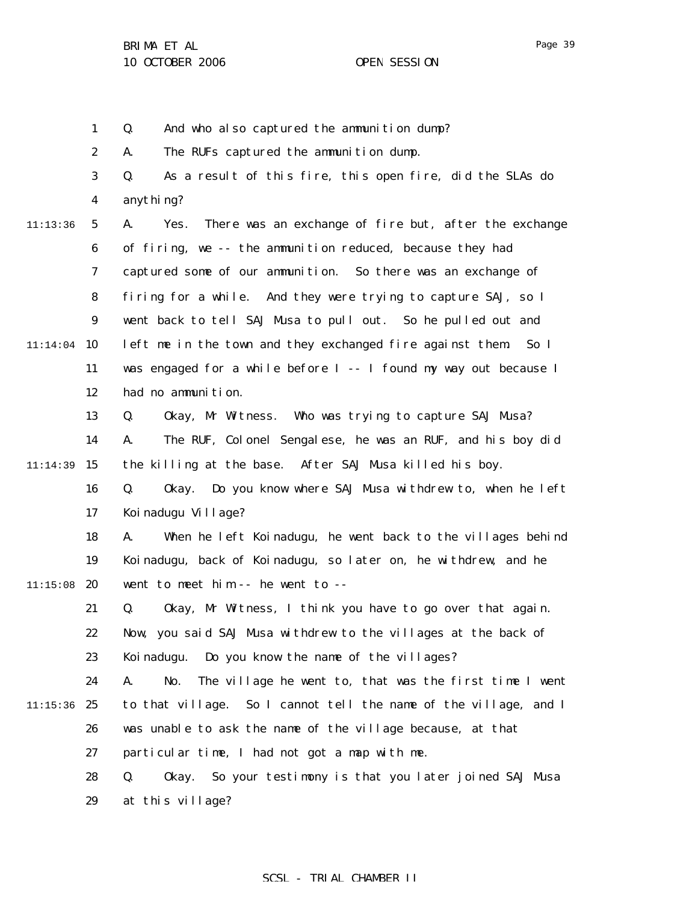Q. And who also captured the ammunition dump?

A. The RUFs captured the ammunition dump.

Q. As a result of this fire, this open fire, did the SLAs do anything?

A. Yes. There was an exchange of fire but, after the exchange of firing, we -- the ammunition reduced, because they had captured some of our ammunition. So there was an exchange of firing for a while. And they were trying to capture SAJ, so I went back to tell SAJ Musa to pull out. So he pulled out and left me in the town and they exchanged fire against them. So I was engaged for a while before I -- I found my way out because I had no ammunition.

Q. Okay, Mr Witness. Who was trying to capture SAJ Musa?

A. The RUF, Colonel Sengalese, he was an RUF, and his boy did the killing at the base. After SAJ Musa killed his boy.

Q. Okay. Do you know where SAJ Musa withdrew to, when he left Koinadugu Village?

A. When he left Koinadugu, he went back to the villages behind Koinadugu, back of Koinadugu, so later on, he withdrew, and he went to meet him -- he went to --

Q. Okay, Mr Witness, I think you have to go over that again. Now, you said SAJ Musa withdrew to the villages at the back of Koinadugu. Do you know the name of the villages?

A. No. The village he went to, that was the first time I went to that village. So I cannot tell the name of the village, and I was unable to ask the name of the village because, at that particular time, I had not got a map with me.

Q. Okay. So your testimony is that you later joined SAJ Musa at this village?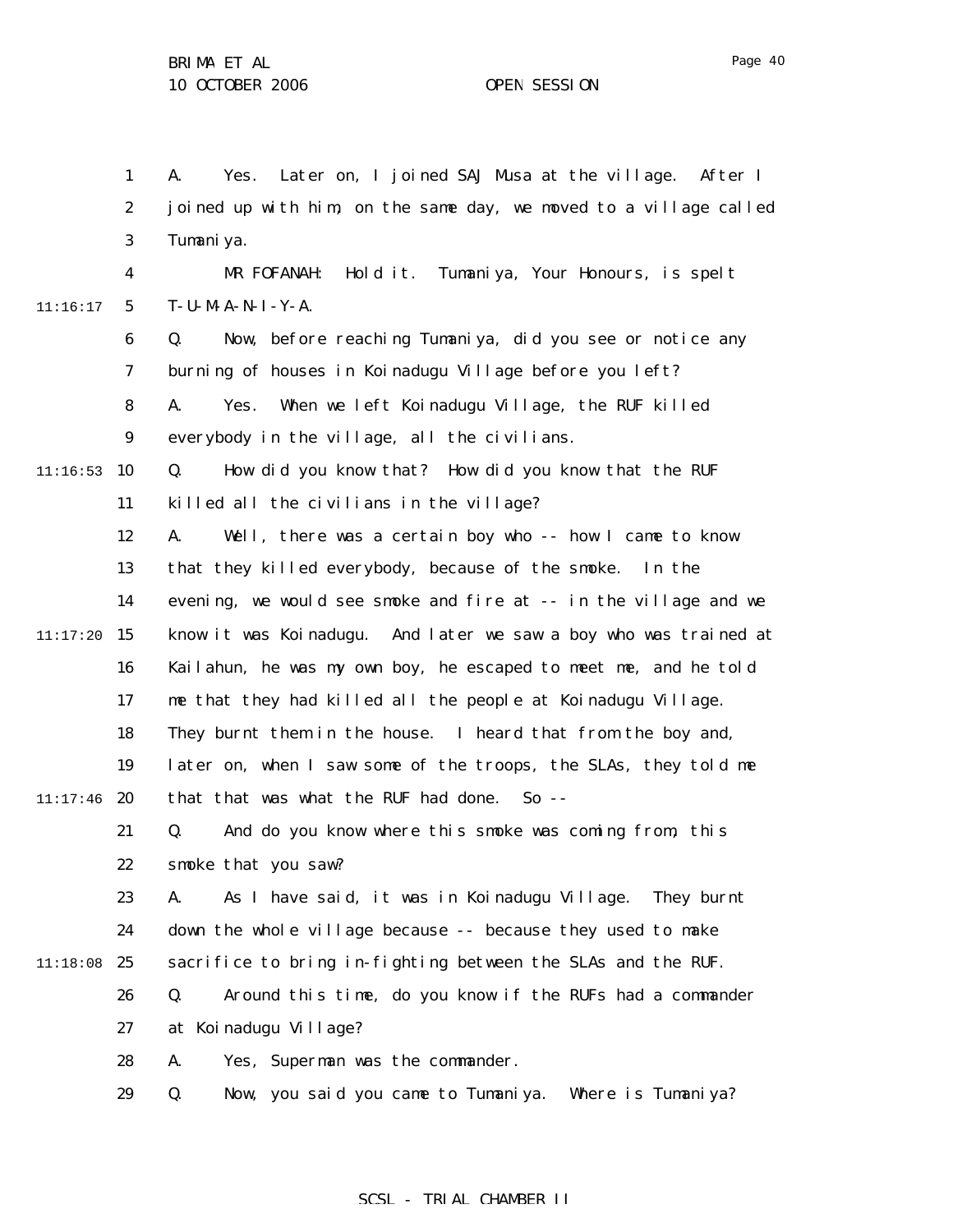A. Yes. Later on, I joined SAJ Musa at the village. After I joined up with him, on the same day, we moved to a village called Tumaniya.

MR FOFANAH: Hold it. Tumaniya, Your Honours, is spelt T-U-M-A-N-I-Y-A.

Q. Now, before reaching Tumaniya, did you see or notice any burning of houses in Koinadugu Village before you left?

A. Yes. When we left Koinadugu Village, the RUF killed everybody in the village, all the civilians.

Q. How did you know that? How did you know that the RUF killed all the civilians in the village?

A. Well, there was a certain boy who -- how I came to know that they killed everybody, because of the smoke. In the evening, we would see smoke and fire at -- in the village and we know it was Koinadugu. And later we saw a boy who was trained at Kailahun, he was my own boy, he escaped to meet me, and he told me that they had killed all the people at Koinadugu Village. They burnt them in the house. I heard that from the boy and, later on, when I saw some of the troops, the SLAs, they told me that that was what the RUF had done. So --

Q. And do you know where this smoke was coming from, this smoke that you saw?

A. As I have said, it was in Koinadugu Village. They burnt down the whole village because -- because they used to make sacrifice to bring in-fighting between the SLAs and the RUF.

Q. Around this time, do you know if the RUFs had a commander at Koinadugu Village?

A. Yes, Superman was the commander.

Q. Now, you said you came to Tumaniya. Where is Tumaniya?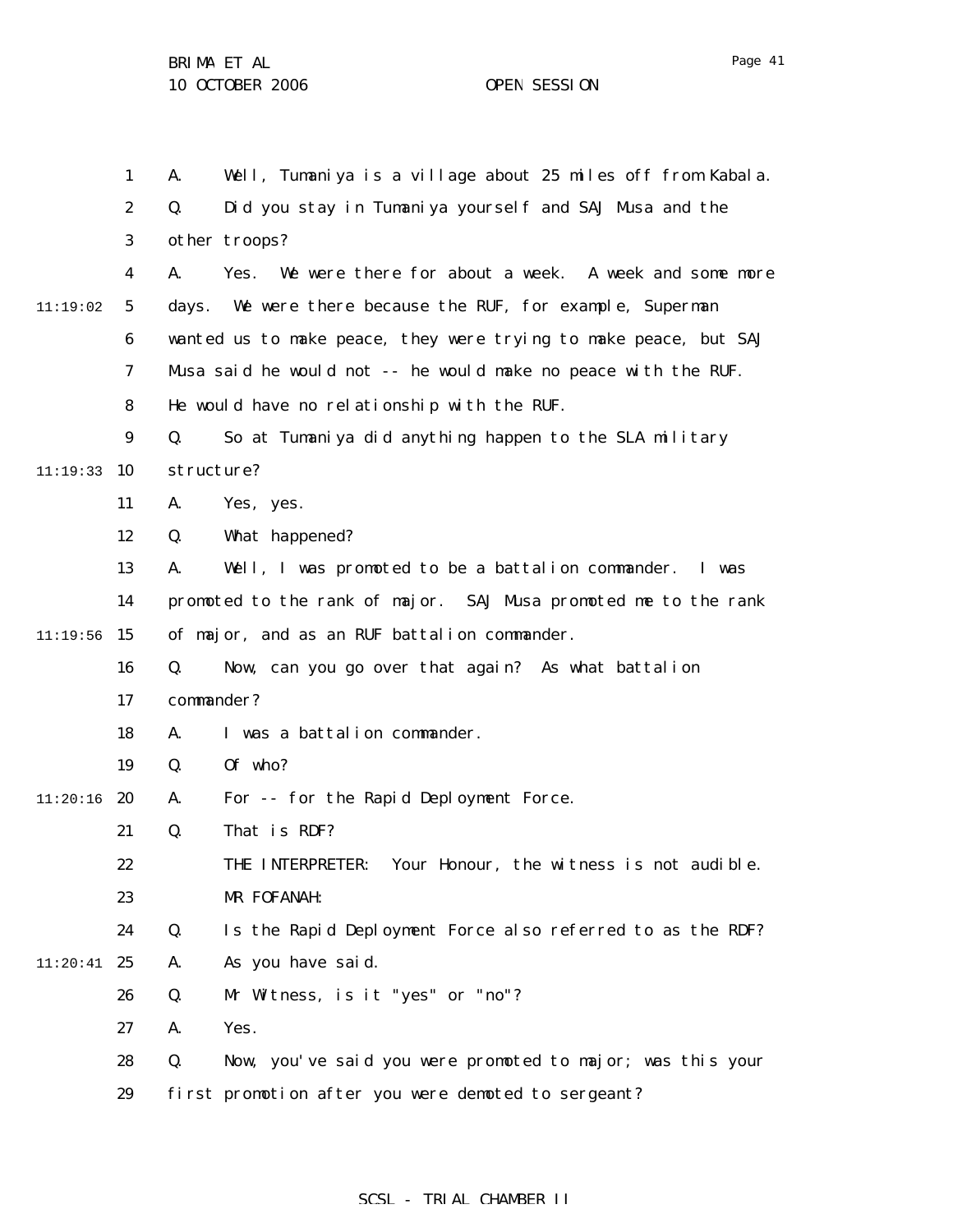A. Well, Tumaniya is a village about 25 miles off from Kabala.

Q. Did you stay in Tumaniya yourself and SAJ Musa and the other troops?

A. Yes. We were there for about a week. A week and some more days. We were there because the RUF, for example, Superman wanted us to make peace, they were trying to make peace, but SAJ Musa said he would not -- he would make no peace with the RUF. He would have no relationship with the RUF.

Q. So at Tumaniya did anything happen to the SLA military structure?

A. Yes, yes.

Q. What happened?

A. Well, I was promoted to be a battalion commander. I was promoted to the rank of major. SAJ Musa promoted me to the rank of major, and as an RUF battalion commander.

Q. Now, can you go over that again? As what battalion commander?

A. I was a battalion commander.

Q. Of who?

A. For -- for the Rapid Deployment Force.

Q. That is RDF?

THE INTERPRETER: Your Honour, the witness is not audible.

MR FOFANAH:

Q. Is the Rapid Deployment Force also referred to as the RDF?

A. As you have said.

Q. Mr Witness, is it "yes" or "no"?

A. Yes.

Q. Now, you've said you were promoted to major; was this your first promotion after you were demoted to sergeant?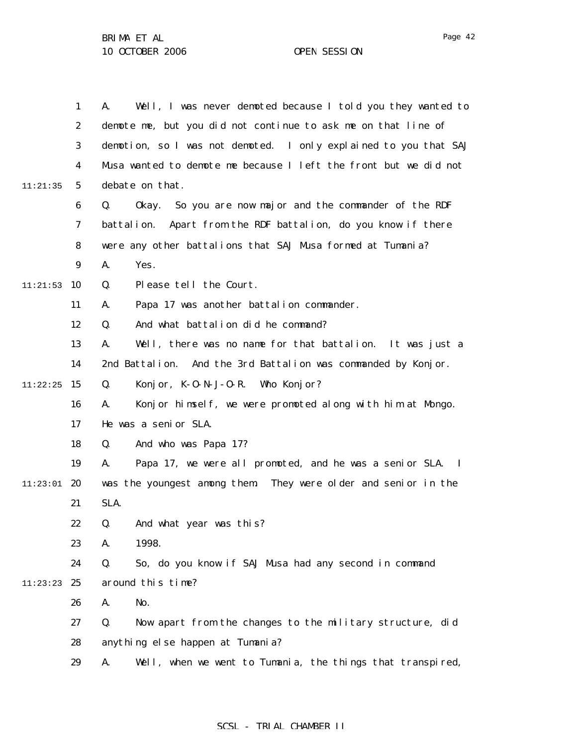A. Well, I was never demoted because I told you they wanted to demote me, but you did not continue to ask me on that line of demotion, so I was not demoted. I only explained to you that SAJ Musa wanted to demote me because I left the front but we did not debate on that.

Q. Okay. So you are now major and the commander of the RDF battalion. Apart from the RDF battalion, do you know if there were any other battalions that SAJ Musa formed at Tumania?

A. Yes.

Q. Please tell the Court.

A. Papa 17 was another battalion commander.

Q. And what battalion did he command?

A. Well, there was no name for that battalion. It was just a 2nd Battalion. And the 3rd Battalion was commanded by Konjor.

Q. Konjor, K-O-N-J-O-R. Who Konjor?

A. Konjor himself, we were promoted along with him at Mongo. He was a senior SLA.

Q. And who was Papa 17?

A. Papa 17, we were all promoted, and he was a senior SLA. I was the youngest among them. They were older and senior in the SLA.

Q. And what year was this?

A. 1998.

Q. So, do you know if SAJ Musa had any second in command around this time?

A. No.

Q. Now apart from the changes to the military structure, did anything else happen at Tumania?

A. Well, when we went to Tumania, the things that transpired,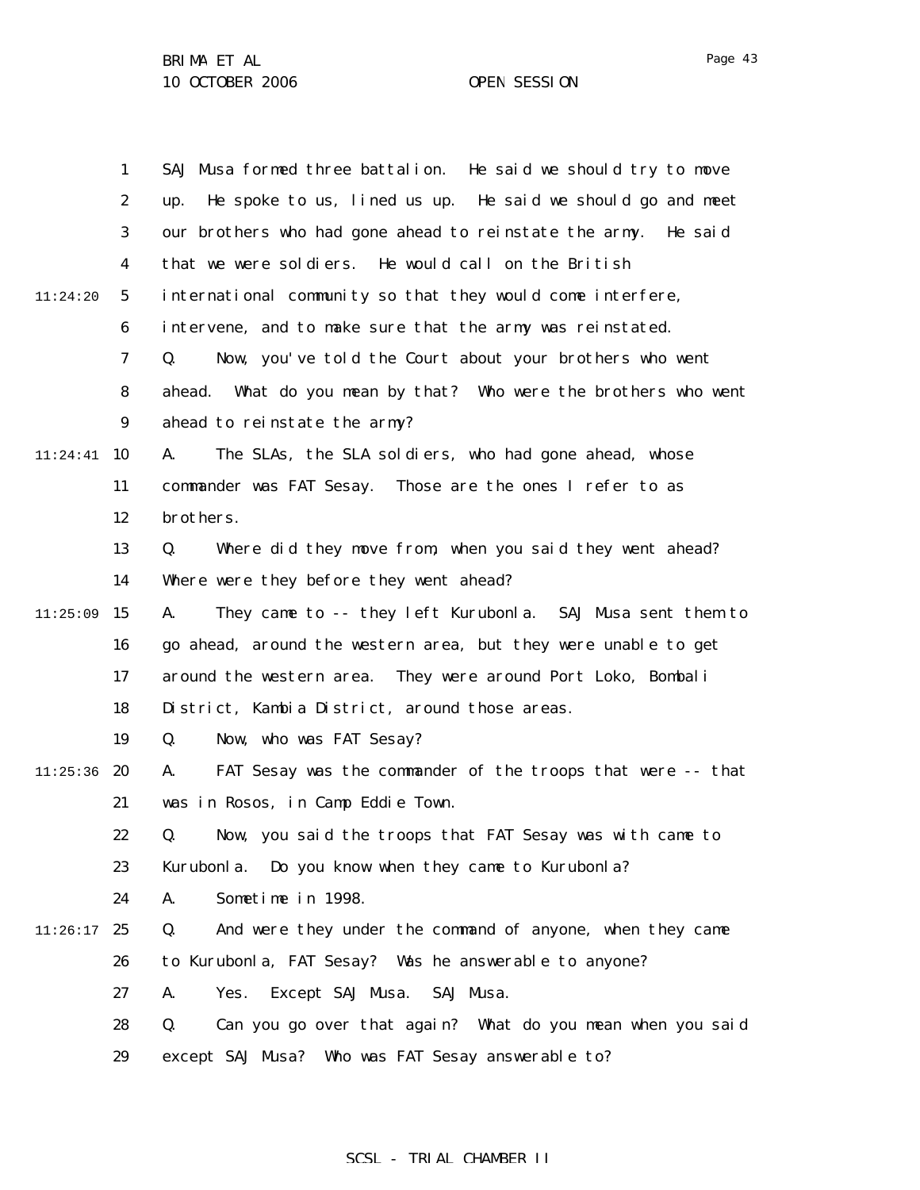SAJ Musa formed three battalion. He said we should try to move up. He spoke to us, lined us up. He said we should go and meet our brothers who had gone ahead to reinstate the army. He said that we were soldiers. He would call on the British international community so that they would come interfere, intervene, and to make sure that the army was reinstated.

Q. Now, you've told the Court about your brothers who went ahead. What do you mean by that? Who were the brothers who went ahead to reinstate the army?

A. The SLAs, the SLA soldiers, who had gone ahead, whose commander was FAT Sesay. Those are the ones I refer to as brothers.

Q. Where did they move from, when you said they went ahead? Where were they before they went ahead?

A. They came to -- they left Kurubonla. SAJ Musa sent them to go ahead, around the western area, but they were unable to get around the western area. They were around Port Loko, Bombali District, Kambia District, around those areas.

Q. Now, who was FAT Sesay?

A. FAT Sesay was the commander of the troops that were -- that was in Rosos, in Camp Eddie Town.

Q. Now, you said the troops that FAT Sesay was with came to Kurubonla. Do you know when they came to Kurubonla?

A. Sometime in 1998.

Q. And were they under the command of anyone, when they came to Kurubonla, FAT Sesay? Was he answerable to anyone?

A. Yes. Except SAJ Musa. SAJ Musa.

Q. Can you go over that again? What do you mean when you said except SAJ Musa? Who was FAT Sesay answerable to?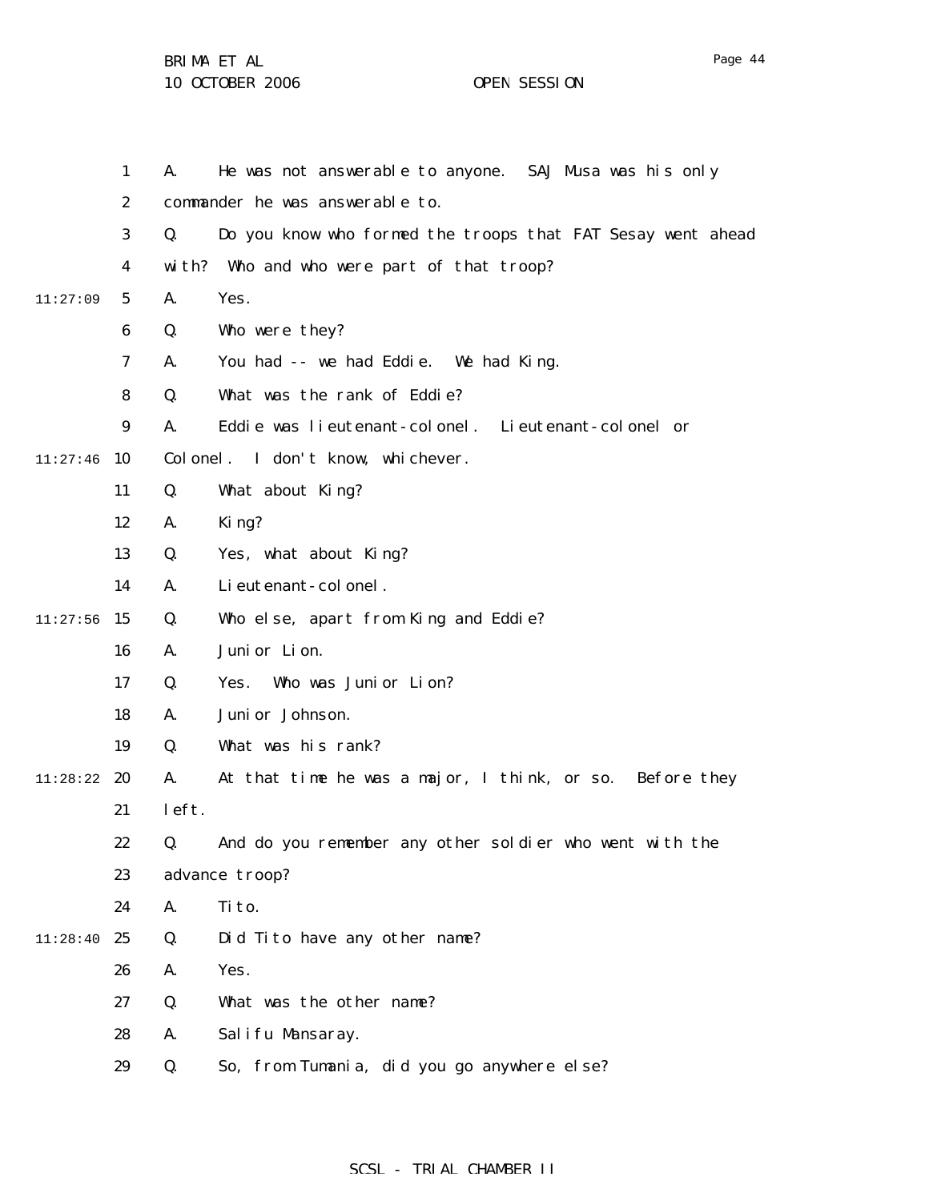A. He was not answerable to anyone. SAJ Musa was his only commander he was answerable to.

Q. Do you know who formed the troops that FAT Sesay went ahead with? Who and who were part of that troop?

A. Yes.

Q. Who were they?

A. You had -- we had Eddie. We had King.

Q. What was the rank of Eddie?

A. Eddie was lieutenant-colonel. Lieutenant-colonel or Colonel. I don't know, whichever.

Q. What about King?

A. King?

Q. Yes, what about King?

A. Lieutenant-colonel.

Q. Who else, apart from King and Eddie?

A. Junior Lion.

Q. Yes. Who was Junior Lion?

A. Junior Johnson.

Q. What was his rank?

A. At that time he was a major, I think, or so. Before they left.

Q. And do you remember any other soldier who went with the advance troop?

A. Tito.

Q. Did Tito have any other name?

A. Yes.

Q. What was the other name?

A. Salifu Mansaray.

Q. So, from Tumania, did you go anywhere else?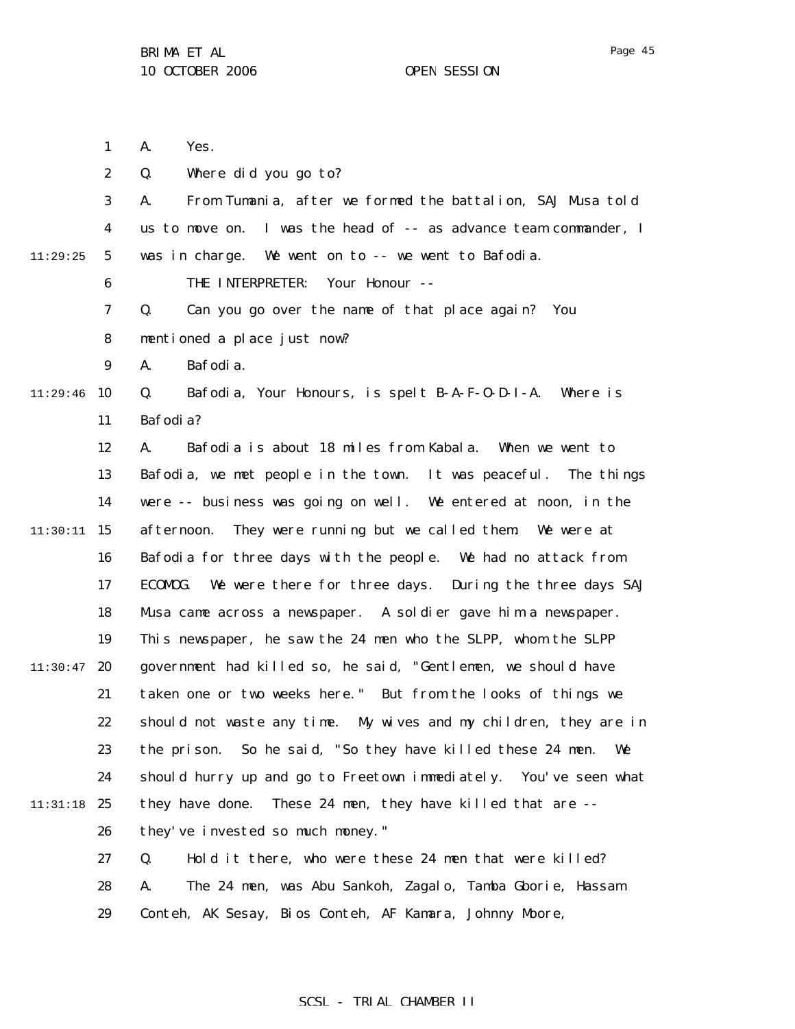A. Yes.

Q. Where did you go to?

A. From Tumania, after we formed the battalion, SAJ Musa told us to move on. I was the head of -- as advance team commander, I was in charge. We went on to -- we went to Bafodia.

THE INTERPRETER: Your Honour --

Q. Can you go over the name of that place again? You mentioned a place just now?

A. Bafodia.

Q. Bafodia, Your Honours, is spelt B-A-F-O-D-I-A. Where is Bafodia?

A. Bafodia is about 18 miles from Kabala. When we went to Bafodia, we met people in the town. It was peaceful. The things were -- business was going on well. We entered at noon, in the afternoon. They were running but we called them. We were at Bafodia for three days with the people. We had no attack from ECOMOG. We were there for three days. During the three days SAJ Musa came across a newspaper. A soldier gave him a newspaper. This newspaper, he saw the 24 men who the SLPP, whom the SLPP government had killed so, he said, "Gentlemen, we should have taken one or two weeks here." But from the looks of things we should not waste any time. My wives and my children, they are in the prison. So he said, "So they have killed these 24 men. We should hurry up and go to Freetown immediately. You've seen what they have done. These 24 men, they have killed that are -- they've invested so much money."

Q. Hold it there, who were these 24 men that were killed?

A. The 24 men, was Abu Sankoh, Zagalo, Tamba Gborie, Hassam Conteh, AK Sesay, Bios Conteh, AF Kamara, Johnny Moore,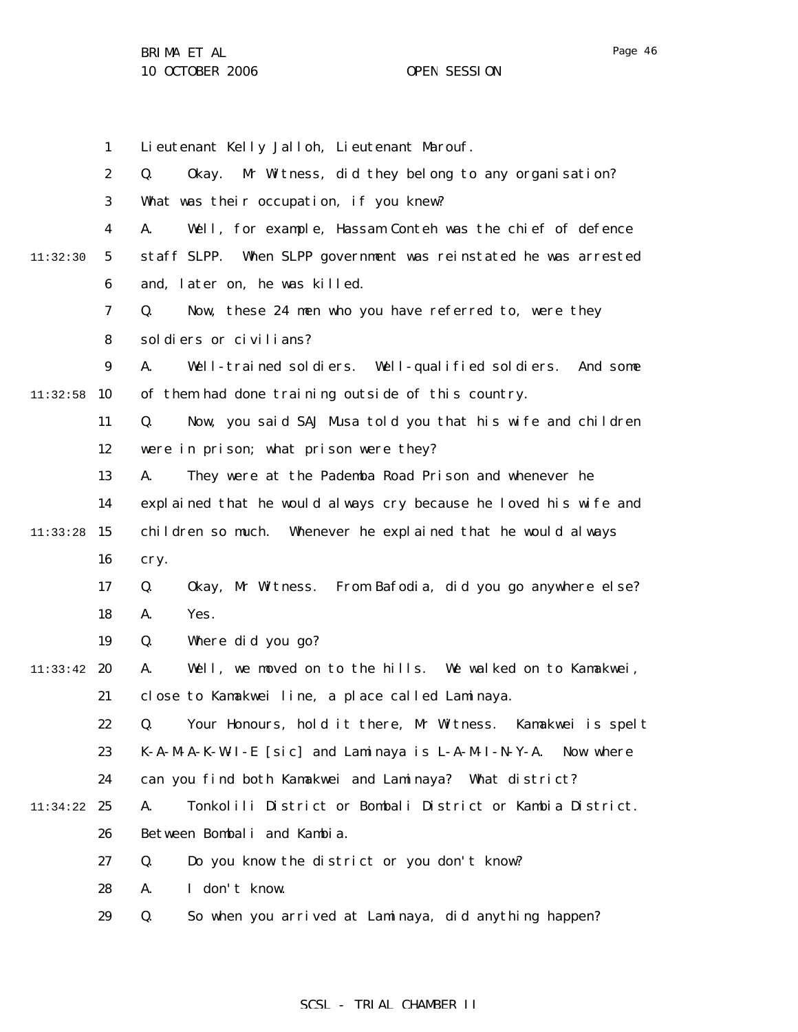1 Lieutenant Kelly Jalloh, Lieutenant Marouf.

2 Q. Okay. Mr Witness, did they belong to any organisation?

3 What was their occupation, if you knew?

4 A. Well, for example, Hassam Conteh was the chief of defence

11:32:30 5 staff SLPP. When SLPP government was reinstated he was arrested

6 and, later on, he was killed.

7 Q. Now, these 24 men who you have referred to, were they

8 soldiers or civilians?

9 A. Well-trained soldiers. Well-qualified soldiers. And some

11:32:58 10 of them had done training outside of this country.

11 Q. Now, you said SAJ Musa told you that his wife and children

12 were in prison; what prison were they?

13 A. They were at the Pademba Road Prison and whenever he

14 explained that he would always cry because he loved his wife and

11:33:28 15 children so much. Whenever he explained that he would always

16 cry.

17 Q. Okay, Mr Witness. From Bafodia, did you go anywhere else?

18 A. Yes.

19 Q. Where did you go?

11:33:42 20 A. Well, we moved on to the hills. We walked on to Kamakwei,

21 close to Kamakwei line, a place called Laminaya.

22 Q. Your Honours, hold it there, Mr Witness. Kamakwei is spelt

23 K-A-M-A-K-W-I-E [sic] and Laminaya is L-A-M-I-N-Y-A. Now where

24 can you find both Kamakwei and Laminaya? What district?

11:34:22 25 A. Tonkolili District or Bombali District or Kambia District.

26 Between Bombali and Kambia.

27 Q. Do you know the district or you don't know?

28 A. I don't know.

29 Q. So when you arrived at Laminaya, did anything happen?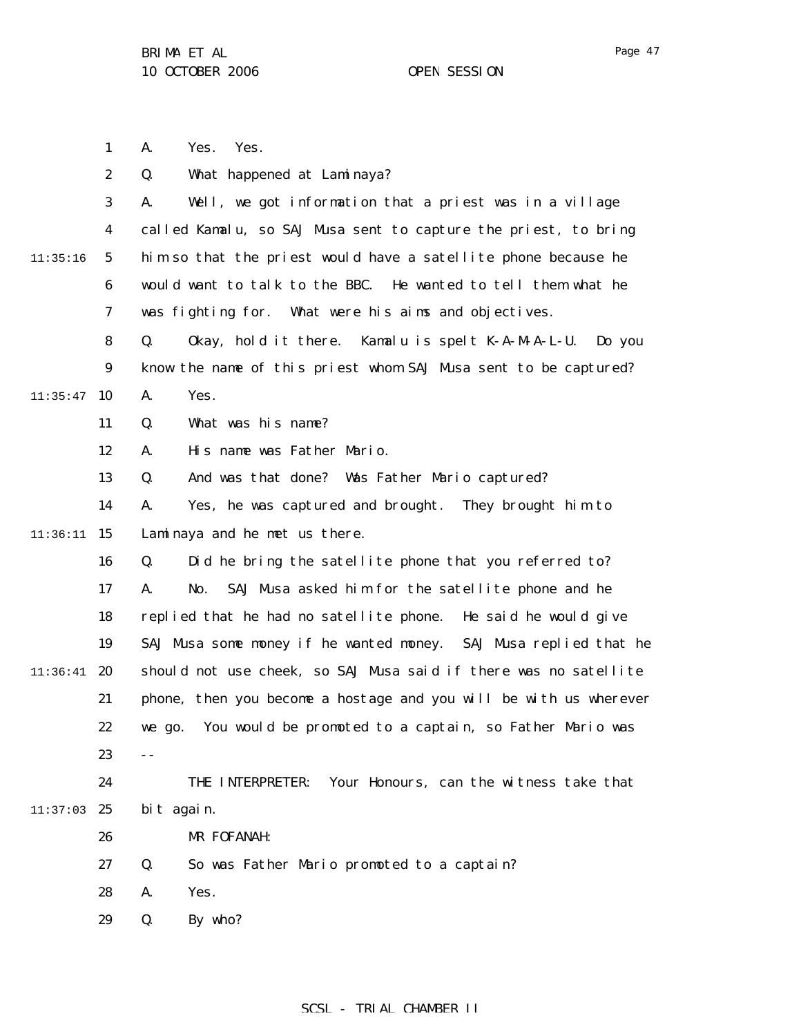A. Yes. Yes.

Q. What happened at Laminaya?

A. Well, we got information that a priest was in a village called Kamalu, so SAJ Musa sent to capture the priest, to bring him so that the priest would have a satellite phone because he would want to talk to the BBC. He wanted to tell them what he was fighting for. What were his aims and objectives.

Q. Okay, hold it there. Kamalu is spelt K-A-M-A-L-U. Do you know the name of this priest whom SAJ Musa sent to be captured?

A. Yes.

Q. What was his name?

A. His name was Father Mario.

Q. And was that done? Was Father Mario captured?

A. Yes, he was captured and brought. They brought him to Laminaya and he met us there.

Q. Did he bring the satellite phone that you referred to?

A. No. SAJ Musa asked him for the satellite phone and he replied that he had no satellite phone. He said he would give SAJ Musa some money if he wanted money. SAJ Musa replied that he should not use cheek, so SAJ Musa said if there was no satellite phone, then you become a hostage and you will be with us wherever we go. You would be promoted to a captain, so Father Mario was --

THE INTERPRETER: Your Honours, can the witness take that bit again.

MR FOFANAH:

Q. So was Father Mario promoted to a captain?

A. Yes.

Q. By who?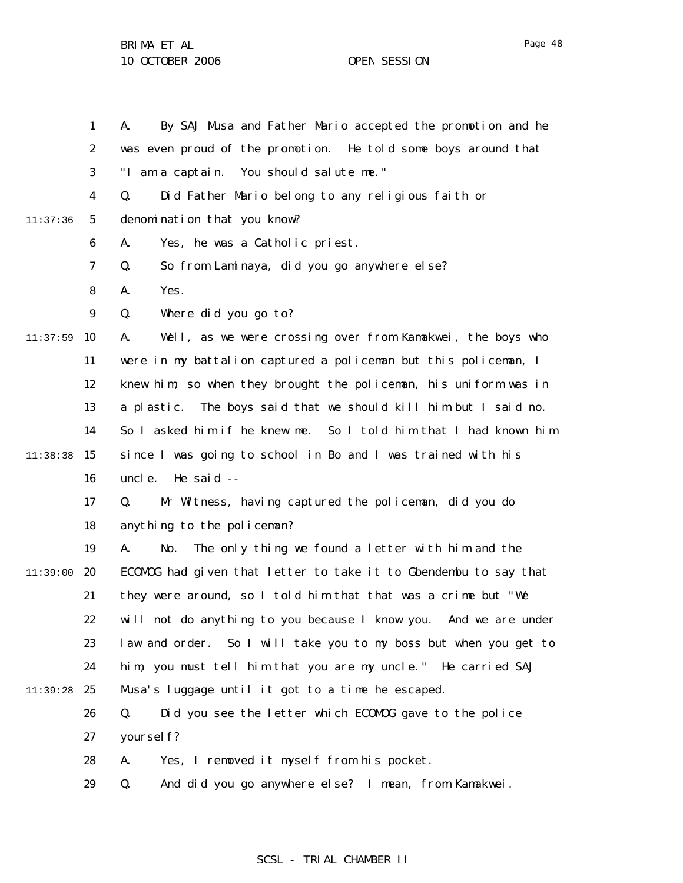A. By SAJ Musa and Father Mario accepted the promotion and he was even proud of the promotion. He told some boys around that "I am a captain. You should salute me."

Q. Did Father Mario belong to any religious faith or denomination that you know?

A. Yes, he was a Catholic priest.

Q. So from Laminaya, did you go anywhere else?

A. Yes.

Q. Where did you go to?

A. Well, as we were crossing over from Kamakwei, the boys who were in my battalion captured a policeman but this policeman, I knew him, so when they brought the policeman, his uniform was in a plastic. The boys said that we should kill him but I said no. So I asked him if he knew me. So I told him that I had known him since I was going to school in Bo and I was trained with his uncle. He said --

Q. Mr Witness, having captured the policeman, did you do anything to the policeman?

A. No. The only thing we found a letter with him and the ECOMOG had given that letter to take it to Gbendembu to say that they were around, so I told him that that was a crime but "We will not do anything to you because I know you. And we are under law and order. So I will take you to my boss but when you get to him, you must tell him that you are my uncle." He carried SAJ Musa's luggage until it got to a time he escaped.

Q. Did you see the letter which ECOMOG gave to the police yourself?

A. Yes, I removed it myself from his pocket.

Q. And did you go anywhere else? I mean, from Kamakwei.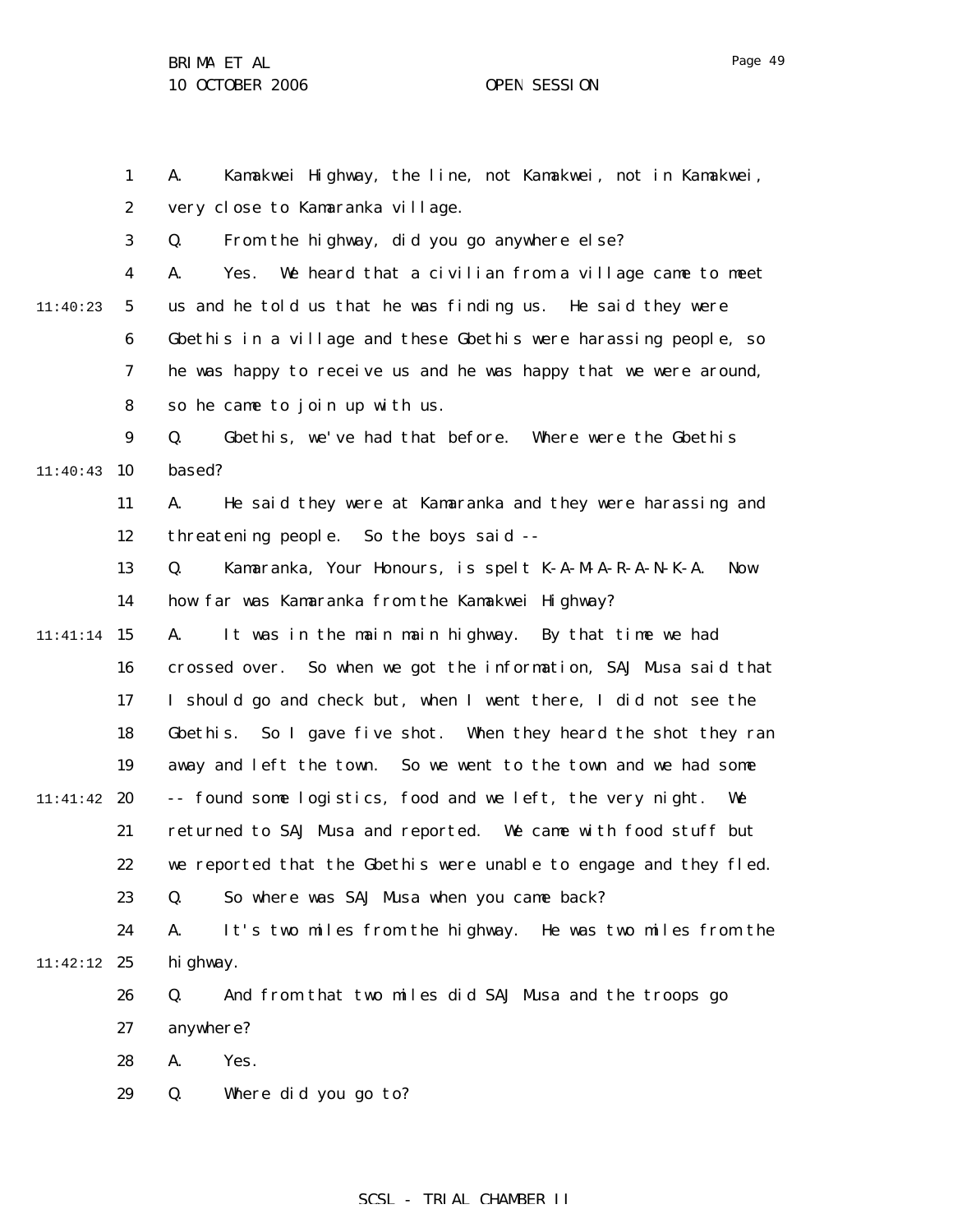A. Kamakwei Highway, the line, not Kamakwei, not in Kamakwei, very close to Kamaranka village.

Q. From the highway, did you go anywhere else?

A. Yes. We heard that a civilian from a village came to meet us and he told us that he was finding us. He said they were Gbethis in a village and these Gbethis were harassing people, so he was happy to receive us and he was happy that we were around, so he came to join up with us.

Q. Gbethis, we've had that before. Where were the Gbethis based?

A. He said they were at Kamaranka and they were harassing and threatening people. So the boys said --

Q. Kamaranka, Your Honours, is spelt K-A-M-A-R-A-N-K-A. Now how far was Kamaranka from the Kamakwei Highway?

A. It was in the main main highway. By that time we had crossed over. So when we got the information, SAJ Musa said that I should go and check but, when I went there, I did not see the Gbethis. So I gave five shot. When they heard the shot they ran away and left the town. So we went to the town and we had some -- found some logistics, food and we left, the very night. We returned to SAJ Musa and reported. We came with food stuff but we reported that the Gbethis were unable to engage and they fled.

Q. So where was SAJ Musa when you came back?

A. It's two miles from the highway. He was two miles from the highway.

Q. And from that two miles did SAJ Musa and the troops go anywhere?

A. Yes.

Q. Where did you go to?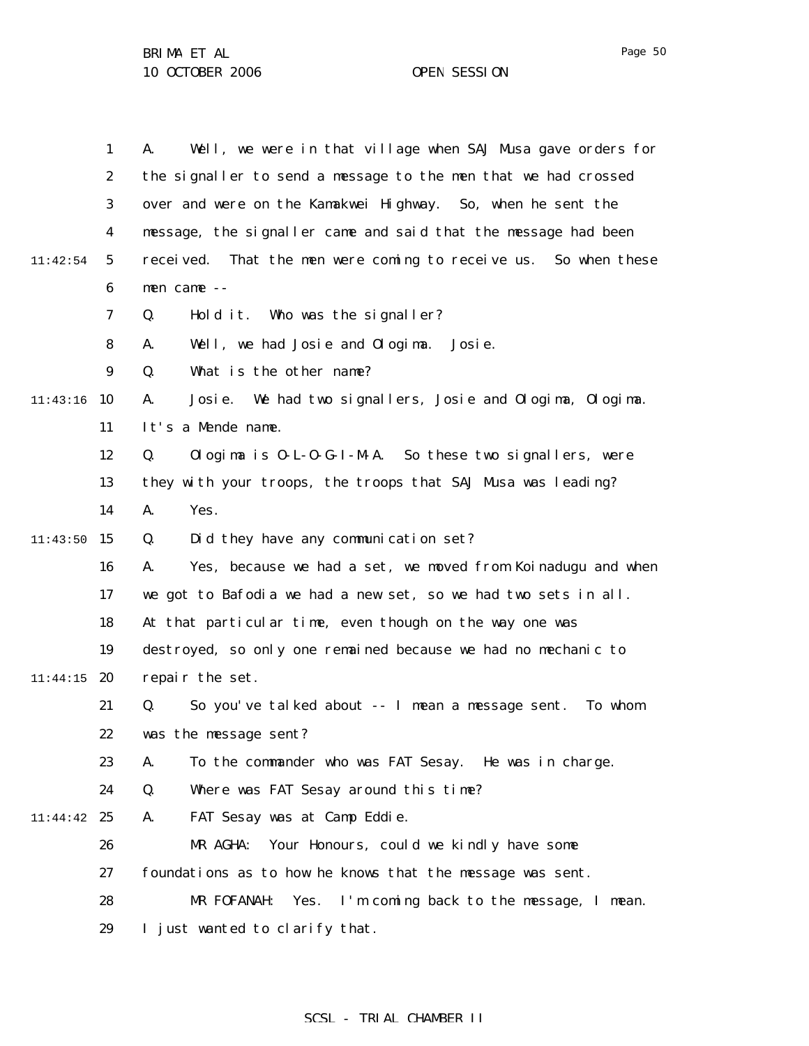A. Well, we were in that village when SAJ Musa gave orders for the signaller to send a message to the men that we had crossed over and were on the Kamakwei Highway. So, when he sent the message, the signaller came and said that the message had been received. That the men were coming to receive us. So when these men came --

Q. Hold it. Who was the signaller?

A. Well, we had Josie and Ologima. Josie.

Q. What is the other name?

A. Josie. We had two signallers, Josie and Ologima, Ologima. It's a Mende name.

Q. Ologima is O-L-O-G-I-M-A. So these two signallers, were they with your troops, the troops that SAJ Musa was leading?

A. Yes.

Q. Did they have any communication set?

A. Yes, because we had a set, we moved from Koinadugu and when we got to Bafodia we had a new set, so we had two sets in all. At that particular time, even though on the way one was destroyed, so only one remained because we had no mechanic to repair the set.

Q. So you've talked about -- I mean a message sent. To whom was the message sent?

A. To the commander who was FAT Sesay. He was in charge.

Q. Where was FAT Sesay around this time?

A. FAT Sesay was at Camp Eddie.

MR AGHA: Your Honours, could we kindly have some foundations as to how he knows that the message was sent.

MR FOFANAH: Yes. I'm coming back to the message, I mean. I just wanted to clarify that.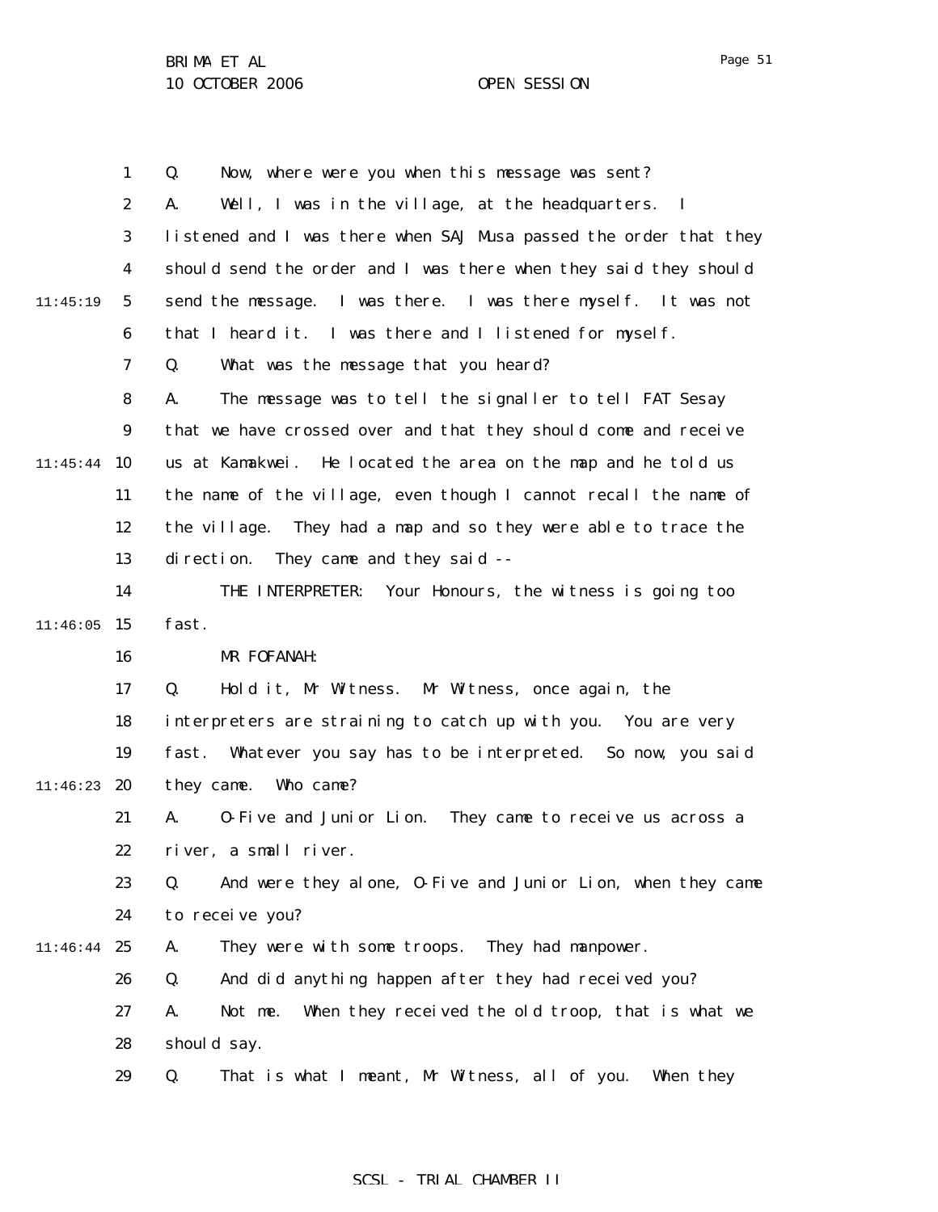Q. Now, where were you when this message was sent?

A. Well, I was in the village, at the headquarters. I listened and I was there when SAJ Musa passed the order that they should send the order and I was there when they said they should send the message. I was there. I was there myself. It was not that I heard it. I was there and I listened for myself.

Q. What was the message that you heard?

A. The message was to tell the signaller to tell FAT Sesay that we have crossed over and that they should come and receive us at Kamakwei. He located the area on the map and he told us the name of the village, even though I cannot recall the name of the village. They had a map and so they were able to trace the direction. They came and they said --

THE INTERPRETER: Your Honours, the witness is going too fast.

MR FOFANAH:

Q. Hold it, Mr Witness. Mr Witness, once again, the interpreters are straining to catch up with you. You are very fast. Whatever you say has to be interpreted. So now, you said they came. Who came?

A. O-Five and Junior Lion. They came to receive us across a river, a small river.

Q. And were they alone, O-Five and Junior Lion, when they came to receive you?

A. They were with some troops. They had manpower.

Q. And did anything happen after they had received you?

A. Not me. When they received the old troop, that is what we should say.

Q. That is what I meant, Mr Witness, all of you. When they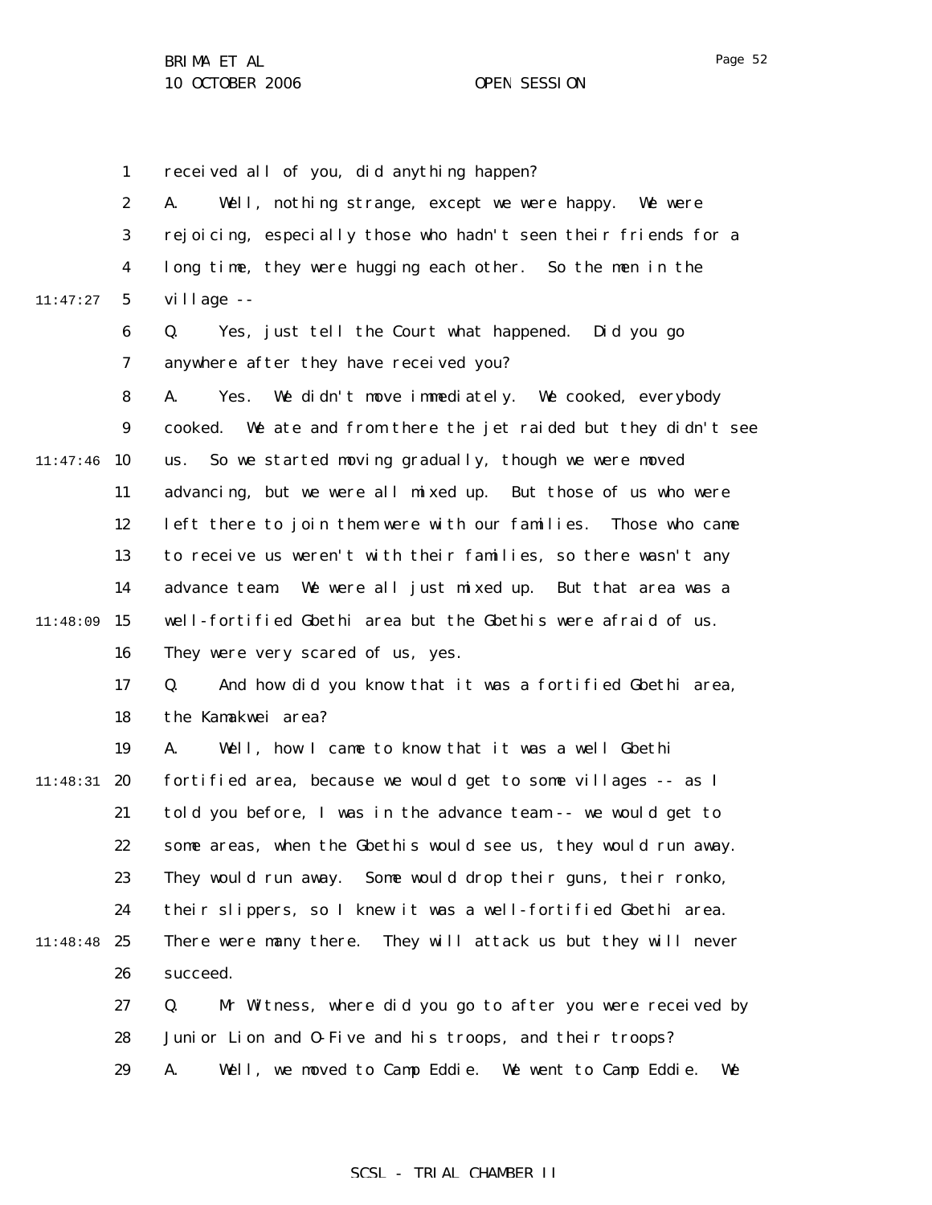received all of you, did anything happen?

A. Well, nothing strange, except we were happy. We were rejoicing, especially those who hadn't seen their friends for a long time, they were hugging each other. So the men in the village --

Q. Yes, just tell the Court what happened. Did you go anywhere after they have received you?

A. Yes. We didn't move immediately. We cooked, everybody cooked. We ate and from there the jet raided but they didn't see us. So we started moving gradually, though we were moved advancing, but we were all mixed up. But those of us who were left there to join them were with our families. Those who came to receive us weren't with their families, so there wasn't any advance team. We were all just mixed up. But that area was a well-fortified Gbethi area but the Gbethis were afraid of us. They were very scared of us, yes.

Q. And how did you know that it was a fortified Gbethi area, the Kamakwei area?

A. Well, how I came to know that it was a well Gbethi fortified area, because we would get to some villages -- as I told you before, I was in the advance team -- we would get to some areas, when the Gbethis would see us, they would run away. They would run away. Some would drop their guns, their ronko, their slippers, so I knew it was a well-fortified Gbethi area. There were many there. They will attack us but they will never succeed.

Q. Mr Witness, where did you go to after you were received by Junior Lion and O-Five and his troops, and their troops?

A. Well, we moved to Camp Eddie. We went to Camp Eddie. We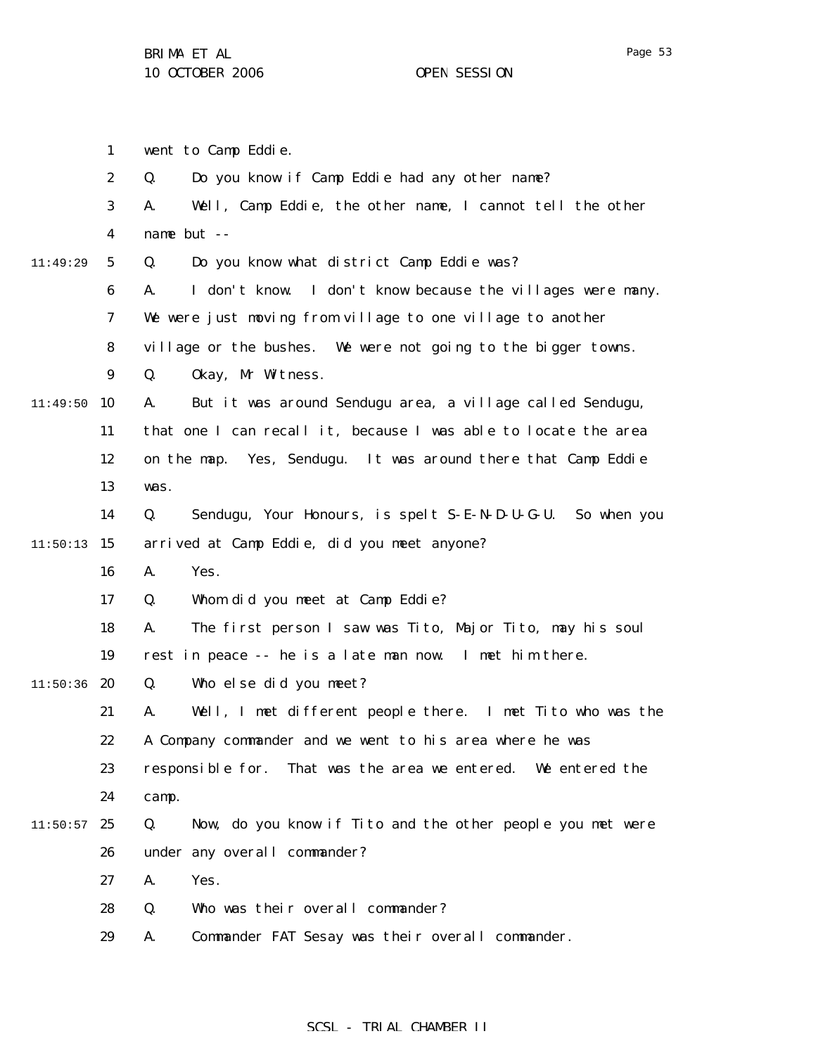went to Camp Eddie.

Q. Do you know if Camp Eddie had any other name?

A. Well, Camp Eddie, the other name, I cannot tell the other name but --

Q. Do you know what district Camp Eddie was?

A. I don't know. I don't know because the villages were many. We were just moving from village to one village to another village or the bushes. We were not going to the bigger towns.

Q. Okay, Mr Witness.

A. But it was around Sendugu area, a village called Sendugu, that one I can recall it, because I was able to locate the area on the map. Yes, Sendugu. It was around there that Camp Eddie was.

Q. Sendugu, Your Honours, is spelt S-E-N-D-U-G-U. So when you arrived at Camp Eddie, did you meet anyone?

A. Yes.

Q. Whom did you meet at Camp Eddie?

A. The first person I saw was Tito, Major Tito, may his soul rest in peace -- he is a late man now. I met him there.

Q. Who else did you meet?

A. Well, I met different people there. I met Tito who was the A Company commander and we went to his area where he was responsible for. That was the area we entered. We entered the camp.

Q. Now, do you know if Tito and the other people you met were under any overall commander?

A. Yes.

Q. Who was their overall commander?

A. Commander FAT Sesay was their overall commander.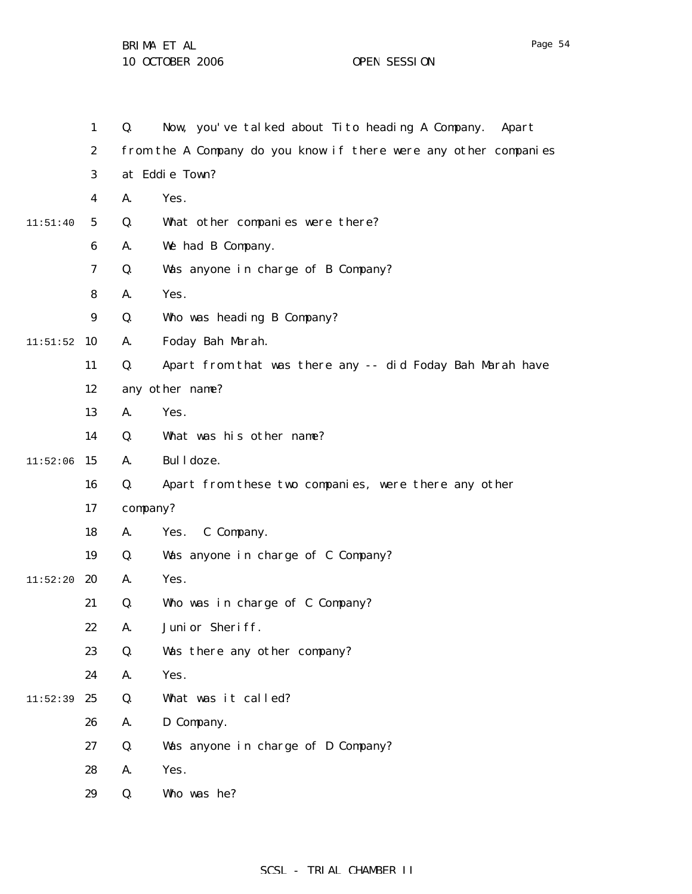1 Q. Now, you've talked about Tito heading A Company. Apart
2 from the A Company do you know if there were any other companies
3 at Eddie Town?
4 A. Yes.
11:51:40 5 Q. What other companies were there?
6 A. We had B Company.
7 Q. Was anyone in charge of B Company?
8 A. Yes.
9 Q. Who was heading B Company?
11:51:52 10 A. Foday Bah Marah.
11 Q. Apart from that was there any -- did Foday Bah Marah have
12 any other name?
13 A. Yes.
14 Q. What was his other name?
11:52:06 15 A. Bulldoze.
16 Q. Apart from these two companies, were there any other
17 company?
18 A. Yes. C Company.
19 Q. Was anyone in charge of C Company?
11:52:20 20 A. Yes.
21 Q. Who was in charge of C Company?
22 A. Junior Sheriff.
23 Q. Was there any other company?
24 A. Yes.
11:52:39 25 Q. What was it called?
26 A. D Company.
27 Q. Was anyone in charge of D Company?
28 A. Yes.
29 Q. Who was he?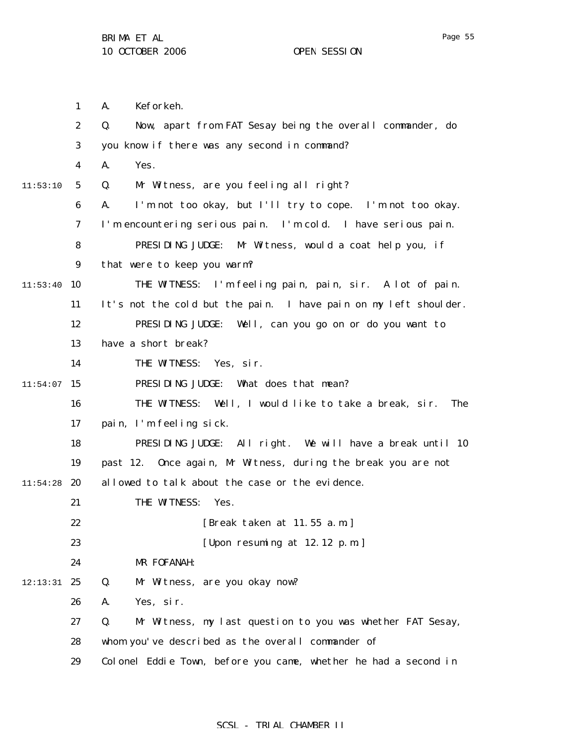A. Keforkeh.

Q. Now, apart from FAT Sesay being the overall commander, do you know if there was any second in command?

A. Yes.

Q. Mr Witness, are you feeling all right?

A. I'm not too okay, but I'll try to cope. I'm not too okay. I'm encountering serious pain. I'm cold. I have serious pain.

PRESIDING JUDGE: Mr Witness, would a coat help you, if that were to keep you warm?

THE WITNESS: I'm feeling pain, pain, sir. A lot of pain. It's not the cold but the pain. I have pain on my left shoulder.

PRESIDING JUDGE: Well, can you go on or do you want to have a short break?

THE WITNESS: Yes, sir.

PRESIDING JUDGE: What does that mean?

THE WITNESS: Well, I would like to take a break, sir. The pain, I'm feeling sick.

PRESIDING JUDGE: All right. We will have a break until 10 past 12. Once again, Mr Witness, during the break you are not allowed to talk about the case or the evidence.

THE WITNESS: Yes.

[Break taken at 11.55 a.m.]

[Upon resuming at 12.12 p.m.]

MR FOFANAH:

Q. Mr Witness, are you okay now?

A. Yes, sir.

Q. Mr Witness, my last question to you was whether FAT Sesay, whom you've described as the overall commander of Colonel Eddie Town, before you came, whether he had a second in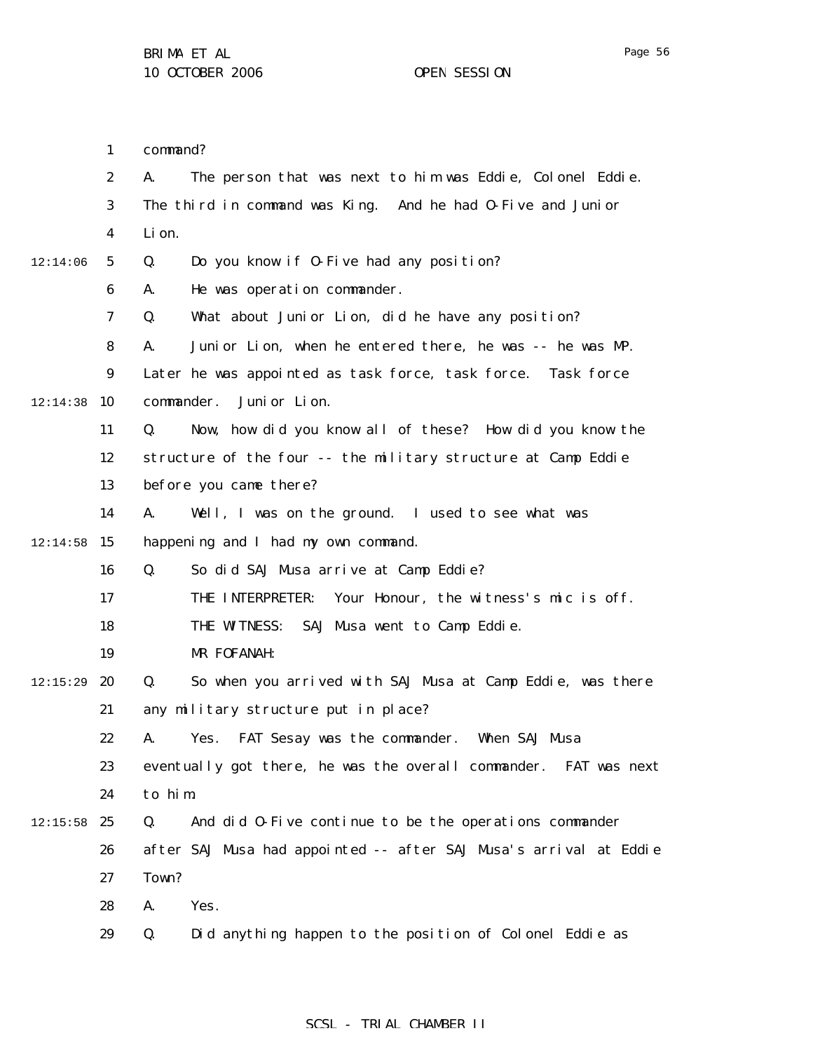command?

A. The person that was next to him was Eddie, Colonel Eddie. The third in command was King. And he had O-Five and Junior Lion.

Q. Do you know if O-Five had any position?

A. He was operation commander.

Q. What about Junior Lion, did he have any position?

A. Junior Lion, when he entered there, he was -- he was MP. Later he was appointed as task force, task force. Task force commander. Junior Lion.

Q. Now, how did you know all of these? How did you know the structure of the four -- the military structure at Camp Eddie before you came there?

A. Well, I was on the ground. I used to see what was happening and I had my own command.

Q. So did SAJ Musa arrive at Camp Eddie?

THE INTERPRETER: Your Honour, the witness's mic is off.

THE WITNESS: SAJ Musa went to Camp Eddie.

MR FOFANAH:

Q. So when you arrived with SAJ Musa at Camp Eddie, was there any military structure put in place?

A. Yes. FAT Sesay was the commander. When SAJ Musa eventually got there, he was the overall commander. FAT was next to him.

Q. And did O-Five continue to be the operations commander after SAJ Musa had appointed -- after SAJ Musa's arrival at Eddie Town?

A. Yes.

Q. Did anything happen to the position of Colonel Eddie as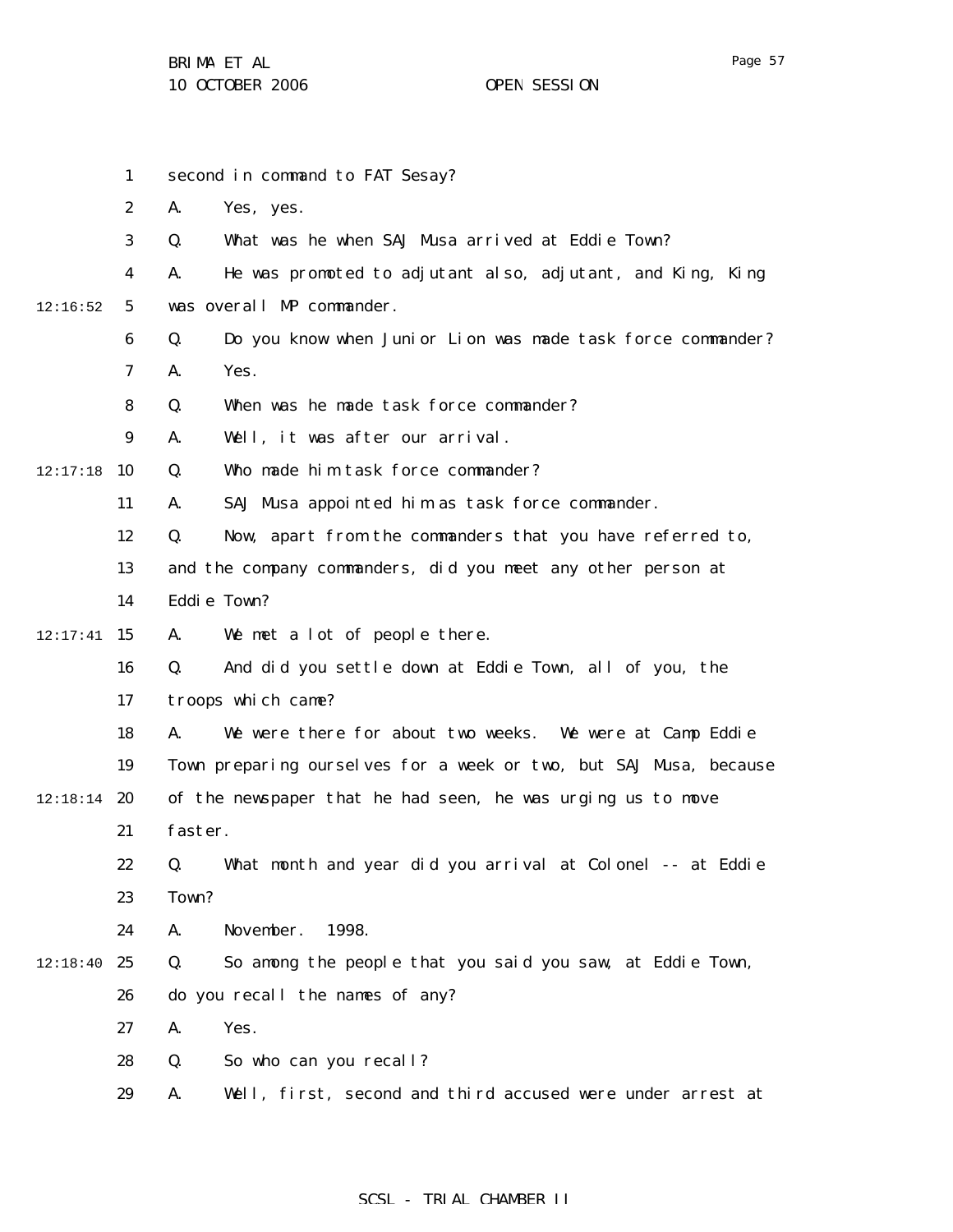second in command to FAT Sesay?

A. Yes, yes.

Q. What was he when SAJ Musa arrived at Eddie Town?

A. He was promoted to adjutant also, adjutant, and King, King was overall MP commander.

Q. Do you know when Junior Lion was made task force commander?

A. Yes.

Q. When was he made task force commander?

A. Well, it was after our arrival.

Q. Who made him task force commander?

A. SAJ Musa appointed him as task force commander.

Q. Now, apart from the commanders that you have referred to, and the company commanders, did you meet any other person at Eddie Town?

A. We met a lot of people there.

Q. And did you settle down at Eddie Town, all of you, the troops which came?

A. We were there for about two weeks. We were at Camp Eddie Town preparing ourselves for a week or two, but SAJ Musa, because of the newspaper that he had seen, he was urging us to move faster.

Q. What month and year did you arrival at Colonel -- at Eddie Town?

A. November. 1998.

Q. So among the people that you said you saw, at Eddie Town, do you recall the names of any?

A. Yes.

Q. So who can you recall?

A. Well, first, second and third accused were under arrest at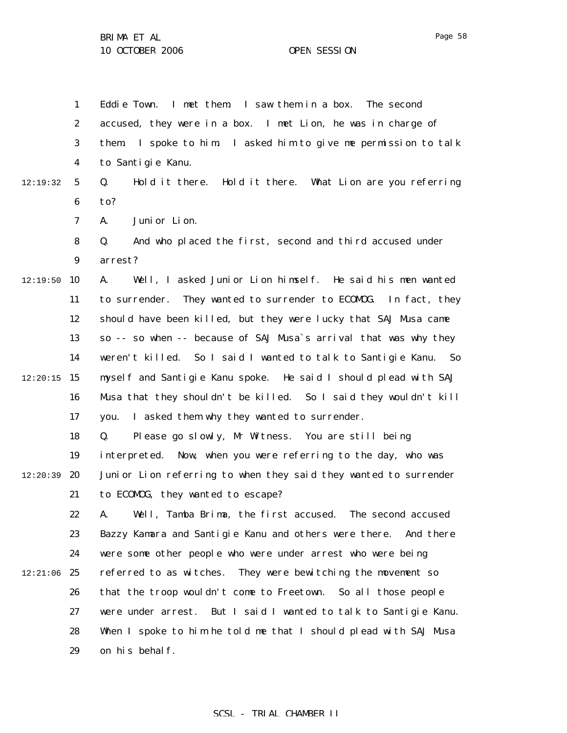Eddie Town. I met them. I saw them in a box. The second accused, they were in a box. I met Lion, he was in charge of them. I spoke to him. I asked him to give me permission to talk to Santigie Kanu.

Q. Hold it there. Hold it there. What Lion are you referring to?

A. Junior Lion.

Q. And who placed the first, second and third accused under arrest?

A. Well, I asked Junior Lion himself. He said his men wanted to surrender. They wanted to surrender to ECOMOG. In fact, they should have been killed, but they were lucky that SAJ Musa came so -- so when -- because of SAJ Musa`s arrival that was why they weren't killed. So I said I wanted to talk to Santigie Kanu. So myself and Santigie Kanu spoke. He said I should plead with SAJ Musa that they shouldn't be killed. So I said they wouldn't kill you. I asked them why they wanted to surrender.

Q. Please go slowly, Mr Witness. You are still being interpreted. Now, when you were referring to the day, who was Junior Lion referring to when they said they wanted to surrender to ECOMOG, they wanted to escape?

A. Well, Tamba Brima, the first accused. The second accused Bazzy Kamara and Santigie Kanu and others were there. And there were some other people who were under arrest who were being referred to as witches. They were bewitching the movement so that the troop wouldn't come to Freetown. So all those people were under arrest. But I said I wanted to talk to Santigie Kanu. When I spoke to him he told me that I should plead with SAJ Musa on his behalf.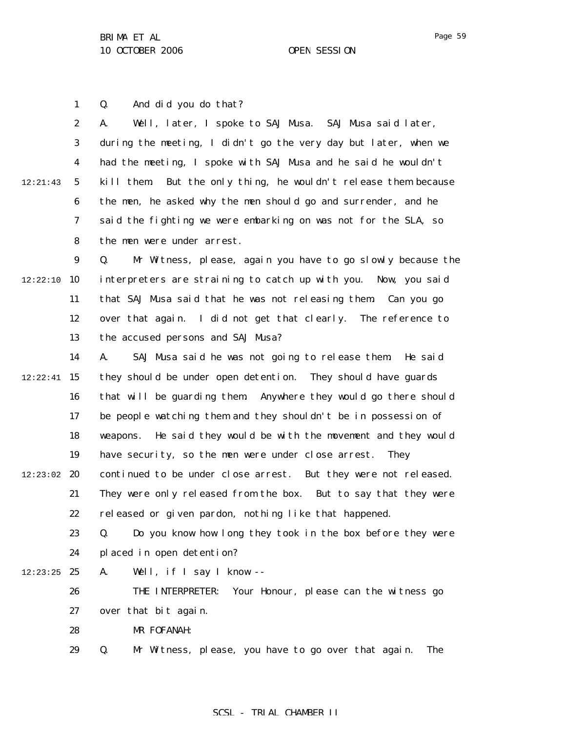Q. And did you do that?

A. Well, later, I spoke to SAJ Musa. SAJ Musa said later, during the meeting, I didn't go the very day but later, when we had the meeting, I spoke with SAJ Musa and he said he wouldn't kill them. But the only thing, he wouldn't release them because the men, he asked why the men should go and surrender, and he said the fighting we were embarking on was not for the SLA, so the men were under arrest.

Q. Mr Witness, please, again you have to go slowly because the interpreters are straining to catch up with you. Now, you said that SAJ Musa said that he was not releasing them. Can you go over that again. I did not get that clearly. The reference to the accused persons and SAJ Musa?

A. SAJ Musa said he was not going to release them. He said they should be under open detention. They should have guards that will be guarding them. Anywhere they would go there should be people watching them and they shouldn't be in possession of weapons. He said they would be with the movement and they would have security, so the men were under close arrest. They continued to be under close arrest. But they were not released. They were only released from the box. But to say that they were released or given pardon, nothing like that happened.

Q. Do you know how long they took in the box before they were placed in open detention?

A. Well, if I say I know --

THE INTERPRETER: Your Honour, please can the witness go over that bit again.

MR FOFANAH:

Q. Mr Witness, please, you have to go over that again. The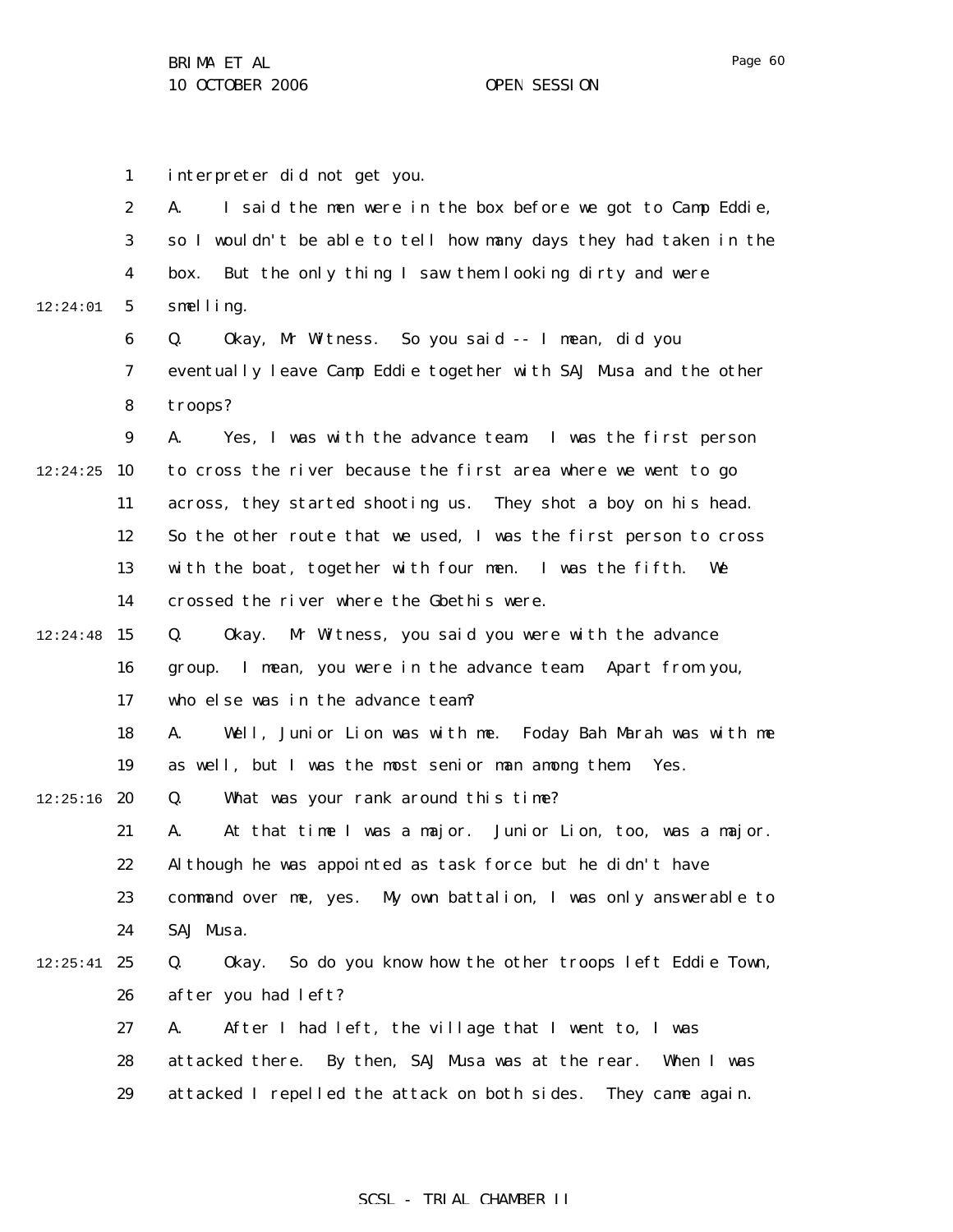interpreter did not get you.

A. I said the men were in the box before we got to Camp Eddie, so I wouldn't be able to tell how many days they had taken in the box. But the only thing I saw them looking dirty and were smelling.

Q. Okay, Mr Witness. So you said -- I mean, did you eventually leave Camp Eddie together with SAJ Musa and the other troops?

A. Yes, I was with the advance team. I was the first person to cross the river because the first area where we went to go across, they started shooting us. They shot a boy on his head. So the other route that we used, I was the first person to cross with the boat, together with four men. I was the fifth. We crossed the river where the Gbethis were.

Q. Okay. Mr Witness, you said you were with the advance group. I mean, you were in the advance team. Apart from you, who else was in the advance team?

A. Well, Junior Lion was with me. Foday Bah Marah was with me as well, but I was the most senior man among them. Yes.

Q. What was your rank around this time?

A. At that time I was a major. Junior Lion, too, was a major. Although he was appointed as task force but he didn't have command over me, yes. My own battalion, I was only answerable to SAJ Musa.

Q. Okay. So do you know how the other troops left Eddie Town, after you had left?

A. After I had left, the village that I went to, I was attacked there. By then, SAJ Musa was at the rear. When I was attacked I repelled the attack on both sides. They came again.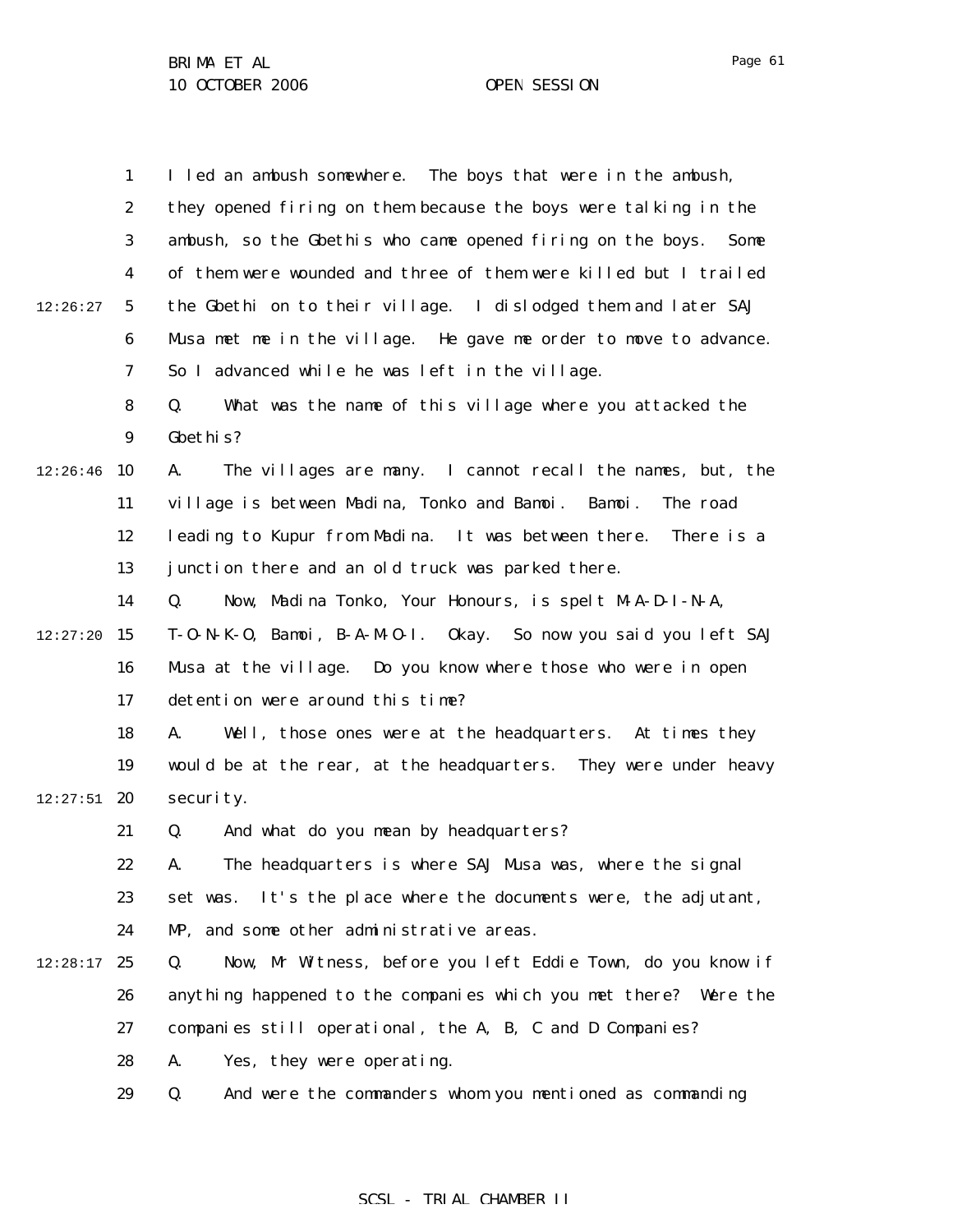I led an ambush somewhere. The boys that were in the ambush, they opened firing on them because the boys were talking in the ambush, so the Gbethis who came opened firing on the boys. Some of them were wounded and three of them were killed but I trailed the Gbethi on to their village. I dislodged them and later SAJ Musa met me in the village. He gave me order to move to advance. So I advanced while he was left in the village.

Q. What was the name of this village where you attacked the Gbethis?

A. The villages are many. I cannot recall the names, but, the village is between Madina, Tonko and Bamoi. Bamoi. The road leading to Kupur from Madina. It was between there. There is a junction there and an old truck was parked there.

Q. Now, Madina Tonko, Your Honours, is spelt M-A-D-I-N-A, T-O-N-K-O, Bamoi, B-A-M-O-I. Okay. So now you said you left SAJ Musa at the village. Do you know where those who were in open detention were around this time?

A. Well, those ones were at the headquarters. At times they would be at the rear, at the headquarters. They were under heavy security.

Q. And what do you mean by headquarters?

A. The headquarters is where SAJ Musa was, where the signal set was. It's the place where the documents were, the adjutant, MP, and some other administrative areas.

Q. Now, Mr Witness, before you left Eddie Town, do you know if anything happened to the companies which you met there? Were the companies still operational, the A, B, C and D Companies?

A. Yes, they were operating.

Q. And were the commanders whom you mentioned as commanding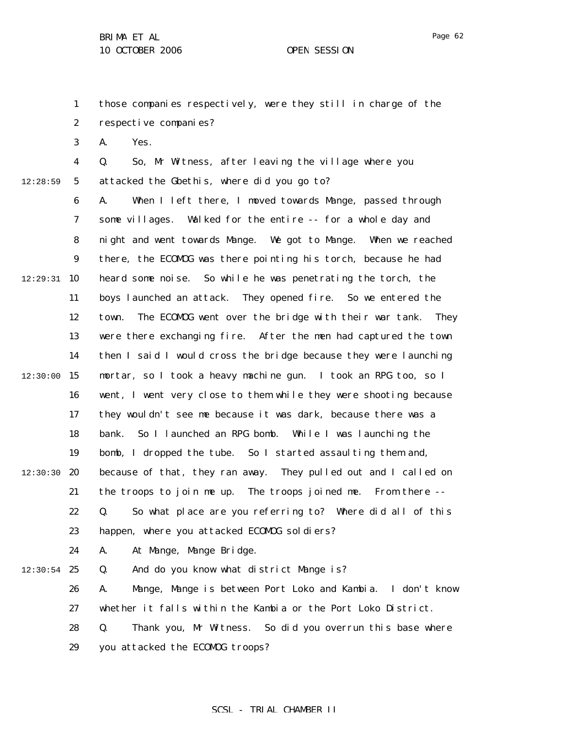those companies respectively, were they still in charge of the respective companies?

A. Yes.

Q. So, Mr Witness, after leaving the village where you attacked the Gbethis, where did you go to?

A. When I left there, I moved towards Mange, passed through some villages. Walked for the entire -- for a whole day and night and went towards Mange. We got to Mange. When we reached there, the ECOMOG was there pointing his torch, because he had heard some noise. So while he was penetrating the torch, the boys launched an attack. They opened fire. So we entered the town. The ECOMOG went over the bridge with their war tank. They were there exchanging fire. After the men had captured the town then I said I would cross the bridge because they were launching mortar, so I took a heavy machine gun. I took an RPG too, so I went, I went very close to them while they were shooting because they wouldn't see me because it was dark, because there was a bank. So I launched an RPG bomb. While I was launching the bomb, I dropped the tube. So I started assaulting them and, because of that, they ran away. They pulled out and I called on the troops to join me up. The troops joined me. From there --

Q. So what place are you referring to? Where did all of this happen, where you attacked ECOMOG soldiers?

A. At Mange, Mange Bridge.

Q. And do you know what district Mange is?

A. Mange, Mange is between Port Loko and Kambia. I don't know whether it falls within the Kambia or the Port Loko District.

Q. Thank you, Mr Witness. So did you overrun this base where you attacked the ECOMOG troops?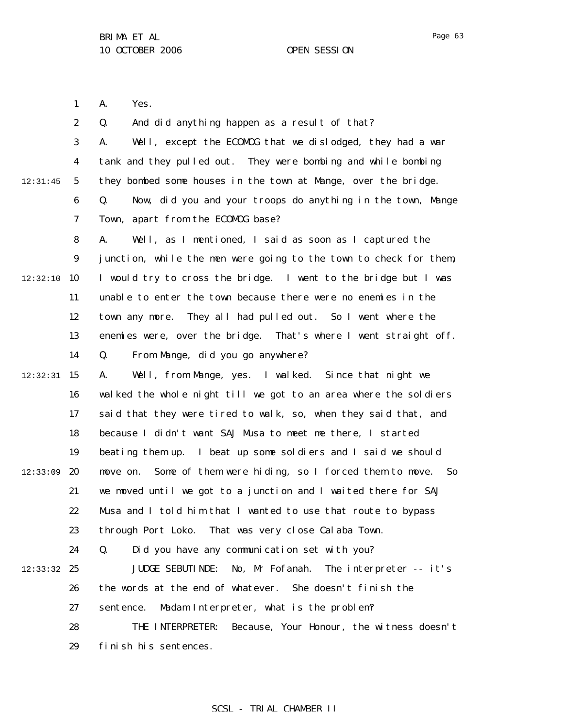A. Yes.

Q. And did anything happen as a result of that?

A. Well, except the ECOMOG that we dislodged, they had a war tank and they pulled out. They were bombing and while bombing they bombed some houses in the town at Mange, over the bridge.

Q. Now, did you and your troops do anything in the town, Mange Town, apart from the ECOMOG base?

A. Well, as I mentioned, I said as soon as I captured the junction, while the men were going to the town to check for them, I would try to cross the bridge. I went to the bridge but I was unable to enter the town because there were no enemies in the town any more. They all had pulled out. So I went where the enemies were, over the bridge. That's where I went straight off.

Q. From Mange, did you go anywhere?

A. Well, from Mange, yes. I walked. Since that night we walked the whole night till we got to an area where the soldiers said that they were tired to walk, so, when they said that, and because I didn't want SAJ Musa to meet me there, I started beating them up. I beat up some soldiers and I said we should move on. Some of them were hiding, so I forced them to move. So we moved until we got to a junction and I waited there for SAJ Musa and I told him that I wanted to use that route to bypass through Port Loko. That was very close Calaba Town.

Q. Did you have any communication set with you?

JUDGE SEBUTINDE: No, Mr Fofanah. The interpreter -- it's the words at the end of whatever. She doesn't finish the sentence. Madam Interpreter, what is the problem?

THE INTERPRETER: Because, Your Honour, the witness doesn't finish his sentences.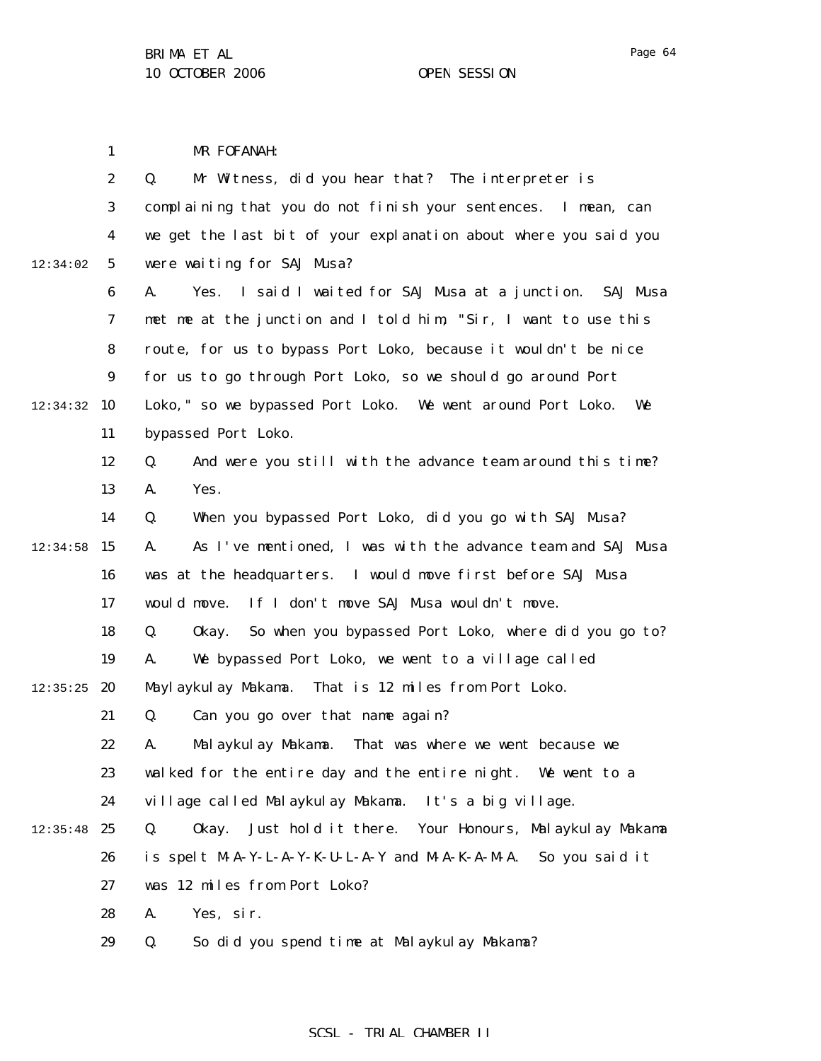MR FOFANAH:

Q. Mr Witness, did you hear that? The interpreter is complaining that you do not finish your sentences. I mean, can we get the last bit of your explanation about where you said you were waiting for SAJ Musa?

A. Yes. I said I waited for SAJ Musa at a junction. SAJ Musa met me at the junction and I told him, "Sir, I want to use this route, for us to bypass Port Loko, because it wouldn't be nice for us to go through Port Loko, so we should go around Port Loko," so we bypassed Port Loko. We went around Port Loko. We bypassed Port Loko.

Q. And were you still with the advance team around this time?

A. Yes.

Q. When you bypassed Port Loko, did you go with SAJ Musa?

A. As I've mentioned, I was with the advance team and SAJ Musa was at the headquarters. I would move first before SAJ Musa would move. If I don't move SAJ Musa wouldn't move.

Q. Okay. So when you bypassed Port Loko, where did you go to?

A. We bypassed Port Loko, we went to a village called Maylaykulay Makama. That is 12 miles from Port Loko.

Q. Can you go over that name again?

A. Malaykulay Makama. That was where we went because we walked for the entire day and the entire night. We went to a village called Malaykulay Makama. It's a big village.

Q. Okay. Just hold it there. Your Honours, Malaykulay Makama is spelt M-A-Y-L-A-Y-K-U-L-A-Y and M-A-K-A-M-A. So you said it was 12 miles from Port Loko?

A. Yes, sir.

Q. So did you spend time at Malaykulay Makama?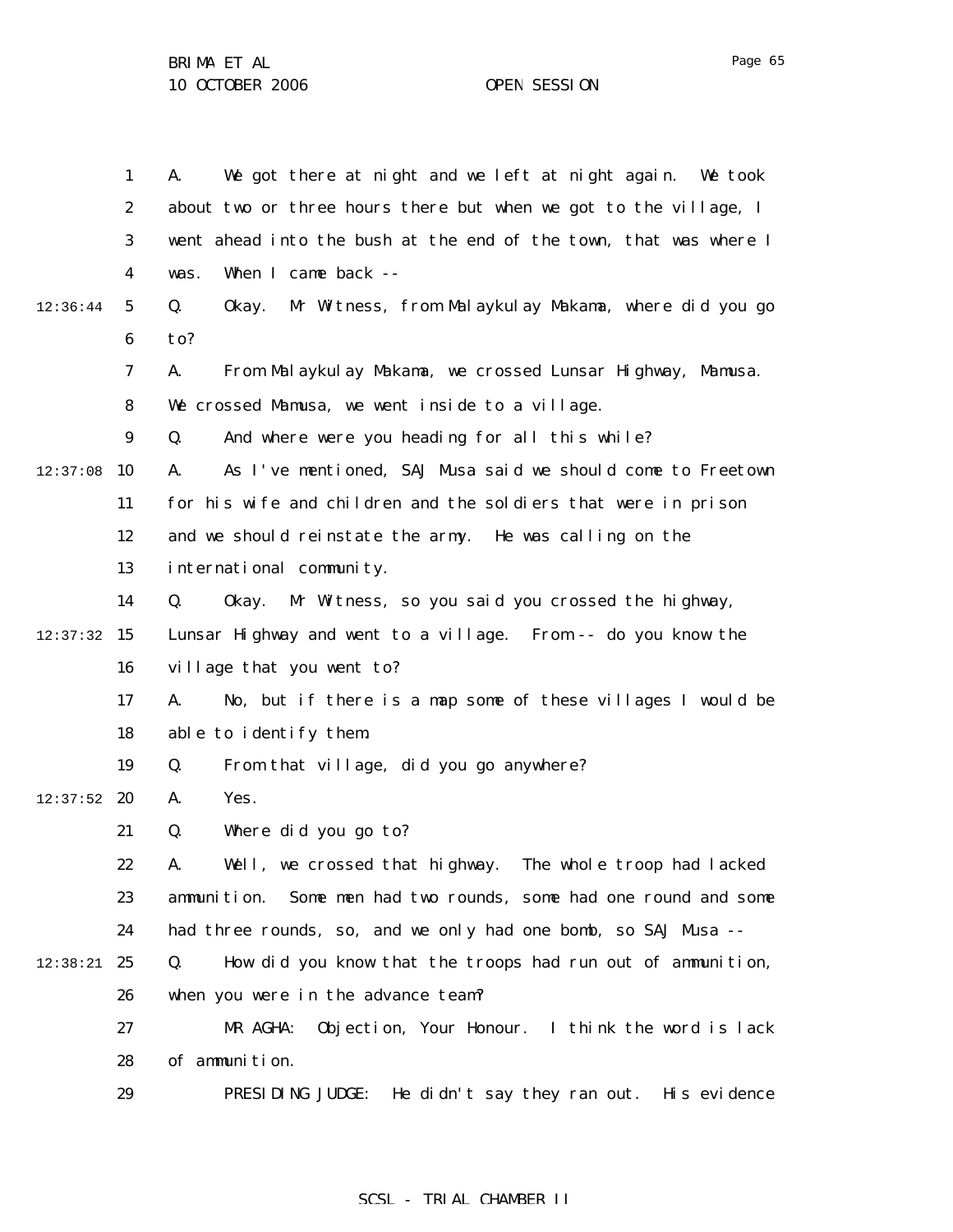A. We got there at night and we left at night again. We took about two or three hours there but when we got to the village, I went ahead into the bush at the end of the town, that was where I was. When I came back --

Q. Okay. Mr Witness, from Malaykulay Makama, where did you go to?

A. From Malaykulay Makama, we crossed Lunsar Highway, Mamusa. We crossed Mamusa, we went inside to a village.

Q. And where were you heading for all this while?

A. As I've mentioned, SAJ Musa said we should come to Freetown for his wife and children and the soldiers that were in prison and we should reinstate the army. He was calling on the international community.

Q. Okay. Mr Witness, so you said you crossed the highway, Lunsar Highway and went to a village. From -- do you know the village that you went to?

A. No, but if there is a map some of these villages I would be able to identify them.

Q. From that village, did you go anywhere?

A. Yes.

Q. Where did you go to?

A. Well, we crossed that highway. The whole troop had lacked ammunition. Some men had two rounds, some had one round and some had three rounds, so, and we only had one bomb, so SAJ Musa --

Q. How did you know that the troops had run out of ammunition, when you were in the advance team?

MR AGHA: Objection, Your Honour. I think the word is lack of ammunition.

PRESIDING JUDGE: He didn't say they ran out. His evidence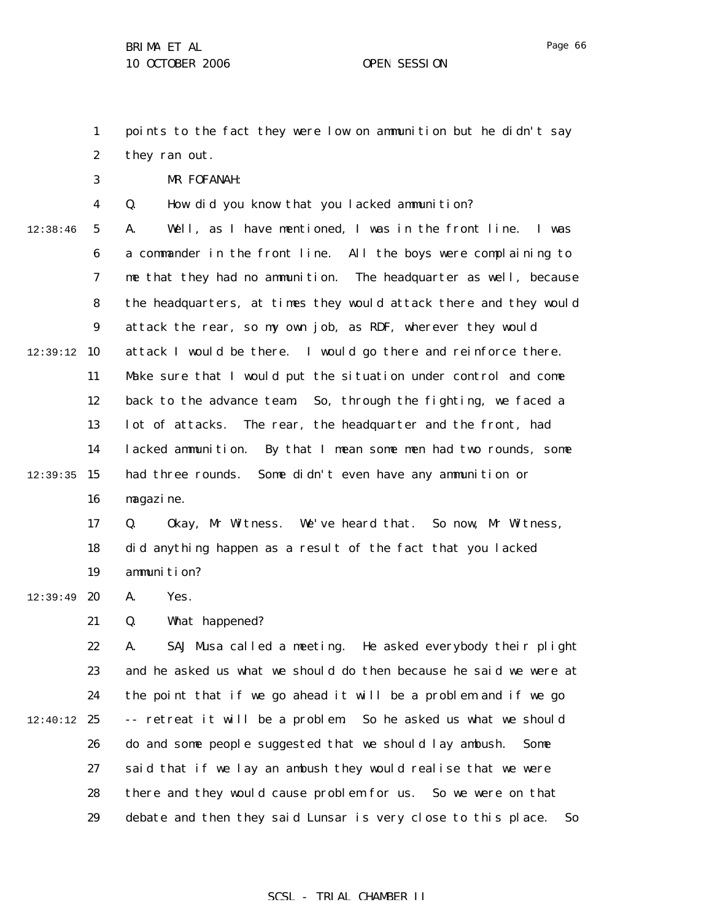points to the fact they were low on ammunition but he didn't say they ran out.

MR FOFANAH:

Q. How did you know that you lacked ammunition?

A. Well, as I have mentioned, I was in the front line. I was a commander in the front line. All the boys were complaining to me that they had no ammunition. The headquarter as well, because the headquarters, at times they would attack there and they would attack the rear, so my own job, as RDF, wherever they would attack I would be there. I would go there and reinforce there. Make sure that I would put the situation under control and come back to the advance team. So, through the fighting, we faced a lot of attacks. The rear, the headquarter and the front, had lacked ammunition. By that I mean some men had two rounds, some had three rounds. Some didn't even have any ammunition or magazine.

Q. Okay, Mr Witness. We've heard that. So now, Mr Witness, did anything happen as a result of the fact that you lacked ammunition?

A. Yes.

Q. What happened?

A. SAJ Musa called a meeting. He asked everybody their plight and he asked us what we should do then because he said we were at the point that if we go ahead it will be a problem and if we go -- retreat it will be a problem. So he asked us what we should do and some people suggested that we should lay ambush. Some said that if we lay an ambush they would realise that we were there and they would cause problem for us. So we were on that debate and then they said Lunsar is very close to this place. So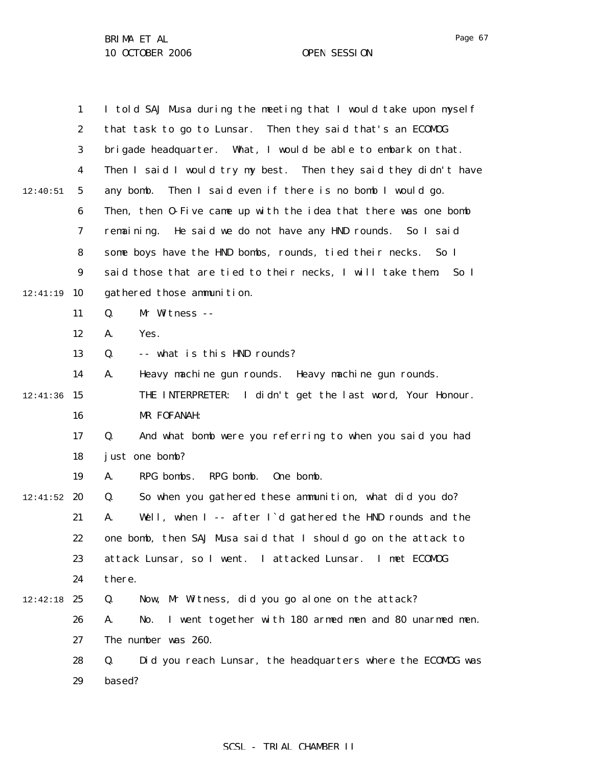I told SAJ Musa during the meeting that I would take upon myself that task to go to Lunsar. Then they said that's an ECOMOG brigade headquarter. What, I would be able to embark on that. Then I said I would try my best. Then they said they didn't have any bomb. Then I said even if there is no bomb I would go. Then, then O-Five came up with the idea that there was one bomb remaining. He said we do not have any HND rounds. So I said some boys have the HND bombs, rounds, tied their necks. So I said those that are tied to their necks, I will take them. So I gathered those ammunition.

Q. Mr Witness --

A. Yes.

Q. -- what is this HND rounds?

A. Heavy machine gun rounds. Heavy machine gun rounds.

THE INTERPRETER: I didn't get the last word, Your Honour.

MR FOFANAH:

Q. And what bomb were you referring to when you said you had just one bomb?

A. RPG bombs. RPG bomb. One bomb.

Q. So when you gathered these ammunition, what did you do?

A. Well, when I -- after I`d gathered the HND rounds and the one bomb, then SAJ Musa said that I should go on the attack to attack Lunsar, so I went. I attacked Lunsar. I met ECOMOG there.

Q. Now, Mr Witness, did you go alone on the attack?

A. No. I went together with 180 armed men and 80 unarmed men. The number was 260.

Q. Did you reach Lunsar, the headquarters where the ECOMOG was based?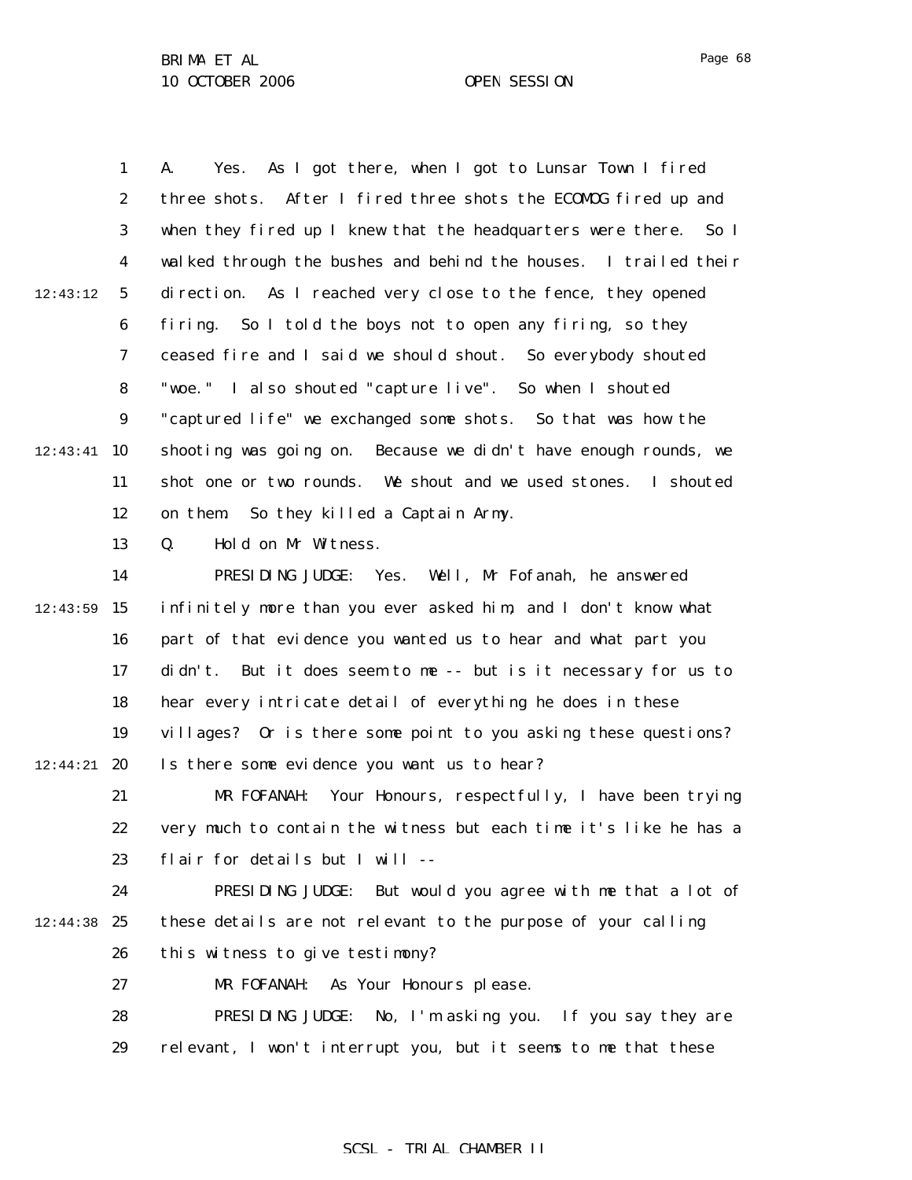A. Yes. As I got there, when I got to Lunsar Town I fired three shots. After I fired three shots the ECOMOG fired up and when they fired up I knew that the headquarters were there. So I walked through the bushes and behind the houses. I trailed their direction. As I reached very close to the fence, they opened firing. So I told the boys not to open any firing, so they ceased fire and I said we should shout. So everybody shouted "woe." I also shouted "capture live". So when I shouted "captured life" we exchanged some shots. So that was how the shooting was going on. Because we didn't have enough rounds, we shot one or two rounds. We shout and we used stones. I shouted on them. So they killed a Captain Army.

Q. Hold on Mr Witness.

PRESIDING JUDGE: Yes. Well, Mr Fofanah, he answered infinitely more than you ever asked him, and I don't know what part of that evidence you wanted us to hear and what part you didn't. But it does seem to me -- but is it necessary for us to hear every intricate detail of everything he does in these villages? Or is there some point to you asking these questions? Is there some evidence you want us to hear?

MR FOFANAH: Your Honours, respectfully, I have been trying very much to contain the witness but each time it's like he has a flair for details but I will --

PRESIDING JUDGE: But would you agree with me that a lot of these details are not relevant to the purpose of your calling this witness to give testimony?

MR FOFANAH: As Your Honours please.

PRESIDING JUDGE: No, I'm asking you. If you say they are relevant, I won't interrupt you, but it seems to me that these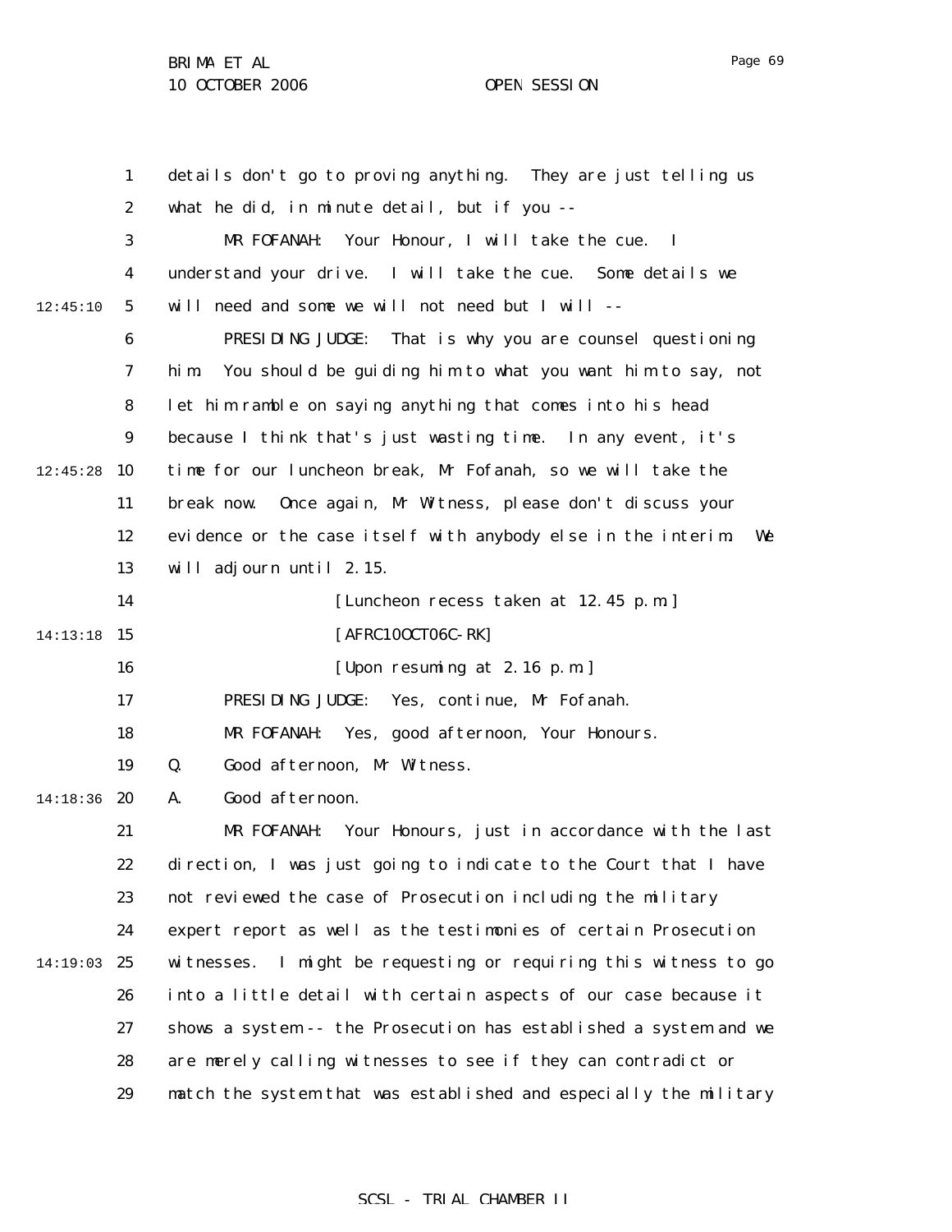details don't go to proving anything. They are just telling us what he did, in minute detail, but if you --

MR FOFANAH: Your Honour, I will take the cue. I understand your drive. I will take the cue. Some details we will need and some we will not need but I will --

PRESIDING JUDGE: That is why you are counsel questioning him. You should be guiding him to what you want him to say, not let him ramble on saying anything that comes into his head because I think that's just wasting time. In any event, it's time for our luncheon break, Mr Fofanah, so we will take the break now. Once again, Mr Witness, please don't discuss your evidence or the case itself with anybody else in the interim. We will adjourn until 2.15.

[Luncheon recess taken at 12.45 p.m.]

[AFRC10OCT06C-RK]

[Upon resuming at 2.16 p.m.]

PRESIDING JUDGE: Yes, continue, Mr Fofanah.

MR FOFANAH: Yes, good afternoon, Your Honours.

Q. Good afternoon, Mr Witness.

A. Good afternoon.

MR FOFANAH: Your Honours, just in accordance with the last direction, I was just going to indicate to the Court that I have not reviewed the case of Prosecution including the military expert report as well as the testimonies of certain Prosecution witnesses. I might be requesting or requiring this witness to go into a little detail with certain aspects of our case because it shows a system -- the Prosecution has established a system and we are merely calling witnesses to see if they can contradict or match the system that was established and especially the military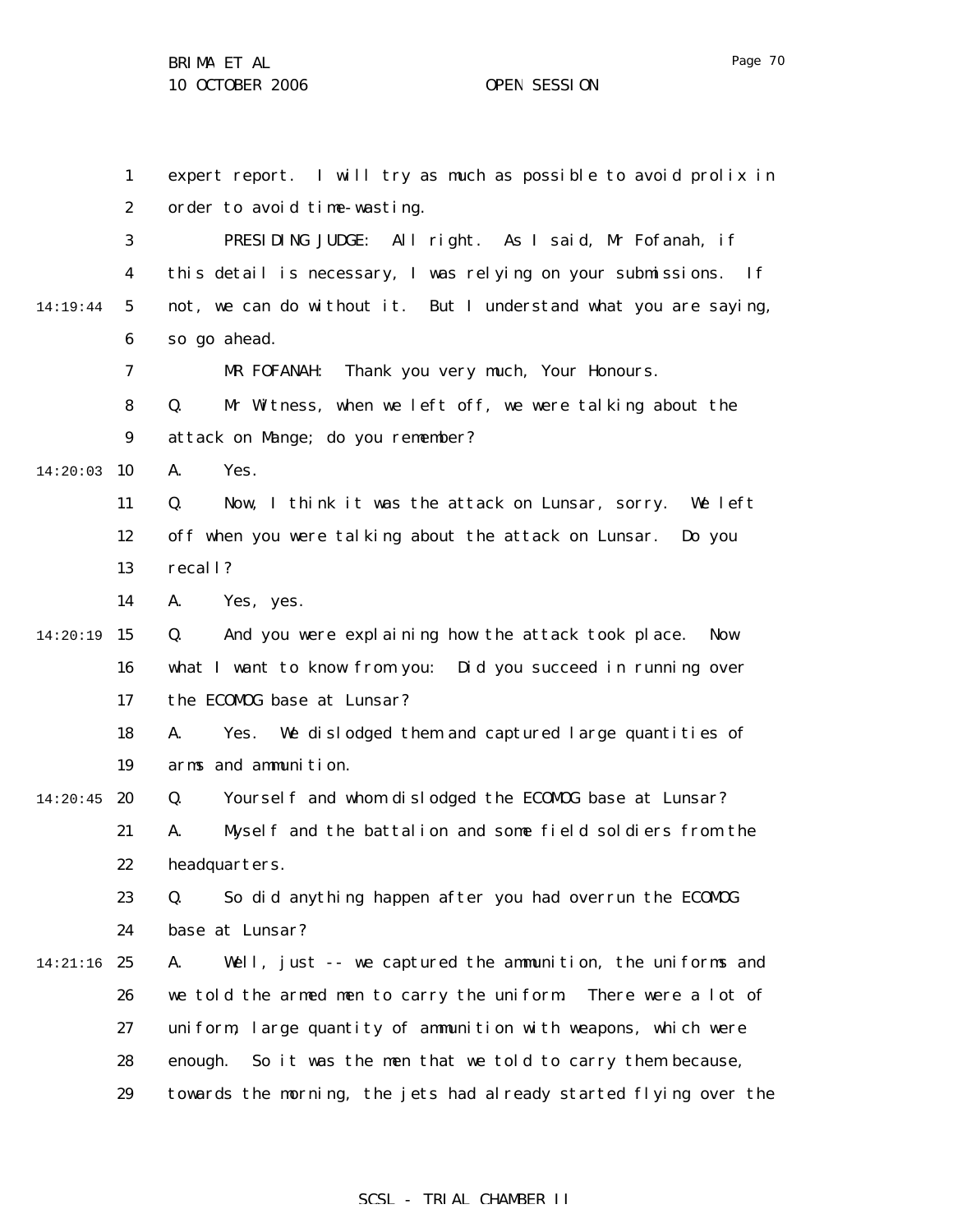expert report. I will try as much as possible to avoid prolix in order to avoid time-wasting.

PRESIDING JUDGE: All right. As I said, Mr Fofanah, if this detail is necessary, I was relying on your submissions. If not, we can do without it. But I understand what you are saying, so go ahead.

MR FOFANAH: Thank you very much, Your Honours.

Q. Mr Witness, when we left off, we were talking about the attack on Mange; do you remember?

A. Yes.

Q. Now, I think it was the attack on Lunsar, sorry. We left off when you were talking about the attack on Lunsar. Do you recall?

A. Yes, yes.

Q. And you were explaining how the attack took place. Now what I want to know from you: Did you succeed in running over the ECOMOG base at Lunsar?

A. Yes. We dislodged them and captured large quantities of arms and ammunition.

Q. Yourself and whom dislodged the ECOMOG base at Lunsar?

A. Myself and the battalion and some field soldiers from the headquarters.

Q. So did anything happen after you had overrun the ECOMOG base at Lunsar?

A. Well, just -- we captured the ammunition, the uniforms and we told the armed men to carry the uniform. There were a lot of uniform, large quantity of ammunition with weapons, which were enough. So it was the men that we told to carry them because, towards the morning, the jets had already started flying over the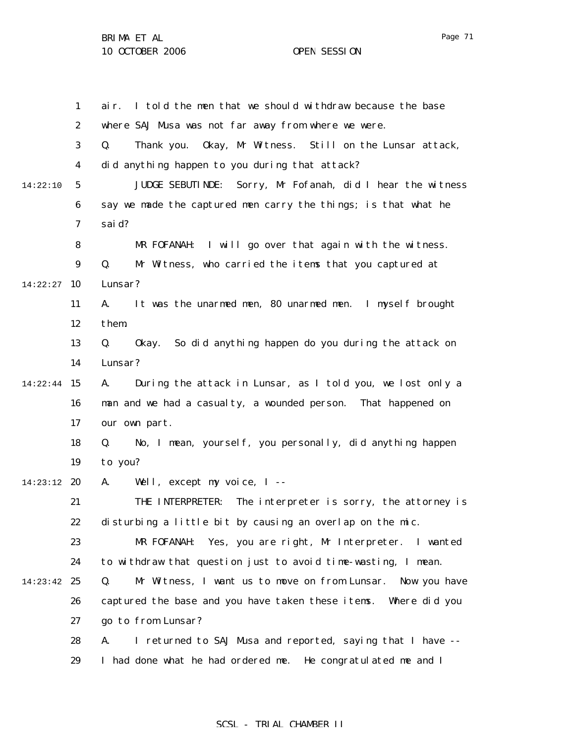air. I told the men that we should withdraw because the base where SAJ Musa was not far away from where we were.

Q. Thank you. Okay, Mr Witness. Still on the Lunsar attack, did anything happen to you during that attack?

JUDGE SEBUTINDE: Sorry, Mr Fofanah, did I hear the witness say we made the captured men carry the things; is that what he said?

MR FOFANAH: I will go over that again with the witness.

Q. Mr Witness, who carried the items that you captured at Lunsar?

A. It was the unarmed men, 80 unarmed men. I myself brought them.

Q. Okay. So did anything happen do you during the attack on Lunsar?

A. During the attack in Lunsar, as I told you, we lost only a man and we had a casualty, a wounded person. That happened on our own part.

Q. No, I mean, yourself, you personally, did anything happen to you?

A. Well, except my voice, I --

THE INTERPRETER: The interpreter is sorry, the attorney is disturbing a little bit by causing an overlap on the mic.

MR FOFANAH: Yes, you are right, Mr Interpreter. I wanted to withdraw that question just to avoid time-wasting, I mean.

Q. Mr Witness, I want us to move on from Lunsar. Now you have captured the base and you have taken these items. Where did you go to from Lunsar?

A. I returned to SAJ Musa and reported, saying that I have -- I had done what he had ordered me. He congratulated me and I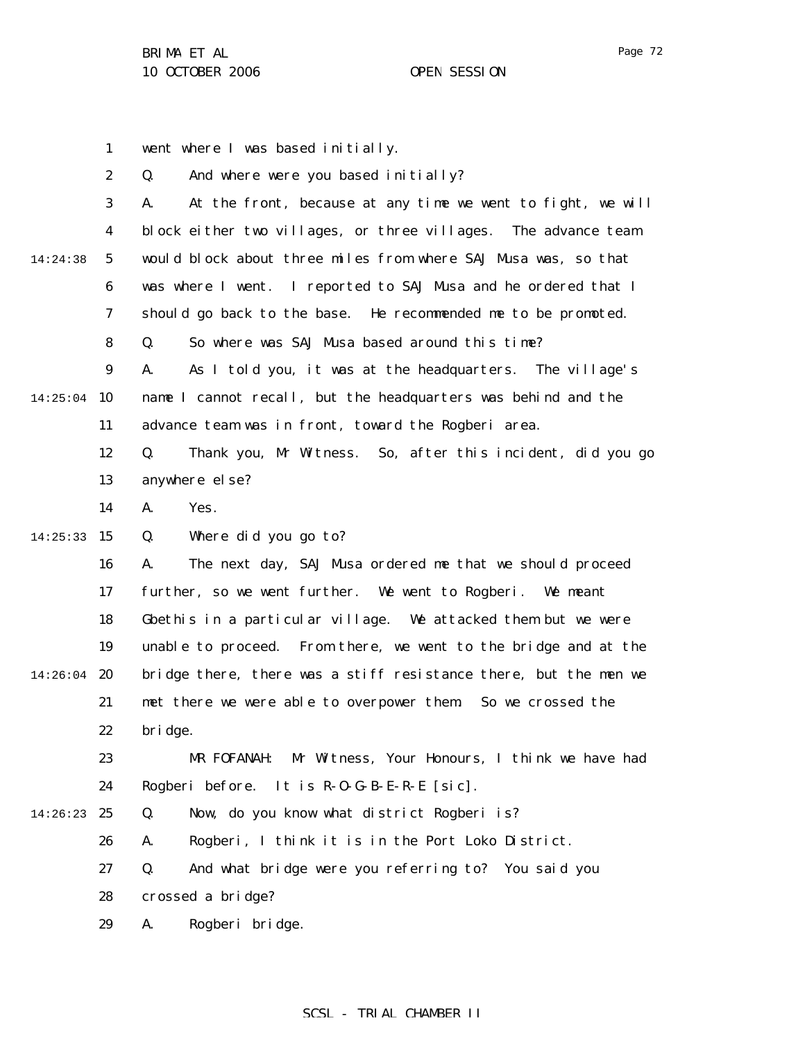went where I was based initially.

Q. And where were you based initially?

A. At the front, because at any time we went to fight, we will block either two villages, or three villages. The advance team would block about three miles from where SAJ Musa was, so that was where I went. I reported to SAJ Musa and he ordered that I should go back to the base. He recommended me to be promoted.

Q. So where was SAJ Musa based around this time?

A. As I told you, it was at the headquarters. The village's name I cannot recall, but the headquarters was behind and the advance team was in front, toward the Rogberi area.

Q. Thank you, Mr Witness. So, after this incident, did you go anywhere else?

A. Yes.

Q. Where did you go to?

A. The next day, SAJ Musa ordered me that we should proceed further, so we went further. We went to Rogberi. We meant Gbethis in a particular village. We attacked them but we were unable to proceed. From there, we went to the bridge and at the bridge there, there was a stiff resistance there, but the men we met there we were able to overpower them. So we crossed the bridge.

MR FOFANAH: Mr Witness, Your Honours, I think we have had Rogberi before. It is R-O-G-B-E-R-E [sic].

Q. Now, do you know what district Rogberi is?

A. Rogberi, I think it is in the Port Loko District.

Q. And what bridge were you referring to? You said you crossed a bridge?

A. Rogberi bridge.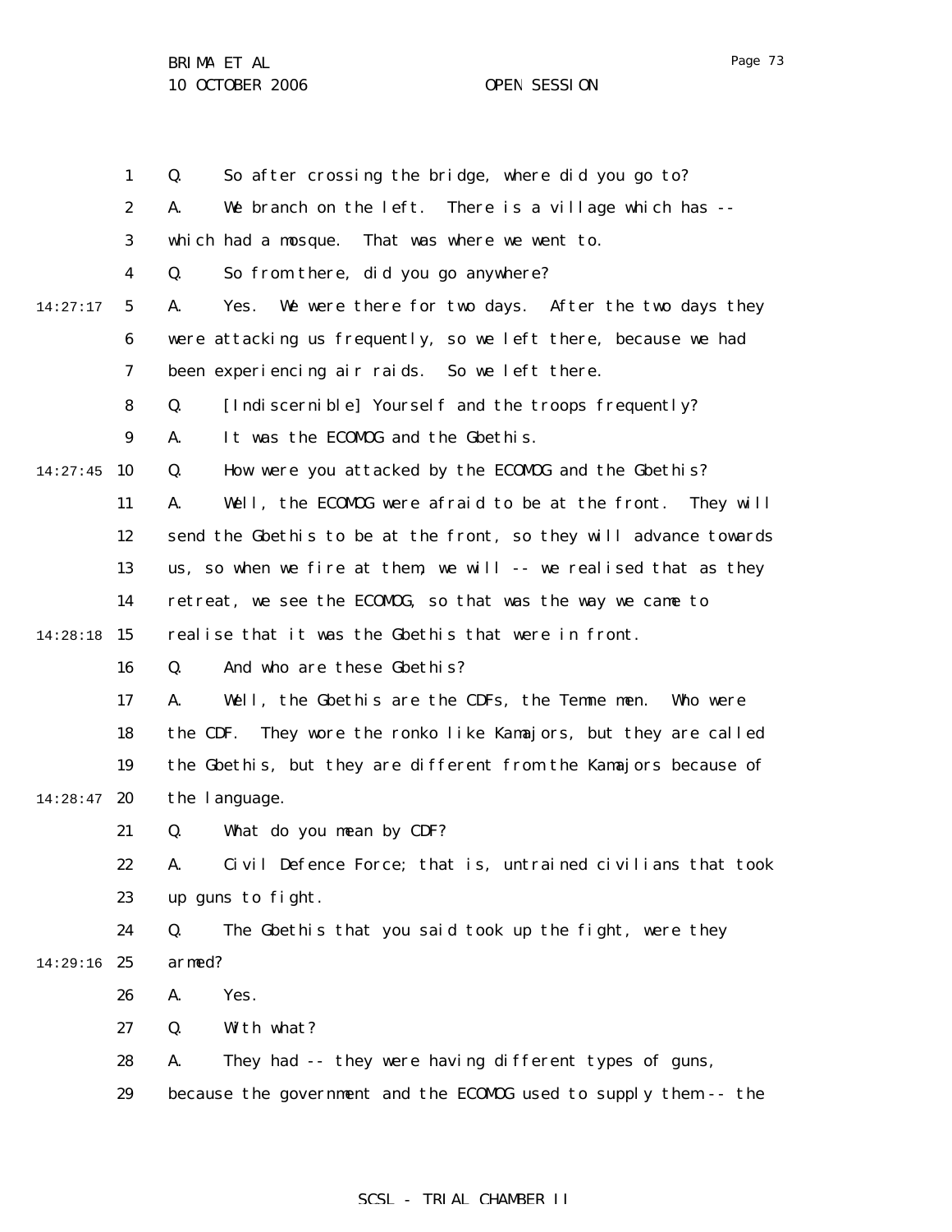Q. So after crossing the bridge, where did you go to?

A. We branch on the left. There is a village which has -- which had a mosque. That was where we went to.

Q. So from there, did you go anywhere?

A. Yes. We were there for two days. After the two days they were attacking us frequently, so we left there, because we had been experiencing air raids. So we left there.

Q. [Indiscernible] Yourself and the troops frequently?

A. It was the ECOMOG and the Gbethis.

Q. How were you attacked by the ECOMOG and the Gbethis?

A. Well, the ECOMOG were afraid to be at the front. They will send the Gbethis to be at the front, so they will advance towards us, so when we fire at them, we will -- we realised that as they retreat, we see the ECOMOG, so that was the way we came to realise that it was the Gbethis that were in front.

Q. And who are these Gbethis?

A. Well, the Gbethis are the CDFs, the Temne men. Who were the CDF. They wore the ronko like Kamajors, but they are called the Gbethis, but they are different from the Kamajors because of the language.

Q. What do you mean by CDF?

A. Civil Defence Force; that is, untrained civilians that took up guns to fight.

Q. The Gbethis that you said took up the fight, were they armed?

A. Yes.

Q. With what?

A. They had -- they were having different types of guns, because the government and the ECOMOG used to supply them -- the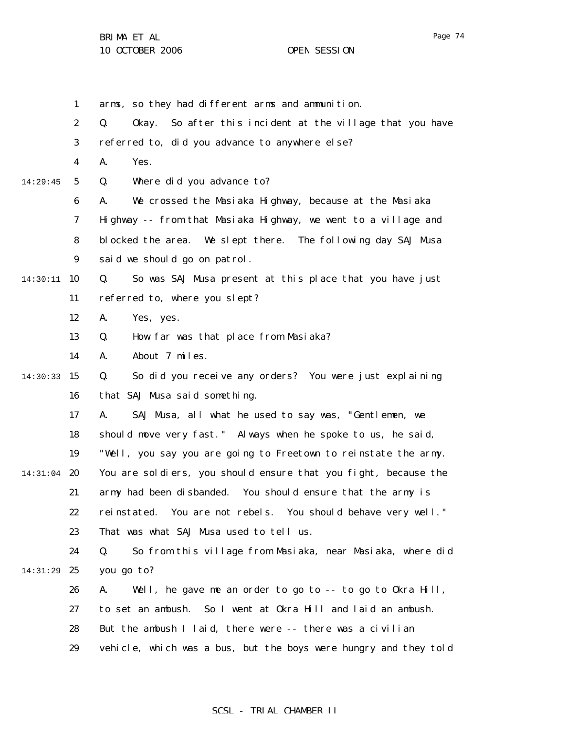1 arms, so they had different arms and ammunition.

2 Q. Okay. So after this incident at the village that you have

3 referred to, did you advance to anywhere else?

4 A. Yes.

14:29:45 5 Q. Where did you advance to?

6 A. We crossed the Masiaka Highway, because at the Masiaka

7 Highway -- from that Masiaka Highway, we went to a village and

8 blocked the area. We slept there. The following day SAJ Musa

9 said we should go on patrol.

14:30:11 10 Q. So was SAJ Musa present at this place that you have just

11 referred to, where you slept?

12 A. Yes, yes.

13 Q. How far was that place from Masiaka?

14 A. About 7 miles.

14:30:33 15 Q. So did you receive any orders? You were just explaining

16 that SAJ Musa said something.

17 A. SAJ Musa, all what he used to say was, "Gentlemen, we

18 should move very fast." Always when he spoke to us, he said,

19 "Well, you say you are going to Freetown to reinstate the army.

14:31:04 20 You are soldiers, you should ensure that you fight, because the

21 army had been disbanded. You should ensure that the army is

22 reinstated. You are not rebels. You should behave very well."

23 That was what SAJ Musa used to tell us.

24 Q. So from this village from Masiaka, near Masiaka, where did

14:31:29 25 you go to?

26 A. Well, he gave me an order to go to -- to go to Okra Hill,

27 to set an ambush. So I went at Okra Hill and laid an ambush.

28 But the ambush I laid, there were -- there was a civilian

29 vehicle, which was a bus, but the boys were hungry and they told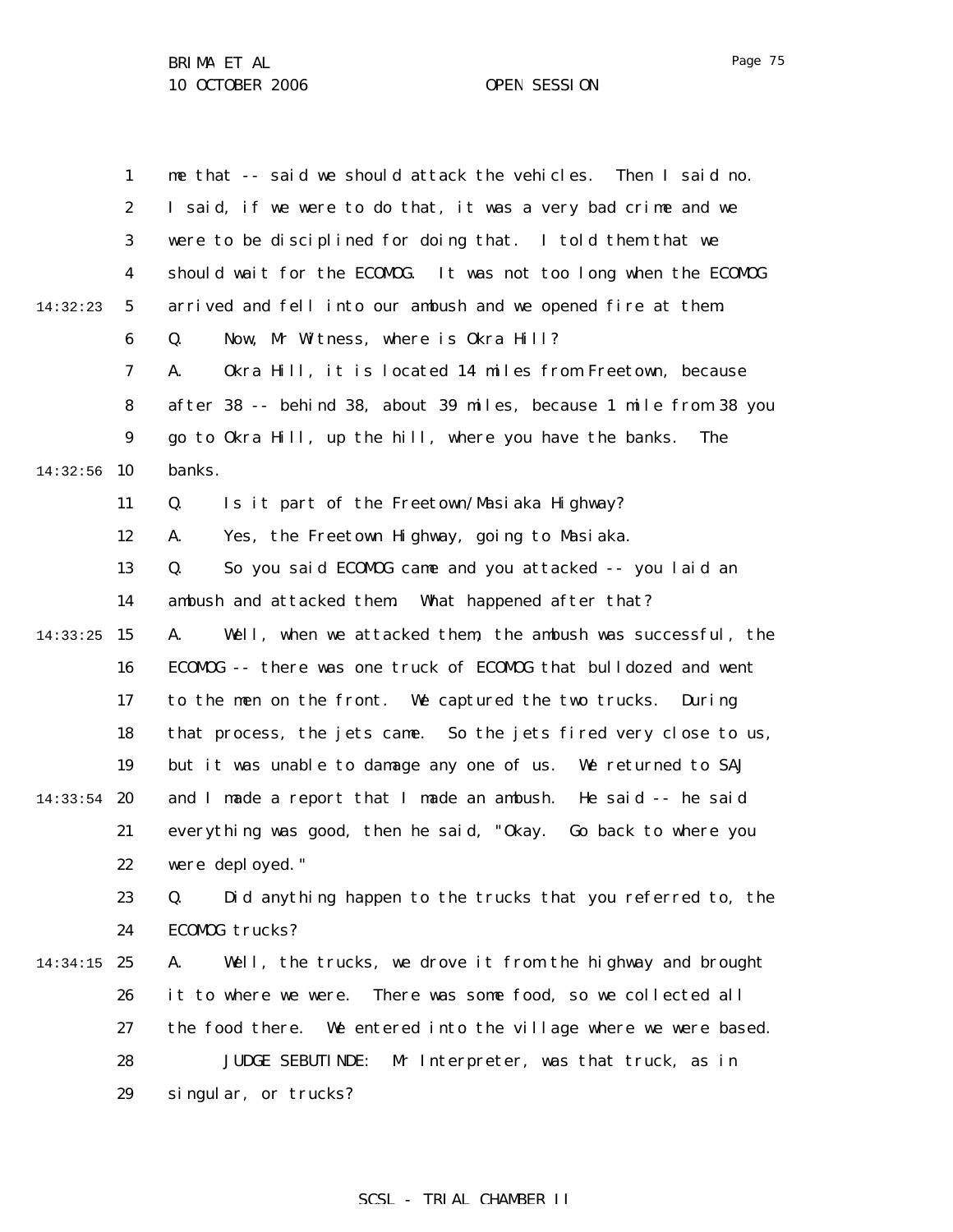me that -- said we should attack the vehicles. Then I said no. I said, if we were to do that, it was a very bad crime and we were to be disciplined for doing that. I told them that we should wait for the ECOMOG. It was not too long when the ECOMOG arrived and fell into our ambush and we opened fire at them.

Q. Now, Mr Witness, where is Okra Hill?

A. Okra Hill, it is located 14 miles from Freetown, because after 38 -- behind 38, about 39 miles, because 1 mile from 38 you go to Okra Hill, up the hill, where you have the banks. The banks.

Q. Is it part of the Freetown/Masiaka Highway?

A. Yes, the Freetown Highway, going to Masiaka.

Q. So you said ECOMOG came and you attacked -- you laid an ambush and attacked them. What happened after that?

A. Well, when we attacked them, the ambush was successful, the ECOMOG -- there was one truck of ECOMOG that bulldozed and went to the men on the front. We captured the two trucks. During that process, the jets came. So the jets fired very close to us, but it was unable to damage any one of us. We returned to SAJ and I made a report that I made an ambush. He said -- he said everything was good, then he said, "Okay. Go back to where you were deployed."

Q. Did anything happen to the trucks that you referred to, the ECOMOG trucks?

A. Well, the trucks, we drove it from the highway and brought it to where we were. There was some food, so we collected all the food there. We entered into the village where we were based.

JUDGE SEBUTINDE: Mr Interpreter, was that truck, as in singular, or trucks?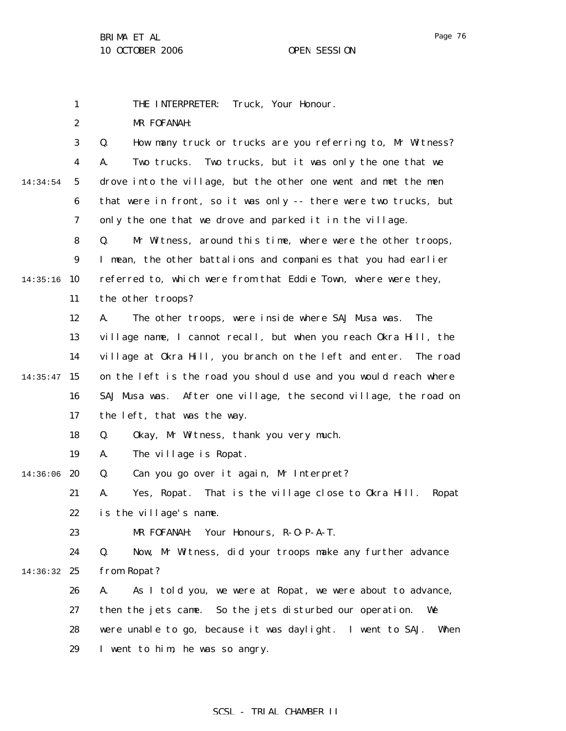THE INTERPRETER: Truck, Your Honour.

MR FOFANAH:

Q. How many truck or trucks are you referring to, Mr Witness?

A. Two trucks. Two trucks, but it was only the one that we drove into the village, but the other one went and met the men that were in front, so it was only -- there were two trucks, but only the one that we drove and parked it in the village.

Q. Mr Witness, around this time, where were the other troops, I mean, the other battalions and companies that you had earlier referred to, which were from that Eddie Town, where were they, the other troops?

A. The other troops, were inside where SAJ Musa was. The village name, I cannot recall, but when you reach Okra Hill, the village at Okra Hill, you branch on the left and enter. The road on the left is the road you should use and you would reach where SAJ Musa was. After one village, the second village, the road on the left, that was the way.

Q. Okay, Mr Witness, thank you very much.

A. The village is Ropat.

Q. Can you go over it again, Mr Interpret?

A. Yes, Ropat. That is the village close to Okra Hill. Ropat is the village's name.

MR FOFANAH: Your Honours, R-O-P-A-T.

Q. Now, Mr Witness, did your troops make any further advance from Ropat?

A. As I told you, we were at Ropat, we were about to advance, then the jets came. So the jets disturbed our operation. We were unable to go, because it was daylight. I went to SAJ. When I went to him, he was so angry.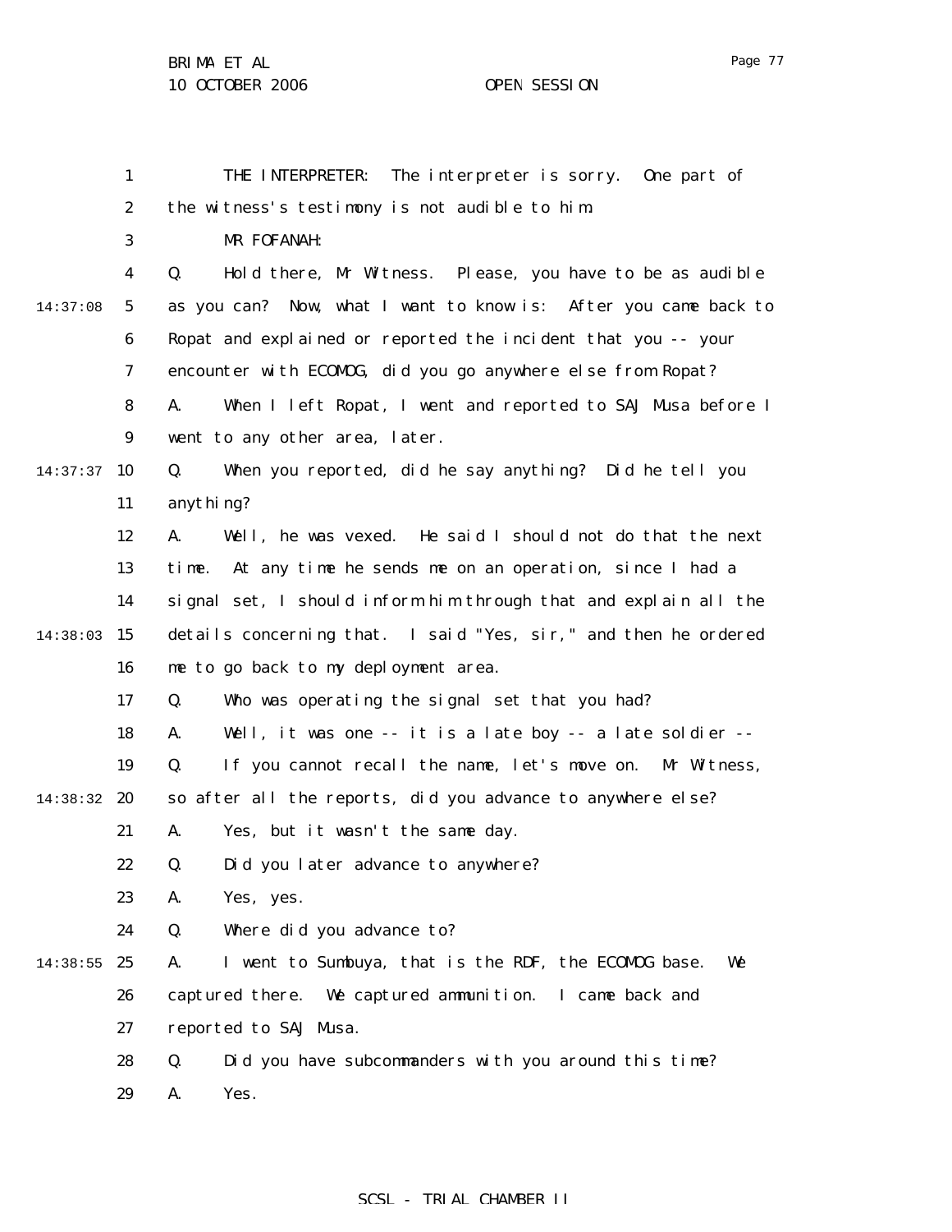THE INTERPRETER: The interpreter is sorry. One part of the witness's testimony is not audible to him.

MR FOFANAH:

Q. Hold there, Mr Witness. Please, you have to be as audible as you can? Now, what I want to know is: After you came back to Ropat and explained or reported the incident that you -- your encounter with ECOMOG, did you go anywhere else from Ropat?

A. When I left Ropat, I went and reported to SAJ Musa before I went to any other area, later.

Q. When you reported, did he say anything? Did he tell you anything?

A. Well, he was vexed. He said I should not do that the next time. At any time he sends me on an operation, since I had a signal set, I should inform him through that and explain all the details concerning that. I said "Yes, sir," and then he ordered me to go back to my deployment area.

Q. Who was operating the signal set that you had?

A. Well, it was one -- it is a late boy -- a late soldier --

Q. If you cannot recall the name, let's move on. Mr Witness, so after all the reports, did you advance to anywhere else?

A. Yes, but it wasn't the same day.

Q. Did you later advance to anywhere?

A. Yes, yes.

Q. Where did you advance to?

A. I went to Sumbuya, that is the RDF, the ECOMOG base. We captured there. We captured ammunition. I came back and reported to SAJ Musa.

Q. Did you have subcommanders with you around this time?

A. Yes.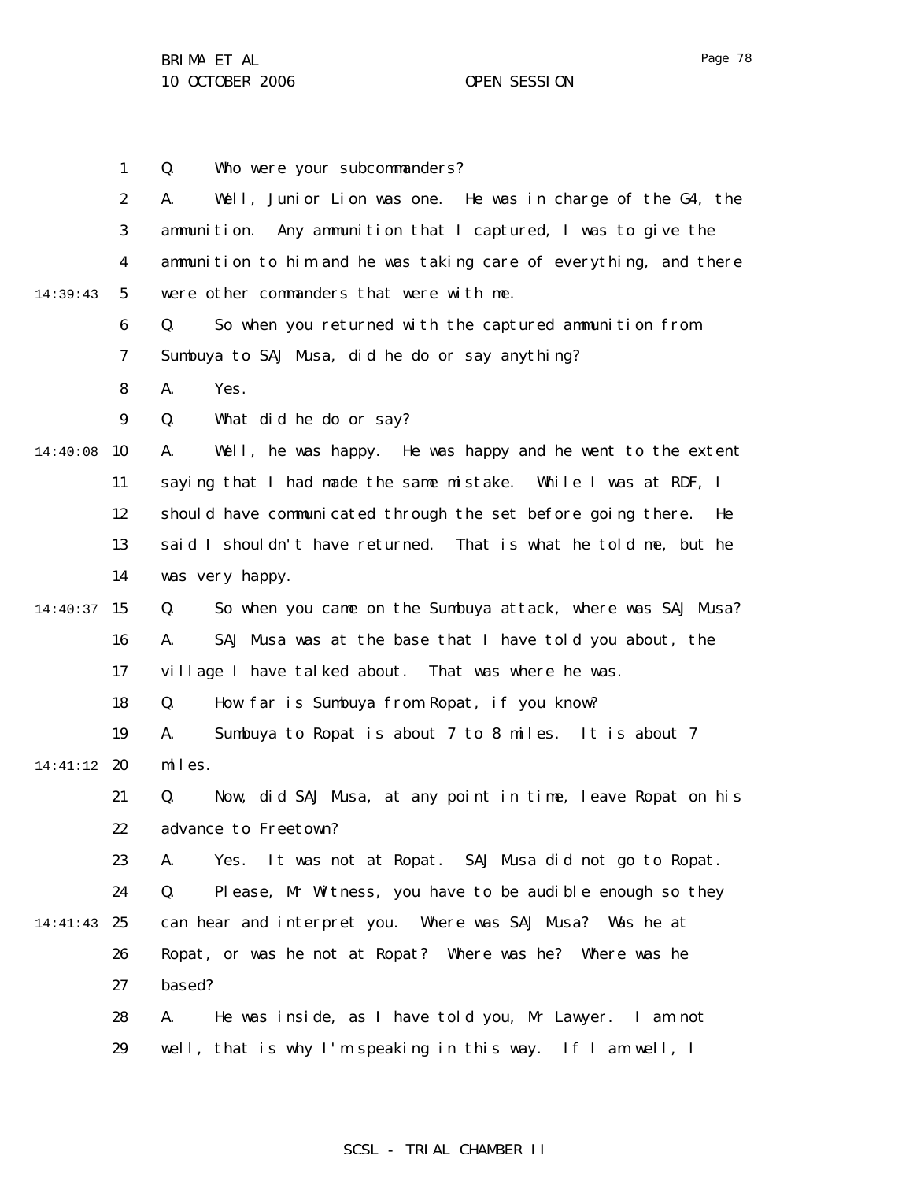Q. Who were your subcommanders?

A. Well, Junior Lion was one. He was in charge of the G4, the ammunition. Any ammunition that I captured, I was to give the ammunition to him and he was taking care of everything, and there were other commanders that were with me.

Q. So when you returned with the captured ammunition from Sumbuya to SAJ Musa, did he do or say anything?

A. Yes.

Q. What did he do or say?

A. Well, he was happy. He was happy and he went to the extent saying that I had made the same mistake. While I was at RDF, I should have communicated through the set before going there. He said I shouldn't have returned. That is what he told me, but he was very happy.

Q. So when you came on the Sumbuya attack, where was SAJ Musa?

A. SAJ Musa was at the base that I have told you about, the village I have talked about. That was where he was.

Q. How far is Sumbuya from Ropat, if you know?

A. Sumbuya to Ropat is about 7 to 8 miles. It is about 7 miles.

Q. Now, did SAJ Musa, at any point in time, leave Ropat on his advance to Freetown?

A. Yes. It was not at Ropat. SAJ Musa did not go to Ropat.

Q. Please, Mr Witness, you have to be audible enough so they can hear and interpret you. Where was SAJ Musa? Was he at Ropat, or was he not at Ropat? Where was he? Where was he based?

A. He was inside, as I have told you, Mr Lawyer. I am not well, that is why I'm speaking in this way. If I am well, I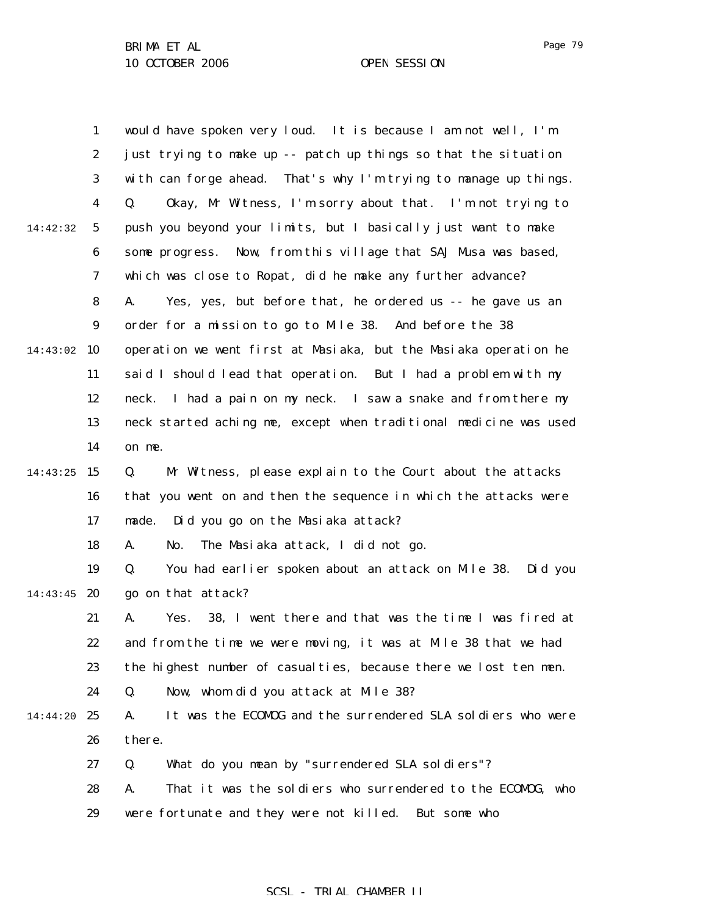would have spoken very loud. It is because I am not well, I'm just trying to make up -- patch up things so that the situation with can forge ahead. That's why I'm trying to manage up things.

Q. Okay, Mr Witness, I'm sorry about that. I'm not trying to push you beyond your limits, but I basically just want to make some progress. Now, from this village that SAJ Musa was based, which was close to Ropat, did he make any further advance?

A. Yes, yes, but before that, he ordered us -- he gave us an order for a mission to go to Mile 38. And before the 38 operation we went first at Masiaka, but the Masiaka operation he said I should lead that operation. But I had a problem with my neck. I had a pain on my neck. I saw a snake and from there my neck started aching me, except when traditional medicine was used on me.

Q. Mr Witness, please explain to the Court about the attacks that you went on and then the sequence in which the attacks were made. Did you go on the Masiaka attack?

A. No. The Masiaka attack, I did not go.

Q. You had earlier spoken about an attack on Mile 38. Did you go on that attack?

A. Yes. 38, I went there and that was the time I was fired at and from the time we were moving, it was at Mile 38 that we had the highest number of casualties, because there we lost ten men.

Q. Now, whom did you attack at Mile 38?

A. It was the ECOMOG and the surrendered SLA soldiers who were there.

Q. What do you mean by "surrendered SLA soldiers"?

A. That it was the soldiers who surrendered to the ECOMOG, who were fortunate and they were not killed. But some who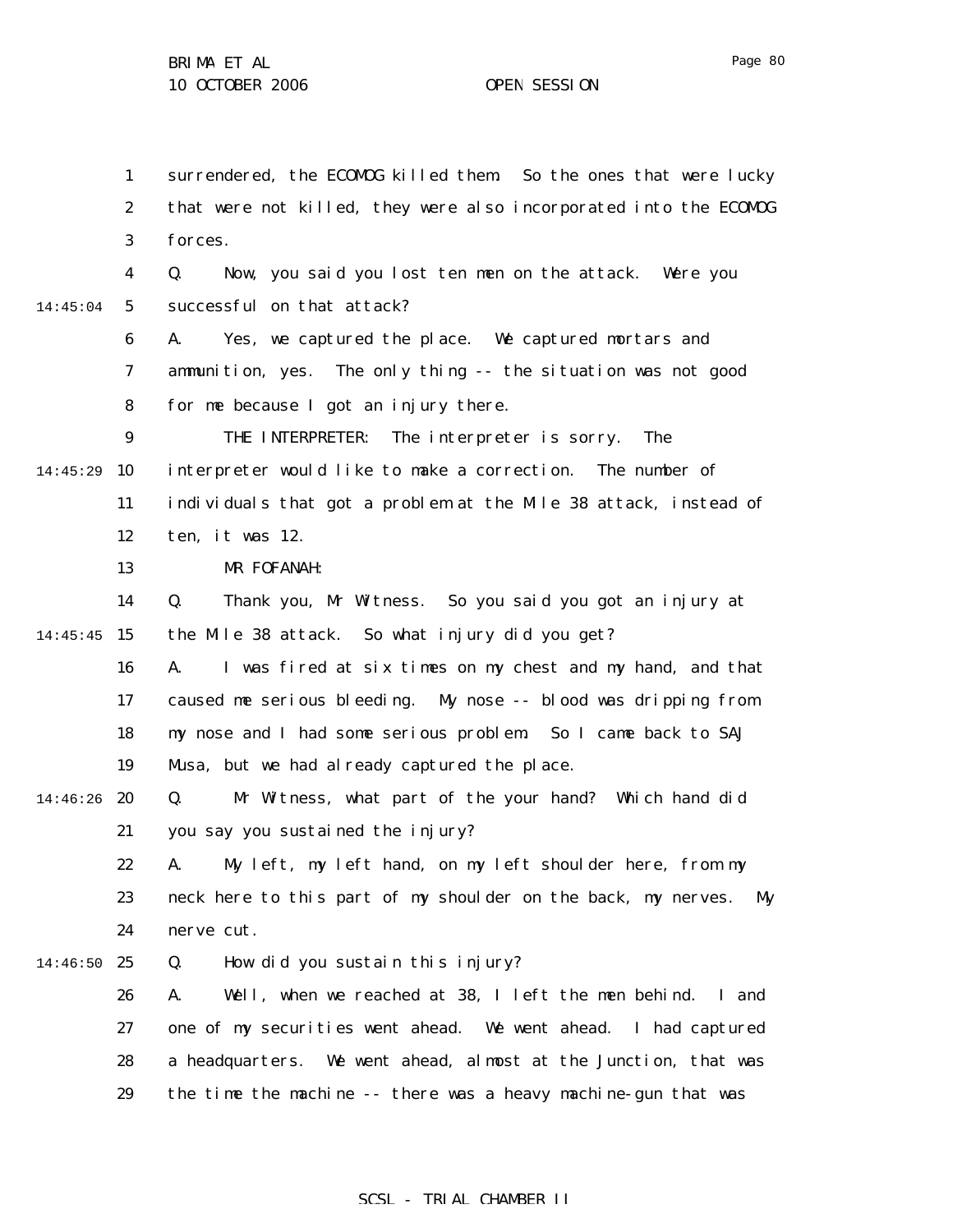surrendered, the ECOMOG killed them. So the ones that were lucky that were not killed, they were also incorporated into the ECOMOG forces.

Q. Now, you said you lost ten men on the attack. Were you successful on that attack?

A. Yes, we captured the place. We captured mortars and ammunition, yes. The only thing -- the situation was not good for me because I got an injury there.

THE INTERPRETER: The interpreter is sorry. The interpreter would like to make a correction. The number of individuals that got a problem at the Mile 38 attack, instead of ten, it was 12.

MR FOFANAH:

Q. Thank you, Mr Witness. So you said you got an injury at the Mile 38 attack. So what injury did you get?

A. I was fired at six times on my chest and my hand, and that caused me serious bleeding. My nose -- blood was dripping from my nose and I had some serious problem. So I came back to SAJ Musa, but we had already captured the place.

Q. Mr Witness, what part of the your hand? Which hand did you say you sustained the injury?

A. My left, my left hand, on my left shoulder here, from my neck here to this part of my shoulder on the back, my nerves. My nerve cut.

Q. How did you sustain this injury?

A. Well, when we reached at 38, I left the men behind. I and one of my securities went ahead. We went ahead. I had captured a headquarters. We went ahead, almost at the Junction, that was the time the machine -- there was a heavy machine-gun that was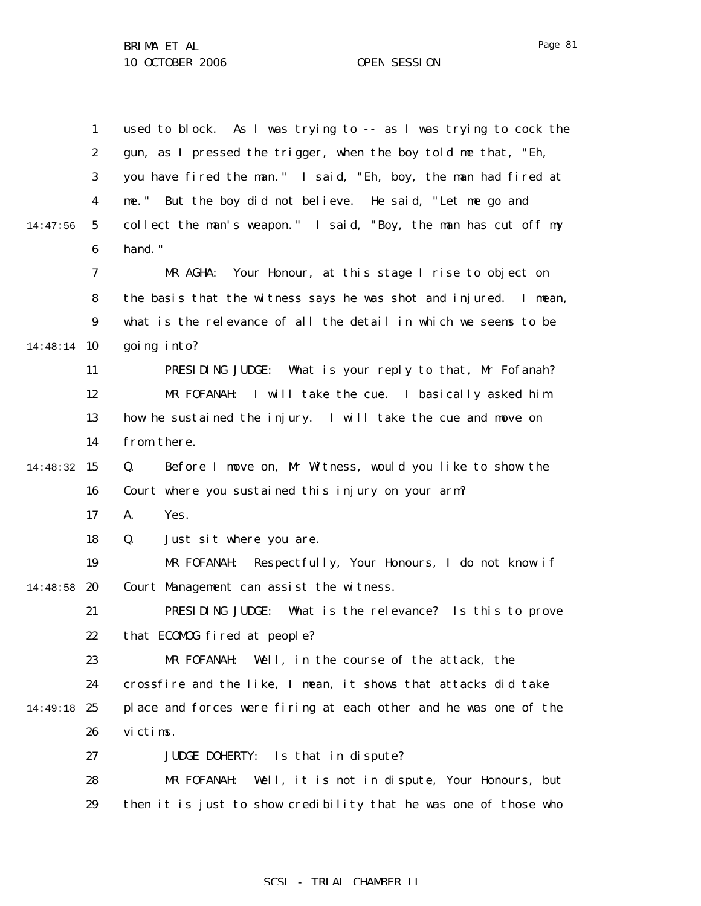used to block. As I was trying to -- as I was trying to cock the gun, as I pressed the trigger, when the boy told me that, "Eh, you have fired the man." I said, "Eh, boy, the man had fired at me." But the boy did not believe. He said, "Let me go and collect the man's weapon." I said, "Boy, the man has cut off my hand."

MR AGHA: Your Honour, at this stage I rise to object on the basis that the witness says he was shot and injured. I mean, what is the relevance of all the detail in which we seems to be going into?

PRESIDING JUDGE: What is your reply to that, Mr Fofanah?

MR FOFANAH: I will take the cue. I basically asked him how he sustained the injury. I will take the cue and move on from there.

Q. Before I move on, Mr Witness, would you like to show the Court where you sustained this injury on your arm?

A. Yes.

Q. Just sit where you are.

MR FOFANAH: Respectfully, Your Honours, I do not know if Court Management can assist the witness.

PRESIDING JUDGE: What is the relevance? Is this to prove that ECOMOG fired at people?

MR FOFANAH: Well, in the course of the attack, the crossfire and the like, I mean, it shows that attacks did take place and forces were firing at each other and he was one of the victims.

JUDGE DOHERTY: Is that in dispute?

MR FOFANAH: Well, it is not in dispute, Your Honours, but then it is just to show credibility that he was one of those who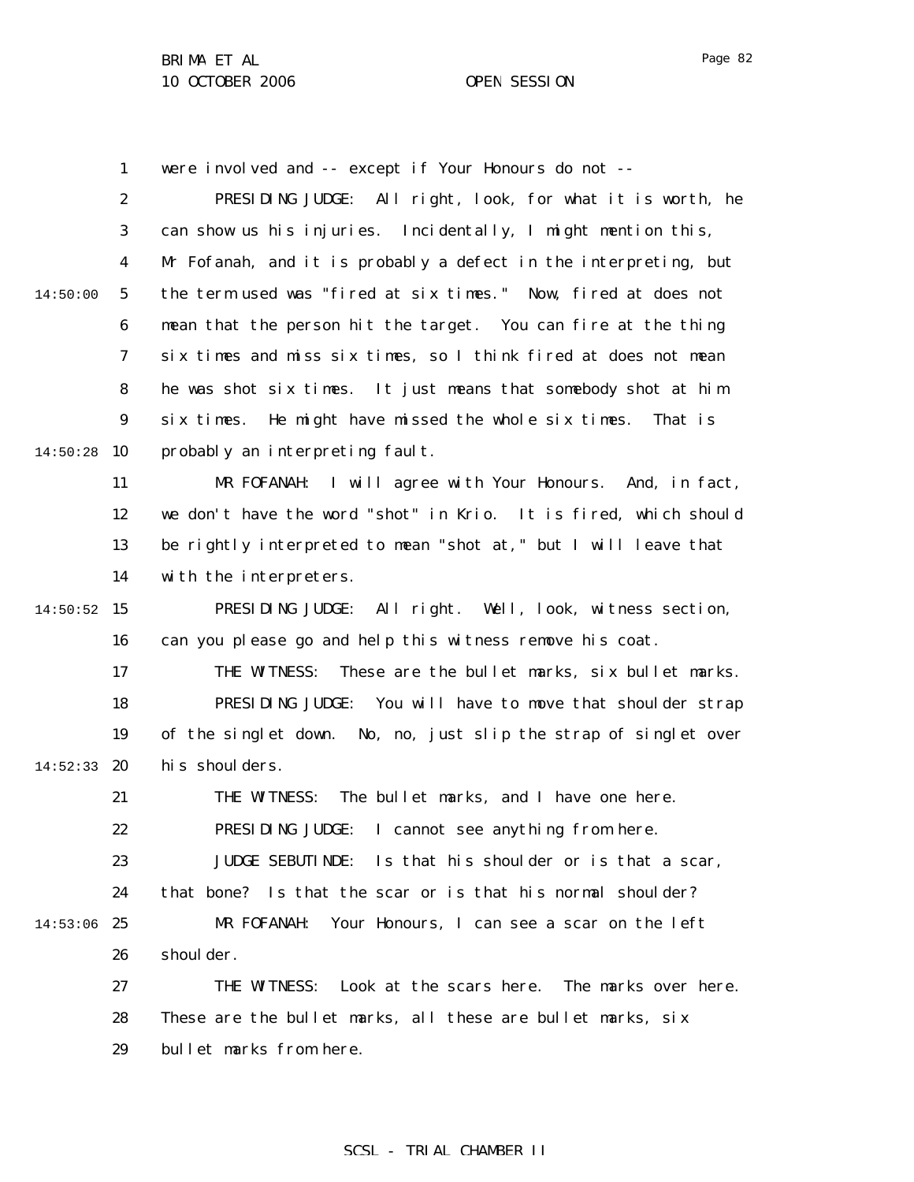were involved and -- except if Your Honours do not --

PRESIDING JUDGE: All right, look, for what it is worth, he can show us his injuries. Incidentally, I might mention this, Mr Fofanah, and it is probably a defect in the interpreting, but the term used was "fired at six times." Now, fired at does not mean that the person hit the target. You can fire at the thing six times and miss six times, so I think fired at does not mean he was shot six times. It just means that somebody shot at him six times. He might have missed the whole six times. That is probably an interpreting fault.

MR FOFANAH: I will agree with Your Honours. And, in fact, we don't have the word "shot" in Krio. It is fired, which should be rightly interpreted to mean "shot at," but I will leave that with the interpreters.

PRESIDING JUDGE: All right. Well, look, witness section, can you please go and help this witness remove his coat.

THE WITNESS: These are the bullet marks, six bullet marks.

PRESIDING JUDGE: You will have to move that shoulder strap of the singlet down. No, no, just slip the strap of singlet over his shoulders.

THE WITNESS: The bullet marks, and I have one here.

PRESIDING JUDGE: I cannot see anything from here.

JUDGE SEBUTINDE: Is that his shoulder or is that a scar, that bone? Is that the scar or is that his normal shoulder?

MR FOFANAH: Your Honours, I can see a scar on the left shoulder.

THE WITNESS: Look at the scars here. The marks over here. These are the bullet marks, all these are bullet marks, six bullet marks from here.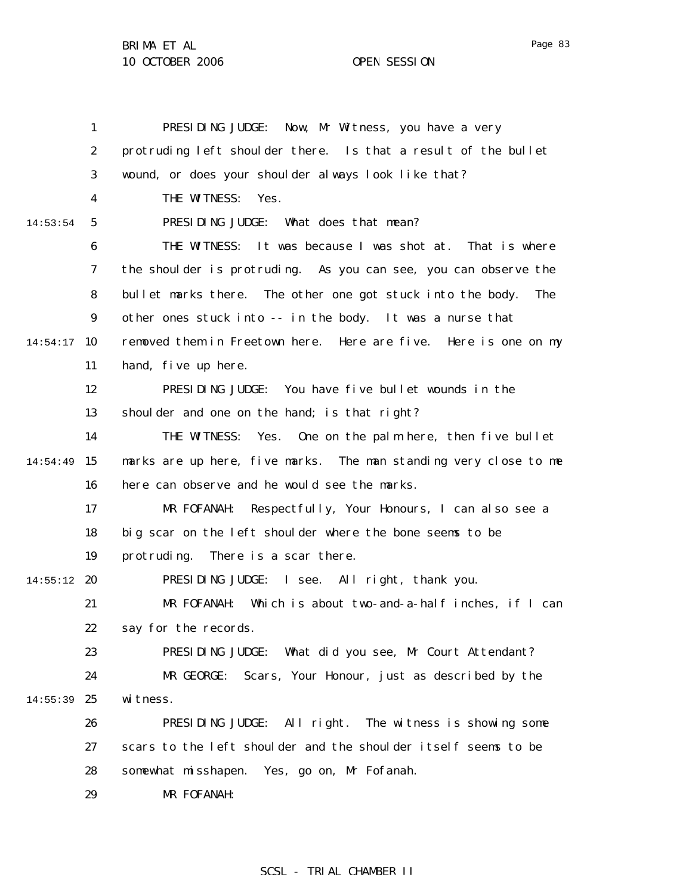PRESIDING JUDGE: Now, Mr Witness, you have a very protruding left shoulder there. Is that a result of the bullet wound, or does your shoulder always look like that?

THE WITNESS: Yes.

PRESIDING JUDGE: What does that mean?

THE WITNESS: It was because I was shot at. That is where the shoulder is protruding. As you can see, you can observe the bullet marks there. The other one got stuck into the body. The other ones stuck into -- in the body. It was a nurse that removed them in Freetown here. Here are five. Here is one on my hand, five up here.

PRESIDING JUDGE: You have five bullet wounds in the shoulder and one on the hand; is that right?

THE WITNESS: Yes. One on the palm here, then five bullet marks are up here, five marks. The man standing very close to me here can observe and he would see the marks.

MR FOFANAH: Respectfully, Your Honours, I can also see a big scar on the left shoulder where the bone seems to be protruding. There is a scar there.

PRESIDING JUDGE: I see. All right, thank you.

MR FOFANAH: Which is about two-and-a-half inches, if I can say for the records.

PRESIDING JUDGE: What did you see, Mr Court Attendant?

MR GEORGE: Scars, Your Honour, just as described by the witness.

PRESIDING JUDGE: All right. The witness is showing some scars to the left shoulder and the shoulder itself seems to be somewhat misshapen. Yes, go on, Mr Fofanah.

MR FOFANAH: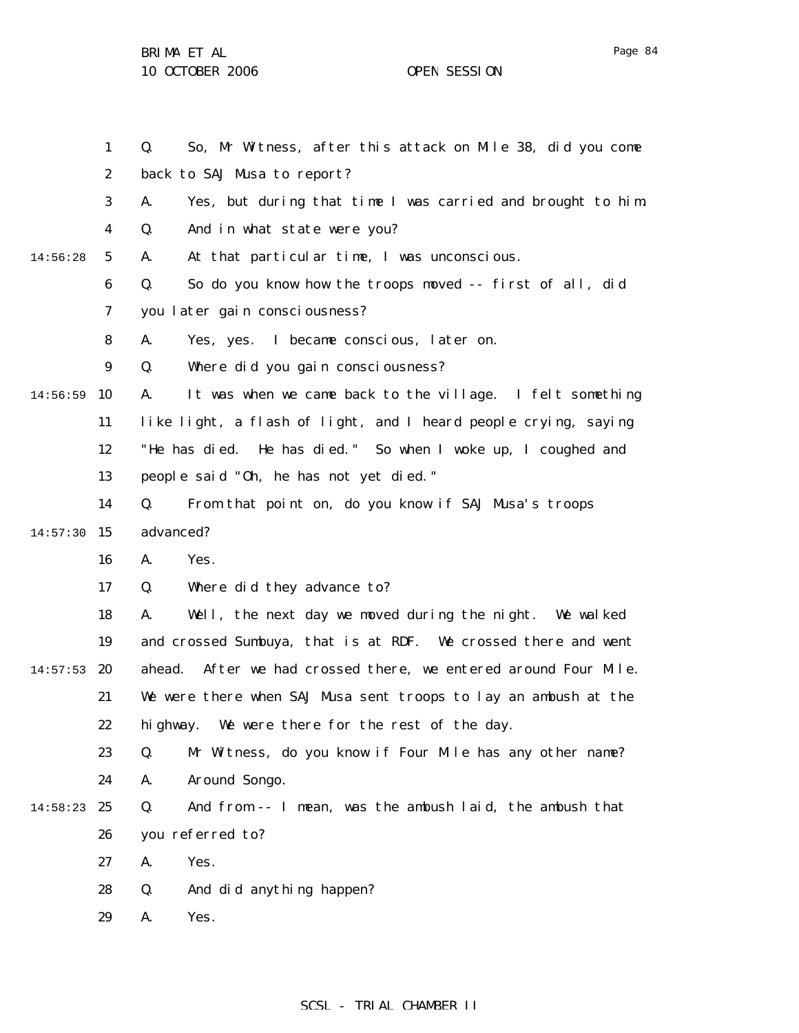Q. So, Mr Witness, after this attack on Mile 38, did you come back to SAJ Musa to report?

A. Yes, but during that time I was carried and brought to him.

Q. And in what state were you?

A. At that particular time, I was unconscious.

Q. So do you know how the troops moved -- first of all, did you later gain consciousness?

A. Yes, yes. I became conscious, later on.

Q. Where did you gain consciousness?

A. It was when we came back to the village. I felt something like light, a flash of light, and I heard people crying, saying "He has died. He has died." So when I woke up, I coughed and people said "Oh, he has not yet died."

Q. From that point on, do you know if SAJ Musa's troops advanced?

A. Yes.

Q. Where did they advance to?

A. Well, the next day we moved during the night. We walked and crossed Sumbuya, that is at RDF. We crossed there and went ahead. After we had crossed there, we entered around Four Mile. We were there when SAJ Musa sent troops to lay an ambush at the highway. We were there for the rest of the day.

Q. Mr Witness, do you know if Four Mile has any other name?

A. Around Songo.

Q. And from -- I mean, was the ambush laid, the ambush that you referred to?

A. Yes.

Q. And did anything happen?

A. Yes.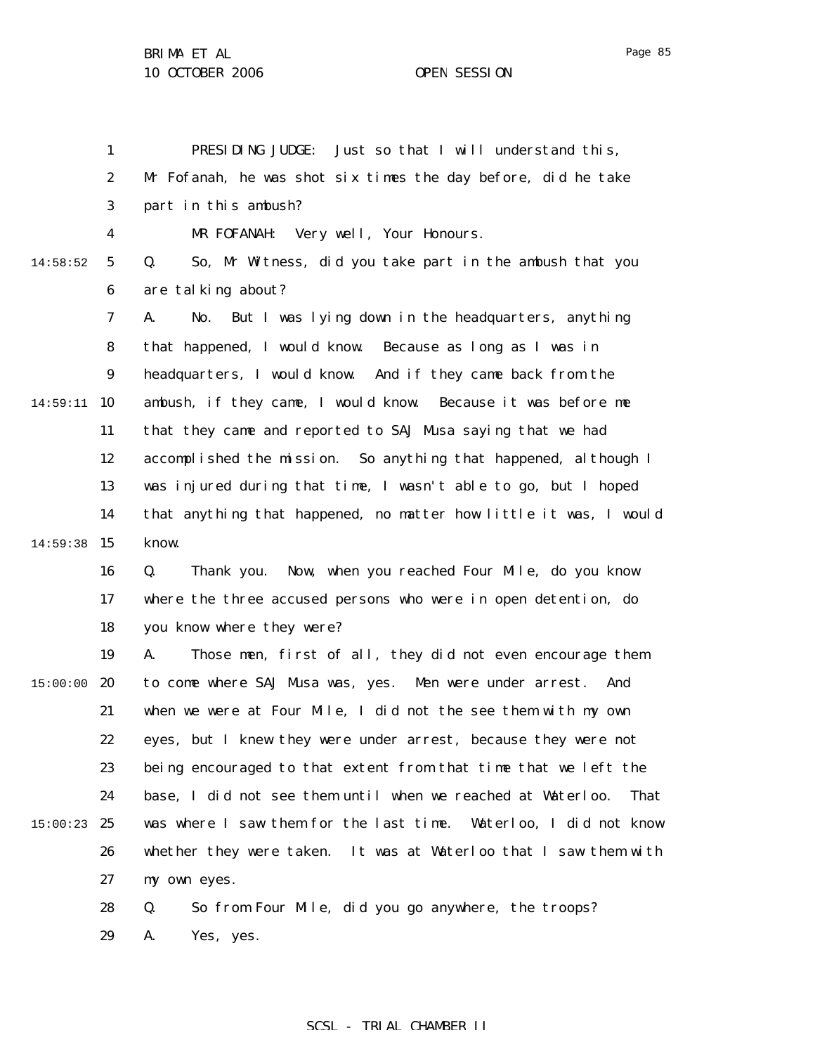PRESIDING JUDGE: Just so that I will understand this, Mr Fofanah, he was shot six times the day before, did he take part in this ambush?

MR FOFANAH: Very well, Your Honours.

Q. So, Mr Witness, did you take part in the ambush that you are talking about?

A. No. But I was lying down in the headquarters, anything that happened, I would know. Because as long as I was in headquarters, I would know. And if they came back from the ambush, if they came, I would know. Because it was before me that they came and reported to SAJ Musa saying that we had accomplished the mission. So anything that happened, although I was injured during that time, I wasn't able to go, but I hoped that anything that happened, no matter how little it was, I would know.

Q. Thank you. Now, when you reached Four Mile, do you know where the three accused persons who were in open detention, do you know where they were?

A. Those men, first of all, they did not even encourage them to come where SAJ Musa was, yes. Men were under arrest. And when we were at Four Mile, I did not the see them with my own eyes, but I knew they were under arrest, because they were not being encouraged to that extent from that time that we left the base, I did not see them until when we reached at Waterloo. That was where I saw them for the last time. Waterloo, I did not know whether they were taken. It was at Waterloo that I saw them with my own eyes.

Q. So from Four Mile, did you go anywhere, the troops?

A. Yes, yes.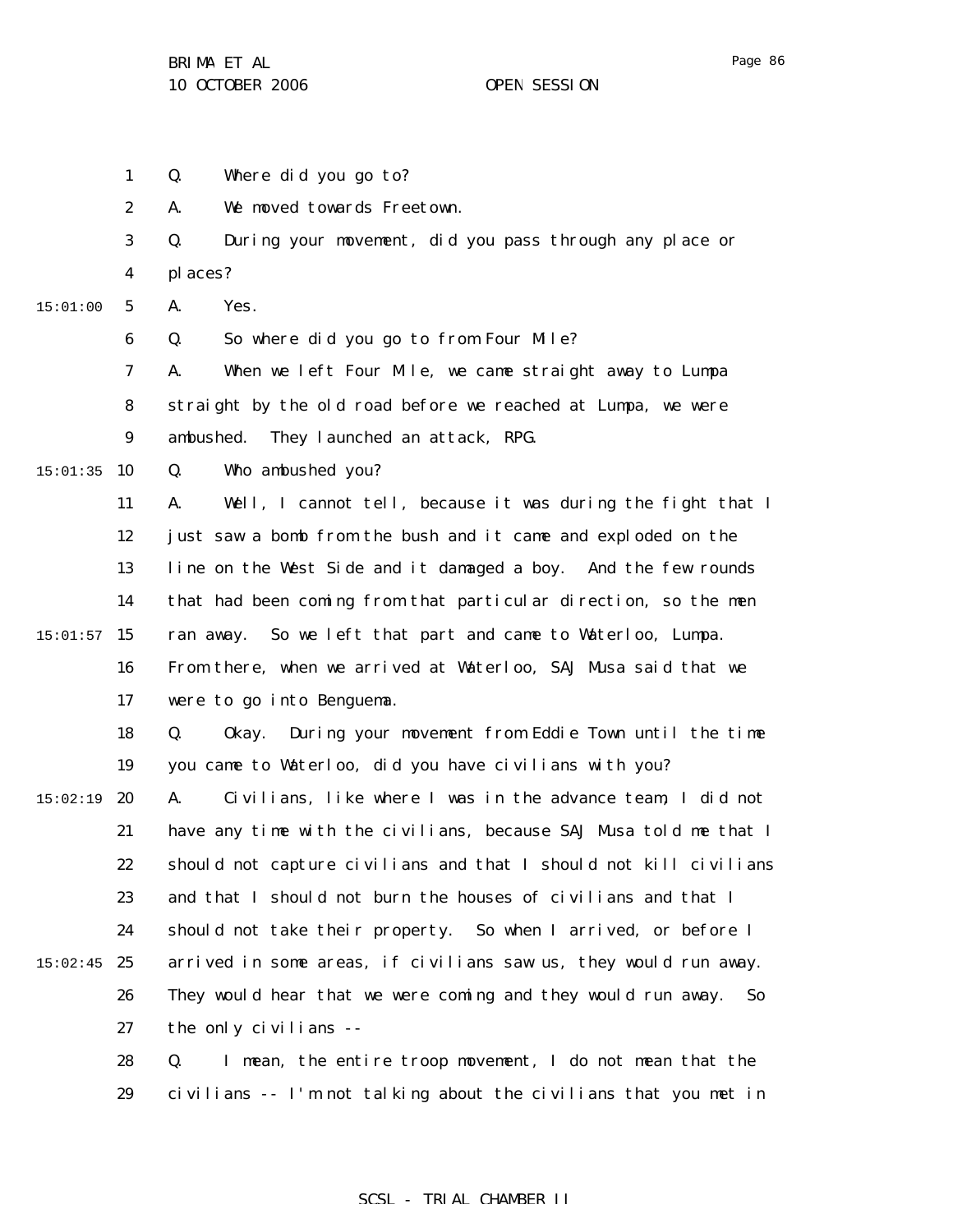Q. Where did you go to?

A. We moved towards Freetown.

Q. During your movement, did you pass through any place or places?

A. Yes.

Q. So where did you go to from Four Mile?

A. When we left Four Mile, we came straight away to Lumpa straight by the old road before we reached at Lumpa, we were ambushed. They launched an attack, RPG.

Q. Who ambushed you?

A. Well, I cannot tell, because it was during the fight that I just saw a bomb from the bush and it came and exploded on the line on the West Side and it damaged a boy. And the few rounds that had been coming from that particular direction, so the men ran away. So we left that part and came to Waterloo, Lumpa. From there, when we arrived at Waterloo, SAJ Musa said that we were to go into Benguema.

Q. Okay. During your movement from Eddie Town until the time you came to Waterloo, did you have civilians with you?

A. Civilians, like where I was in the advance team, I did not have any time with the civilians, because SAJ Musa told me that I should not capture civilians and that I should not kill civilians and that I should not burn the houses of civilians and that I should not take their property. So when I arrived, or before I arrived in some areas, if civilians saw us, they would run away. They would hear that we were coming and they would run away. So the only civilians --

Q. I mean, the entire troop movement, I do not mean that the civilians -- I'm not talking about the civilians that you met in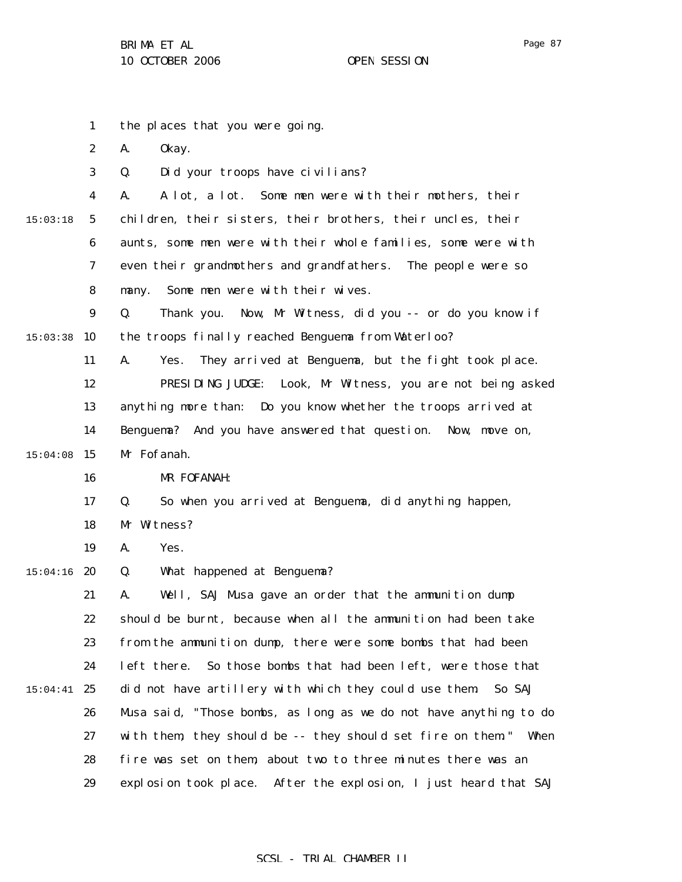the places that you were going.

A. Okay.

Q. Did your troops have civilians?

A. A lot, a lot. Some men were with their mothers, their children, their sisters, their brothers, their uncles, their aunts, some men were with their whole families, some were with even their grandmothers and grandfathers. The people were so many. Some men were with their wives.

Q. Thank you. Now, Mr Witness, did you -- or do you know if the troops finally reached Benguema from Waterloo?

A. Yes. They arrived at Benguema, but the fight took place.

PRESIDING JUDGE: Look, Mr Witness, you are not being asked anything more than: Do you know whether the troops arrived at Benguema? And you have answered that question. Now, move on, Mr Fofanah.

MR FOFANAH:

Q. So when you arrived at Benguema, did anything happen, Mr Witness?

A. Yes.

Q. What happened at Benguema?

A. Well, SAJ Musa gave an order that the ammunition dump should be burnt, because when all the ammunition had been take from the ammunition dump, there were some bombs that had been left there. So those bombs that had been left, were those that did not have artillery with which they could use them. So SAJ Musa said, "Those bombs, as long as we do not have anything to do with them, they should be -- they should set fire on them." When fire was set on them, about two to three minutes there was an explosion took place. After the explosion, I just heard that SAJ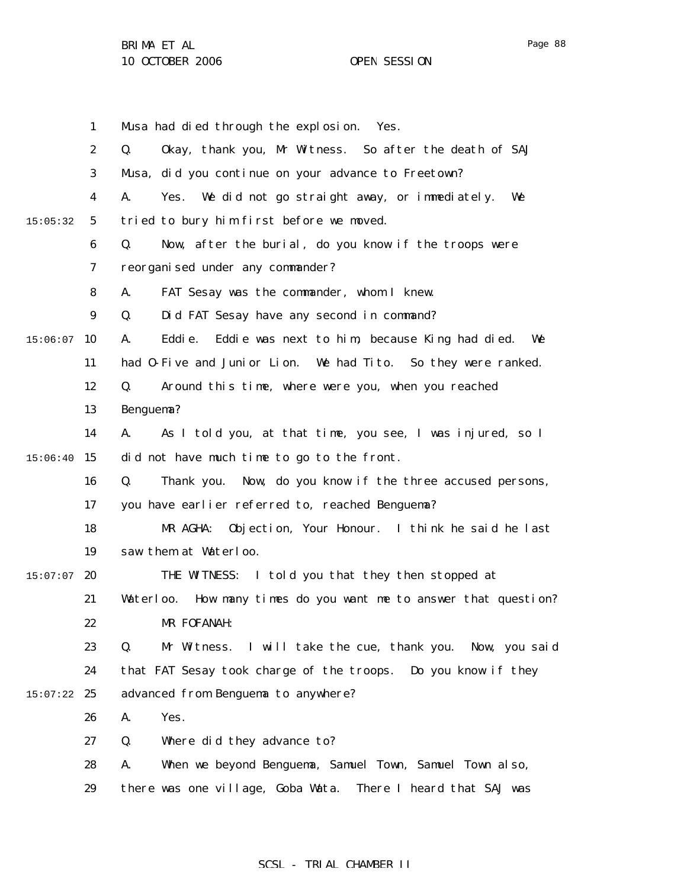Musa had died through the explosion. Yes.

Q. Okay, thank you, Mr Witness. So after the death of SAJ Musa, did you continue on your advance to Freetown?

A. Yes. We did not go straight away, or immediately. We tried to bury him first before we moved.

Q. Now, after the burial, do you know if the troops were reorganised under any commander?

A. FAT Sesay was the commander, whom I knew.

Q. Did FAT Sesay have any second in command?

A. Eddie. Eddie was next to him, because King had died. We had O-Five and Junior Lion. We had Tito. So they were ranked.

Q. Around this time, where were you, when you reached Benguema?

A. As I told you, at that time, you see, I was injured, so I did not have much time to go to the front.

Q. Thank you. Now, do you know if the three accused persons, you have earlier referred to, reached Benguema?

MR AGHA: Objection, Your Honour. I think he said he last saw them at Waterloo.

THE WITNESS: I told you that they then stopped at Waterloo. How many times do you want me to answer that question?

MR FOFANAH:

Q. Mr Witness. I will take the cue, thank you. Now, you said that FAT Sesay took charge of the troops. Do you know if they advanced from Benguema to anywhere?

A. Yes.

Q. Where did they advance to?

A. When we beyond Benguema, Samuel Town, Samuel Town also, there was one village, Goba Wata. There I heard that SAJ was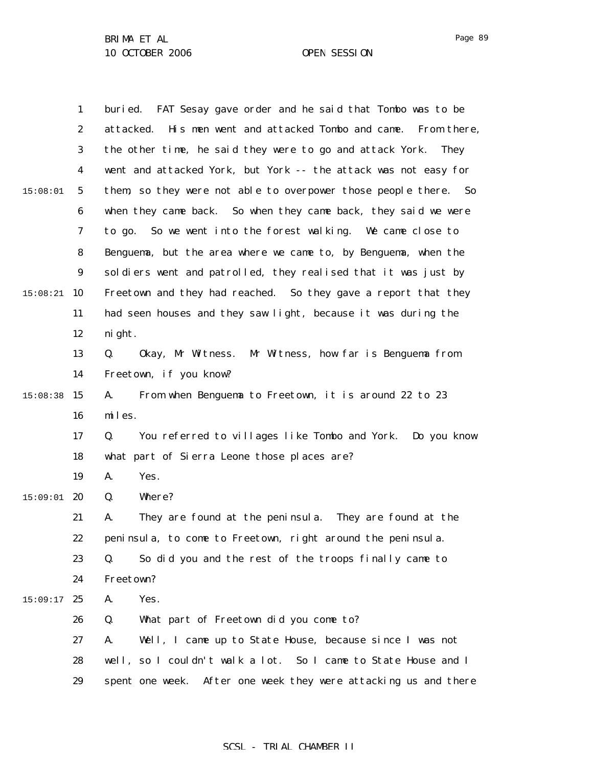buried. FAT Sesay gave order and he said that Tombo was to be attacked. His men went and attacked Tombo and came. From there, the other time, he said they were to go and attack York. They went and attacked York, but York -- the attack was not easy for them, so they were not able to overpower those people there. So when they came back. So when they came back, they said we were to go. So we went into the forest walking. We came close to Benguema, but the area where we came to, by Benguema, when the soldiers went and patrolled, they realised that it was just by Freetown and they had reached. So they gave a report that they had seen houses and they saw light, because it was during the night.

Q. Okay, Mr Witness. Mr Witness, how far is Benguema from Freetown, if you know?

A. From when Benguema to Freetown, it is around 22 to 23 miles.

Q. You referred to villages like Tombo and York. Do you know what part of Sierra Leone those places are?

A. Yes.

Q. Where?

A. They are found at the peninsula. They are found at the peninsula, to come to Freetown, right around the peninsula.

Q. So did you and the rest of the troops finally came to Freetown?

A. Yes.

Q. What part of Freetown did you come to?

A. Well, I came up to State House, because since I was not well, so I couldn't walk a lot. So I came to State House and I spent one week. After one week they were attacking us and there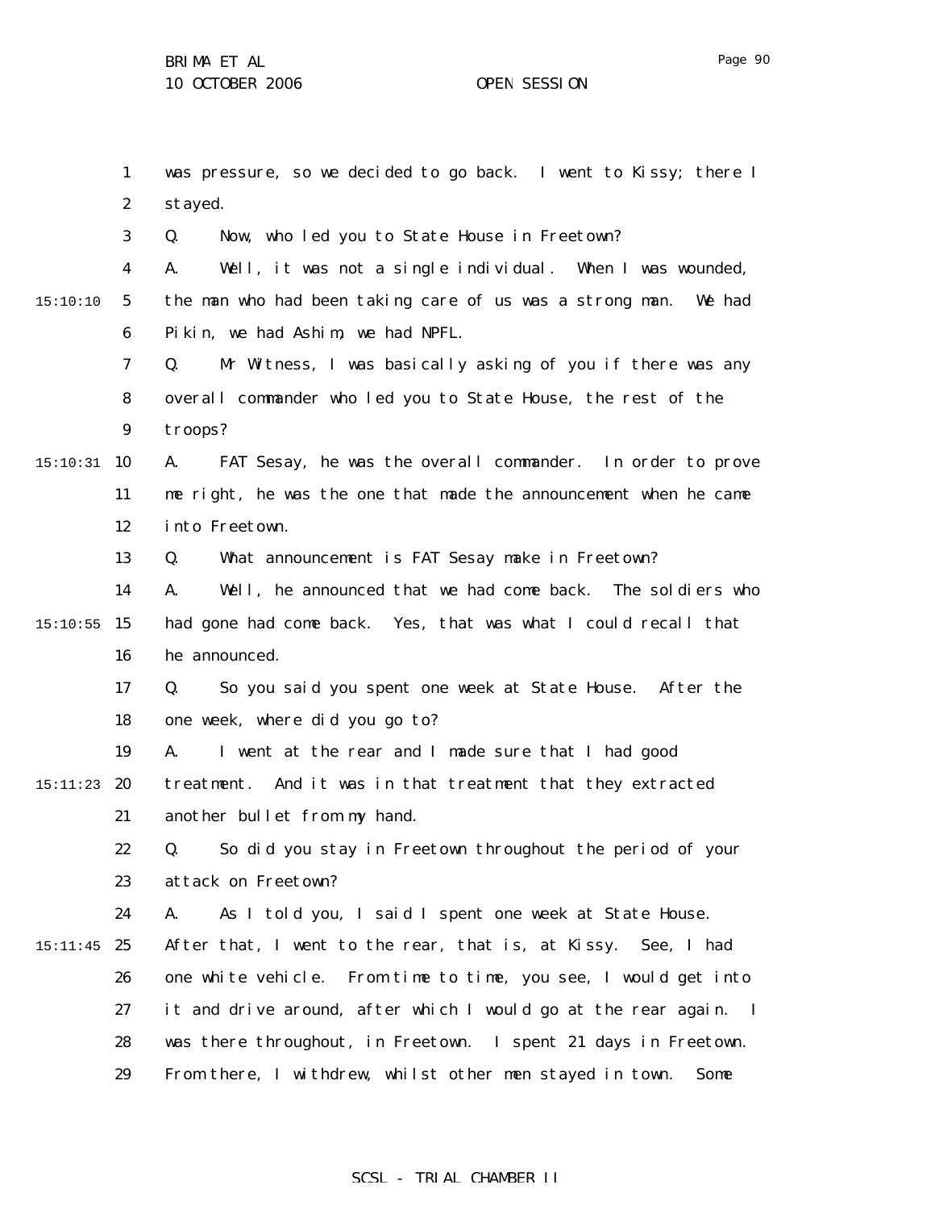was pressure, so we decided to go back. I went to Kissy; there I stayed.

Q. Now, who led you to State House in Freetown?

A. Well, it was not a single individual. When I was wounded, the man who had been taking care of us was a strong man. We had Pikin, we had Ashim, we had NPFL.

Q. Mr Witness, I was basically asking of you if there was any overall commander who led you to State House, the rest of the troops?

A. FAT Sesay, he was the overall commander. In order to prove me right, he was the one that made the announcement when he came into Freetown.

Q. What announcement is FAT Sesay make in Freetown?

A. Well, he announced that we had come back. The soldiers who had gone had come back. Yes, that was what I could recall that he announced.

Q. So you said you spent one week at State House. After the one week, where did you go to?

A. I went at the rear and I made sure that I had good treatment. And it was in that treatment that they extracted another bullet from my hand.

Q. So did you stay in Freetown throughout the period of your attack on Freetown?

A. As I told you, I said I spent one week at State House. After that, I went to the rear, that is, at Kissy. See, I had one white vehicle. From time to time, you see, I would get into it and drive around, after which I would go at the rear again. I was there throughout, in Freetown. I spent 21 days in Freetown. From there, I withdrew, whilst other men stayed in town. Some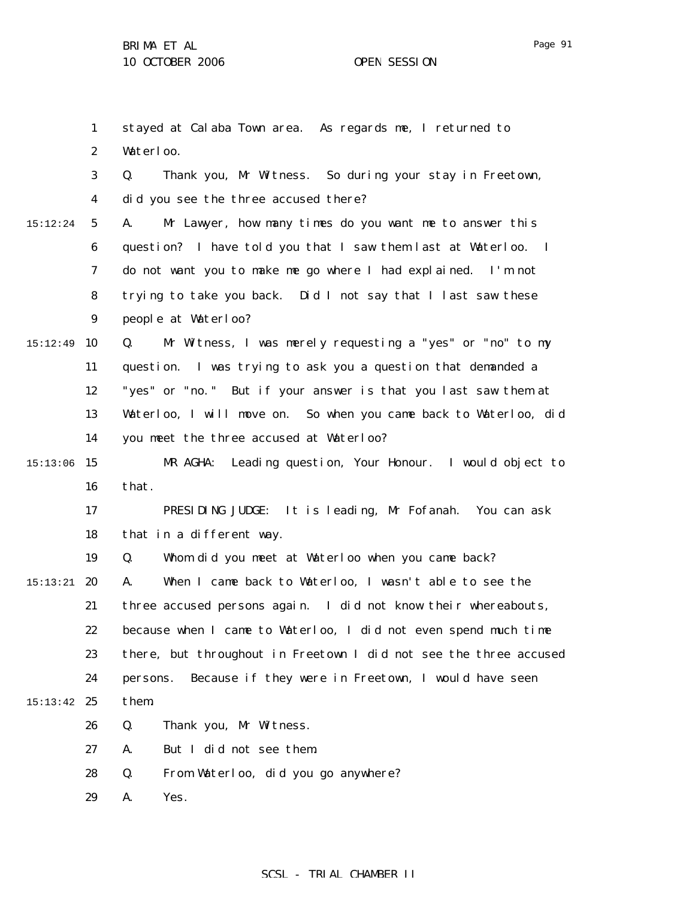stayed at Calaba Town area. As regards me, I returned to Waterloo.

Q. Thank you, Mr Witness. So during your stay in Freetown, did you see the three accused there?

A. Mr Lawyer, how many times do you want me to answer this question? I have told you that I saw them last at Waterloo. I do not want you to make me go where I had explained. I'm not trying to take you back. Did I not say that I last saw these people at Waterloo?

Q. Mr Witness, I was merely requesting a "yes" or "no" to my question. I was trying to ask you a question that demanded a "yes" or "no." But if your answer is that you last saw them at Waterloo, I will move on. So when you came back to Waterloo, did you meet the three accused at Waterloo?

MR AGHA: Leading question, Your Honour. I would object to that.

PRESIDING JUDGE: It is leading, Mr Fofanah. You can ask that in a different way.

Q. Whom did you meet at Waterloo when you came back?

A. When I came back to Waterloo, I wasn't able to see the three accused persons again. I did not know their whereabouts, because when I came to Waterloo, I did not even spend much time there, but throughout in Freetown I did not see the three accused persons. Because if they were in Freetown, I would have seen them.

Q. Thank you, Mr Witness.

A. But I did not see them.

Q. From Waterloo, did you go anywhere?

A. Yes.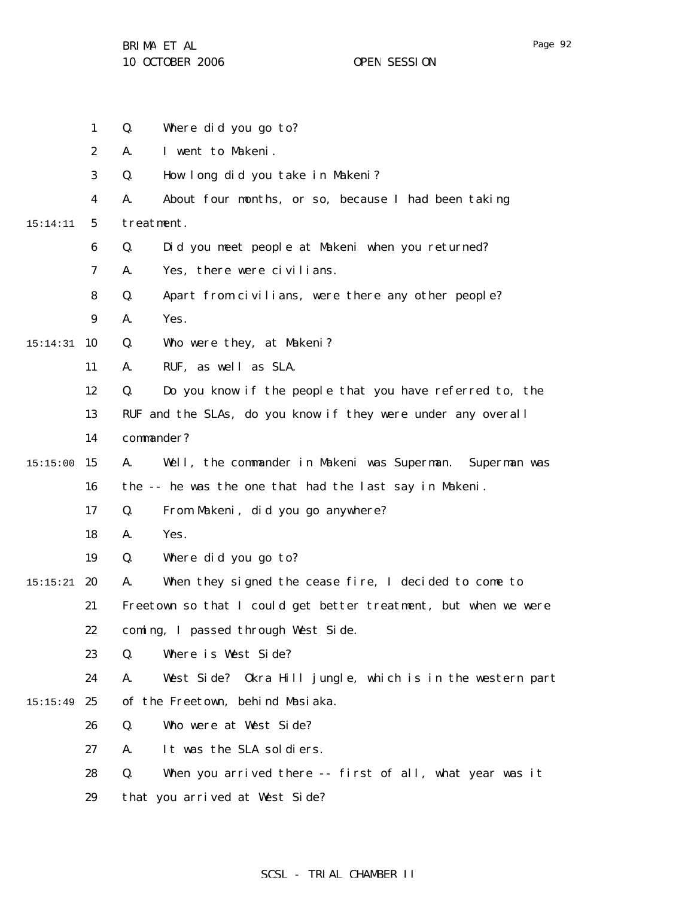Q. Where did you go to?

A. I went to Makeni.

Q. How long did you take in Makeni?

A. About four months, or so, because I had been taking treatment.

Q. Did you meet people at Makeni when you returned?

A. Yes, there were civilians.

Q. Apart from civilians, were there any other people?

A. Yes.

Q. Who were they, at Makeni?

A. RUF, as well as SLA.

Q. Do you know if the people that you have referred to, the RUF and the SLAs, do you know if they were under any overall commander?

A. Well, the commander in Makeni was Superman. Superman was the -- he was the one that had the last say in Makeni.

Q. From Makeni, did you go anywhere?

A. Yes.

Q. Where did you go to?

A. When they signed the cease fire, I decided to come to Freetown so that I could get better treatment, but when we were coming, I passed through West Side.

Q. Where is West Side?

A. West Side? Okra Hill jungle, which is in the western part of the Freetown, behind Masiaka.

Q. Who were at West Side?

A. It was the SLA soldiers.

Q. When you arrived there -- first of all, what year was it that you arrived at West Side?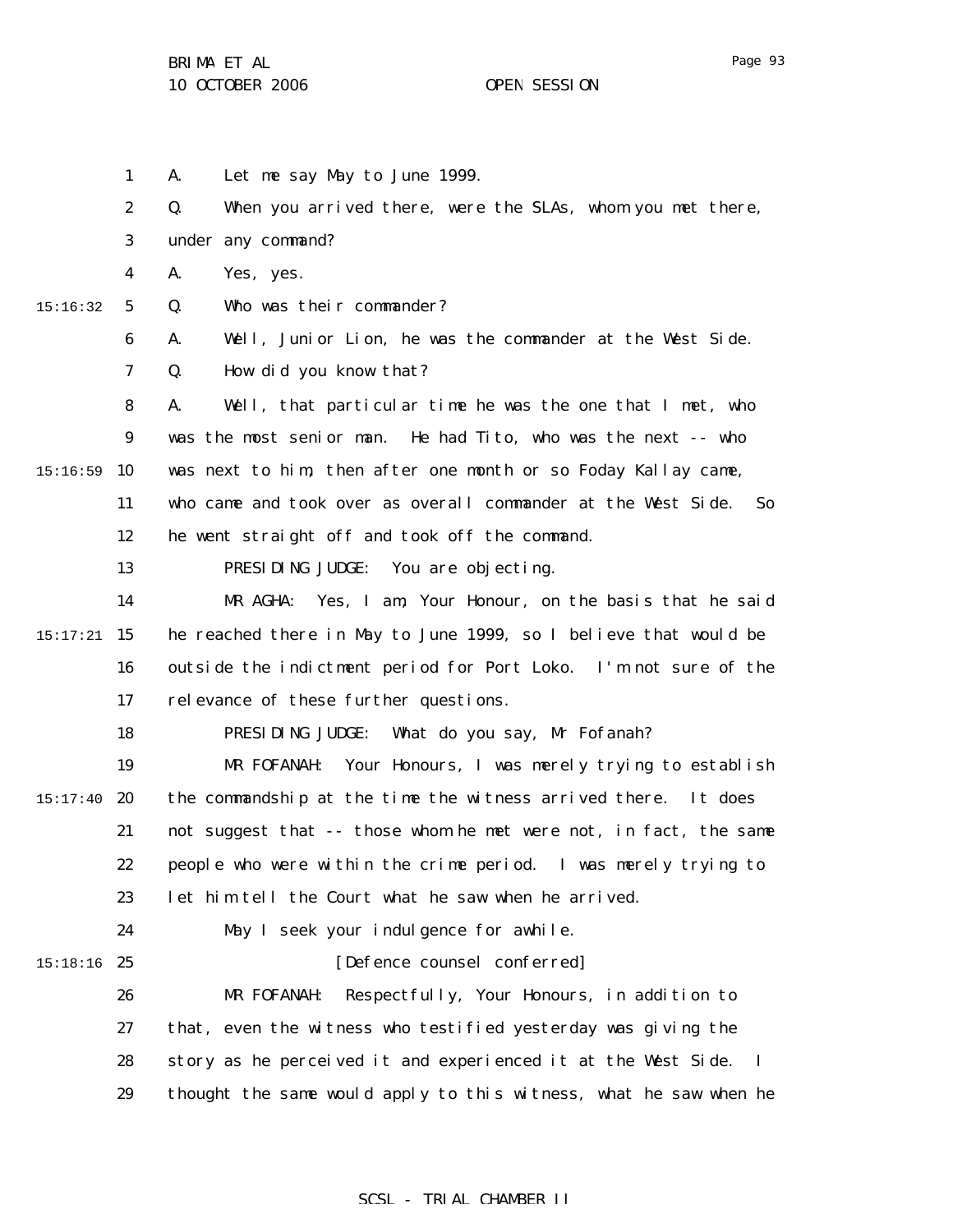A. Let me say May to June 1999.

Q. When you arrived there, were the SLAs, whom you met there, under any command?

A. Yes, yes.

Q. Who was their commander?

A. Well, Junior Lion, he was the commander at the West Side.

Q. How did you know that?

A. Well, that particular time he was the one that I met, who was the most senior man. He had Tito, who was the next -- who was next to him, then after one month or so Foday Kallay came, who came and took over as overall commander at the West Side. So he went straight off and took off the command.

PRESIDING JUDGE: You are objecting.

MR AGHA: Yes, I am, Your Honour, on the basis that he said he reached there in May to June 1999, so I believe that would be outside the indictment period for Port Loko. I'm not sure of the relevance of these further questions.

PRESIDING JUDGE: What do you say, Mr Fofanah?

MR FOFANAH: Your Honours, I was merely trying to establish the commandship at the time the witness arrived there. It does not suggest that -- those whom he met were not, in fact, the same people who were within the crime period. I was merely trying to let him tell the Court what he saw when he arrived.

May I seek your indulgence for awhile.

[Defence counsel conferred]

MR FOFANAH: Respectfully, Your Honours, in addition to that, even the witness who testified yesterday was giving the story as he perceived it and experienced it at the West Side. I thought the same would apply to this witness, what he saw when he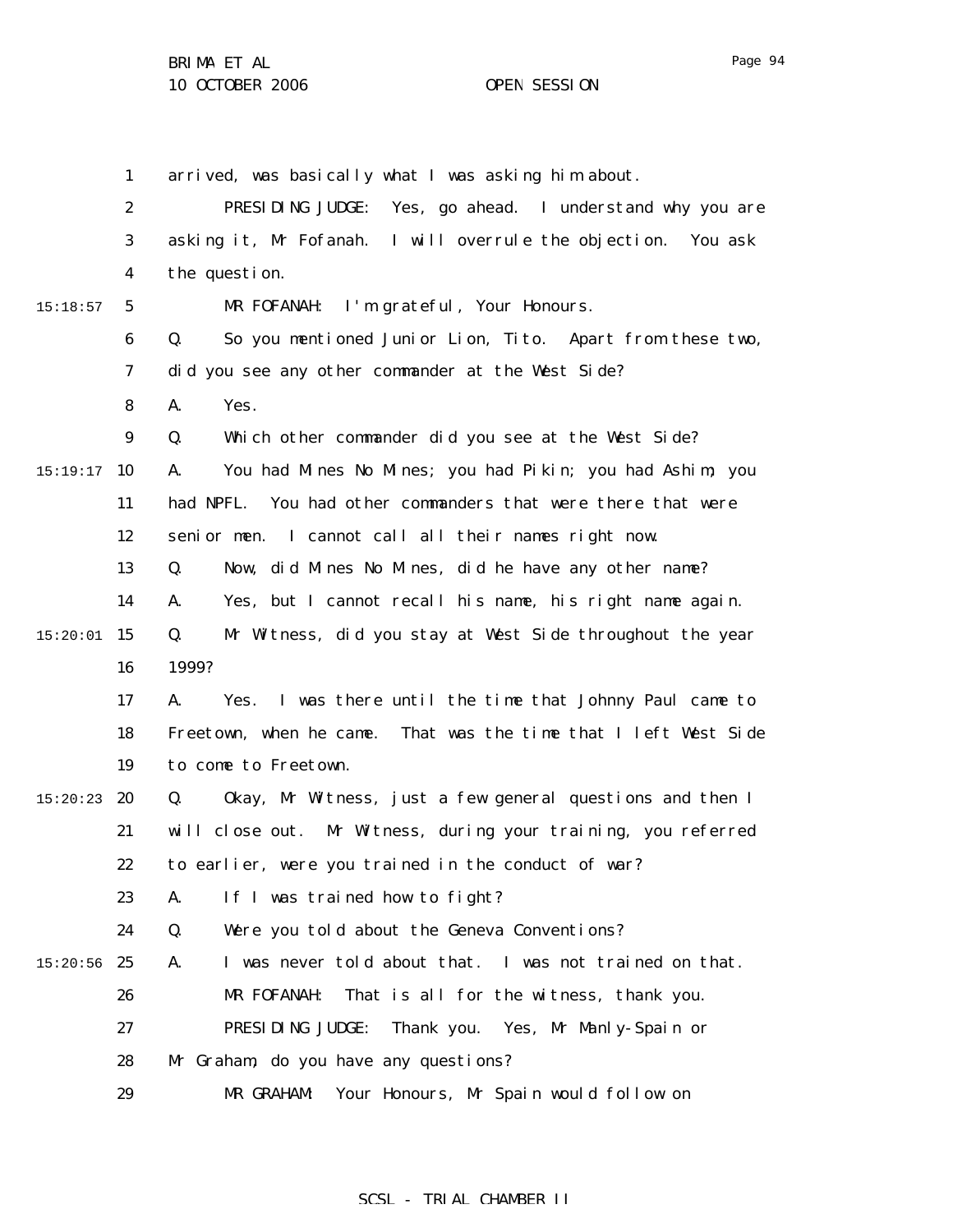arrived, was basically what I was asking him about.

PRESIDING JUDGE: Yes, go ahead. I understand why you are asking it, Mr Fofanah. I will overrule the objection. You ask the question.

MR FOFANAH: I'm grateful, Your Honours.

Q. So you mentioned Junior Lion, Tito. Apart from these two, did you see any other commander at the West Side?

A. Yes.

Q. Which other commander did you see at the West Side?

A. You had Mines No Mines; you had Pikin; you had Ashim; you had NPFL. You had other commanders that were there that were senior men. I cannot call all their names right now.

Q. Now, did Mines No Mines, did he have any other name?

A. Yes, but I cannot recall his name, his right name again.

Q. Mr Witness, did you stay at West Side throughout the year 1999?

A. Yes. I was there until the time that Johnny Paul came to Freetown, when he came. That was the time that I left West Side to come to Freetown.

Q. Okay, Mr Witness, just a few general questions and then I will close out. Mr Witness, during your training, you referred to earlier, were you trained in the conduct of war?

A. If I was trained how to fight?

Q. Were you told about the Geneva Conventions?

A. I was never told about that. I was not trained on that.

MR FOFANAH: That is all for the witness, thank you.

PRESIDING JUDGE: Thank you. Yes, Mr Manly-Spain or Mr Graham, do you have any questions?

MR GRAHAM: Your Honours, Mr Spain would follow on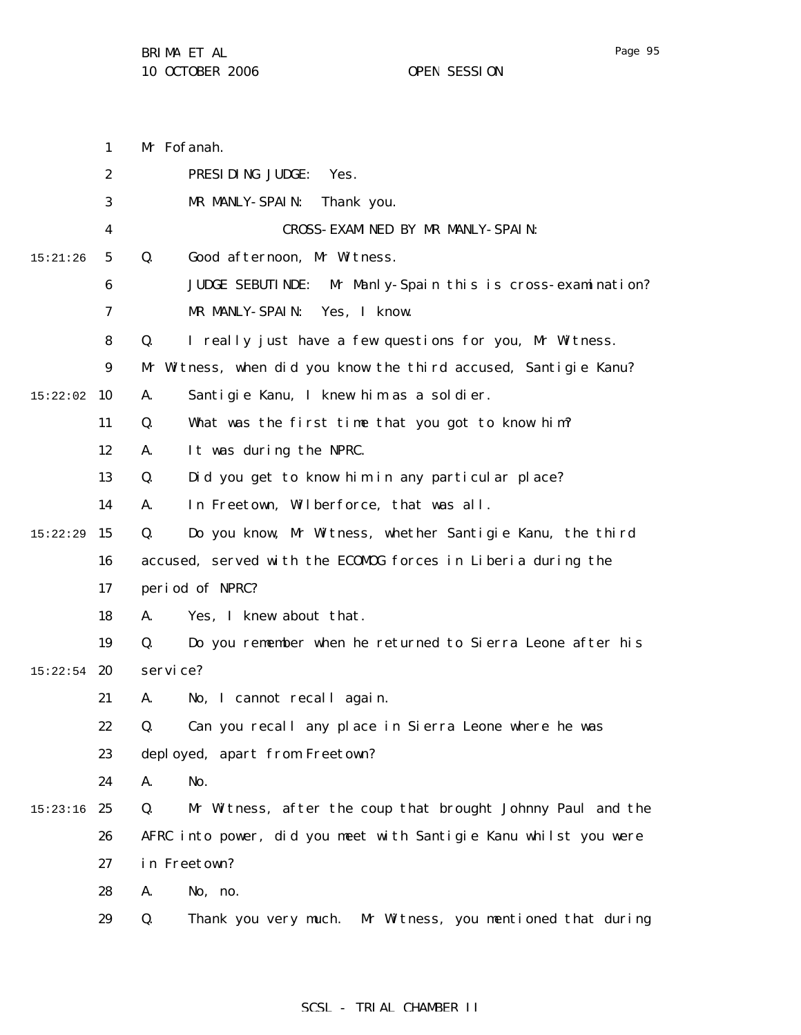Mr Fofanah.

PRESIDING JUDGE: Yes.

MR MANLY-SPAIN: Thank you.

CROSS-EXAMINED BY MR MANLY-SPAIN:

Q. Good afternoon, Mr Witness.

JUDGE SEBUTINDE: Mr Manly-Spain this is cross-examination?

MR MANLY-SPAIN: Yes, I know.

Q. I really just have a few questions for you, Mr Witness. Mr Witness, when did you know the third accused, Santigie Kanu?

A. Santigie Kanu, I knew him as a soldier.

Q. What was the first time that you got to know him?

A. It was during the NPRC.

Q. Did you get to know him in any particular place?

A. In Freetown, Wilberforce, that was all.

Q. Do you know, Mr Witness, whether Santigie Kanu, the third accused, served with the ECOMOG forces in Liberia during the period of NPRC?

A. Yes, I knew about that.

Q. Do you remember when he returned to Sierra Leone after his service?

A. No, I cannot recall again.

Q. Can you recall any place in Sierra Leone where he was deployed, apart from Freetown?

A. No.

Q. Mr Witness, after the coup that brought Johnny Paul and the AFRC into power, did you meet with Santigie Kanu whilst you were in Freetown?

A. No, no.

Q. Thank you very much. Mr Witness, you mentioned that during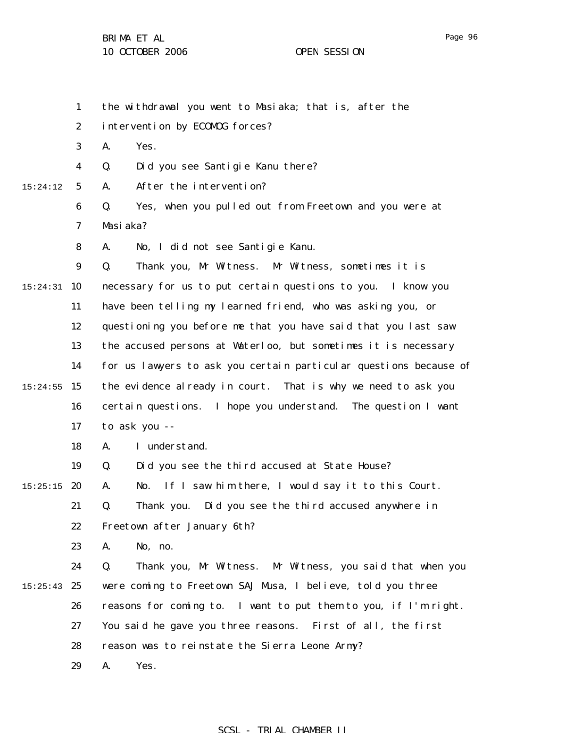the withdrawal you went to Masiaka; that is, after the intervention by ECOMOG forces?

A. Yes.

Q. Did you see Santigie Kanu there?

A. After the intervention?

Q. Yes, when you pulled out from Freetown and you were at Masiaka?

A. No, I did not see Santigie Kanu.

Q. Thank you, Mr Witness. Mr Witness, sometimes it is necessary for us to put certain questions to you. I know you have been telling my learned friend, who was asking you, or questioning you before me that you have said that you last saw the accused persons at Waterloo, but sometimes it is necessary for us lawyers to ask you certain particular questions because of the evidence already in court. That is why we need to ask you certain questions. I hope you understand. The question I want to ask you --

A. I understand.

Q. Did you see the third accused at State House?

A. No. If I saw him there, I would say it to this Court.

Q. Thank you. Did you see the third accused anywhere in Freetown after January 6th?

A. No, no.

Q. Thank you, Mr Witness. Mr Witness, you said that when you were coming to Freetown SAJ Musa, I believe, told you three reasons for coming to. I want to put them to you, if I'm right. You said he gave you three reasons. First of all, the first reason was to reinstate the Sierra Leone Army?

A. Yes.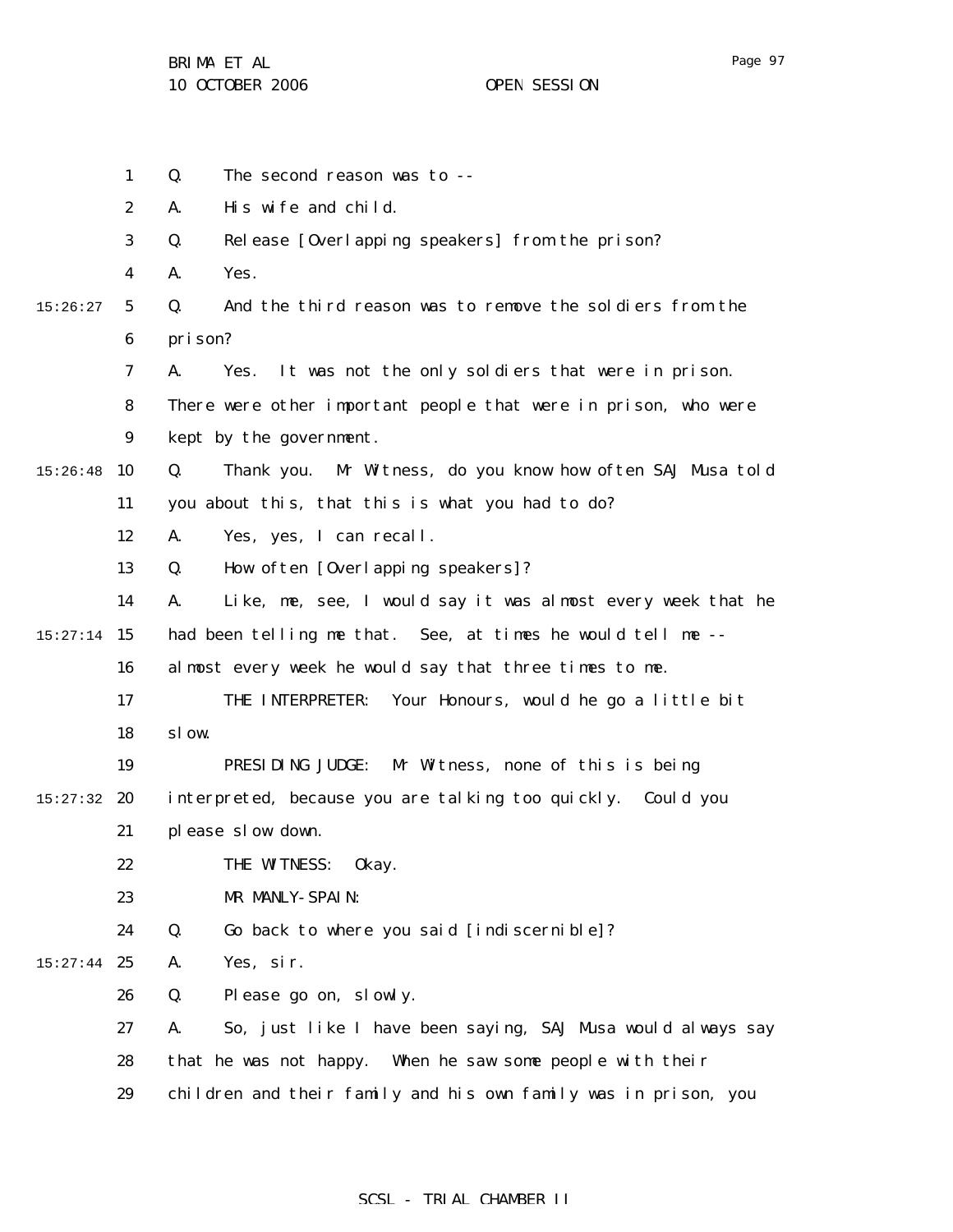Q. The second reason was to --

A. His wife and child.

Q. Release [Overlapping speakers] from the prison?

A. Yes.

Q. And the third reason was to remove the soldiers from the prison?

A. Yes. It was not the only soldiers that were in prison. There were other important people that were in prison, who were kept by the government.

Q. Thank you. Mr Witness, do you know how often SAJ Musa told you about this, that this is what you had to do?

A. Yes, yes, I can recall.

Q. How often [Overlapping speakers]?

A. Like, me, see, I would say it was almost every week that he had been telling me that. See, at times he would tell me -- almost every week he would say that three times to me.

THE INTERPRETER: Your Honours, would he go a little bit slow.

PRESIDING JUDGE: Mr Witness, none of this is being interpreted, because you are talking too quickly. Could you please slow down.

THE WITNESS: Okay.

MR MANLY-SPAIN:

Q. Go back to where you said [indiscernible]?

A. Yes, sir.

Q. Please go on, slowly.

A. So, just like I have been saying, SAJ Musa would always say that he was not happy. When he saw some people with their children and their family and his own family was in prison, you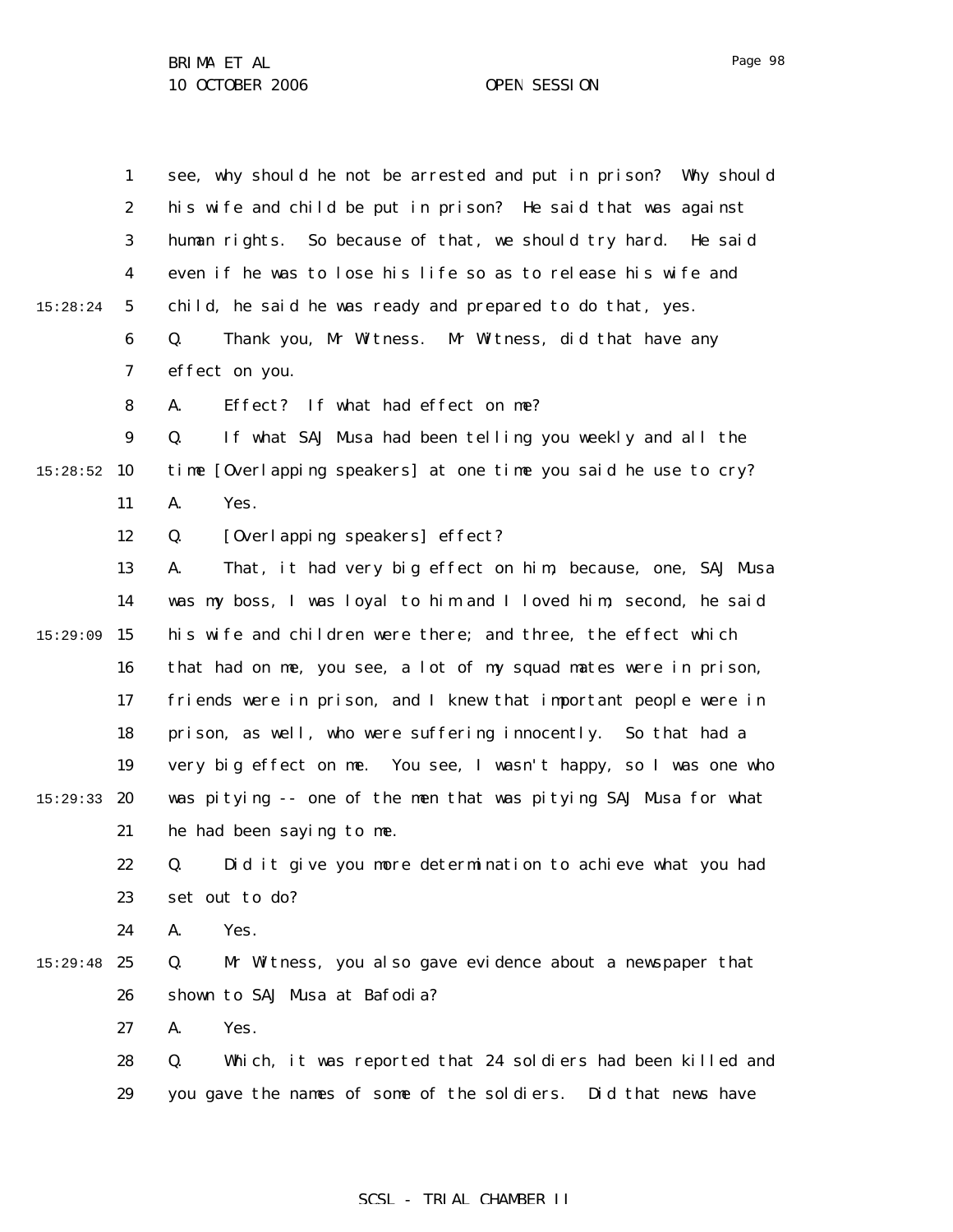see, why should he not be arrested and put in prison? Why should his wife and child be put in prison? He said that was against human rights. So because of that, we should try hard. He said even if he was to lose his life so as to release his wife and child, he said he was ready and prepared to do that, yes.

Q. Thank you, Mr Witness. Mr Witness, did that have any effect on you.

A. Effect? If what had effect on me?

Q. If what SAJ Musa had been telling you weekly and all the time [Overlapping speakers] at one time you said he use to cry?

A. Yes.

Q. [Overlapping speakers] effect?

A. That, it had very big effect on him, because, one, SAJ Musa was my boss, I was loyal to him and I loved him; second, he said his wife and children were there; and three, the effect which that had on me, you see, a lot of my squad mates were in prison, friends were in prison, and I knew that important people were in prison, as well, who were suffering innocently. So that had a very big effect on me. You see, I wasn't happy, so I was one who was pitying -- one of the men that was pitying SAJ Musa for what he had been saying to me.

Q. Did it give you more determination to achieve what you had set out to do?

A. Yes.

Q. Mr Witness, you also gave evidence about a newspaper that shown to SAJ Musa at Bafodia?

A. Yes.

Q. Which, it was reported that 24 soldiers had been killed and you gave the names of some of the soldiers. Did that news have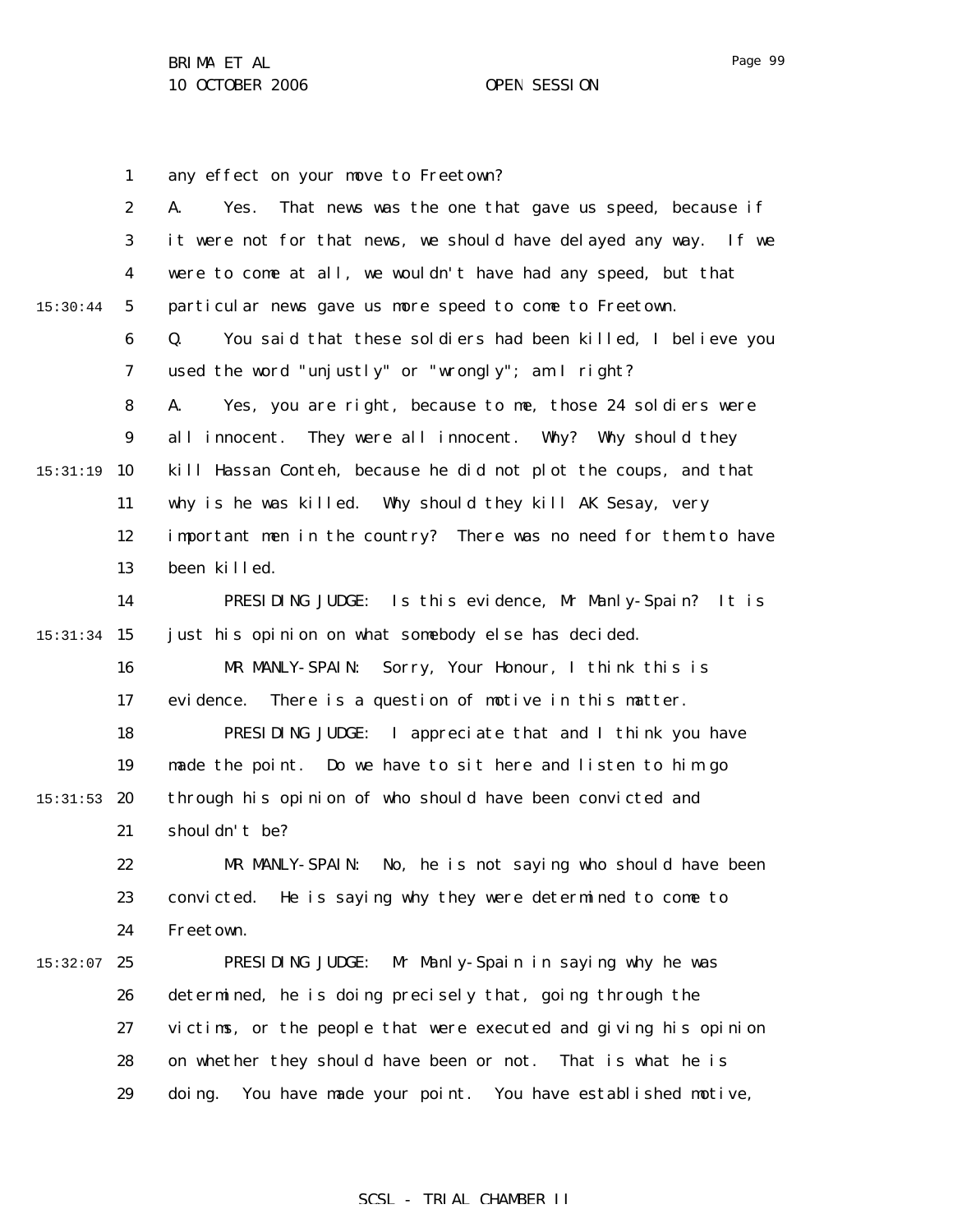any effect on your move to Freetown?

A. Yes. That news was the one that gave us speed, because if it were not for that news, we should have delayed any way. If we were to come at all, we wouldn't have had any speed, but that particular news gave us more speed to come to Freetown.

Q. You said that these soldiers had been killed, I believe you used the word "unjustly" or "wrongly"; am I right?

A. Yes, you are right, because to me, those 24 soldiers were all innocent. They were all innocent. Why? Why should they kill Hassan Conteh, because he did not plot the coups, and that why is he was killed. Why should they kill AK Sesay, very important men in the country? There was no need for them to have been killed.

PRESIDING JUDGE: Is this evidence, Mr Manly-Spain? It is just his opinion on what somebody else has decided.

MR MANLY-SPAIN: Sorry, Your Honour, I think this is evidence. There is a question of motive in this matter.

PRESIDING JUDGE: I appreciate that and I think you have made the point. Do we have to sit here and listen to him go through his opinion of who should have been convicted and shouldn't be?

MR MANLY-SPAIN: No, he is not saying who should have been convicted. He is saying why they were determined to come to Freetown.

PRESIDING JUDGE: Mr Manly-Spain in saying why he was determined, he is doing precisely that, going through the victims, or the people that were executed and giving his opinion on whether they should have been or not. That is what he is doing. You have made your point. You have established motive,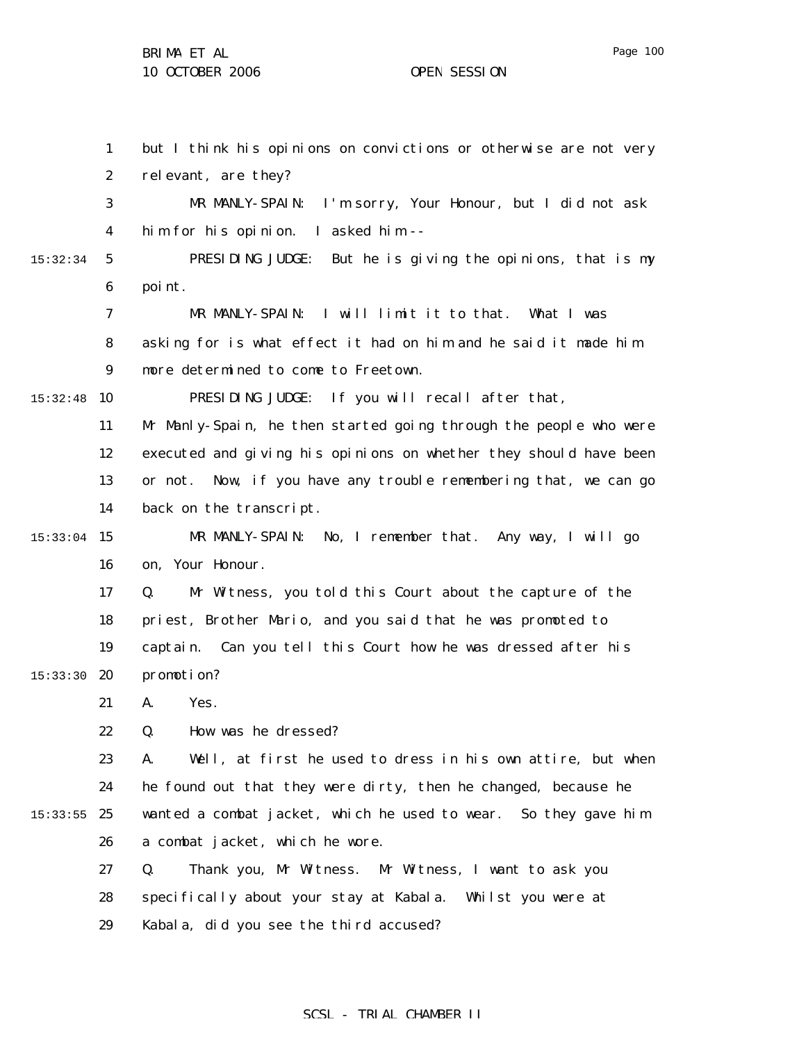but I think his opinions on convictions or otherwise are not very relevant, are they?

MR MANLY-SPAIN: I'm sorry, Your Honour, but I did not ask him for his opinion. I asked him --

PRESIDING JUDGE: But he is giving the opinions, that is my point.

MR MANLY-SPAIN: I will limit it to that. What I was asking for is what effect it had on him and he said it made him more determined to come to Freetown.

PRESIDING JUDGE: If you will recall after that, Mr Manly-Spain, he then started going through the people who were executed and giving his opinions on whether they should have been or not. Now, if you have any trouble remembering that, we can go back on the transcript.

MR MANLY-SPAIN: No, I remember that. Any way, I will go on, Your Honour.

Q. Mr Witness, you told this Court about the capture of the priest, Brother Mario, and you said that he was promoted to captain. Can you tell this Court how he was dressed after his promotion?

A. Yes.

Q. How was he dressed?

A. Well, at first he used to dress in his own attire, but when he found out that they were dirty, then he changed, because he wanted a combat jacket, which he used to wear. So they gave him a combat jacket, which he wore.

Q. Thank you, Mr Witness. Mr Witness, I want to ask you specifically about your stay at Kabala. Whilst you were at Kabala, did you see the third accused?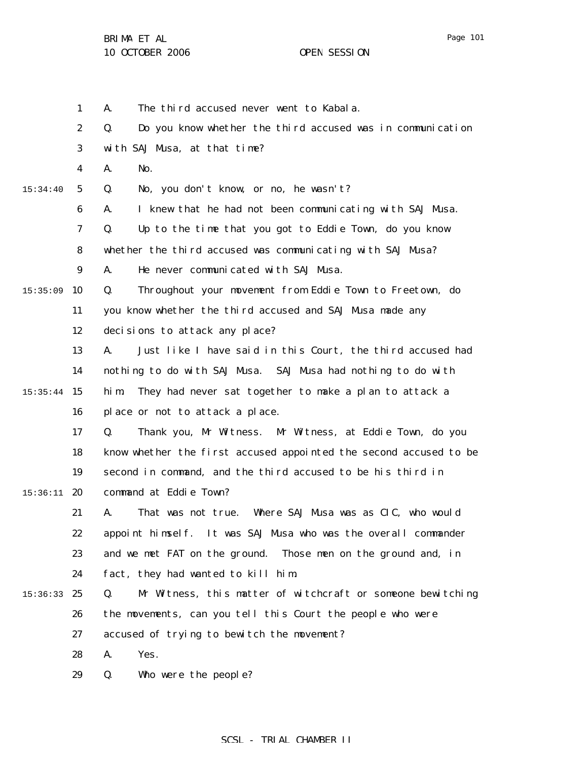A. The third accused never went to Kabala.

Q. Do you know whether the third accused was in communication with SAJ Musa, at that time?

A. No.

Q. No, you don't know, or no, he wasn't?

A. I knew that he had not been communicating with SAJ Musa.

Q. Up to the time that you got to Eddie Town, do you know whether the third accused was communicating with SAJ Musa?

A. He never communicated with SAJ Musa.

Q. Throughout your movement from Eddie Town to Freetown, do you know whether the third accused and SAJ Musa made any decisions to attack any place?

A. Just like I have said in this Court, the third accused had nothing to do with SAJ Musa. SAJ Musa had nothing to do with him. They had never sat together to make a plan to attack a place or not to attack a place.

Q. Thank you, Mr Witness. Mr Witness, at Eddie Town, do you know whether the first accused appointed the second accused to be second in command, and the third accused to be his third in command at Eddie Town?

A. That was not true. Where SAJ Musa was as CIC, who would appoint himself. It was SAJ Musa who was the overall commander and we met FAT on the ground. Those men on the ground and, in fact, they had wanted to kill him.

Q. Mr Witness, this matter of witchcraft or someone bewitching the movements, can you tell this Court the people who were accused of trying to bewitch the movement?

A. Yes.

Q. Who were the people?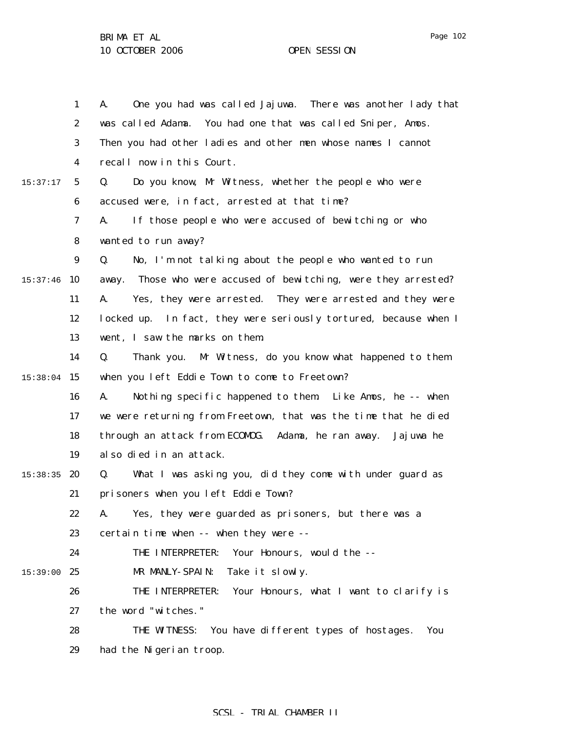A. One you had was called Jajuwa. There was another lady that was called Adama. You had one that was called Sniper, Amos. Then you had other ladies and other men whose names I cannot recall now in this Court.

Q. Do you know, Mr Witness, whether the people who were accused were, in fact, arrested at that time?

A. If those people who were accused of bewitching or who wanted to run away?

Q. No, I'm not talking about the people who wanted to run away. Those who were accused of bewitching, were they arrested?

A. Yes, they were arrested. They were arrested and they were locked up. In fact, they were seriously tortured, because when I went, I saw the marks on them.

Q. Thank you. Mr Witness, do you know what happened to them when you left Eddie Town to come to Freetown?

A. Nothing specific happened to them. Like Amos, he -- when we were returning from Freetown, that was the time that he died through an attack from ECOMOG. Adama, he ran away. Jajuwa he also died in an attack.

Q. What I was asking you, did they come with under guard as prisoners when you left Eddie Town?

A. Yes, they were guarded as prisoners, but there was a certain time when -- when they were --

THE INTERPRETER: Your Honours, would the --

MR MANLY-SPAIN: Take it slowly.

THE INTERPRETER: Your Honours, what I want to clarify is the word "witches."

THE WITNESS: You have different types of hostages. You had the Nigerian troop.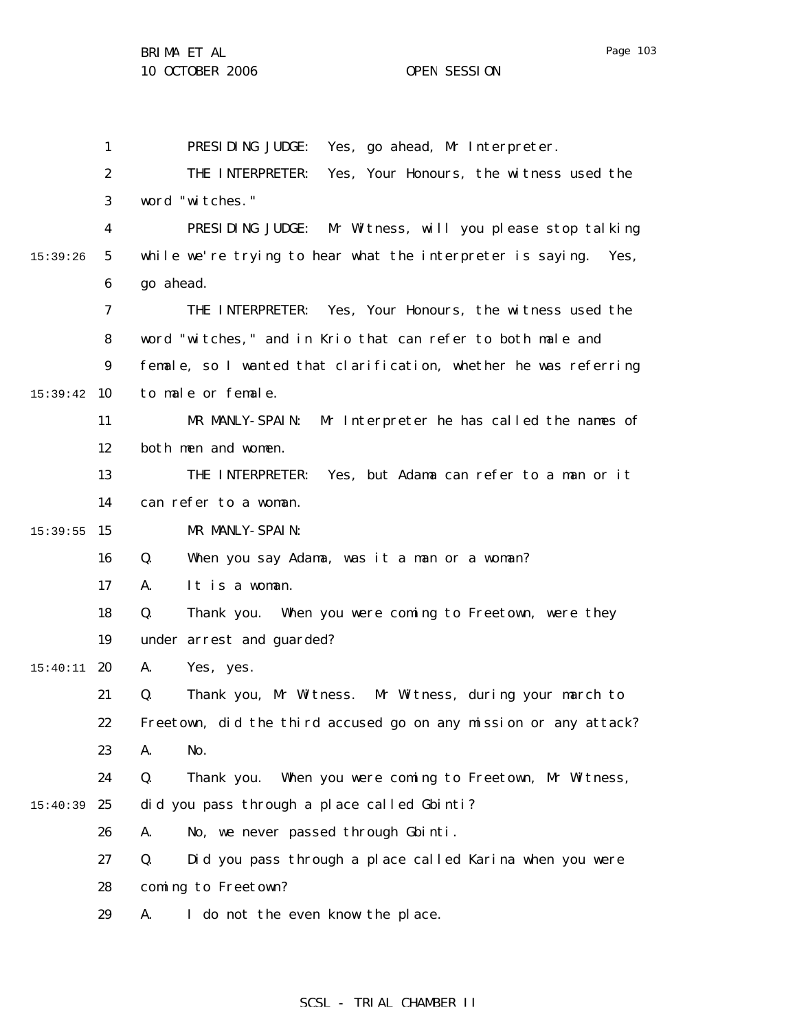PRESIDING JUDGE: Yes, go ahead, Mr Interpreter.

THE INTERPRETER: Yes, Your Honours, the witness used the word "witches."

PRESIDING JUDGE: Mr Witness, will you please stop talking while we're trying to hear what the interpreter is saying. Yes, go ahead.

THE INTERPRETER: Yes, Your Honours, the witness used the word "witches," and in Krio that can refer to both male and female, so I wanted that clarification, whether he was referring to male or female.

MR MANLY-SPAIN: Mr Interpreter he has called the names of both men and women.

THE INTERPRETER: Yes, but Adama can refer to a man or it can refer to a woman.

MR MANLY-SPAIN:

Q. When you say Adama, was it a man or a woman?

A. It is a woman.

Q. Thank you. When you were coming to Freetown, were they under arrest and guarded?

A. Yes, yes.

Q. Thank you, Mr Witness. Mr Witness, during your march to Freetown, did the third accused go on any mission or any attack?

A. No.

Q. Thank you. When you were coming to Freetown, Mr Witness, did you pass through a place called Gbinti?

A. No, we never passed through Gbinti.

Q. Did you pass through a place called Karina when you were coming to Freetown?

A. I do not the even know the place.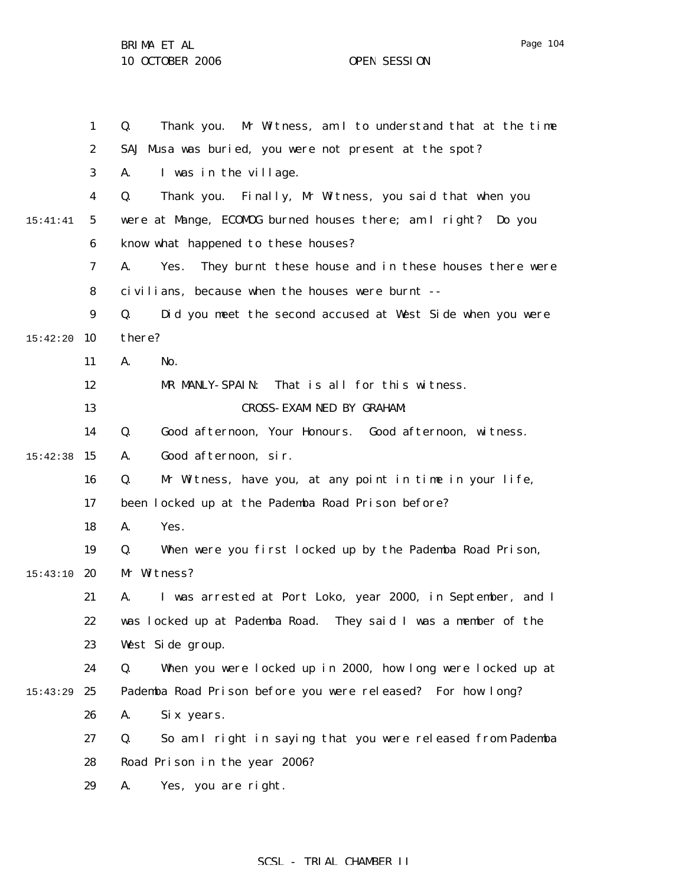Q. Thank you. Mr Witness, am I to understand that at the time SAJ Musa was buried, you were not present at the spot?

A. I was in the village.

Q. Thank you. Finally, Mr Witness, you said that when you were at Mange, ECOMOG burned houses there; am I right? Do you know what happened to these houses?

A. Yes. They burnt these house and in these houses there were civilians, because when the houses were burnt --

Q. Did you meet the second accused at West Side when you were there?

A. No.

MR MANLY-SPAIN: That is all for this witness.

CROSS-EXAMINED BY GRAHAM:

Q. Good afternoon, Your Honours. Good afternoon, witness.

A. Good afternoon, sir.

Q. Mr Witness, have you, at any point in time in your life, been locked up at the Pademba Road Prison before?

A. Yes.

Q. When were you first locked up by the Pademba Road Prison, Mr Witness?

A. I was arrested at Port Loko, year 2000, in September, and I was locked up at Pademba Road. They said I was a member of the West Side group.

Q. When you were locked up in 2000, how long were locked up at Pademba Road Prison before you were released? For how long?

A. Six years.

Q. So am I right in saying that you were released from Pademba Road Prison in the year 2006?

A. Yes, you are right.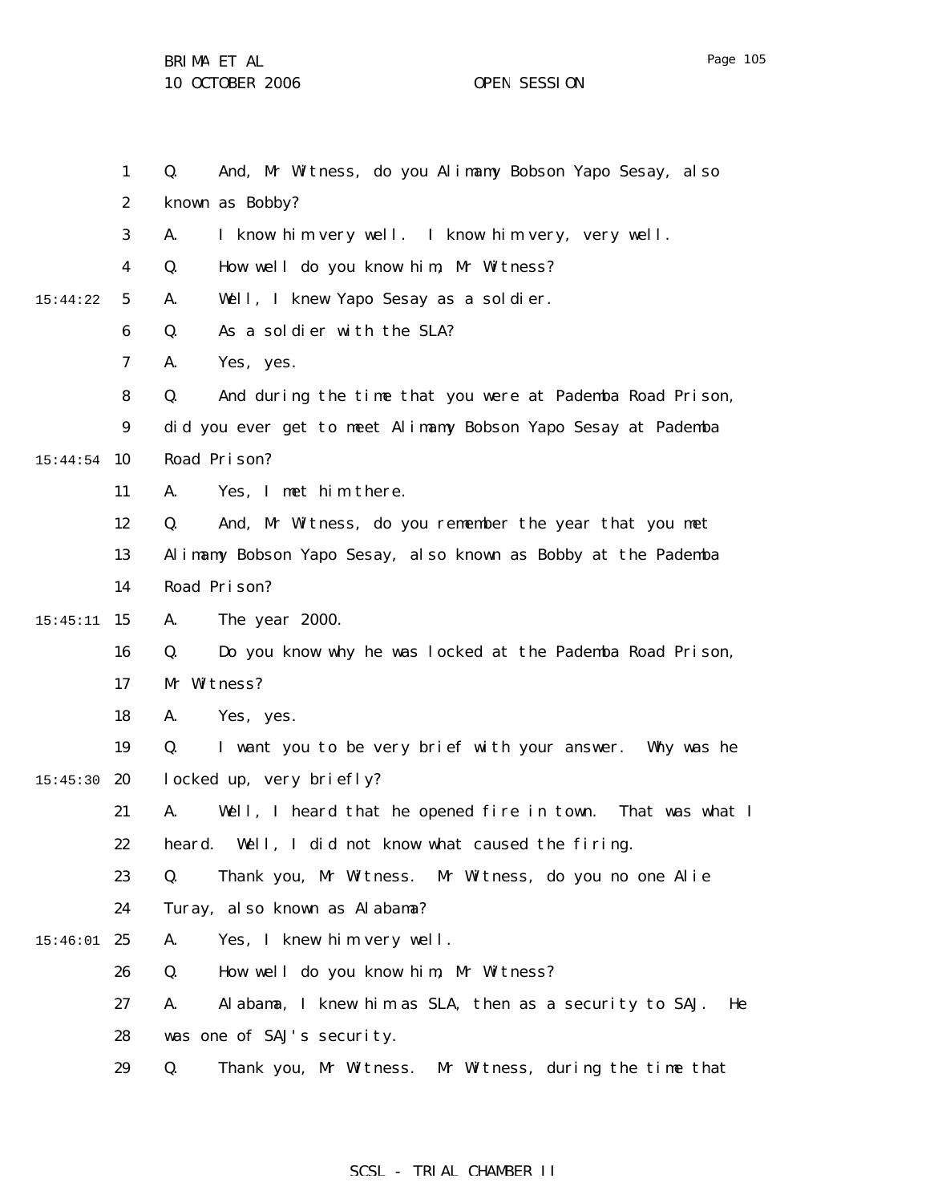Q. And, Mr Witness, do you Alimamy Bobson Yapo Sesay, also known as Bobby?

A. I know him very well. I know him very, very well.

Q. How well do you know him, Mr Witness?

15:44:22 A. Well, I knew Yapo Sesay as a soldier.

Q. As a soldier with the SLA?

A. Yes, yes.

Q. And during the time that you were at Pademba Road Prison, did you ever get to meet Alimamy Bobson Yapo Sesay at Pademba

15:44:54 Road Prison?

A. Yes, I met him there.

Q. And, Mr Witness, do you remember the year that you met Alimamy Bobson Yapo Sesay, also known as Bobby at the Pademba Road Prison?

15:45:11 A. The year 2000.

Q. Do you know why he was locked at the Pademba Road Prison, Mr Witness?

A. Yes, yes.

Q. I want you to be very brief with your answer. Why was he

15:45:30 locked up, very briefly?

A. Well, I heard that he opened fire in town. That was what I heard. Well, I did not know what caused the firing.

Q. Thank you, Mr Witness. Mr Witness, do you no one Alie Turay, also known as Alabama?

15:46:01 A. Yes, I knew him very well.

Q. How well do you know him, Mr Witness?

A. Alabama, I knew him as SLA, then as a security to SAJ. He was one of SAJ's security.

Q. Thank you, Mr Witness. Mr Witness, during the time that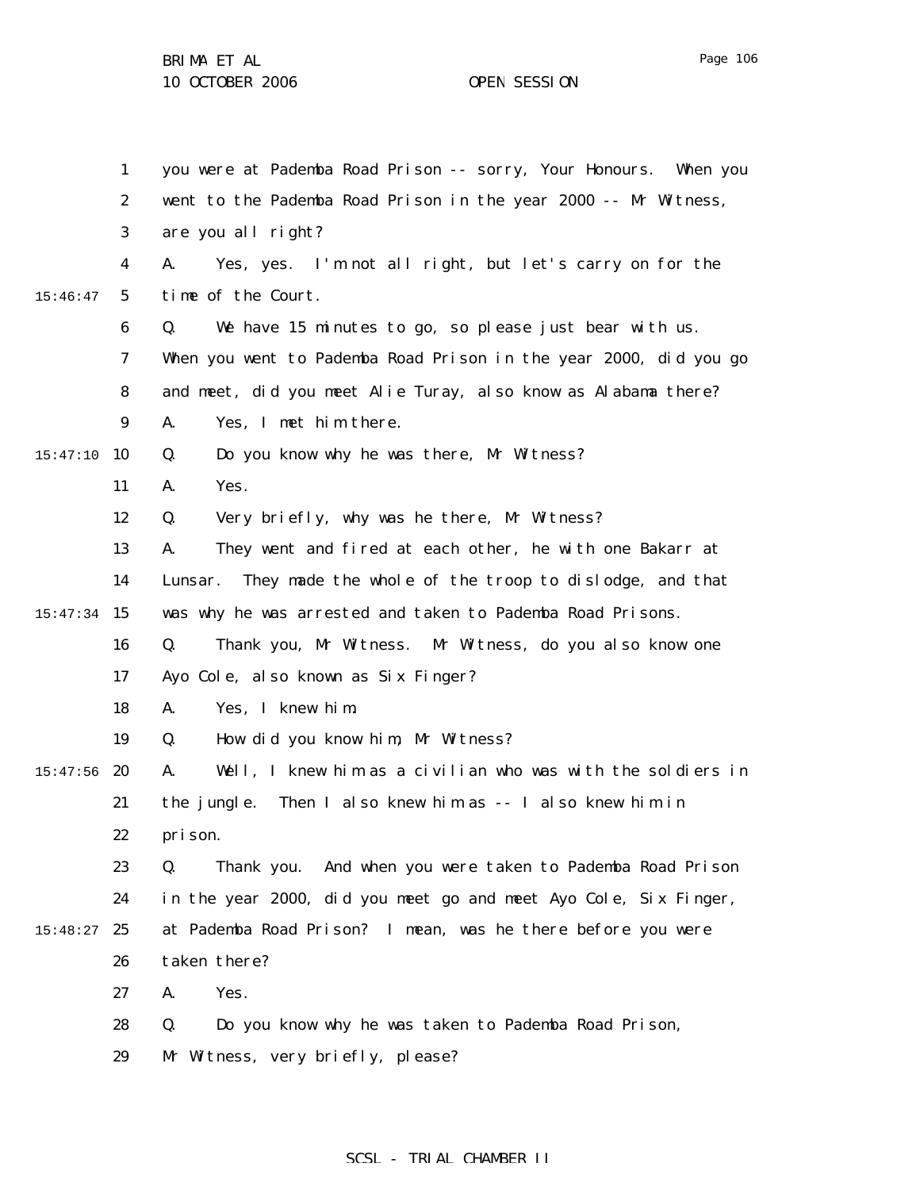you were at Pademba Road Prison -- sorry, Your Honours. When you went to the Pademba Road Prison in the year 2000 -- Mr Witness, are you all right?

A. Yes, yes. I'm not all right, but let's carry on for the time of the Court.

Q. We have 15 minutes to go, so please just bear with us. When you went to Pademba Road Prison in the year 2000, did you go and meet, did you meet Alie Turay, also know as Alabama there?

A. Yes, I met him there.

Q. Do you know why he was there, Mr Witness?

A. Yes.

Q. Very briefly, why was he there, Mr Witness?

A. They went and fired at each other, he with one Bakarr at Lunsar. They made the whole of the troop to dislodge, and that was why he was arrested and taken to Pademba Road Prisons.

Q. Thank you, Mr Witness. Mr Witness, do you also know one Ayo Cole, also known as Six Finger?

A. Yes, I knew him.

Q. How did you know him, Mr Witness?

A. Well, I knew him as a civilian who was with the soldiers in the jungle. Then I also knew him as -- I also knew him in prison.

Q. Thank you. And when you were taken to Pademba Road Prison in the year 2000, did you meet go and meet Ayo Cole, Six Finger, at Pademba Road Prison? I mean, was he there before you were taken there?

A. Yes.

Q. Do you know why he was taken to Pademba Road Prison, Mr Witness, very briefly, please?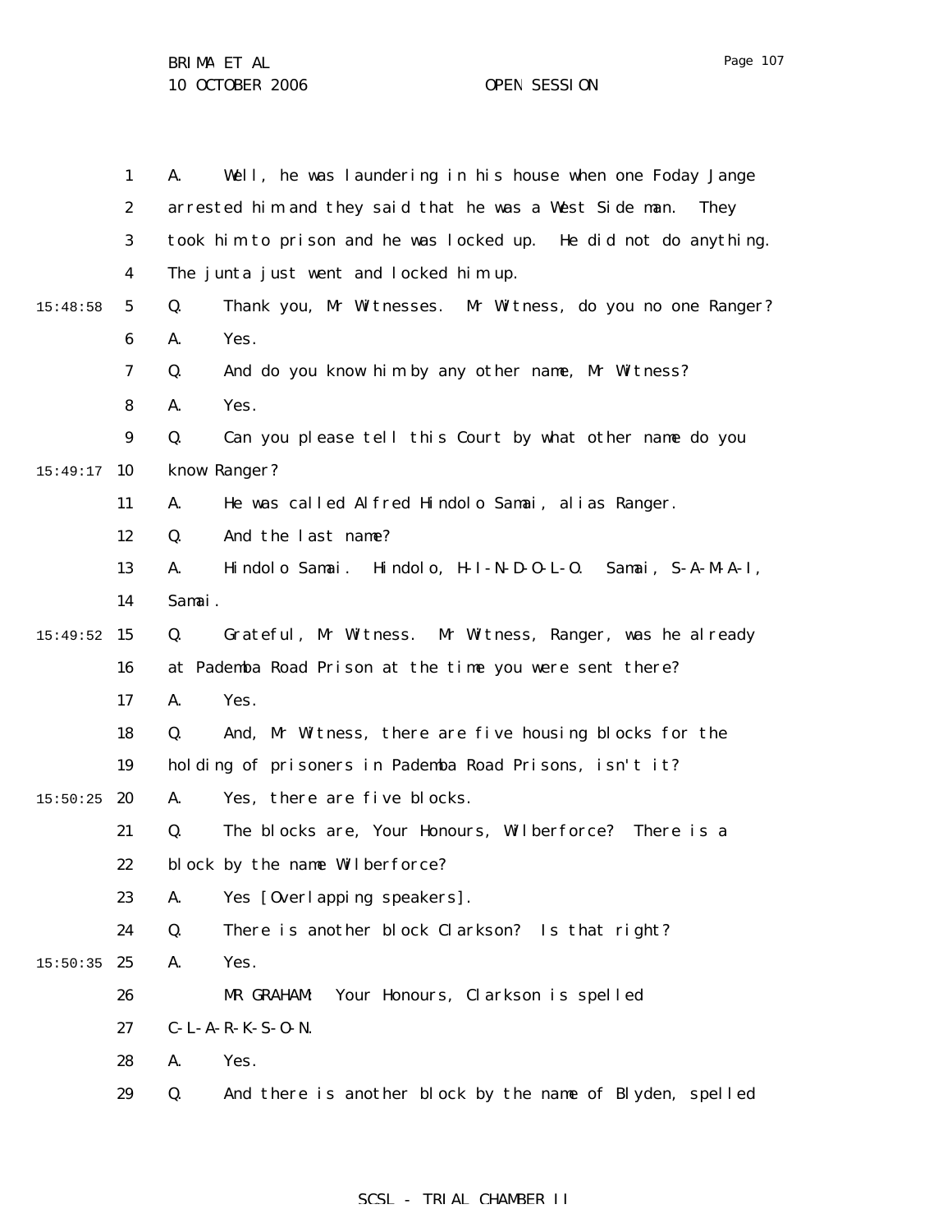A. Well, he was laundering in his house when one Foday Jange arrested him and they said that he was a West Side man. They took him to prison and he was locked up. He did not do anything. The junta just went and locked him up.

Q. Thank you, Mr Witnesses. Mr Witness, do you no one Ranger?

A. Yes.

Q. And do you know him by any other name, Mr Witness?

A. Yes.

Q. Can you please tell this Court by what other name do you know Ranger?

A. He was called Alfred Hindolo Samai, alias Ranger.

Q. And the last name?

A. Hindolo Samai. Hindolo, H-I-N-D-O-L-O. Samai, S-A-M-A-I, Samai.

Q. Grateful, Mr Witness. Mr Witness, Ranger, was he already at Pademba Road Prison at the time you were sent there?

A. Yes.

Q. And, Mr Witness, there are five housing blocks for the holding of prisoners in Pademba Road Prisons, isn't it?

A. Yes, there are five blocks.

Q. The blocks are, Your Honours, Wilberforce? There is a block by the name Wilberforce?

A. Yes [Overlapping speakers].

Q. There is another block Clarkson? Is that right?

A. Yes.

MR GRAHAM: Your Honours, Clarkson is spelled C-L-A-R-K-S-O-N.

A. Yes.

Q. And there is another block by the name of Blyden, spelled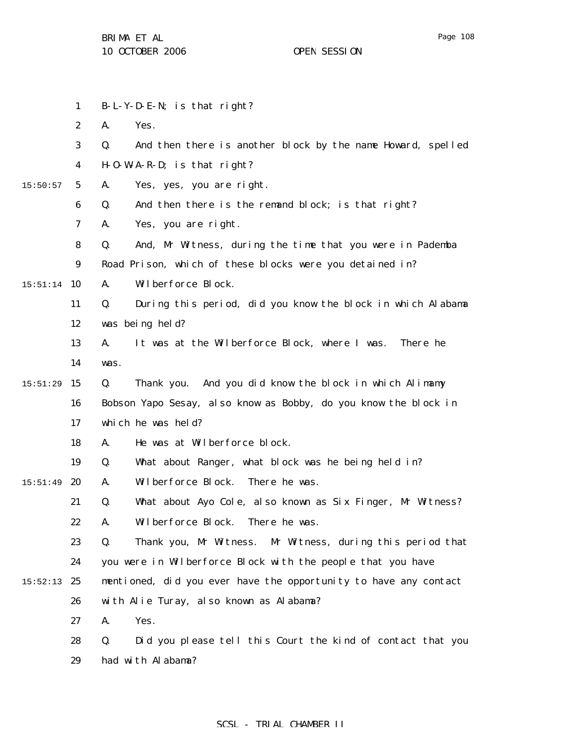B-L-Y-D-E-N; is that right?

A. Yes.

Q. And then there is another block by the name Howard, spelled H-O-W-A-R-D; is that right?

A. Yes, yes, you are right.

Q. And then there is the remand block; is that right?

A. Yes, you are right.

Q. And, Mr Witness, during the time that you were in Pademba Road Prison, which of these blocks were you detained in?

A. Wilberforce Block.

Q. During this period, did you know the block in which Alabama was being held?

A. It was at the Wilberforce Block, where I was. There he was.

Q. Thank you. And you did know the block in which Alimamy Bobson Yapo Sesay, also know as Bobby, do you know the block in which he was held?

A. He was at Wilberforce block.

Q. What about Ranger, what block was he being held in?

A. Wilberforce Block. There he was.

Q. What about Ayo Cole, also known as Six Finger, Mr Witness?

A. Wilberforce Block. There he was.

Q. Thank you, Mr Witness. Mr Witness, during this period that you were in Wilberforce Block with the people that you have mentioned, did you ever have the opportunity to have any contact with Alie Turay, also known as Alabama?

A. Yes.

Q. Did you please tell this Court the kind of contact that you had with Alabama?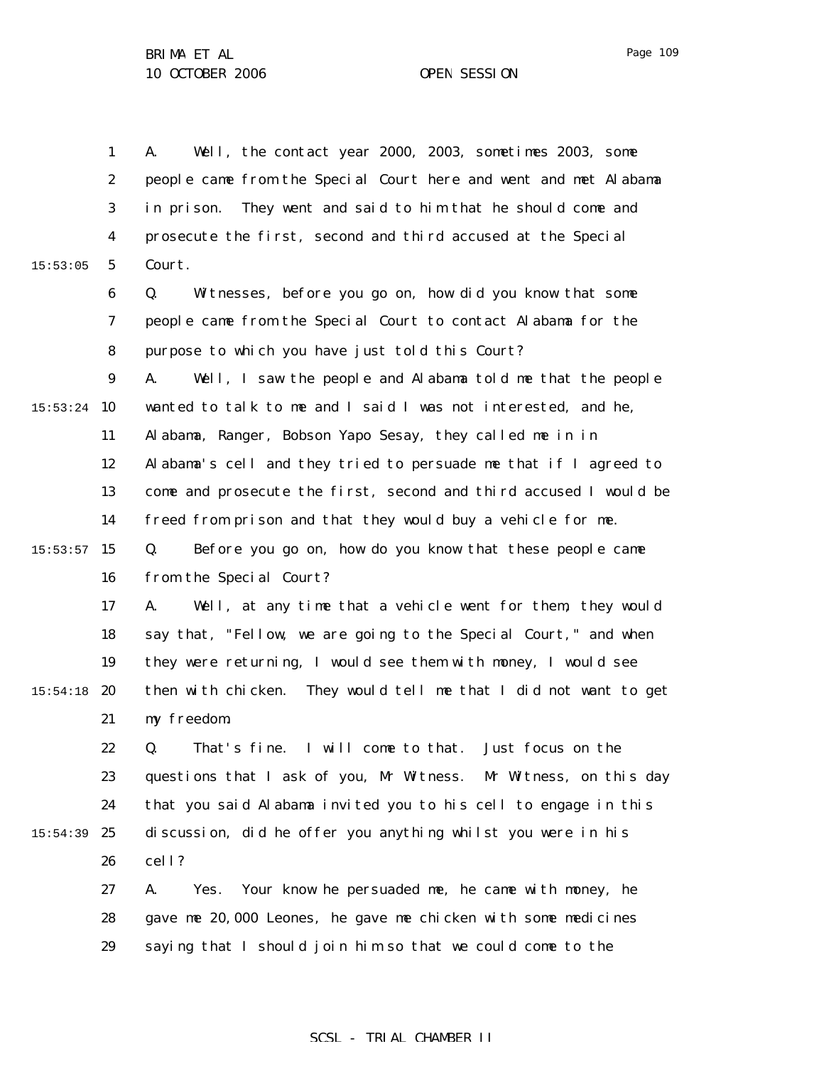A. Well, the contact year 2000, 2003, sometimes 2003, some people came from the Special Court here and went and met Alabama in prison. They went and said to him that he should come and prosecute the first, second and third accused at the Special Court.

Q. Witnesses, before you go on, how did you know that some people came from the Special Court to contact Alabama for the purpose to which you have just told this Court?

A. Well, I saw the people and Alabama told me that the people wanted to talk to me and I said I was not interested, and he, Alabama, Ranger, Bobson Yapo Sesay, they called me in in Alabama's cell and they tried to persuade me that if I agreed to come and prosecute the first, second and third accused I would be freed from prison and that they would buy a vehicle for me.

Q. Before you go on, how do you know that these people came from the Special Court?

A. Well, at any time that a vehicle went for them, they would say that, "Fellow, we are going to the Special Court," and when they were returning, I would see them with money, I would see then with chicken. They would tell me that I did not want to get my freedom.

Q. That's fine. I will come to that. Just focus on the questions that I ask of you, Mr Witness. Mr Witness, on this day that you said Alabama invited you to his cell to engage in this discussion, did he offer you anything whilst you were in his cell?

A. Yes. Your know he persuaded me, he came with money, he gave me 20,000 Leones, he gave me chicken with some medicines saying that I should join him so that we could come to the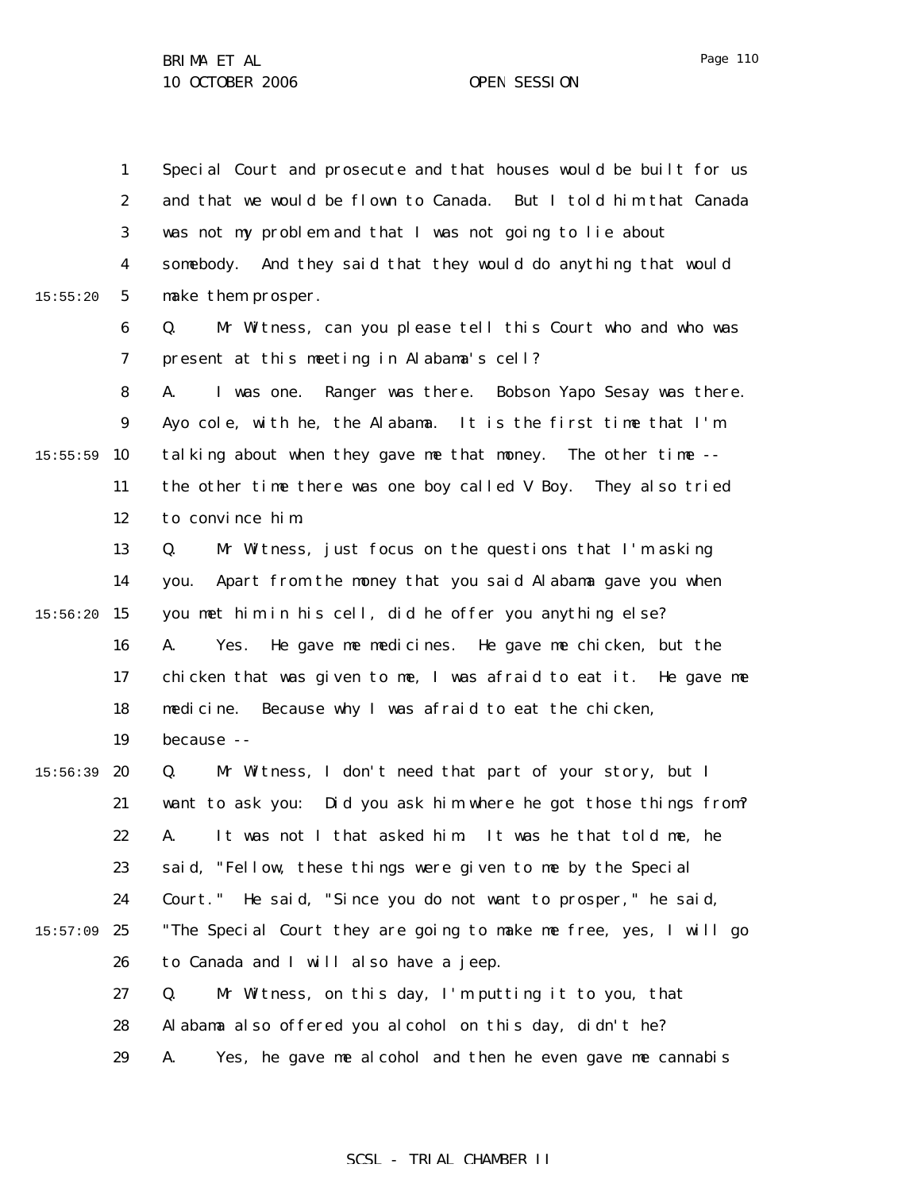Special Court and prosecute and that houses would be built for us and that we would be flown to Canada. But I told him that Canada was not my problem and that I was not going to lie about somebody. And they said that they would do anything that would make them prosper.

Q. Mr Witness, can you please tell this Court who and who was present at this meeting in Alabama's cell?

A. I was one. Ranger was there. Bobson Yapo Sesay was there. Ayo cole, with he, the Alabama. It is the first time that I'm talking about when they gave me that money. The other time -- the other time there was one boy called V Boy. They also tried to convince him.

Q. Mr Witness, just focus on the questions that I'm asking you. Apart from the money that you said Alabama gave you when you met him in his cell, did he offer you anything else?

A. Yes. He gave me medicines. He gave me chicken, but the chicken that was given to me, I was afraid to eat it. He gave me medicine. Because why I was afraid to eat the chicken, because --

Q. Mr Witness, I don't need that part of your story, but I want to ask you: Did you ask him where he got those things from?

A. It was not I that asked him. It was he that told me, he said, "Fellow, these things were given to me by the Special Court." He said, "Since you do not want to prosper," he said, "The Special Court they are going to make me free, yes, I will go to Canada and I will also have a jeep.

Q. Mr Witness, on this day, I'm putting it to you, that Alabama also offered you alcohol on this day, didn't he?

A. Yes, he gave me alcohol and then he even gave me cannabis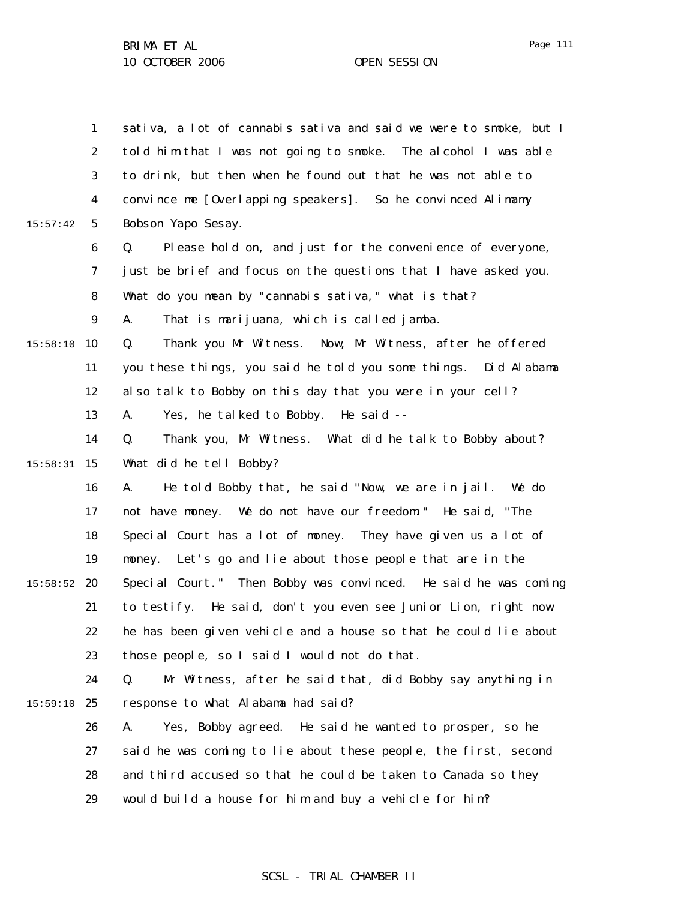sativa, a lot of cannabis sativa and said we were to smoke, but I told him that I was not going to smoke. The alcohol I was able to drink, but then when he found out that he was not able to convince me [Overlapping speakers]. So he convinced Alimamy Bobson Yapo Sesay.

Q. Please hold on, and just for the convenience of everyone, just be brief and focus on the questions that I have asked you. What do you mean by "cannabis sativa," what is that?

A. That is marijuana, which is called jamba.

Q. Thank you Mr Witness. Now, Mr Witness, after he offered you these things, you said he told you some things. Did Alabama also talk to Bobby on this day that you were in your cell?

A. Yes, he talked to Bobby. He said --

Q. Thank you, Mr Witness. What did he talk to Bobby about? What did he tell Bobby?

A. He told Bobby that, he said "Now, we are in jail. We do not have money. We do not have our freedom." He said, "The Special Court has a lot of money. They have given us a lot of money. Let's go and lie about those people that are in the Special Court." Then Bobby was convinced. He said he was coming to testify. He said, don't you even see Junior Lion, right now he has been given vehicle and a house so that he could lie about those people, so I said I would not do that.

Q. Mr Witness, after he said that, did Bobby say anything in response to what Alabama had said?

A. Yes, Bobby agreed. He said he wanted to prosper, so he said he was coming to lie about these people, the first, second and third accused so that he could be taken to Canada so they would build a house for him and buy a vehicle for him?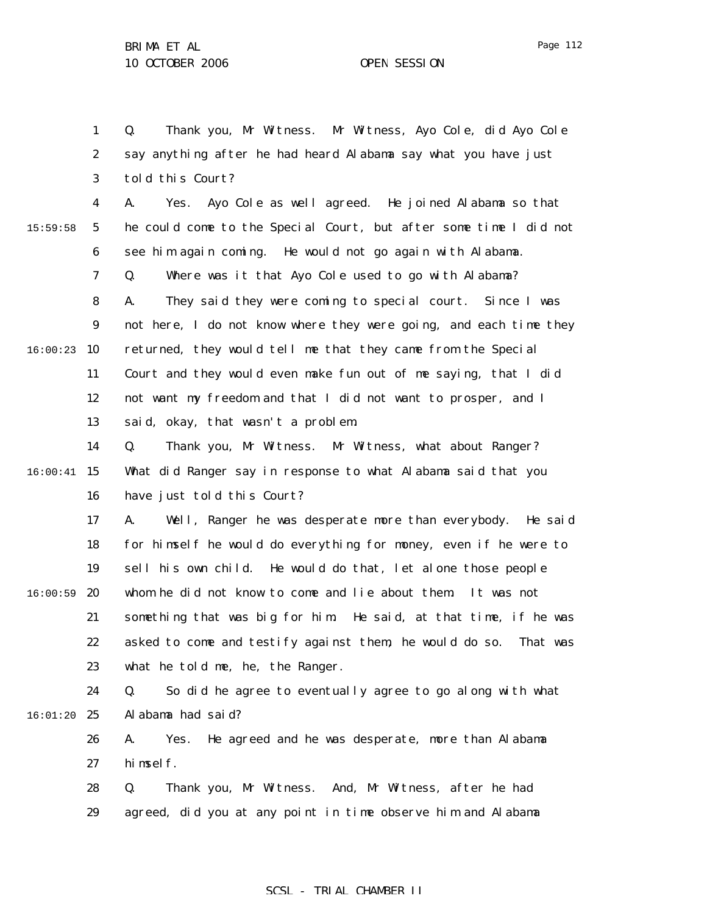Q. Thank you, Mr Witness. Mr Witness, Ayo Cole, did Ayo Cole say anything after he had heard Alabama say what you have just told this Court?

A. Yes. Ayo Cole as well agreed. He joined Alabama so that he could come to the Special Court, but after some time I did not see him again coming. He would not go again with Alabama.

Q. Where was it that Ayo Cole used to go with Alabama?

A. They said they were coming to special court. Since I was not here, I do not know where they were going, and each time they returned, they would tell me that they came from the Special Court and they would even make fun out of me saying, that I did not want my freedom and that I did not want to prosper, and I said, okay, that wasn't a problem.

Q. Thank you, Mr Witness. Mr Witness, what about Ranger? What did Ranger say in response to what Alabama said that you have just told this Court?

A. Well, Ranger he was desperate more than everybody. He said for himself he would do everything for money, even if he were to sell his own child. He would do that, let alone those people whom he did not know to come and lie about them. It was not something that was big for him. He said, at that time, if he was asked to come and testify against them, he would do so. That was what he told me, he, the Ranger.

Q. So did he agree to eventually agree to go along with what Alabama had said?

A. Yes. He agreed and he was desperate, more than Alabama himself.

Q. Thank you, Mr Witness. And, Mr Witness, after he had agreed, did you at any point in time observe him and Alabama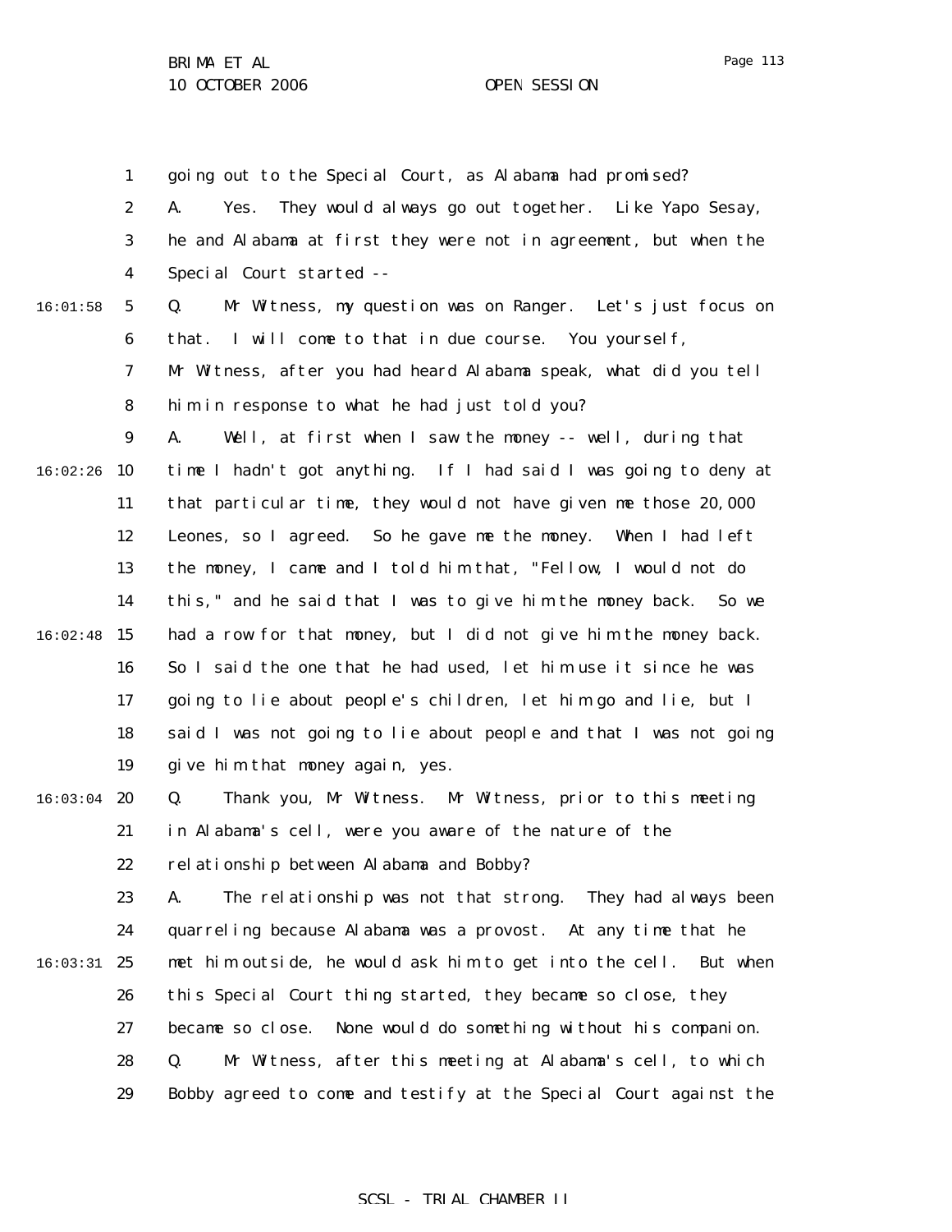going out to the Special Court, as Alabama had promised?

A. Yes. They would always go out together. Like Yapo Sesay, he and Alabama at first they were not in agreement, but when the Special Court started --

Q. Mr Witness, my question was on Ranger. Let's just focus on that. I will come to that in due course. You yourself, Mr Witness, after you had heard Alabama speak, what did you tell him in response to what he had just told you?

A. Well, at first when I saw the money -- well, during that time I hadn't got anything. If I had said I was going to deny at that particular time, they would not have given me those 20,000 Leones, so I agreed. So he gave me the money. When I had left the money, I came and I told him that, "Fellow, I would not do this," and he said that I was to give him the money back. So we had a row for that money, but I did not give him the money back. So I said the one that he had used, let him use it since he was going to lie about people's children, let him go and lie, but I said I was not going to lie about people and that I was not going give him that money again, yes.

Q. Thank you, Mr Witness. Mr Witness, prior to this meeting in Alabama's cell, were you aware of the nature of the relationship between Alabama and Bobby?

A. The relationship was not that strong. They had always been quarreling because Alabama was a provost. At any time that he met him outside, he would ask him to get into the cell. But when this Special Court thing started, they became so close, they became so close. None would do something without his companion.

Q. Mr Witness, after this meeting at Alabama's cell, to which Bobby agreed to come and testify at the Special Court against the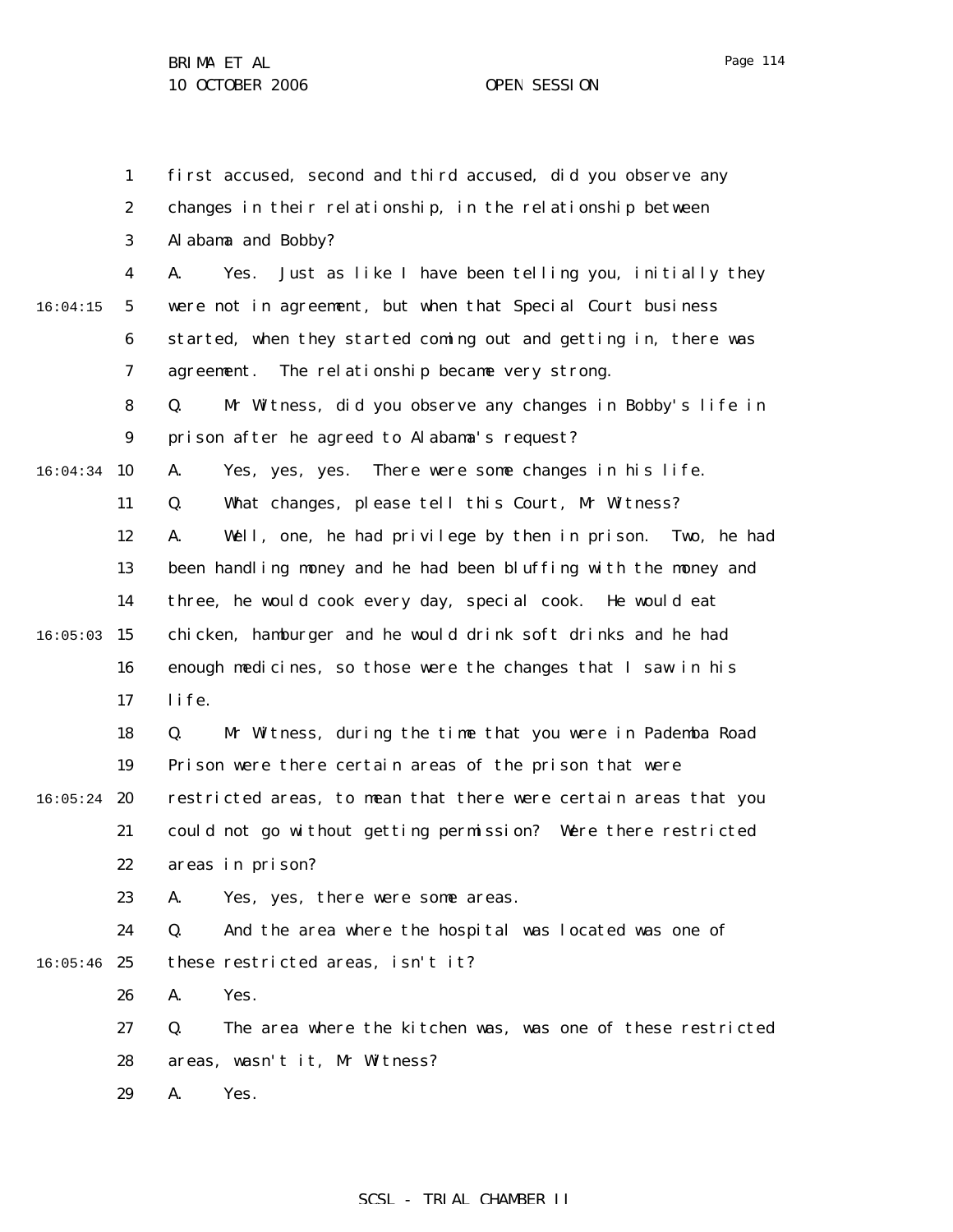first accused, second and third accused, did you observe any changes in their relationship, in the relationship between Alabama and Bobby?

A. Yes. Just as like I have been telling you, initially they were not in agreement, but when that Special Court business started, when they started coming out and getting in, there was agreement. The relationship became very strong.

Q. Mr Witness, did you observe any changes in Bobby's life in prison after he agreed to Alabama's request?

A. Yes, yes, yes. There were some changes in his life.

Q. What changes, please tell this Court, Mr Witness?

A. Well, one, he had privilege by then in prison. Two, he had been handling money and he had been bluffing with the money and three, he would cook every day, special cook. He would eat chicken, hamburger and he would drink soft drinks and he had enough medicines, so those were the changes that I saw in his life.

Q. Mr Witness, during the time that you were in Pademba Road Prison were there certain areas of the prison that were restricted areas, to mean that there were certain areas that you could not go without getting permission? Were there restricted areas in prison?

A. Yes, yes, there were some areas.

Q. And the area where the hospital was located was one of these restricted areas, isn't it?

A. Yes.

Q. The area where the kitchen was, was one of these restricted areas, wasn't it, Mr Witness?

A. Yes.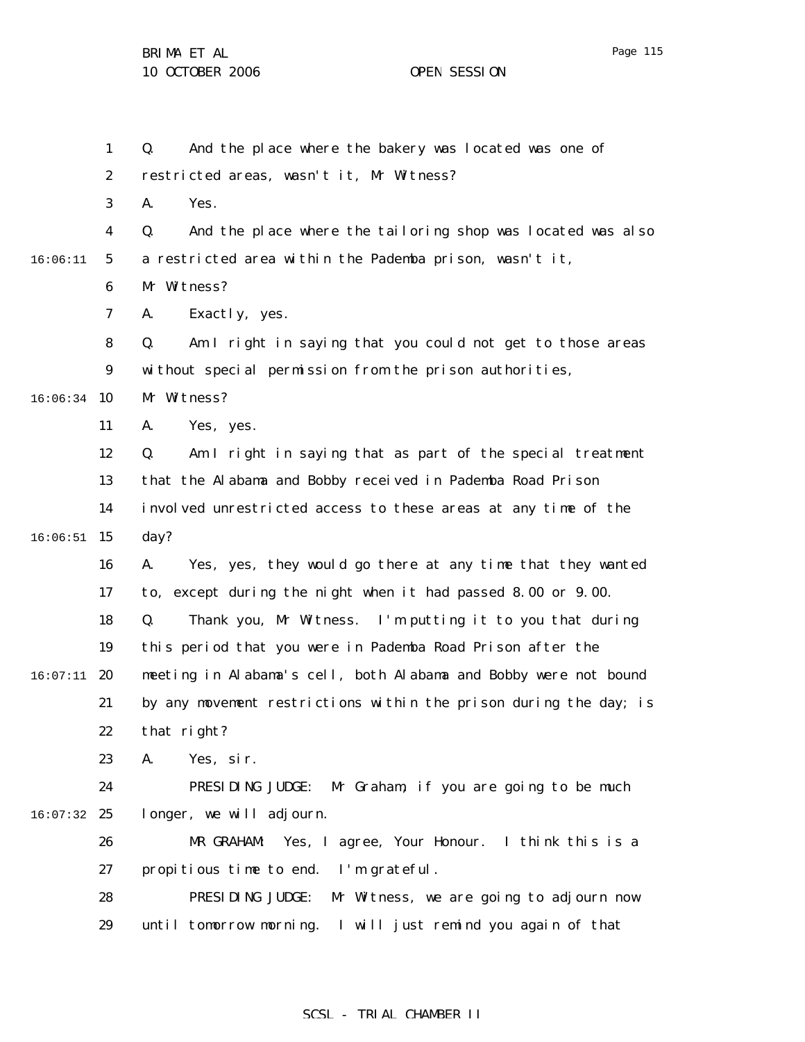Q. And the place where the bakery was located was one of restricted areas, wasn't it, Mr Witness?

A. Yes.

Q. And the place where the tailoring shop was located was also a restricted area within the Pademba prison, wasn't it, Mr Witness?

A. Exactly, yes.

Q. Am I right in saying that you could not get to those areas without special permission from the prison authorities, Mr Witness?

A. Yes, yes.

Q. Am I right in saying that as part of the special treatment that the Alabama and Bobby received in Pademba Road Prison involved unrestricted access to these areas at any time of the day?

A. Yes, yes, they would go there at any time that they wanted to, except during the night when it had passed 8.00 or 9.00.

Q. Thank you, Mr Witness. I'm putting it to you that during this period that you were in Pademba Road Prison after the meeting in Alabama's cell, both Alabama and Bobby were not bound by any movement restrictions within the prison during the day; is that right?

A. Yes, sir.

PRESIDING JUDGE: Mr Graham, if you are going to be much longer, we will adjourn.

MR GRAHAM: Yes, I agree, Your Honour. I think this is a propitious time to end. I'm grateful.

PRESIDING JUDGE: Mr Witness, we are going to adjourn now until tomorrow morning. I will just remind you again of that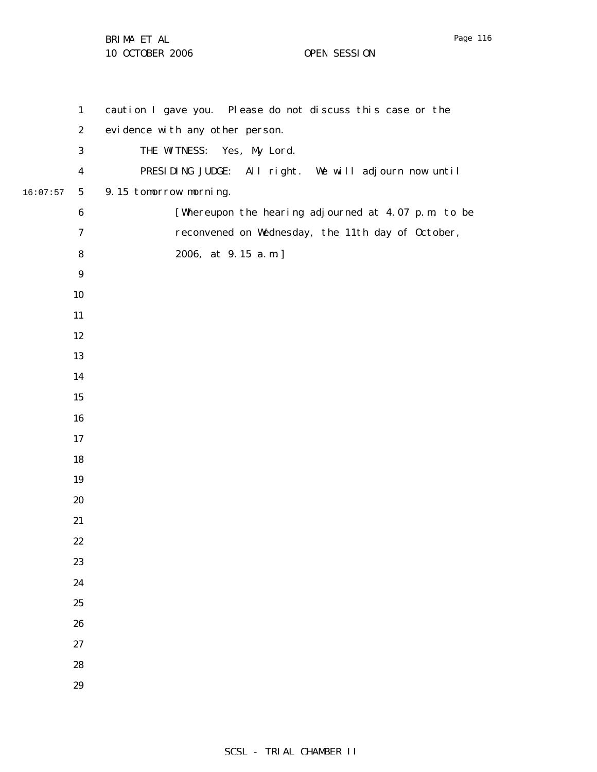caution I gave you. Please do not discuss this case or the evidence with any other person.

THE WITNESS: Yes, My Lord.

PRESIDING JUDGE: All right. We will adjourn now until 9.15 tomorrow morning.

[Whereupon the hearing adjourned at 4.07 p.m. to be reconvened on Wednesday, the 11th day of October, 2006, at 9.15 a.m.]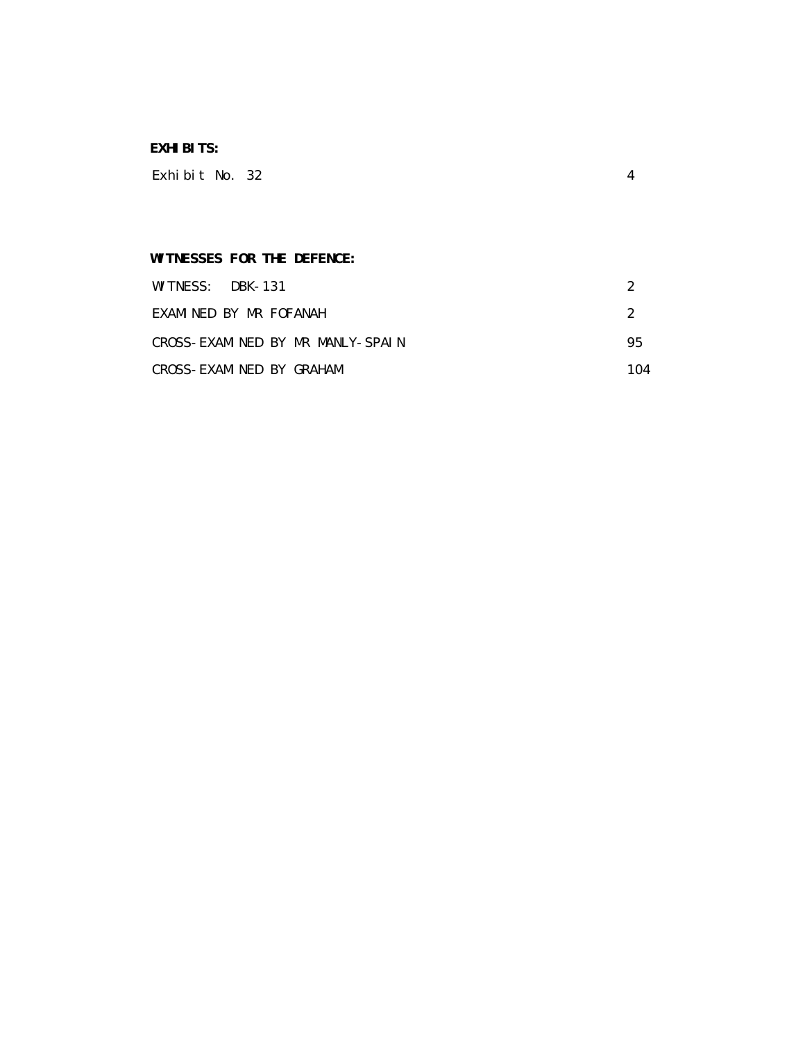**EXHIBITS:**

| | |
|---|---|
| Exhibit No. 32 | 4 |

**WITNESSES FOR THE DEFENCE:**

| | |
|---|---|
| WITNESS: DBK-131 | 2 |
| EXAMINED BY MR FOFANAH | 2 |
| CROSS-EXAMINED BY MR MANLY-SPAIN | 95 |
| CROSS-EXAMINED BY GRAHAM | 104 |